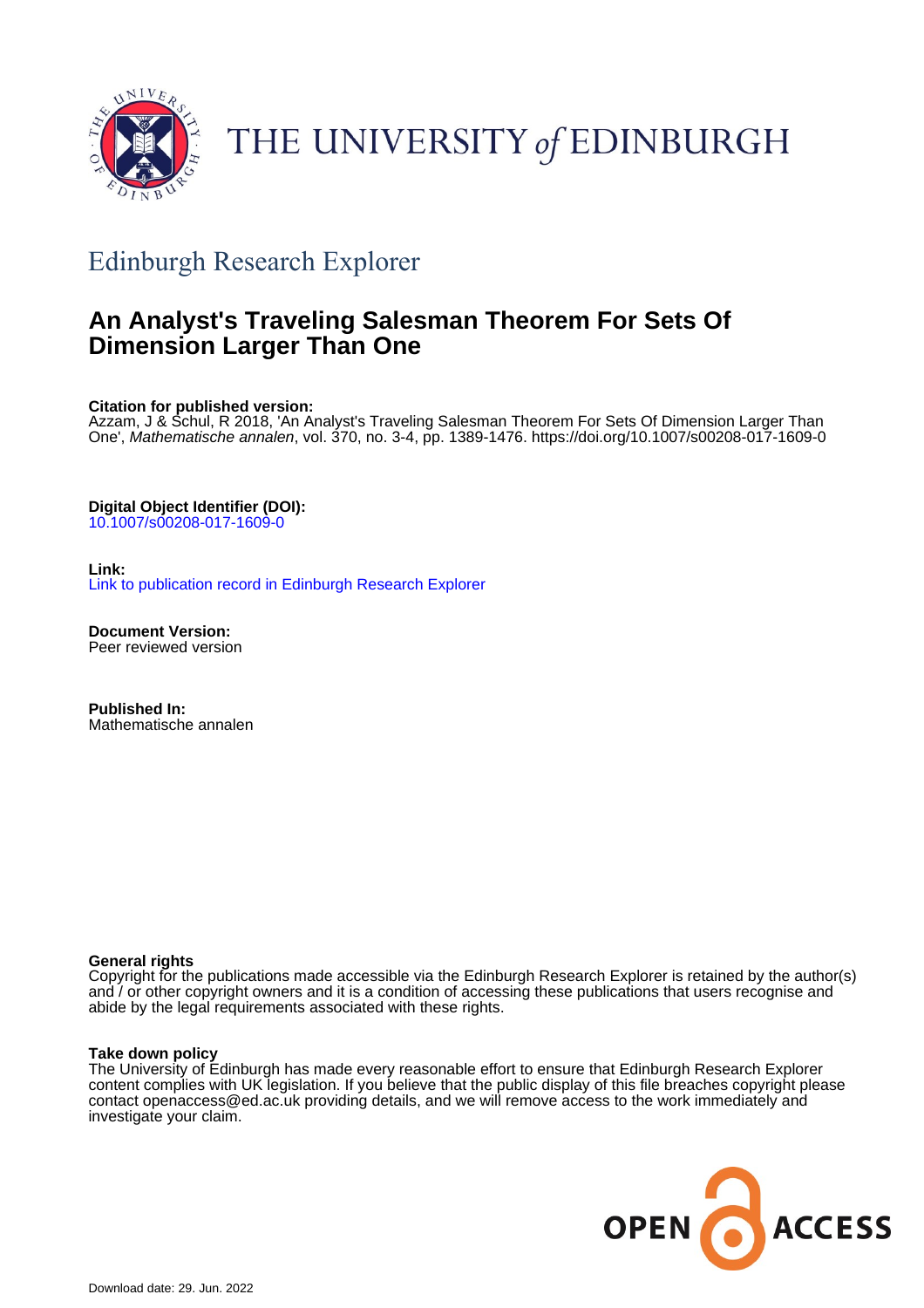THE UNIVERSITY *of* EDINBURGH

## Edinburgh Research Explorer

# An Analyst's Traveling Salesman Theorem For Sets Of Dimension Larger Than One

**Citation for published version:**
Azzam, J & Schul, R 2018, 'An Analyst's Traveling Salesman Theorem For Sets Of Dimension Larger Than One', *Mathematische annalen*, vol. 370, no. 3-4, pp. 1389-1476. https://doi.org/10.1007/s00208-017-1609-0

**Digital Object Identifier (DOI):**
10.1007/s00208-017-1609-0

**Link:**
Link to publication record in Edinburgh Research Explorer

**Document Version:**
Peer reviewed version

**Published In:**
Mathematische annalen

**General rights**
Copyright for the publications made accessible via the Edinburgh Research Explorer is retained by the author(s) and / or other copyright owners and it is a condition of accessing these publications that users recognise and abide by the legal requirements associated with these rights.

**Take down policy**
The University of Edinburgh has made every reasonable effort to ensure that Edinburgh Research Explorer content complies with UK legislation. If you believe that the public display of this file breaches copyright please contact openaccess@ed.ac.uk providing details, and we will remove access to the work immediately and investigate your claim.

OPEN ACCESS

Download date: 29. Jun. 2022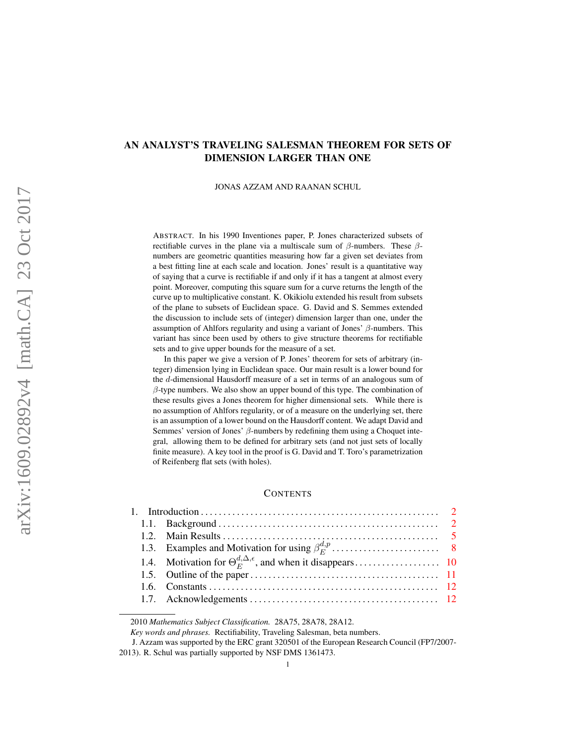# AN ANALYST'S TRAVELING SALESMAN THEOREM FOR SETS OF DIMENSION LARGER THAN ONE

JONAS AZZAM AND RAANAN SCHUL

ABSTRACT. In his 1990 Inventiones paper, P. Jones characterized subsets of rectifiable curves in the plane via a multiscale sum of $\beta$-numbers. These $\beta$-numbers are geometric quantities measuring how far a given set deviates from a best fitting line at each scale and location. Jones' result is a quantitative way of saying that a curve is rectifiable if and only if it has a tangent at almost every point. Moreover, computing this square sum for a curve returns the length of the curve up to multiplicative constant. K. Okikiolu extended his result from subsets of the plane to subsets of Euclidean space. G. David and S. Semmes extended the discussion to include sets of (integer) dimension larger than one, under the assumption of Ahlfors regularity and using a variant of Jones' $\beta$-numbers. This variant has since been used by others to give structure theorems for rectifiable sets and to give upper bounds for the measure of a set.

In this paper we give a version of P. Jones' theorem for sets of arbitrary (integer) dimension lying in Euclidean space. Our main result is a lower bound for the $d$-dimensional Hausdorff measure of a set in terms of an analogous sum of $\beta$-type numbers. We also show an upper bound of this type. The combination of these results gives a Jones theorem for higher dimensional sets. While there is no assumption of Ahlfors regularity, or of a measure on the underlying set, there is an assumption of a lower bound on the Hausdorff content. We adapt David and Semmes' version of Jones' $\beta$-numbers by redefining them using a Choquet integral, allowing them to be defined for arbitrary sets (and not just sets of locally finite measure). A key tool in the proof is G. David and T. Toro's parametrization of Reifenberg flat sets (with holes).

CONTENTS

1. Introduction ........ 2
   1.1. Background ........ 2
   1.2. Main Results ........ 5
   1.3. Examples and Motivation for using $\beta_E^{d,p}$ ........ 8
   1.4. Motivation for $\Theta_E^{d,\Delta,\epsilon}$, and when it disappears ........ 10
   1.5. Outline of the paper ........ 11
   1.6. Constants ........ 12
   1.7. Acknowledgements ........ 12

2010 *Mathematics Subject Classification.* 28A75, 28A78, 28A12.

*Key words and phrases.* Rectifiability, Traveling Salesman, beta numbers.

J. Azzam was supported by the ERC grant 320501 of the European Research Council (FP7/2007-2013). R. Schul was partially supported by NSF DMS 1361473.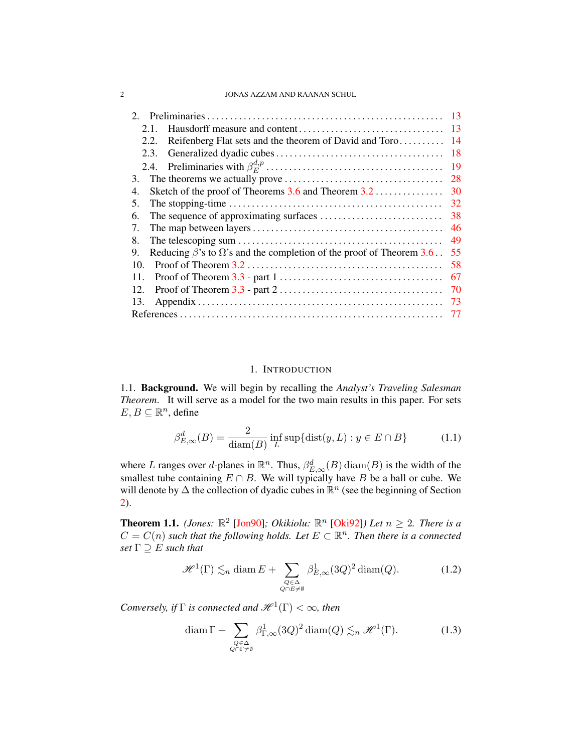| | | |
|---|---|---|
| 2. | Preliminaries | 13 |
| 2.1. | Hausdorff measure and content | 13 |
| 2.2. | Reifenberg Flat sets and the theorem of David and Toro | 14 |
| 2.3. | Generalized dyadic cubes | 18 |
| 2.4. | Preliminaries with $\beta_E^{d,p}$ | 19 |
| 3. | The theorems we actually prove | 28 |
| 4. | Sketch of the proof of Theorems 3.6 and Theorem 3.2 | 30 |
| 5. | The stopping-time | 32 |
| 6. | The sequence of approximating surfaces | 38 |
| 7. | The map between layers | 46 |
| 8. | The telescoping sum | 49 |
| 9. | Reducing $\beta$'s to $\Omega$'s and the completion of the proof of Theorem 3.6 | 55 |
| 10. | Proof of Theorem 3.2 | 58 |
| 11. | Proof of Theorem 3.3 - part 1 | 67 |
| 12. | Proof of Theorem 3.3 - part 2 | 70 |
| 13. | Appendix | 73 |
| | References | 77 |

# 1. Introduction

## 1.1. Background.

We will begin by recalling the *Analyst's Traveling Salesman Theorem*. It will serve as a model for the two main results in this paper. For sets $E, B \subseteq \mathbb{R}^n$, define

$$\beta_{E,\infty}^d(B) = \frac{2}{\operatorname{diam}(B)} \inf_L \sup\{\operatorname{dist}(y, L) : y \in E \cap B\} \tag{1.1}$$

where $L$ ranges over $d$-planes in $\mathbb{R}^n$. Thus, $\beta_{E,\infty}^d(B)\operatorname{diam}(B)$ is the width of the smallest tube containing $E \cap B$. We will typically have $B$ be a ball or cube. We will denote by $\Delta$ the collection of dyadic cubes in $\mathbb{R}^n$ (see the beginning of Section 2).

**Theorem 1.1.** *(Jones: $\mathbb{R}^2$ [Jon90]; Okikiolu: $\mathbb{R}^n$ [Oki92]) Let $n \geq 2$. There is a $C = C(n)$ such that the following holds. Let $E \subset \mathbb{R}^n$. Then there is a connected set $\Gamma \supseteq E$ such that*

$$\mathscr{H}^1(\Gamma) \lesssim_n \operatorname{diam} E + \sum_{\substack{Q \in \Delta \\ Q \cap E \neq \emptyset}} \beta_{E,\infty}^1(3Q)^2 \operatorname{diam}(Q). \tag{1.2}$$

*Conversely, if $\Gamma$ is connected and $\mathscr{H}^1(\Gamma) < \infty$, then*

$$\operatorname{diam} \Gamma + \sum_{\substack{Q \in \Delta \\ Q \cap \Gamma \neq \emptyset}} \beta_{\Gamma,\infty}^1(3Q)^2 \operatorname{diam}(Q) \lesssim_n \mathscr{H}^1(\Gamma). \tag{1.3}$$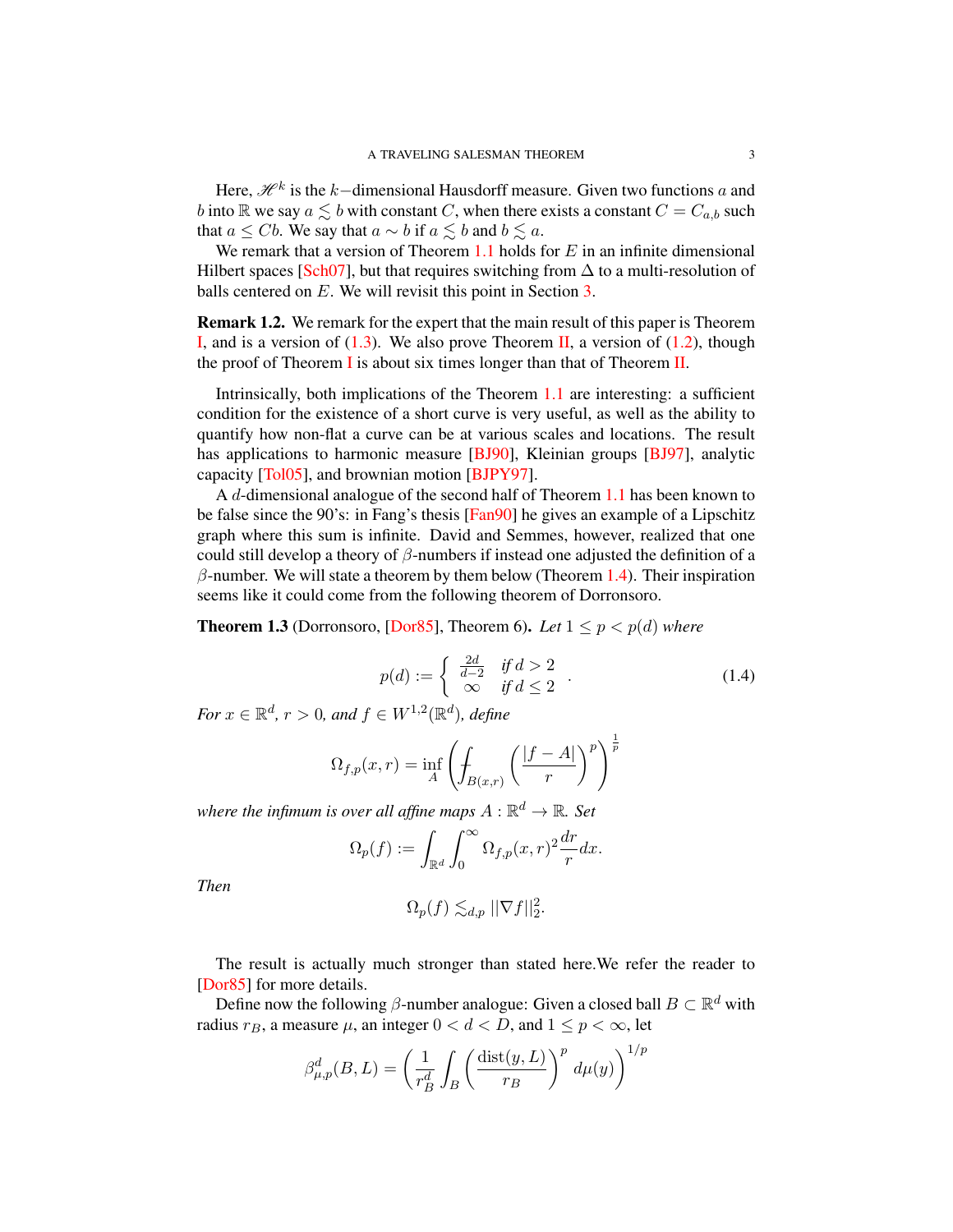Here, $\mathscr{H}^k$ is the $k-$dimensional Hausdorff measure. Given two functions $a$ and $b$ into $\mathbb{R}$ we say $a \lesssim b$ with constant $C$, when there exists a constant $C = C_{a,b}$ such that $a \leq Cb$. We say that $a \sim b$ if $a \lesssim b$ and $b \lesssim a$.

We remark that a version of Theorem 1.1 holds for $E$ in an infinite dimensional Hilbert spaces [Sch07], but that requires switching from $\Delta$ to a multi-resolution of balls centered on $E$. We will revisit this point in Section 3.

**Remark 1.2.** We remark for the expert that the main result of this paper is Theorem I, and is a version of (1.3). We also prove Theorem II, a version of (1.2), though the proof of Theorem I is about six times longer than that of Theorem II.

Intrinsically, both implications of the Theorem 1.1 are interesting: a sufficient condition for the existence of a short curve is very useful, as well as the ability to quantify how non-flat a curve can be at various scales and locations. The result has applications to harmonic measure [BJ90], Kleinian groups [BJ97], analytic capacity [Tol05], and brownian motion [BJPY97].

A $d$-dimensional analogue of the second half of Theorem 1.1 has been known to be false since the 90's: in Fang's thesis [Fan90] he gives an example of a Lipschitz graph where this sum is infinite. David and Semmes, however, realized that one could still develop a theory of $\beta$-numbers if instead one adjusted the definition of a $\beta$-number. We will state a theorem by them below (Theorem 1.4). Their inspiration seems like it could come from the following theorem of Dorronsoro.

**Theorem 1.3** (Dorronsoro, [Dor85], Theorem 6). *Let $1 \leq p < p(d)$ where*

$$p(d) := \begin{cases} \frac{2d}{d-2} & \text{if } d > 2 \\ \infty & \text{if } d \leq 2 \end{cases} . \tag{1.4}$$

*For $x \in \mathbb{R}^d$, $r > 0$, and $f \in W^{1,2}(\mathbb{R}^d)$, define*

$$\Omega_{f,p}(x,r) = \inf_A \left( \fint_{B(x,r)} \left( \frac{|f-A|}{r} \right)^p \right)^{\frac{1}{p}}$$

*where the infimum is over all affine maps $A : \mathbb{R}^d \to \mathbb{R}$. Set*

$$\Omega_p(f) := \int_{\mathbb{R}^d} \int_0^\infty \Omega_{f,p}(x,r)^2 \frac{dr}{r} dx.$$

*Then*

$$\Omega_p(f) \lesssim_{d,p} ||\nabla f||_2^2.$$

The result is actually much stronger than stated here.We refer the reader to [Dor85] for more details.

Define now the following $\beta$-number analogue: Given a closed ball $B \subset \mathbb{R}^d$ with radius $r_B$, a measure $\mu$, an integer $0 < d < D$, and $1 \leq p < \infty$, let

$$\beta^d_{\mu,p}(B, L) = \left( \frac{1}{r_B^d} \int_B \left( \frac{\text{dist}(y, L)}{r_B} \right)^p d\mu(y) \right)^{1/p}$$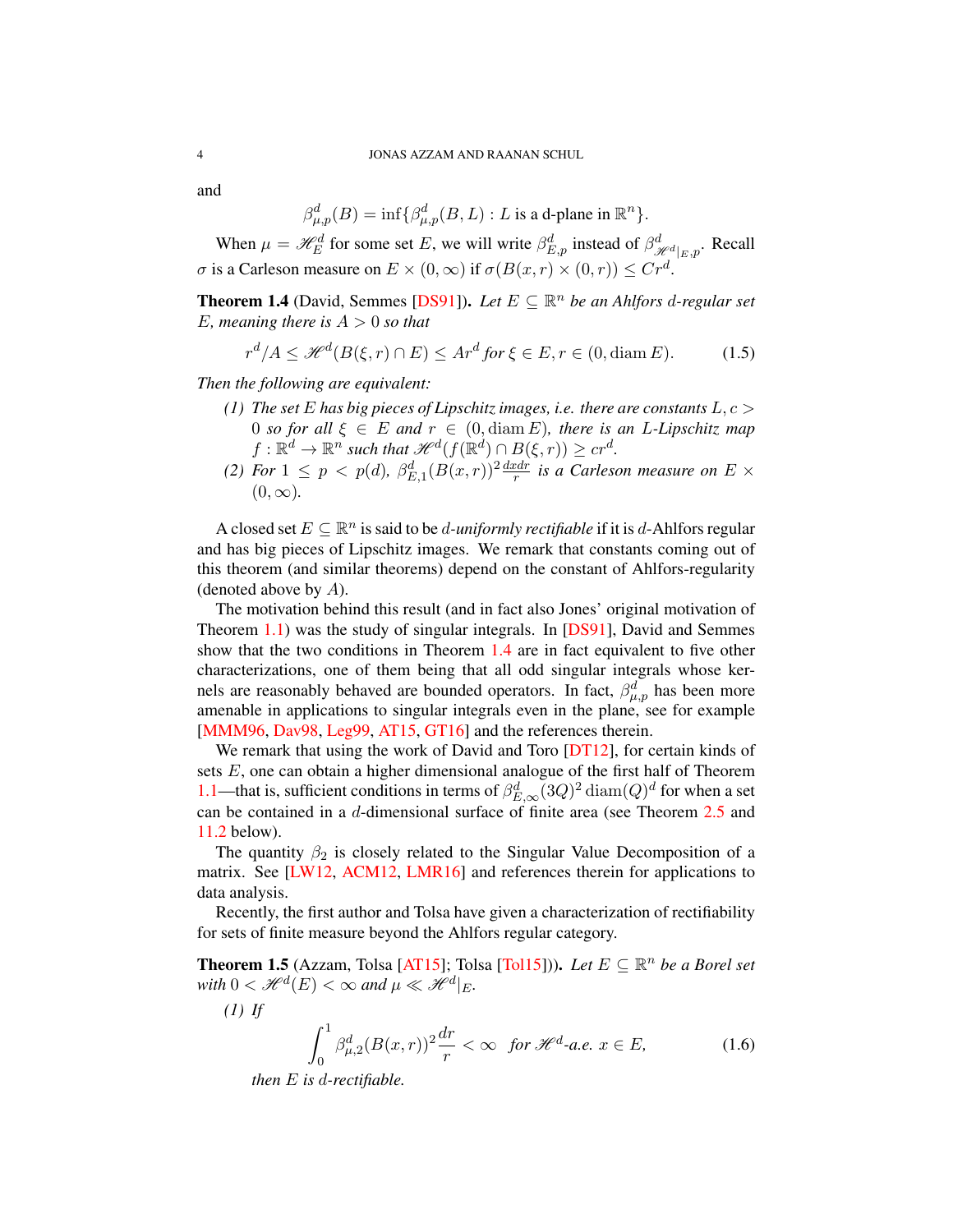and

$$\beta^d_{\mu,p}(B) = \inf\{\beta^d_{\mu,p}(B,L) : L \text{ is a d-plane in } \mathbb{R}^n\}.$$

When $\mu = \mathscr{H}^d_E$ for some set $E$, we will write $\beta^d_{E,p}$ instead of $\beta^d_{\mathscr{H}^d|_E,p}$. Recall $\sigma$ is a Carleson measure on $E \times (0,\infty)$ if $\sigma(B(x,r)\times(0,r)) \leq Cr^d$.

**Theorem 1.4** (David, Semmes [DS91]). *Let $E \subseteq \mathbb{R}^n$ be an Ahlfors $d$-regular set $E$, meaning there is $A > 0$ so that*

$$r^d/A \leq \mathscr{H}^d(B(\xi,r)\cap E) \leq Ar^d \text{ for } \xi \in E, r \in (0, \operatorname{diam} E). \tag{1.5}$$

*Then the following are equivalent:*

*(1) The set $E$ has big pieces of Lipschitz images, i.e. there are constants $L, c > 0$ so for all $\xi \in E$ and $r \in (0, \operatorname{diam} E)$, there is an $L$-Lipschitz map $f : \mathbb{R}^d \to \mathbb{R}^n$ such that $\mathscr{H}^d(f(\mathbb{R}^d)\cap B(\xi,r)) \geq cr^d$.*

*(2) For $1 \leq p < p(d)$, $\beta^d_{E,1}(B(x,r))^2\frac{dxdr}{r}$ is a Carleson measure on $E \times (0,\infty)$.*

A closed set $E \subseteq \mathbb{R}^n$ is said to be *$d$-uniformly rectifiable* if it is $d$-Ahlfors regular and has big pieces of Lipschitz images. We remark that constants coming out of this theorem (and similar theorems) depend on the constant of Ahlfors-regularity (denoted above by $A$).

The motivation behind this result (and in fact also Jones' original motivation of Theorem 1.1) was the study of singular integrals. In [DS91], David and Semmes show that the two conditions in Theorem 1.4 are in fact equivalent to five other characterizations, one of them being that all odd singular integrals whose kernels are reasonably behaved are bounded operators. In fact, $\beta^d_{\mu,p}$ has been more amenable in applications to singular integrals even in the plane, see for example [MMM96, Dav98, Leg99, AT15, GT16] and the references therein.

We remark that using the work of David and Toro [DT12], for certain kinds of sets $E$, one can obtain a higher dimensional analogue of the first half of Theorem 1.1—that is, sufficient conditions in terms of $\beta^d_{E,\infty}(3Q)^2 \operatorname{diam}(Q)^d$ for when a set can be contained in a $d$-dimensional surface of finite area (see Theorem 2.5 and 11.2 below).

The quantity $\beta_2$ is closely related to the Singular Value Decomposition of a matrix. See [LW12, ACM12, LMR16] and references therein for applications to data analysis.

Recently, the first author and Tolsa have given a characterization of rectifiability for sets of finite measure beyond the Ahlfors regular category.

**Theorem 1.5** (Azzam, Tolsa [AT15]; Tolsa [Tol15]). *Let $E \subseteq \mathbb{R}^n$ be a Borel set with $0 < \mathscr{H}^d(E) < \infty$ and $\mu \ll \mathscr{H}^d|_E$.*

*(1) If*

$$\int_0^1 \beta^d_{\mu,2}(B(x,r))^2\frac{dr}{r} < \infty \quad \text{for } \mathscr{H}^d\text{-a.e. } x \in E, \tag{1.6}$$

*then $E$ is $d$-rectifiable.*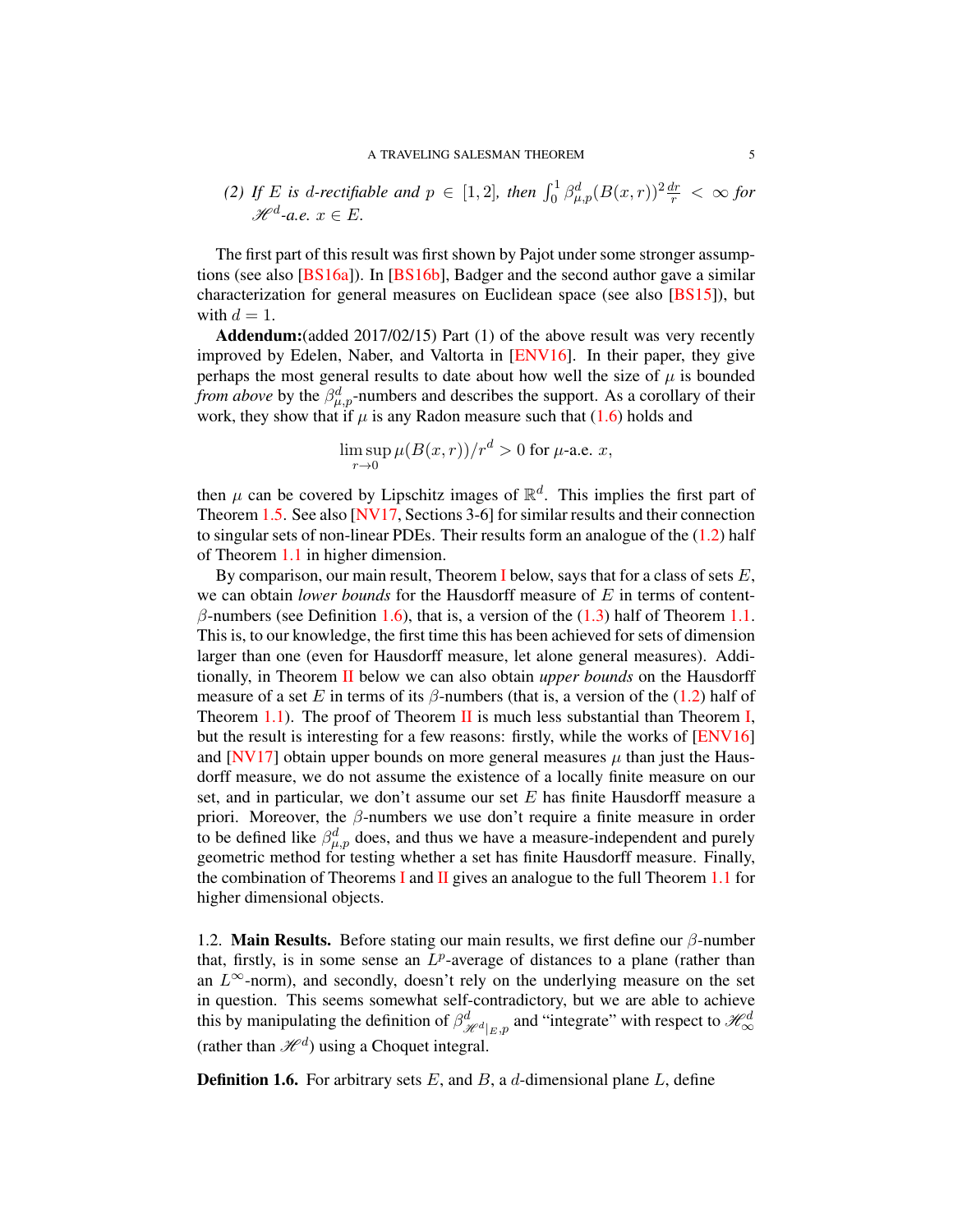(2) *If $E$ is $d$-rectifiable and $p \in [1,2]$, then $\int_0^1 \beta_{\mu,p}^d(B(x,r))^2 \frac{dr}{r} < \infty$ for $\mathscr{H}^d$-a.e. $x \in E$.*

The first part of this result was first shown by Pajot under some stronger assumptions (see also [BS16a]). In [BS16b], Badger and the second author gave a similar characterization for general measures on Euclidean space (see also [BS15]), but with $d = 1$.

**Addendum:**(added 2017/02/15) Part (1) of the above result was very recently improved by Edelen, Naber, and Valtorta in [ENV16]. In their paper, they give perhaps the most general results to date about how well the size of $\mu$ is bounded *from above* by the $\beta_{\mu,p}^d$-numbers and describes the support. As a corollary of their work, they show that if $\mu$ is any Radon measure such that (1.6) holds and

$$\limsup_{r \to 0} \mu(B(x,r))/r^d > 0 \text{ for } \mu\text{-a.e. } x,$$

then $\mu$ can be covered by Lipschitz images of $\mathbb{R}^d$. This implies the first part of Theorem 1.5. See also [NV17, Sections 3-6] for similar results and their connection to singular sets of non-linear PDEs. Their results form an analogue of the (1.2) half of Theorem 1.1 in higher dimension.

By comparison, our main result, Theorem I below, says that for a class of sets $E$, we can obtain *lower bounds* for the Hausdorff measure of $E$ in terms of content-$\beta$-numbers (see Definition 1.6), that is, a version of the (1.3) half of Theorem 1.1. This is, to our knowledge, the first time this has been achieved for sets of dimension larger than one (even for Hausdorff measure, let alone general measures). Additionally, in Theorem II below we can also obtain *upper bounds* on the Hausdorff measure of a set $E$ in terms of its $\beta$-numbers (that is, a version of the (1.2) half of Theorem 1.1). The proof of Theorem II is much less substantial than Theorem I, but the result is interesting for a few reasons: firstly, while the works of [ENV16] and [NV17] obtain upper bounds on more general measures $\mu$ than just the Hausdorff measure, we do not assume the existence of a locally finite measure on our set, and in particular, we don't assume our set $E$ has finite Hausdorff measure a priori. Moreover, the $\beta$-numbers we use don't require a finite measure in order to be defined like $\beta_{\mu,p}^d$ does, and thus we have a measure-independent and purely geometric method for testing whether a set has finite Hausdorff measure. Finally, the combination of Theorems I and II gives an analogue to the full Theorem 1.1 for higher dimensional objects.

1.2. **Main Results.** Before stating our main results, we first define our $\beta$-number that, firstly, is in some sense an $L^p$-average of distances to a plane (rather than an $L^\infty$-norm), and secondly, doesn't rely on the underlying measure on the set in question. This seems somewhat self-contradictory, but we are able to achieve this by manipulating the definition of $\beta_{\mathscr{H}^d|_E,p}^d$ and "integrate" with respect to $\mathscr{H}_\infty^d$ (rather than $\mathscr{H}^d$) using a Choquet integral.

**Definition 1.6.** For arbitrary sets $E$, and $B$, a $d$-dimensional plane $L$, define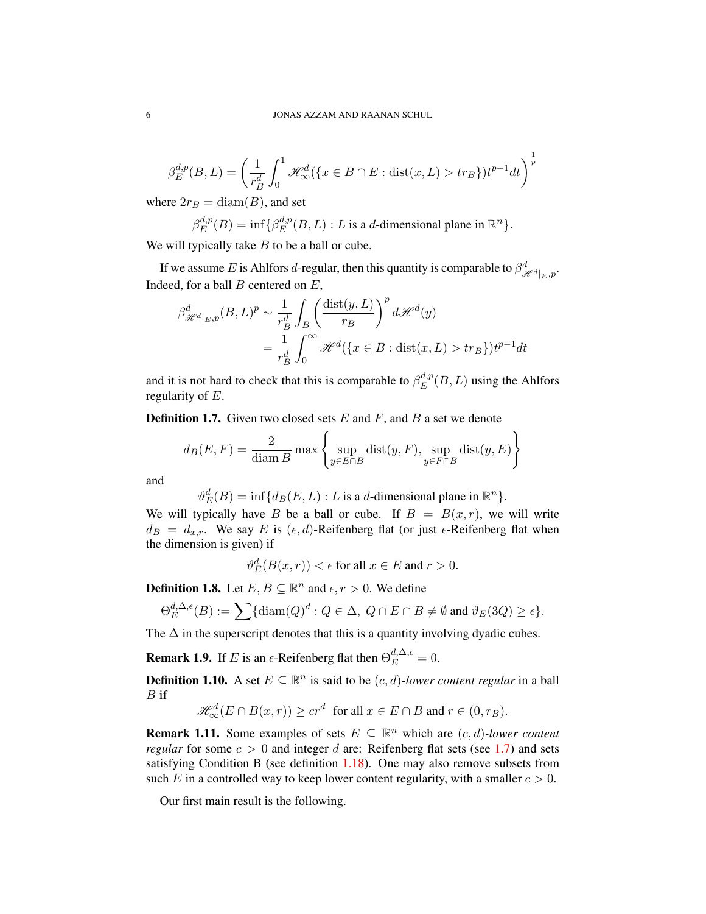$$\beta_E^{d,p}(B,L) = \left( \frac{1}{r_B^d} \int_0^1 \mathscr{H}^d_\infty(\{x \in B \cap E : \mathrm{dist}(x,L) > t r_B\}) t^{p-1} dt \right)^{\frac{1}{p}}$$

where $2r_B = \mathrm{diam}(B)$, and set

$$\beta_E^{d,p}(B) = \inf\{\beta_E^{d,p}(B,L) : L \text{ is a } d\text{-dimensional plane in } \mathbb{R}^n\}.$$

We will typically take $B$ to be a ball or cube.

If we assume $E$ is Ahlfors $d$-regular, then this quantity is comparable to $\beta^d_{\mathscr{H}^d|_E,p}$. Indeed, for a ball $B$ centered on $E$,

$$\begin{aligned}
\beta^d_{\mathscr{H}^d|_E,p}(B,L)^p &\sim \frac{1}{r_B^d} \int_B \left( \frac{\mathrm{dist}(y,L)}{r_B} \right)^p d\mathscr{H}^d(y) \\
&= \frac{1}{r_B^d} \int_0^\infty \mathscr{H}^d(\{x \in B : \mathrm{dist}(x,L) > t r_B\}) t^{p-1} dt
\end{aligned}$$

and it is not hard to check that this is comparable to $\beta_E^{d,p}(B,L)$ using the Ahlfors regularity of $E$.

**Definition 1.7.** Given two closed sets $E$ and $F$, and $B$ a set we denote

$$d_B(E,F) = \frac{2}{\mathrm{diam}\, B} \max\left\{ \sup_{y \in E \cap B} \mathrm{dist}(y,F), \sup_{y \in F \cap B} \mathrm{dist}(y,E) \right\}$$

and

$$\vartheta_E^d(B) = \inf\{d_B(E,L) : L \text{ is a } d\text{-dimensional plane in } \mathbb{R}^n\}.$$

We will typically have $B$ be a ball or cube. If $B = B(x,r)$, we will write $d_B = d_{x,r}$. We say $E$ is $(\epsilon,d)$-Reifenberg flat (or just $\epsilon$-Reifenberg flat when the dimension is given) if

$$\vartheta_E^d(B(x,r)) < \epsilon \text{ for all } x \in E \text{ and } r > 0.$$

**Definition 1.8.** Let $E, B \subseteq \mathbb{R}^n$ and $\epsilon, r > 0$. We define

$$\Theta_E^{d,\Delta,\epsilon}(B) := \sum \{\mathrm{diam}(Q)^d : Q \in \Delta,\ Q \cap E \cap B \neq \emptyset \text{ and } \vartheta_E(3Q) \geq \epsilon\}.$$

The $\Delta$ in the superscript denotes that this is a quantity involving dyadic cubes.

**Remark 1.9.** If $E$ is an $\epsilon$-Reifenberg flat then $\Theta_E^{d,\Delta,\epsilon} = 0$.

**Definition 1.10.** A set $E \subseteq \mathbb{R}^n$ is said to be $(c,d)$-*lower content regular* in a ball $B$ if

$$\mathscr{H}^d_\infty(E \cap B(x,r)) \geq c r^d \ \text{ for all } x \in E \cap B \text{ and } r \in (0, r_B).$$

**Remark 1.11.** Some examples of sets $E \subseteq \mathbb{R}^n$ which are $(c,d)$-*lower content regular* for some $c > 0$ and integer $d$ are: Reifenberg flat sets (see 1.7) and sets satisfying Condition B (see definition 1.18). One may also remove subsets from such $E$ in a controlled way to keep lower content regularity, with a smaller $c > 0$.

Our first main result is the following.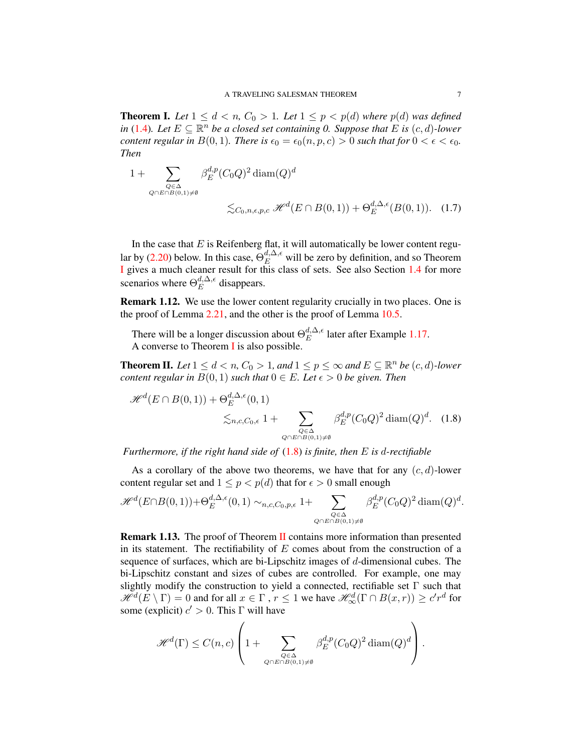**Theorem I.** *Let $1 \leq d < n$, $C_0 > 1$. Let $1 \leq p < p(d)$ where $p(d)$ was defined in (1.4). Let $E \subseteq \mathbb{R}^n$ be a closed set containing 0. Suppose that $E$ is $(c,d)$-lower content regular in $B(0,1)$. There is $\epsilon_0 = \epsilon_0(n,p,c) > 0$ such that for $0 < \epsilon < \epsilon_0$. Then*

$$1 + \sum_{\substack{Q \in \Delta \\ Q \cap E \cap B(0,1) \neq \emptyset}} \beta_E^{d,p}(C_0 Q)^2 \operatorname{diam}(Q)^d \lesssim_{C_0,n,\epsilon,p,c} \mathscr{H}^d(E \cap B(0,1)) + \Theta_E^{d,\Delta,\epsilon}(B(0,1)). \quad (1.7)$$

In the case that $E$ is Reifenberg flat, it will automatically be lower content regular by (2.20) below. In this case, $\Theta_E^{d,\Delta,\epsilon}$ will be zero by definition, and so Theorem I gives a much cleaner result for this class of sets. See also Section 1.4 for more scenarios where $\Theta_E^{d,\Delta,\epsilon}$ disappears.

**Remark 1.12.** We use the lower content regularity crucially in two places. One is the proof of Lemma 2.21, and the other is the proof of Lemma 10.5.

There will be a longer discussion about $\Theta_E^{d,\Delta,\epsilon}$ later after Example 1.17.
A converse to Theorem I is also possible.

**Theorem II.** *Let $1 \leq d < n$, $C_0 > 1$, and $1 \leq p \leq \infty$ and $E \subseteq \mathbb{R}^n$ be $(c,d)$-lower content regular in $B(0,1)$ such that $0 \in E$. Let $\epsilon > 0$ be given. Then*

$$\mathscr{H}^d(E \cap B(0,1)) + \Theta_E^{d,\Delta,\epsilon}(0,1) \lesssim_{n,c,C_0,\epsilon} 1 + \sum_{\substack{Q \in \Delta \\ Q \cap E \cap B(0,1) \neq \emptyset}} \beta_E^{d,p}(C_0 Q)^2 \operatorname{diam}(Q)^d. \quad (1.8)$$

*Furthermore, if the right hand side of (1.8) is finite, then $E$ is $d$-rectifiable*

As a corollary of the above two theorems, we have that for any $(c,d)$-lower content regular set and $1 \leq p < p(d)$ that for $\epsilon > 0$ small enough

$$\mathscr{H}^d(E \cap B(0,1)) + \Theta_E^{d,\Delta,\epsilon}(0,1) \sim_{n,c,C_0,p,\epsilon} 1 + \sum_{\substack{Q \in \Delta \\ Q \cap E \cap B(0,1) \neq \emptyset}} \beta_E^{d,p}(C_0 Q)^2 \operatorname{diam}(Q)^d.$$

**Remark 1.13.** The proof of Theorem II contains more information than presented in its statement. The rectifiability of $E$ comes about from the construction of a sequence of surfaces, which are bi-Lipschitz images of $d$-dimensional cubes. The bi-Lipschitz constant and sizes of cubes are controlled. For example, one may slightly modify the construction to yield a connected, rectifiable set $\Gamma$ such that $\mathscr{H}^d(E \setminus \Gamma) = 0$ and for all $x \in \Gamma$, $r \leq 1$ we have $\mathscr{H}_\infty^d(\Gamma \cap B(x,r)) \geq c' r^d$ for some (explicit) $c' > 0$. This $\Gamma$ will have

$$\mathscr{H}^d(\Gamma) \leq C(n,c) \left( 1 + \sum_{\substack{Q \in \Delta \\ Q \cap E \cap B(0,1) \neq \emptyset}} \beta_E^{d,p}(C_0 Q)^2 \operatorname{diam}(Q)^d \right).$$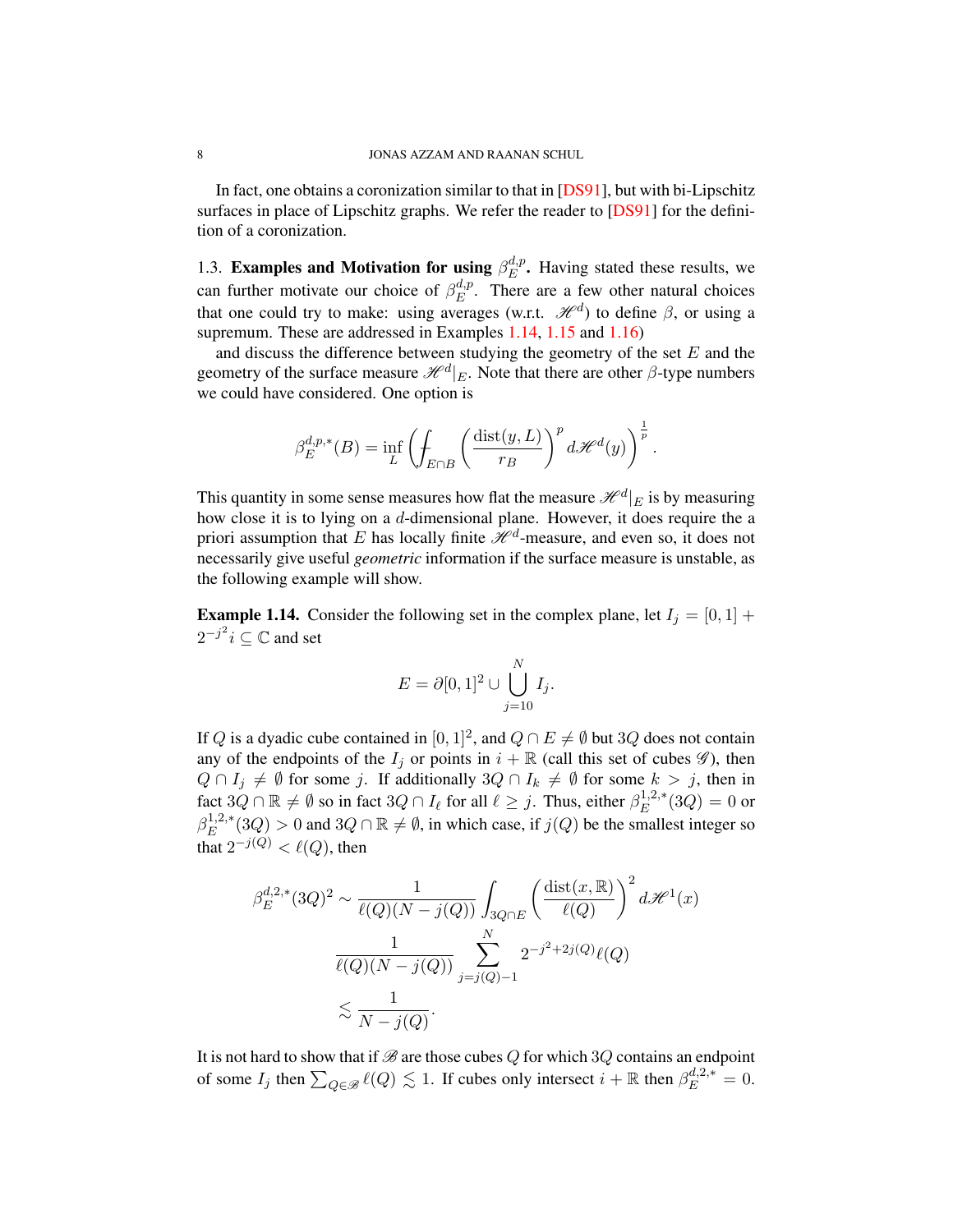In fact, one obtains a coronization similar to that in [DS91], but with bi-Lipschitz surfaces in place of Lipschitz graphs. We refer the reader to [DS91] for the definition of a coronization.

1.3. **Examples and Motivation for using $\beta_E^{d,p}$.** Having stated these results, we can further motivate our choice of $\beta_E^{d,p}$. There are a few other natural choices that one could try to make: using averages (w.r.t. $\mathscr{H}^d$) to define $\beta$, or using a supremum. These are addressed in Examples 1.14, 1.15 and 1.16)

and discuss the difference between studying the geometry of the set $E$ and the geometry of the surface measure $\mathscr{H}^d|_E$. Note that there are other $\beta$-type numbers we could have considered. One option is

$$\beta_E^{d,p,*}(B) = \inf_L \left( \fint_{E\cap B} \left( \frac{\text{dist}(y,L)}{r_B} \right)^p d\mathscr{H}^d(y) \right)^{\frac{1}{p}}.$$

This quantity in some sense measures how flat the measure $\mathscr{H}^d|_E$ is by measuring how close it is to lying on a $d$-dimensional plane. However, it does require the a priori assumption that $E$ has locally finite $\mathscr{H}^d$-measure, and even so, it does not necessarily give useful *geometric* information if the surface measure is unstable, as the following example will show.

**Example 1.14.** Consider the following set in the complex plane, let $I_j = [0,1] + 2^{-j^2} i \subseteq \mathbb{C}$ and set

$$E = \partial[0,1]^2 \cup \bigcup_{j=10}^N I_j.$$

If $Q$ is a dyadic cube contained in $[0,1]^2$, and $Q \cap E \neq \emptyset$ but $3Q$ does not contain any of the endpoints of the $I_j$ or points in $i + \mathbb{R}$ (call this set of cubes $\mathscr{G}$), then $Q \cap I_j \neq \emptyset$ for some $j$. If additionally $3Q \cap I_k \neq \emptyset$ for some $k > j$, then in fact $3Q \cap \mathbb{R} \neq \emptyset$ so in fact $3Q \cap I_\ell$ for all $\ell \geq j$. Thus, either $\beta_E^{1,2,*}(3Q) = 0$ or $\beta_E^{1,2,*}(3Q) > 0$ and $3Q \cap \mathbb{R} \neq \emptyset$, in which case, if $j(Q)$ be the smallest integer so that $2^{-j(Q)} < \ell(Q)$, then

$$\begin{aligned}
\beta_E^{d,2,*}(3Q)^2 &\sim \frac{1}{\ell(Q)(N - j(Q))} \int_{3Q\cap E} \left( \frac{\text{dist}(x,\mathbb{R})}{\ell(Q)} \right)^2 d\mathscr{H}^1(x) \\
&\frac{1}{\ell(Q)(N - j(Q))} \sum_{j=j(Q)-1}^{N} 2^{-j^2+2j(Q)} \ell(Q) \\
&\lesssim \frac{1}{N - j(Q)}.
\end{aligned}$$

It is not hard to show that if $\mathscr{B}$ are those cubes $Q$ for which $3Q$ contains an endpoint of some $I_j$ then $\sum_{Q\in\mathscr{B}} \ell(Q) \lesssim 1$. If cubes only intersect $i + \mathbb{R}$ then $\beta_E^{d,2,*} = 0$.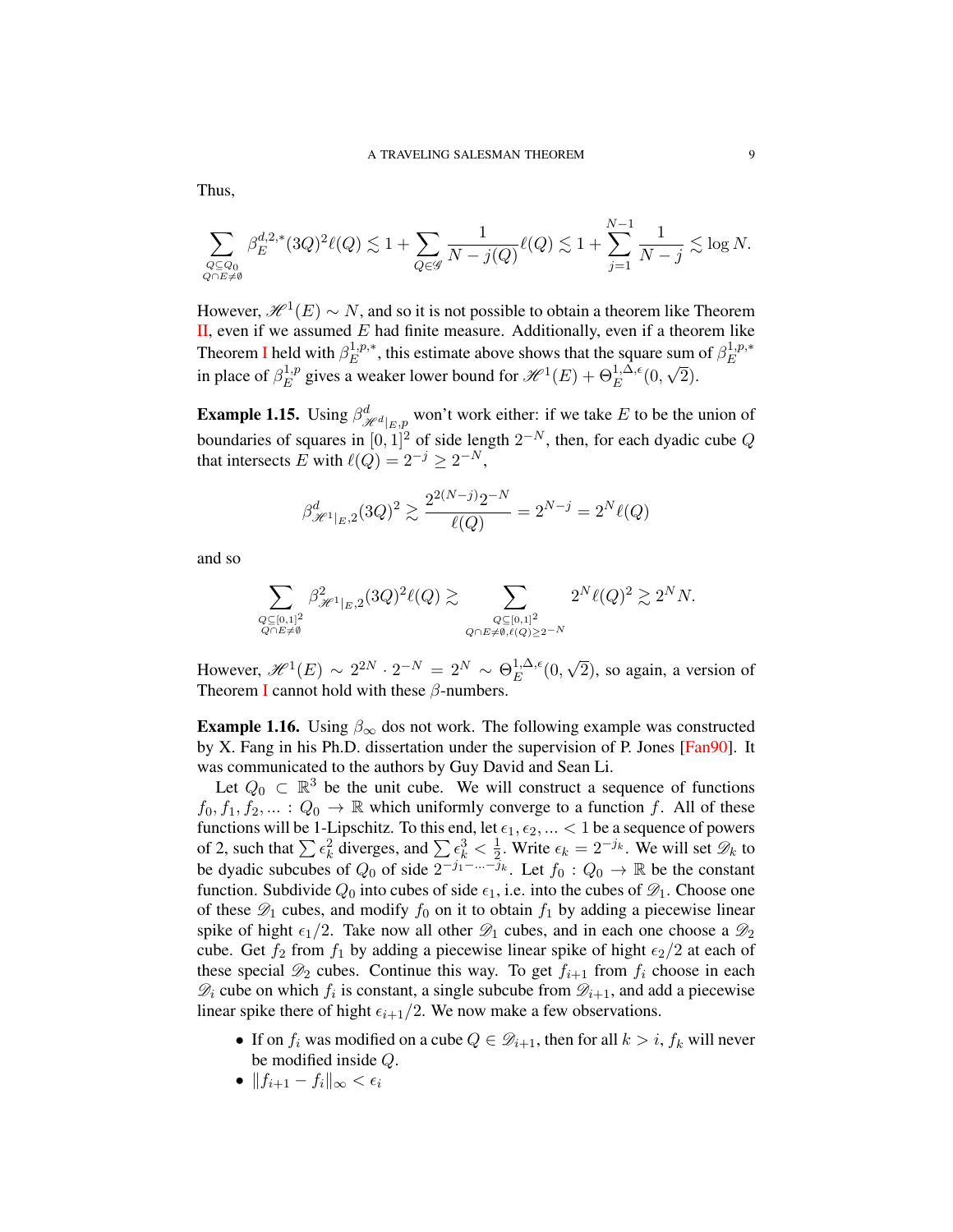Thus,

$$\sum_{\substack{Q\subseteq Q_0\\ Q\cap E\neq\emptyset}} \beta_E^{d,2,*}(3Q)^2\ell(Q) \lesssim 1 + \sum_{Q\in\mathscr{G}} \frac{1}{N-j(Q)}\ell(Q) \lesssim 1 + \sum_{j=1}^{N-1}\frac{1}{N-j} \lesssim \log N.$$

However, $\mathscr{H}^1(E) \sim N$, and so it is not possible to obtain a theorem like Theorem II, even if we assumed $E$ had finite measure. Additionally, even if a theorem like Theorem I held with $\beta_E^{1,p,*}$, this estimate above shows that the square sum of $\beta_E^{1,p,*}$ in place of $\beta_E^{1,p}$ gives a weaker lower bound for $\mathscr{H}^1(E) + \Theta_E^{1,\Delta,\epsilon}(0,\sqrt{2})$.

**Example 1.15.** Using $\beta^d_{\mathscr{H}^d|_E,p}$ won't work either: if we take $E$ to be the union of boundaries of squares in $[0,1]^2$ of side length $2^{-N}$, then, for each dyadic cube $Q$ that intersects $E$ with $\ell(Q) = 2^{-j} \geq 2^{-N}$,

$$\beta^d_{\mathscr{H}^1|_E,2}(3Q)^2 \gtrsim \frac{2^{2(N-j)}2^{-N}}{\ell(Q)} = 2^{N-j} = 2^N\ell(Q)$$

and so

$$\sum_{\substack{Q\subseteq[0,1]^2\\ Q\cap E\neq\emptyset}} \beta^2_{\mathscr{H}^1|_E,2}(3Q)^2\ell(Q) \gtrsim \sum_{\substack{Q\subseteq[0,1]^2\\ Q\cap E\neq\emptyset, \ell(Q)\geq 2^{-N}}} 2^N\ell(Q)^2 \gtrsim 2^N N.$$

However, $\mathscr{H}^1(E) \sim 2^{2N}\cdot 2^{-N} = 2^N \sim \Theta_E^{1,\Delta,\epsilon}(0,\sqrt{2})$, so again, a version of Theorem I cannot hold with these $\beta$-numbers.

**Example 1.16.** Using $\beta_\infty$ dos not work. The following example was constructed by X. Fang in his Ph.D. dissertation under the supervision of P. Jones [Fan90]. It was communicated to the authors by Guy David and Sean Li.

Let $Q_0 \subset \mathbb{R}^3$ be the unit cube. We will construct a sequence of functions $f_0, f_1, f_2, \ldots : Q_0 \to \mathbb{R}$ which uniformly converge to a function $f$. All of these functions will be 1-Lipschitz. To this end, let $\epsilon_1, \epsilon_2, \ldots < 1$ be a sequence of powers of 2, such that $\sum \epsilon_k^2$ diverges, and $\sum \epsilon_k^3 < \frac{1}{2}$. Write $\epsilon_k = 2^{-j_k}$. We will set $\mathscr{D}_k$ to be dyadic subcubes of $Q_0$ of side $2^{-j_1-\cdots-j_k}$. Let $f_0 : Q_0 \to \mathbb{R}$ be the constant function. Subdivide $Q_0$ into cubes of side $\epsilon_1$, i.e. into the cubes of $\mathscr{D}_1$. Choose one of these $\mathscr{D}_1$ cubes, and modify $f_0$ on it to obtain $f_1$ by adding a piecewise linear spike of hight $\epsilon_1/2$. Take now all other $\mathscr{D}_1$ cubes, and in each one choose a $\mathscr{D}_2$ cube. Get $f_2$ from $f_1$ by adding a piecewise linear spike of hight $\epsilon_2/2$ at each of these special $\mathscr{D}_2$ cubes. Continue this way. To get $f_{i+1}$ from $f_i$ choose in each $\mathscr{D}_i$ cube on which $f_i$ is constant, a single subcube from $\mathscr{D}_{i+1}$, and add a piecewise linear spike there of hight $\epsilon_{i+1}/2$. We now make a few observations.

- If on $f_i$ was modified on a cube $Q \in \mathscr{D}_{i+1}$, then for all $k > i$, $f_k$ will never be modified inside $Q$.
- $\|f_{i+1} - f_i\|_\infty < \epsilon_i$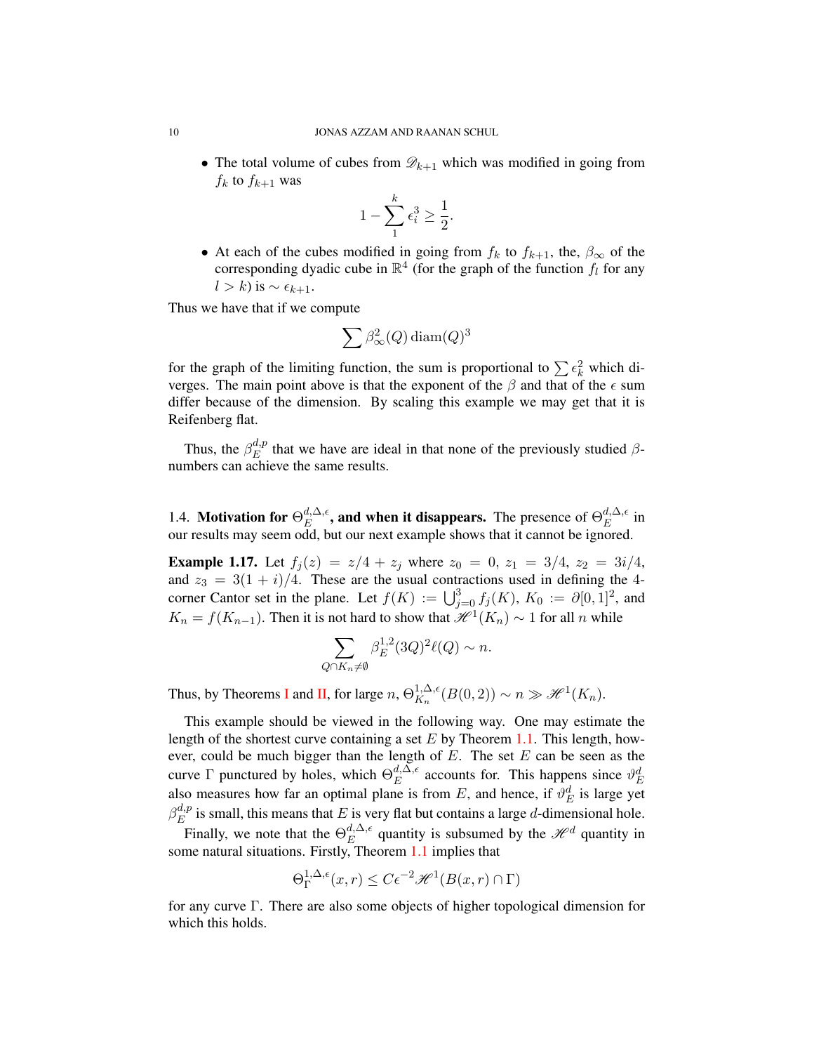- The total volume of cubes from $\mathscr{D}_{k+1}$ which was modified in going from $f_k$ to $f_{k+1}$ was

$$1 - \sum_{1}^{k} \epsilon_i^3 \geq \frac{1}{2}.$$

- At each of the cubes modified in going from $f_k$ to $f_{k+1}$, the, $\beta_\infty$ of the corresponding dyadic cube in $\mathbb{R}^4$ (for the graph of the function $f_l$ for any $l > k$) is $\sim \epsilon_{k+1}$.

Thus we have that if we compute

$$\sum \beta_\infty^2(Q) \operatorname{diam}(Q)^3$$

for the graph of the limiting function, the sum is proportional to $\sum \epsilon_k^2$ which diverges. The main point above is that the exponent of the $\beta$ and that of the $\epsilon$ sum differ because of the dimension. By scaling this example we may get that it is Reifenberg flat.

Thus, the $\beta_E^{d,p}$ that we have are ideal in that none of the previously studied $\beta$-numbers can achieve the same results.

## 1.4. Motivation for $\Theta_E^{d,\Delta,\epsilon}$, and when it disappears.

The presence of $\Theta_E^{d,\Delta,\epsilon}$ in our results may seem odd, but our next example shows that it cannot be ignored.

**Example 1.17.** Let $f_j(z) = z/4 + z_j$ where $z_0 = 0$, $z_1 = 3/4$, $z_2 = 3i/4$, and $z_3 = 3(1+i)/4$. These are the usual contractions used in defining the 4-corner Cantor set in the plane. Let $f(K) := \bigcup_{j=0}^{3} f_j(K)$, $K_0 := \partial[0,1]^2$, and $K_n = f(K_{n-1})$. Then it is not hard to show that $\mathscr{H}^1(K_n) \sim 1$ for all $n$ while

$$\sum_{Q \cap K_n \neq \emptyset} \beta_E^{1,2}(3Q)^2 \ell(Q) \sim n.$$

Thus, by Theorems I and II, for large $n$, $\Theta_{K_n}^{1,\Delta,\epsilon}(B(0,2)) \sim n \gg \mathscr{H}^1(K_n)$.

This example should be viewed in the following way. One may estimate the length of the shortest curve containing a set $E$ by Theorem 1.1. This length, however, could be much bigger than the length of $E$. The set $E$ can be seen as the curve $\Gamma$ punctured by holes, which $\Theta_E^{d,\Delta,\epsilon}$ accounts for. This happens since $\vartheta_E^d$ also measures how far an optimal plane is from $E$, and hence, if $\vartheta_E^d$ is large yet $\beta_E^{d,p}$ is small, this means that $E$ is very flat but contains a large $d$-dimensional hole.

Finally, we note that the $\Theta_E^{d,\Delta,\epsilon}$ quantity is subsumed by the $\mathscr{H}^d$ quantity in some natural situations. Firstly, Theorem 1.1 implies that

$$\Theta_\Gamma^{1,\Delta,\epsilon}(x,r) \leq C\epsilon^{-2} \mathscr{H}^1(B(x,r) \cap \Gamma)$$

for any curve $\Gamma$. There are also some objects of higher topological dimension for which this holds.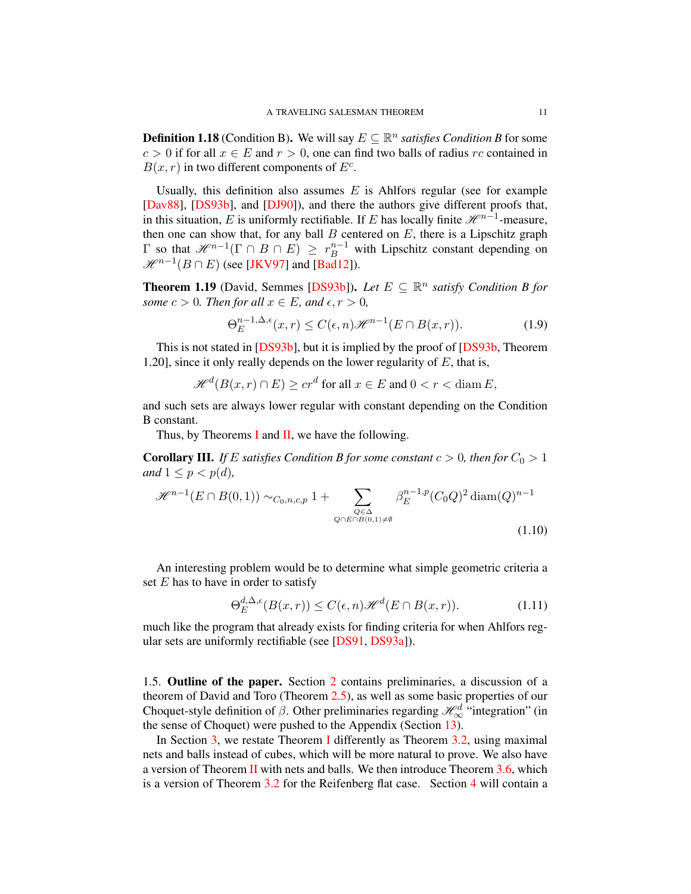**Definition 1.18** (Condition B)**.** We will say $E \subseteq \mathbb{R}^n$ *satisfies Condition B* for some $c > 0$ if for all $x \in E$ and $r > 0$, one can find two balls of radius $rc$ contained in $B(x,r)$ in two different components of $E^c$.

Usually, this definition also assumes $E$ is Ahlfors regular (see for example [Dav88], [DS93b], and [DJ90]), and there the authors give different proofs that, in this situation, $E$ is uniformly rectifiable. If $E$ has locally finite $\mathscr{H}^{n-1}$-measure, then one can show that, for any ball $B$ centered on $E$, there is a Lipschitz graph $\Gamma$ so that $\mathscr{H}^{n-1}(\Gamma \cap B \cap E) \geq r_B^{n-1}$ with Lipschitz constant depending on $\mathscr{H}^{n-1}(B \cap E)$ (see [JKV97] and [Bad12]).

**Theorem 1.19** (David, Semmes [DS93b])**.** *Let $E \subseteq \mathbb{R}^n$ satisfy Condition B for some $c > 0$. Then for all $x \in E$, and $\epsilon, r > 0$,*

$$\Theta_E^{n-1,\Delta,\epsilon}(x,r) \leq C(\epsilon,n)\mathscr{H}^{n-1}(E \cap B(x,r)). \tag{1.9}$$

This is not stated in [DS93b], but it is implied by the proof of [DS93b, Theorem 1.20], since it only really depends on the lower regularity of $E$, that is,

$$\mathscr{H}^d(B(x,r) \cap E) \geq cr^d \text{ for all } x \in E \text{ and } 0 < r < \operatorname{diam} E,$$

and such sets are always lower regular with constant depending on the Condition B constant.

Thus, by Theorems I and II, we have the following.

**Corollary III.** *If $E$ satisfies Condition B for some constant $c > 0$, then for $C_0 > 1$ and $1 \leq p < p(d)$,*

$$\mathscr{H}^{n-1}(E \cap B(0,1)) \sim_{C_0,n,c,p} 1 + \sum_{\substack{Q \in \Delta \\ Q \cap E \cap B(0,1) \neq \emptyset}} \beta_E^{n-1,p}(C_0 Q)^2 \operatorname{diam}(Q)^{n-1} \tag{1.10}$$

An interesting problem would be to determine what simple geometric criteria a set $E$ has to have in order to satisfy

$$\Theta_E^{d,\Delta,\epsilon}(B(x,r)) \leq C(\epsilon,n)\mathscr{H}^d(E \cap B(x,r)). \tag{1.11}$$

much like the program that already exists for finding criteria for when Ahlfors regular sets are uniformly rectifiable (see [DS91, DS93a]).

1.5. **Outline of the paper.** Section 2 contains preliminaries, a discussion of a theorem of David and Toro (Theorem 2.5), as well as some basic properties of our Choquet-style definition of $\beta$. Other preliminaries regarding $\mathscr{H}_\infty^d$ "integration" (in the sense of Choquet) were pushed to the Appendix (Section 13).

In Section 3, we restate Theorem I differently as Theorem 3.2, using maximal nets and balls instead of cubes, which will be more natural to prove. We also have a version of Theorem II with nets and balls. We then introduce Theorem 3.6, which is a version of Theorem 3.2 for the Reifenberg flat case. Section 4 will contain a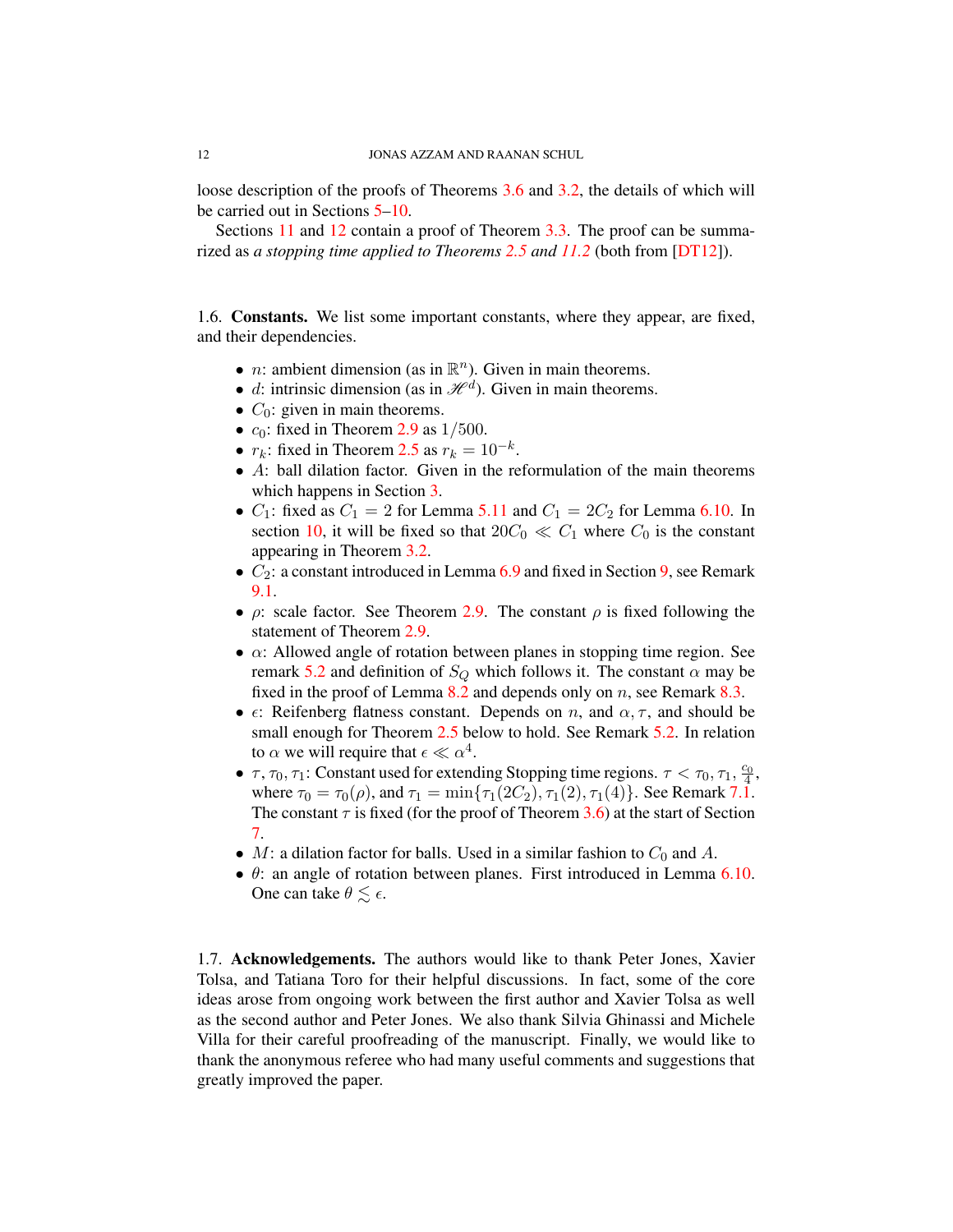loose description of the proofs of Theorems 3.6 and 3.2, the details of which will be carried out in Sections 5–10.

Sections 11 and 12 contain a proof of Theorem 3.3. The proof can be summarized as *a stopping time applied to Theorems 2.5 and 11.2* (both from [DT12]).

## 1.6. Constants.

We list some important constants, where they appear, are fixed, and their dependencies.

- $n$: ambient dimension (as in $\mathbb{R}^n$). Given in main theorems.
- $d$: intrinsic dimension (as in $\mathscr{H}^d$). Given in main theorems.
- $C_0$: given in main theorems.
- $c_0$: fixed in Theorem 2.9 as $1/500$.
- $r_k$: fixed in Theorem 2.5 as $r_k = 10^{-k}$.
- $A$: ball dilation factor. Given in the reformulation of the main theorems which happens in Section 3.
- $C_1$: fixed as $C_1 = 2$ for Lemma 5.11 and $C_1 = 2C_2$ for Lemma 6.10. In section 10, it will be fixed so that $20C_0 \ll C_1$ where $C_0$ is the constant appearing in Theorem 3.2.
- $C_2$: a constant introduced in Lemma 6.9 and fixed in Section 9, see Remark 9.1.
- $\rho$: scale factor. See Theorem 2.9. The constant $\rho$ is fixed following the statement of Theorem 2.9.
- $\alpha$: Allowed angle of rotation between planes in stopping time region. See remark 5.2 and definition of $S_Q$ which follows it. The constant $\alpha$ may be fixed in the proof of Lemma 8.2 and depends only on $n$, see Remark 8.3.
- $\epsilon$: Reifenberg flatness constant. Depends on $n$, and $\alpha, \tau$, and should be small enough for Theorem 2.5 below to hold. See Remark 5.2. In relation to $\alpha$ we will require that $\epsilon \ll \alpha^4$.
- $\tau, \tau_0, \tau_1$: Constant used for extending Stopping time regions. $\tau < \tau_0, \tau_1, \frac{c_0}{4}$, where $\tau_0 = \tau_0(\rho)$, and $\tau_1 = \min\{\tau_1(2C_2), \tau_1(2), \tau_1(4)\}$. See Remark 7.1. The constant $\tau$ is fixed (for the proof of Theorem 3.6) at the start of Section 7.
- $M$: a dilation factor for balls. Used in a similar fashion to $C_0$ and $A$.
- $\theta$: an angle of rotation between planes. First introduced in Lemma 6.10. One can take $\theta \lesssim \epsilon$.

## 1.7. Acknowledgements.

The authors would like to thank Peter Jones, Xavier Tolsa, and Tatiana Toro for their helpful discussions. In fact, some of the core ideas arose from ongoing work between the first author and Xavier Tolsa as well as the second author and Peter Jones. We also thank Silvia Ghinassi and Michele Villa for their careful proofreading of the manuscript. Finally, we would like to thank the anonymous referee who had many useful comments and suggestions that greatly improved the paper.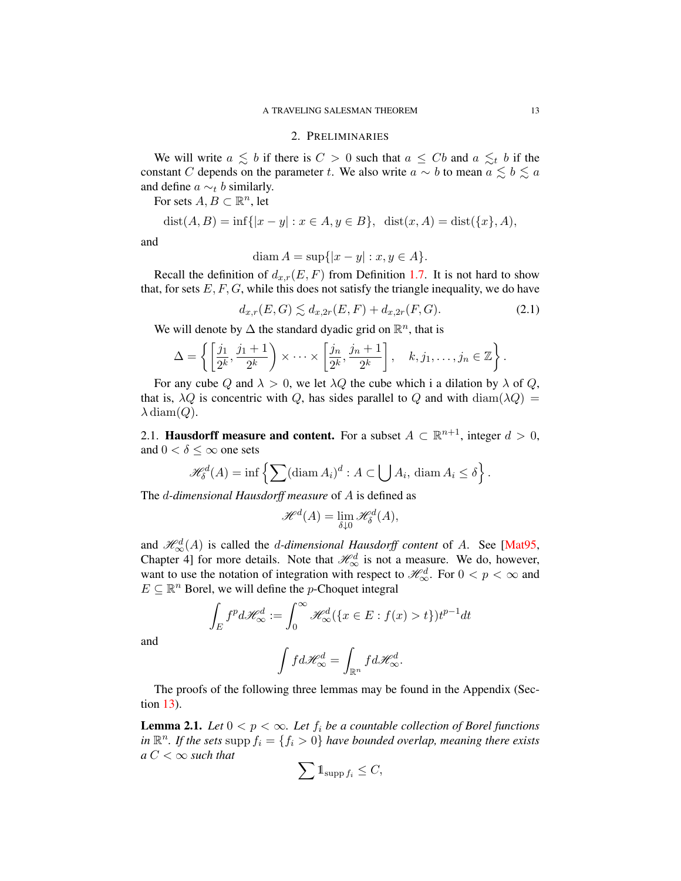## 2. Preliminaries

We will write $a \lesssim b$ if there is $C > 0$ such that $a \leq Cb$ and $a \lesssim_t b$ if the constant $C$ depends on the parameter $t$. We also write $a \sim b$ to mean $a \lesssim b \lesssim a$ and define $a \sim_t b$ similarly.

For sets $A, B \subset \mathbb{R}^n$, let

$$\operatorname{dist}(A, B) = \inf\{|x - y| : x \in A, y \in B\}, \quad \operatorname{dist}(x, A) = \operatorname{dist}(\{x\}, A),$$

and

$$\operatorname{diam} A = \sup\{|x - y| : x, y \in A\}.$$

Recall the definition of $d_{x,r}(E, F)$ from Definition 1.7. It is not hard to show that, for sets $E, F, G$, while this does not satisfy the triangle inequality, we do have

$$d_{x,r}(E, G) \lesssim d_{x,2r}(E, F) + d_{x,2r}(F, G). \tag{2.1}$$

We will denote by $\Delta$ the standard dyadic grid on $\mathbb{R}^n$, that is

$$\Delta = \left\{ \left[\frac{j_1}{2^k}, \frac{j_1 + 1}{2^k}\right) \times \cdots \times \left[\frac{j_n}{2^k}, \frac{j_n + 1}{2^k}\right], \quad k, j_1, \dots, j_n \in \mathbb{Z} \right\}.$$

For any cube $Q$ and $\lambda > 0$, we let $\lambda Q$ the cube which i a dilation by $\lambda$ of $Q$, that is, $\lambda Q$ is concentric with $Q$, has sides parallel to $Q$ and with $\operatorname{diam}(\lambda Q) = \lambda \operatorname{diam}(Q)$.

### 2.1. Hausdorff measure and content.

For a subset $A \subset \mathbb{R}^{n+1}$, integer $d > 0$, and $0 < \delta \leq \infty$ one sets

$$\mathscr{H}^d_\delta(A) = \inf\left\{ \sum (\operatorname{diam} A_i)^d : A \subset \bigcup A_i, \operatorname{diam} A_i \leq \delta \right\}.$$

The *$d$-dimensional Hausdorff measure* of $A$ is defined as

$$\mathscr{H}^d(A) = \lim_{\delta \downarrow 0} \mathscr{H}^d_\delta(A),$$

and $\mathscr{H}^d_\infty(A)$ is called the *$d$-dimensional Hausdorff content* of $A$. See [Mat95, Chapter 4] for more details. Note that $\mathscr{H}^d_\infty$ is not a measure. We do, however, want to use the notation of integration with respect to $\mathscr{H}^d_\infty$. For $0 < p < \infty$ and $E \subseteq \mathbb{R}^n$ Borel, we will define the $p$-Choquet integral

$$\int_E f^p d\mathscr{H}^d_\infty := \int_0^\infty \mathscr{H}^d_\infty(\{x \in E : f(x) > t\}) t^{p-1} dt$$

and

$$\int f d\mathscr{H}^d_\infty = \int_{\mathbb{R}^n} f d\mathscr{H}^d_\infty.$$

The proofs of the following three lemmas may be found in the Appendix (Section 13).

**Lemma 2.1.** *Let $0 < p < \infty$. Let $f_i$ be a countable collection of Borel functions in $\mathbb{R}^n$. If the sets $\operatorname{supp} f_i = \{f_i > 0\}$ have bounded overlap, meaning there exists a $C < \infty$ such that*

$$\sum \mathbb{1}_{\operatorname{supp} f_i} \leq C,$$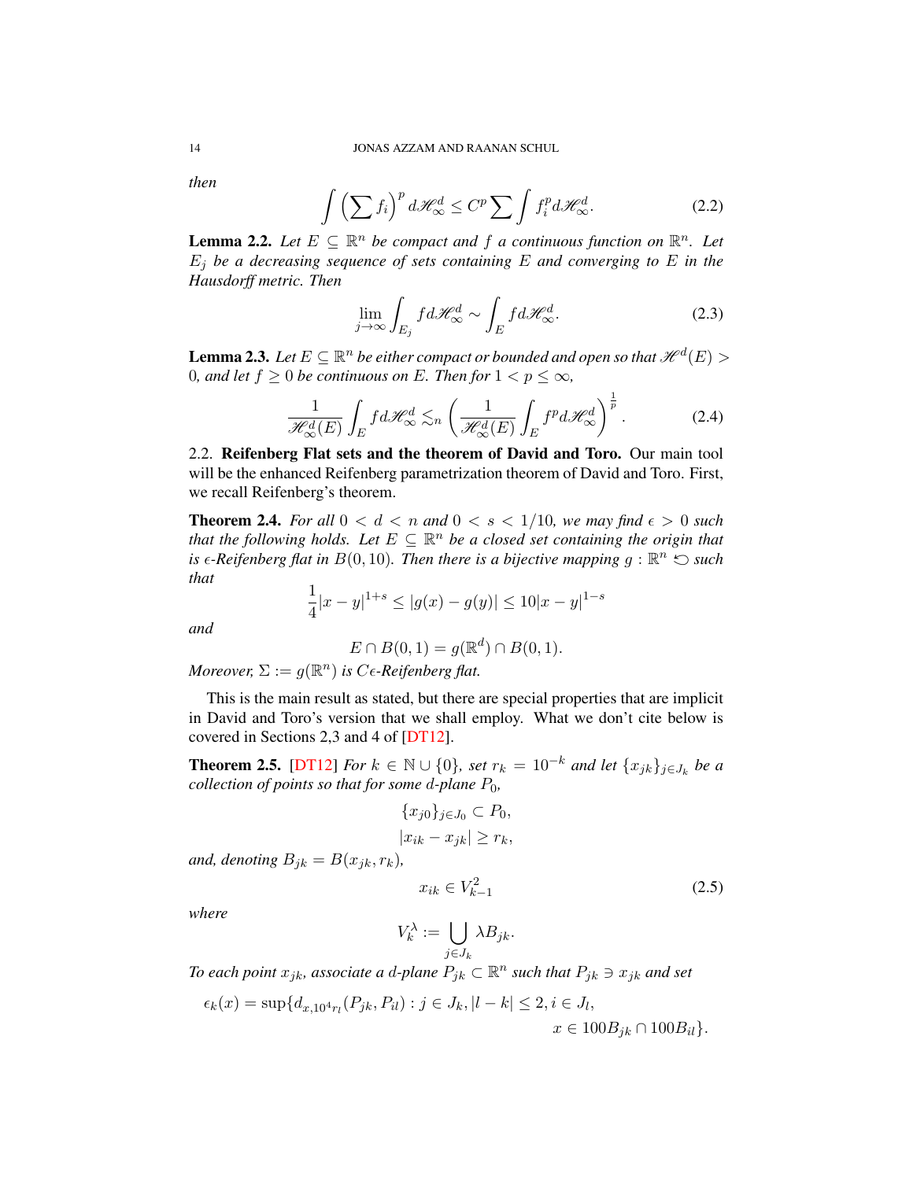then

$$\int \left(\sum f_i\right)^p d\mathscr{H}^d_\infty \leq C^p \sum \int f_i^p d\mathscr{H}^d_\infty. \tag{2.2}$$

**Lemma 2.2.** *Let $E \subseteq \mathbb{R}^n$ be compact and $f$ a continuous function on $\mathbb{R}^n$. Let $E_j$ be a decreasing sequence of sets containing $E$ and converging to $E$ in the Hausdorff metric. Then*

$$\lim_{j\to\infty} \int_{E_j} f d\mathscr{H}^d_\infty \sim \int_E f d\mathscr{H}^d_\infty. \tag{2.3}$$

**Lemma 2.3.** *Let $E \subseteq \mathbb{R}^n$ be either compact or bounded and open so that $\mathscr{H}^d(E) > 0$, and let $f \geq 0$ be continuous on $E$. Then for $1 < p \leq \infty$,*

$$\frac{1}{\mathscr{H}^d_\infty(E)} \int_E f d\mathscr{H}^d_\infty \lesssim_n \left(\frac{1}{\mathscr{H}^d_\infty(E)} \int_E f^p d\mathscr{H}^d_\infty\right)^{\frac{1}{p}}. \tag{2.4}$$

## 2.2. Reifenberg Flat sets and the theorem of David and Toro.

Our main tool will be the enhanced Reifenberg parametrization theorem of David and Toro. First, we recall Reifenberg's theorem.

**Theorem 2.4.** *For all $0 < d < n$ and $0 < s < 1/10$, we may find $\epsilon > 0$ such that the following holds. Let $E \subseteq \mathbb{R}^n$ be a closed set containing the origin that is $\epsilon$-Reifenberg flat in $B(0, 10)$. Then there is a bijective mapping $g : \mathbb{R}^n \circlearrowleft$ such that*

$$\frac{1}{4}|x - y|^{1+s} \leq |g(x) - g(y)| \leq 10|x - y|^{1-s}$$

*and*

$$E \cap B(0, 1) = g(\mathbb{R}^d) \cap B(0, 1).$$

*Moreover, $\Sigma := g(\mathbb{R}^n)$ is $C\epsilon$-Reifenberg flat.*

This is the main result as stated, but there are special properties that are implicit in David and Toro's version that we shall employ. What we don't cite below is covered in Sections 2,3 and 4 of [DT12].

**Theorem 2.5.** [DT12] *For $k \in \mathbb{N} \cup \{0\}$, set $r_k = 10^{-k}$ and let $\{x_{jk}\}_{j\in J_k}$ be a collection of points so that for some $d$-plane $P_0$,*

$$\{x_{j0}\}_{j\in J_0} \subset P_0,$$

$$|x_{ik} - x_{jk}| \geq r_k,$$

*and, denoting $B_{jk} = B(x_{jk}, r_k)$,*

$$x_{ik} \in V^2_{k-1} \tag{2.5}$$

*where*

$$V^\lambda_k := \bigcup_{j\in J_k} \lambda B_{jk}.$$

*To each point $x_{jk}$, associate a $d$-plane $P_{jk} \subset \mathbb{R}^n$ such that $P_{jk} \ni x_{jk}$ and set*

$$\epsilon_k(x) = \sup\{d_{x,10^4 r_l}(P_{jk}, P_{il}) : j \in J_k, |l - k| \leq 2, i \in J_l, x \in 100B_{jk} \cap 100B_{il}\}.$$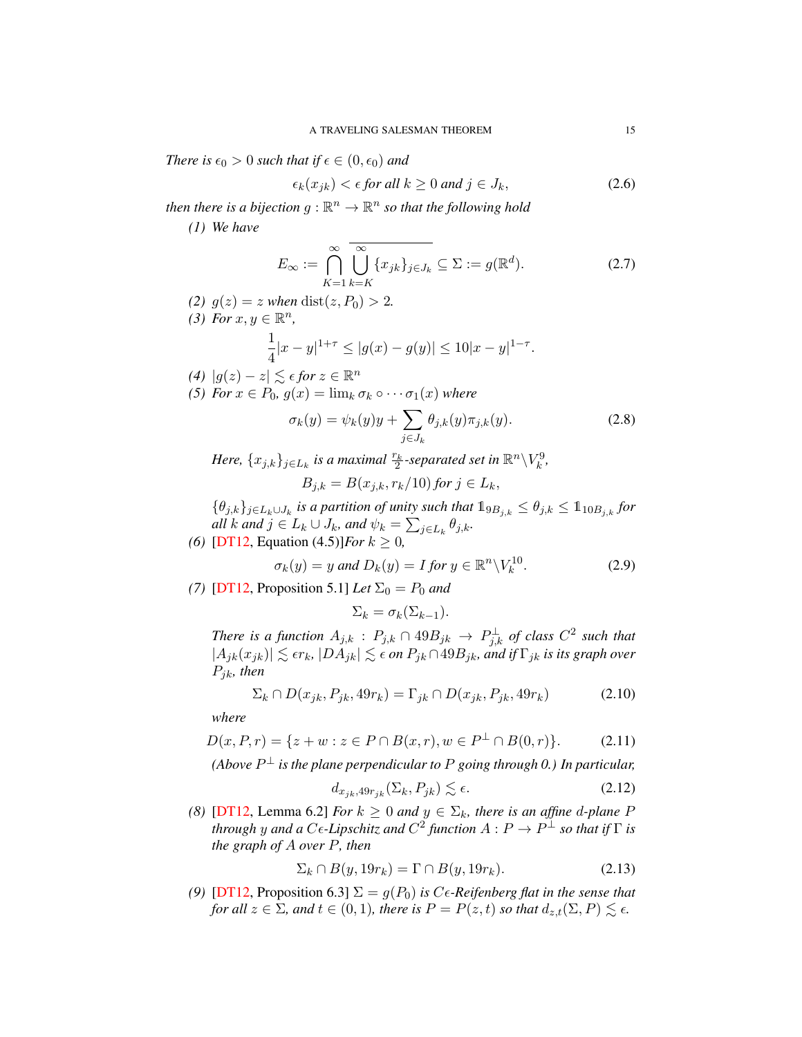*There is $\epsilon_0 > 0$ such that if $\epsilon \in (0, \epsilon_0)$ and*

$$\epsilon_k(x_{jk}) < \epsilon \text{ for all } k \geq 0 \text{ and } j \in J_k, \tag{2.6}$$

*then there is a bijection $g : \mathbb{R}^n \to \mathbb{R}^n$ so that the following hold*

*(1) We have*

$$E_\infty := \bigcap_{K=1}^{\infty} \overline{\bigcup_{k=K}^{\infty} \{x_{jk}\}_{j \in J_k}} \subseteq \Sigma := g(\mathbb{R}^d). \tag{2.7}$$

*(2) $g(z) = z$ when $\operatorname{dist}(z, P_0) > 2$.*

*(3) For $x, y \in \mathbb{R}^n$,*

$$\frac{1}{4}|x-y|^{1+\tau} \leq |g(x) - g(y)| \leq 10|x-y|^{1-\tau}.$$

*(4) $|g(z) - z| \lesssim \epsilon$ for $z \in \mathbb{R}^n$*

*(5) For $x \in P_0$, $g(x) = \lim_k \sigma_k \circ \cdots \sigma_1(x)$ where*

$$\sigma_k(y) = \psi_k(y) y + \sum_{j \in J_k} \theta_{j,k}(y) \pi_{j,k}(y). \tag{2.8}$$

*Here, $\{x_{j,k}\}_{j \in L_k}$ is a maximal $\frac{r_k}{2}$-separated set in $\mathbb{R}^n \backslash V_k^9$,*

$$B_{j,k} = B(x_{j,k}, r_k/10) \text{ for } j \in L_k,$$

*$\{\theta_{j,k}\}_{j \in L_k \cup J_k}$ is a partition of unity such that $\mathbb{1}_{9B_{j,k}} \leq \theta_{j,k} \leq \mathbb{1}_{10B_{j,k}}$ for all $k$ and $j \in L_k \cup J_k$, and $\psi_k = \sum_{j \in L_k} \theta_{j,k}$.*

*(6)* [DT12, Equation (4.5)]*For $k \geq 0$,*

$$\sigma_k(y) = y \text{ and } D_k(y) = I \text{ for } y \in \mathbb{R}^n \backslash V_k^{10}. \tag{2.9}$$

*(7)* [DT12, Proposition 5.1] *Let $\Sigma_0 = P_0$ and*

$$\Sigma_k = \sigma_k(\Sigma_{k-1}).$$

*There is a function $A_{j,k} : P_{j,k} \cap 49B_{jk} \to P_{j,k}^{\perp}$ of class $C^2$ such that $|A_{jk}(x_{jk})| \lesssim \epsilon r_k$, $|DA_{jk}| \lesssim \epsilon$ on $P_{jk} \cap 49B_{jk}$, and if $\Gamma_{jk}$ is its graph over $P_{jk}$, then*

$$\Sigma_k \cap D(x_{jk}, P_{jk}, 49r_k) = \Gamma_{jk} \cap D(x_{jk}, P_{jk}, 49r_k) \tag{2.10}$$

*where*

$$D(x, P, r) = \{z + w : z \in P \cap B(x, r), w \in P^{\perp} \cap B(0, r)\}. \tag{2.11}$$

*(Above $P^{\perp}$ is the plane perpendicular to $P$ going through $0$.) In particular,*

$$d_{x_{jk}, 49r_{jk}}(\Sigma_k, P_{jk}) \lesssim \epsilon. \tag{2.12}$$

*(8)* [DT12, Lemma 6.2] *For $k \geq 0$ and $y \in \Sigma_k$, there is an affine $d$-plane $P$ through $y$ and a $C\epsilon$-Lipschitz and $C^2$ function $A : P \to P^{\perp}$ so that if $\Gamma$ is the graph of $A$ over $P$, then*

$$\Sigma_k \cap B(y, 19r_k) = \Gamma \cap B(y, 19r_k). \tag{2.13}$$

*(9)* [DT12, Proposition 6.3] *$\Sigma = g(P_0)$ is $C\epsilon$-Reifenberg flat in the sense that for all $z \in \Sigma$, and $t \in (0,1)$, there is $P = P(z,t)$ so that $d_{z,t}(\Sigma, P) \lesssim \epsilon$.*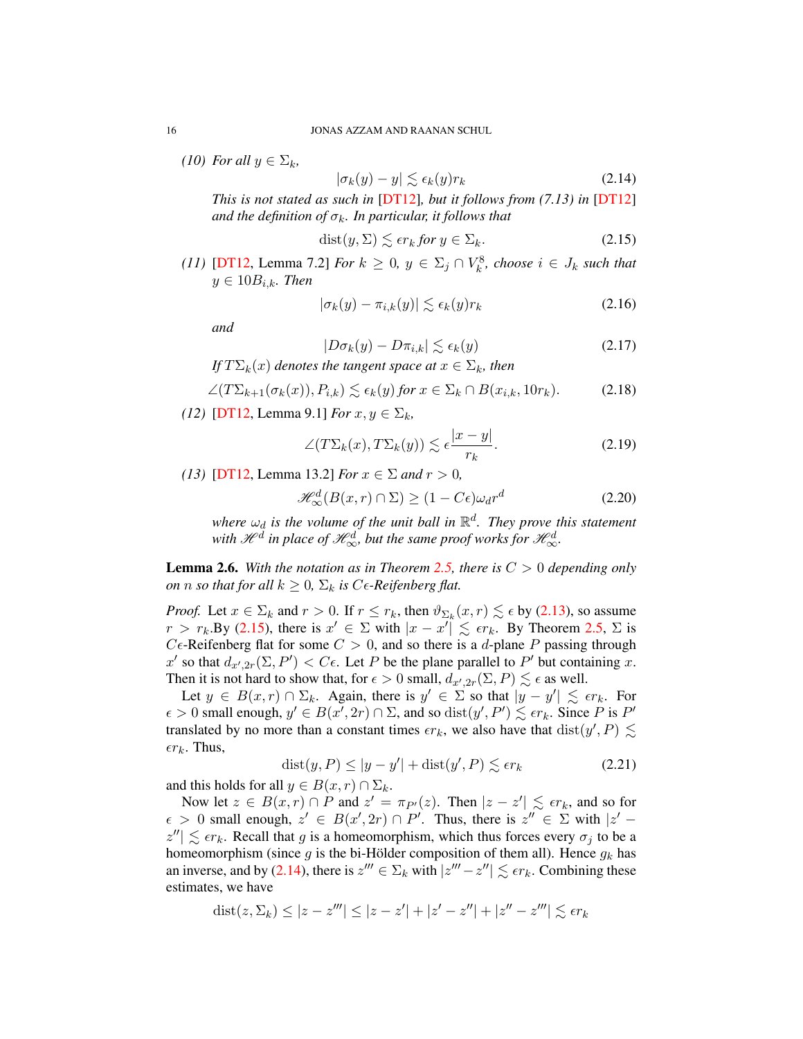*(10) For all $y \in \Sigma_k$,*

$$|\sigma_k(y) - y| \lesssim \epsilon_k(y) r_k \tag{2.14}$$

*This is not stated as such in* [DT12]*, but it follows from (7.13) in* [DT12] *and the definition of $\sigma_k$. In particular, it follows that*

$$\operatorname{dist}(y, \Sigma) \lesssim \epsilon r_k \text{ for } y \in \Sigma_k. \tag{2.15}$$

*(11)* [DT12, Lemma 7.2] *For $k \geq 0$, $y \in \Sigma_j \cap V_k^8$, choose $i \in J_k$ such that $y \in 10B_{i,k}$. Then*

$$|\sigma_k(y) - \pi_{i,k}(y)| \lesssim \epsilon_k(y) r_k \tag{2.16}$$

*and*

$$|D\sigma_k(y) - D\pi_{i,k}| \lesssim \epsilon_k(y) \tag{2.17}$$

*If $T\Sigma_k(x)$ denotes the tangent space at $x \in \Sigma_k$, then*

$$\angle(T\Sigma_{k+1}(\sigma_k(x)), P_{i,k}) \lesssim \epsilon_k(y) \text{ for } x \in \Sigma_k \cap B(x_{i,k}, 10r_k). \tag{2.18}$$

*(12)* [DT12, Lemma 9.1] *For $x, y \in \Sigma_k$,*

$$\angle(T\Sigma_k(x), T\Sigma_k(y)) \lesssim \epsilon \frac{|x-y|}{r_k}. \tag{2.19}$$

*(13)* [DT12, Lemma 13.2] *For $x \in \Sigma$ and $r > 0$,*

$$\mathscr{H}^d_\infty(B(x,r) \cap \Sigma) \geq (1 - C\epsilon)\omega_d r^d \tag{2.20}$$

*where $\omega_d$ is the volume of the unit ball in $\mathbb{R}^d$. They prove this statement with $\mathscr{H}^d$ in place of $\mathscr{H}^d_\infty$, but the same proof works for $\mathscr{H}^d_\infty$.*

**Lemma 2.6.** *With the notation as in Theorem 2.5, there is $C > 0$ depending only on $n$ so that for all $k \geq 0$, $\Sigma_k$ is $C\epsilon$-Reifenberg flat.*

*Proof.* Let $x \in \Sigma_k$ and $r > 0$. If $r \leq r_k$, then $\vartheta_{\Sigma_k}(x,r) \lesssim \epsilon$ by (2.13), so assume $r > r_k$.By (2.15), there is $x' \in \Sigma$ with $|x - x'| \lesssim \epsilon r_k$. By Theorem 2.5, $\Sigma$ is $C\epsilon$-Reifenberg flat for some $C > 0$, and so there is a $d$-plane $P$ passing through $x'$ so that $d_{x',2r}(\Sigma, P') < C\epsilon$. Let $P$ be the plane parallel to $P'$ but containing $x$. Then it is not hard to show that, for $\epsilon > 0$ small, $d_{x',2r}(\Sigma, P) \lesssim \epsilon$ as well.

Let $y \in B(x,r) \cap \Sigma_k$. Again, there is $y' \in \Sigma$ so that $|y - y'| \lesssim \epsilon r_k$. For $\epsilon > 0$ small enough, $y' \in B(x', 2r) \cap \Sigma$, and so $\operatorname{dist}(y', P') \lesssim \epsilon r_k$. Since $P$ is $P'$ translated by no more than a constant times $\epsilon r_k$, we also have that $\operatorname{dist}(y', P) \lesssim \epsilon r_k$. Thus,

$$\operatorname{dist}(y, P) \leq |y - y'| + \operatorname{dist}(y', P) \lesssim \epsilon r_k \tag{2.21}$$

and this holds for all $y \in B(x,r) \cap \Sigma_k$.

Now let $z \in B(x,r) \cap P$ and $z' = \pi_{P'}(z)$. Then $|z - z'| \lesssim \epsilon r_k$, and so for $\epsilon > 0$ small enough, $z' \in B(x', 2r) \cap P'$. Thus, there is $z'' \in \Sigma$ with $|z' - z''| \lesssim \epsilon r_k$. Recall that $g$ is a homeomorphism, which thus forces every $\sigma_j$ to be a homeomorphism (since $g$ is the bi-Hölder composition of them all). Hence $g_k$ has an inverse, and by (2.14), there is $z''' \in \Sigma_k$ with $|z''' - z''| \lesssim \epsilon r_k$. Combining these estimates, we have

$$\operatorname{dist}(z, \Sigma_k) \leq |z - z'''| \leq |z - z'| + |z' - z''| + |z'' - z'''| \lesssim \epsilon r_k$$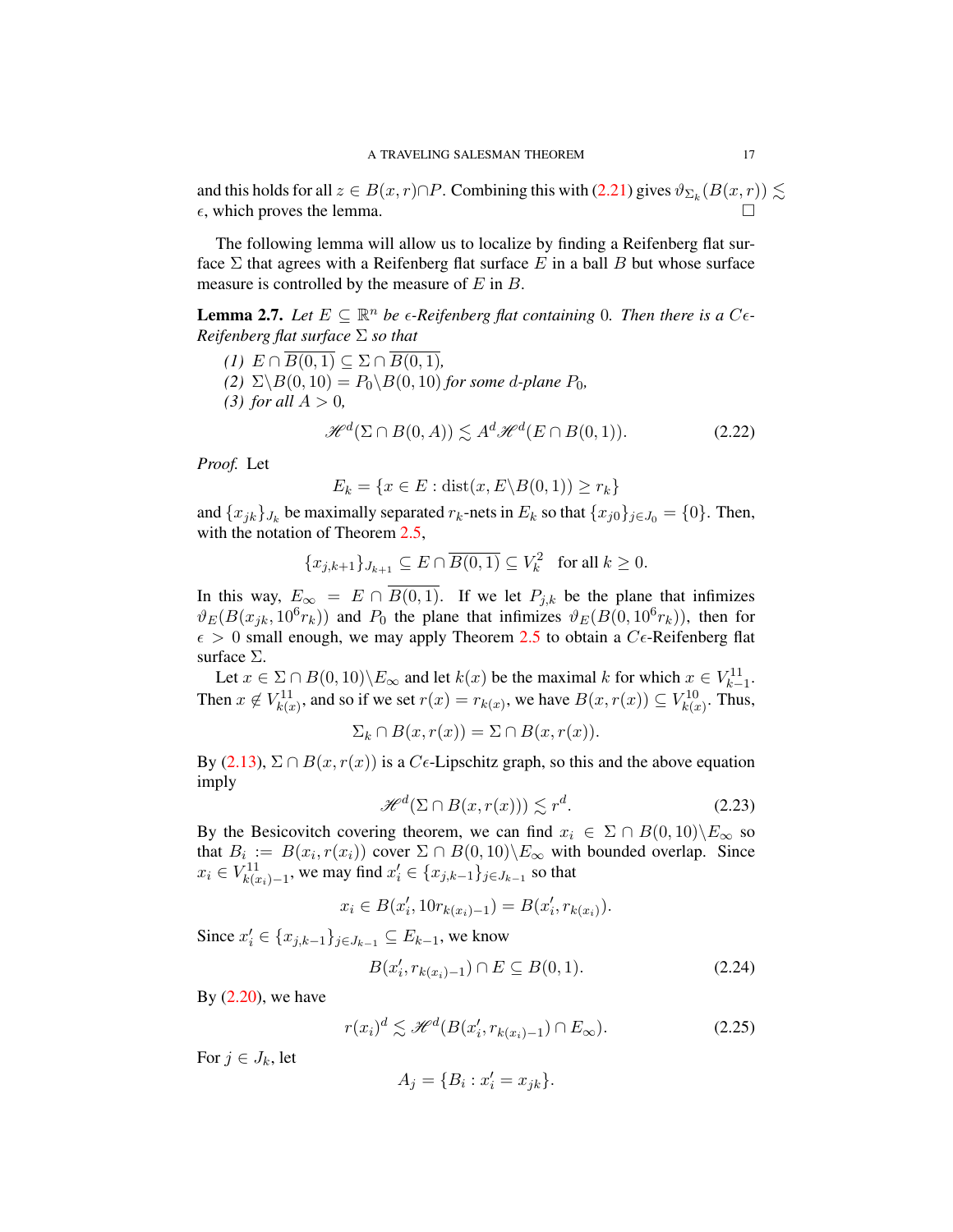and this holds for all $z \in B(x,r) \cap P$. Combining this with (2.21) gives $\vartheta_{\Sigma_k}(B(x,r)) \lesssim \epsilon$, which proves the lemma. $\square$

The following lemma will allow us to localize by finding a Reifenberg flat surface $\Sigma$ that agrees with a Reifenberg flat surface $E$ in a ball $B$ but whose surface measure is controlled by the measure of $E$ in $B$.

**Lemma 2.7.** *Let $E \subseteq \mathbb{R}^n$ be $\epsilon$-Reifenberg flat containing $0$. Then there is a $C\epsilon$-Reifenberg flat surface $\Sigma$ so that*

*(1) $E \cap \overline{B(0,1)} \subseteq \Sigma \cap \overline{B(0,1)}$,*

*(2) $\Sigma \backslash B(0,10) = P_0 \backslash B(0,10)$ for some $d$-plane $P_0$,*

*(3) for all $A > 0$,*

$$\mathscr{H}^d(\Sigma \cap B(0,A)) \lesssim A^d \mathscr{H}^d(E \cap B(0,1)). \tag{2.22}$$

*Proof.* Let

$$E_k = \{x \in E : \operatorname{dist}(x, E \backslash B(0,1)) \geq r_k\}$$

and $\{x_{jk}\}_{J_k}$ be maximally separated $r_k$-nets in $E_k$ so that $\{x_{j0}\}_{j \in J_0} = \{0\}$. Then, with the notation of Theorem 2.5,

$$\{x_{j,k+1}\}_{J_{k+1}} \subseteq E \cap \overline{B(0,1)} \subseteq V_k^2 \quad \text{for all } k \geq 0.$$

In this way, $E_\infty = E \cap \overline{B(0,1)}$. If we let $P_{j,k}$ be the plane that infimizes $\vartheta_E(B(x_{jk}, 10^6 r_k))$ and $P_0$ the plane that infimizes $\vartheta_E(B(0, 10^6 r_k))$, then for $\epsilon > 0$ small enough, we may apply Theorem 2.5 to obtain a $C\epsilon$-Reifenberg flat surface $\Sigma$.

Let $x \in \Sigma \cap B(0,10) \backslash E_\infty$ and let $k(x)$ be the maximal $k$ for which $x \in V_{k-1}^{11}$. Then $x \notin V_{k(x)}^{11}$, and so if we set $r(x) = r_{k(x)}$, we have $B(x, r(x)) \subseteq V_{k(x)}^{10}$. Thus,

$$\Sigma_k \cap B(x, r(x)) = \Sigma \cap B(x, r(x)).$$

By (2.13), $\Sigma \cap B(x, r(x))$ is a $C\epsilon$-Lipschitz graph, so this and the above equation imply

$$\mathscr{H}^d(\Sigma \cap B(x, r(x))) \lesssim r^d. \tag{2.23}$$

By the Besicovitch covering theorem, we can find $x_i \in \Sigma \cap B(0,10) \backslash E_\infty$ so that $B_i := B(x_i, r(x_i))$ cover $\Sigma \cap B(0,10) \backslash E_\infty$ with bounded overlap. Since $x_i \in V_{k(x_i)-1}^{11}$, we may find $x_i' \in \{x_{j,k-1}\}_{j \in J_{k-1}}$ so that

$$x_i \in B(x_i', 10 r_{k(x_i)-1}) = B(x_i', r_{k(x_i)}).$$

Since $x_i' \in \{x_{j,k-1}\}_{j \in J_{k-1}} \subseteq E_{k-1}$, we know

$$B(x_i', r_{k(x_i)-1}) \cap E \subseteq B(0,1). \tag{2.24}$$

By (2.20), we have

$$r(x_i)^d \lesssim \mathscr{H}^d(B(x_i', r_{k(x_i)-1}) \cap E_\infty). \tag{2.25}$$

For $j \in J_k$, let

$$A_j = \{B_i : x_i' = x_{jk}\}.$$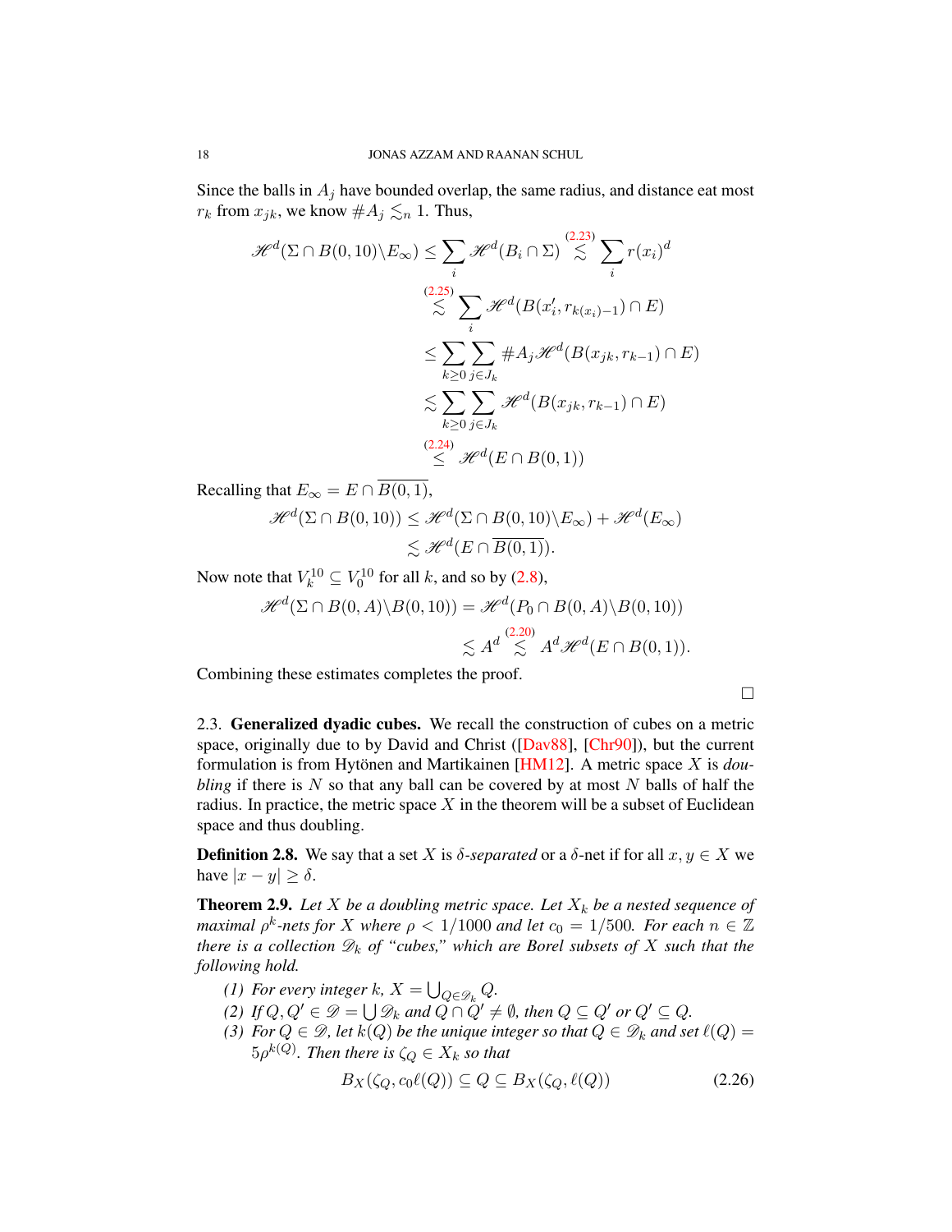Since the balls in $A_j$ have bounded overlap, the same radius, and distance eat most $r_k$ from $x_{jk}$, we know $\#A_j \lesssim_n 1$. Thus,

$$
\begin{aligned}
\mathscr{H}^d(\Sigma \cap B(0,10)\backslash E_\infty) &\leq \sum_i \mathscr{H}^d(B_i \cap \Sigma) \stackrel{(2.23)}{\lesssim} \sum_i r(x_i)^d \\
&\stackrel{(2.25)}{\lesssim} \sum_i \mathscr{H}^d(B(x_i', r_{k(x_i)-1}) \cap E) \\
&\leq \sum_{k\geq 0} \sum_{j \in J_k} \#A_j \mathscr{H}^d(B(x_{jk}, r_{k-1}) \cap E) \\
&\lesssim \sum_{k\geq 0} \sum_{j \in J_k} \mathscr{H}^d(B(x_{jk}, r_{k-1}) \cap E) \\
&\stackrel{(2.24)}{\leq} \mathscr{H}^d(E \cap B(0,1))
\end{aligned}
$$

Recalling that $E_\infty = E \cap \overline{B(0,1)}$,

$$
\begin{aligned}
\mathscr{H}^d(\Sigma \cap B(0,10)) &\leq \mathscr{H}^d(\Sigma \cap B(0,10)\backslash E_\infty) + \mathscr{H}^d(E_\infty) \\
&\lesssim \mathscr{H}^d(E \cap \overline{B(0,1)}).
\end{aligned}
$$

Now note that $V_k^{10} \subseteq V_0^{10}$ for all $k$, and so by (2.8),

$$
\begin{aligned}
\mathscr{H}^d(\Sigma \cap B(0,A)\backslash B(0,10)) &= \mathscr{H}^d(P_0 \cap B(0,A)\backslash B(0,10)) \\
&\lesssim A^d \stackrel{(2.20)}{\lesssim} A^d \mathscr{H}^d(E \cap B(0,1)).
\end{aligned}
$$

Combining these estimates completes the proof.

□

### 2.3. Generalized dyadic cubes.

We recall the construction of cubes on a metric space, originally due to by David and Christ ([Dav88], [Chr90]), but the current formulation is from Hytönen and Martikainen [HM12]. A metric space $X$ is *doubling* if there is $N$ so that any ball can be covered by at most $N$ balls of half the radius. In practice, the metric space $X$ in the theorem will be a subset of Euclidean space and thus doubling.

**Definition 2.8.** We say that a set $X$ is $\delta$*-separated* or a $\delta$-net if for all $x, y \in X$ we have $|x - y| \geq \delta$.

**Theorem 2.9.** *Let $X$ be a doubling metric space. Let $X_k$ be a nested sequence of maximal $\rho^k$-nets for $X$ where $\rho < 1/1000$ and let $c_0 = 1/500$. For each $n \in \mathbb{Z}$ there is a collection $\mathscr{D}_k$ of "cubes," which are Borel subsets of $X$ such that the following hold.*

1. *For every integer $k$, $X = \bigcup_{Q \in \mathscr{D}_k} Q$.*
2. *If $Q, Q' \in \mathscr{D} = \bigcup \mathscr{D}_k$ and $Q \cap Q' \neq \emptyset$, then $Q \subseteq Q'$ or $Q' \subseteq Q$.*
3. *For $Q \in \mathscr{D}$, let $k(Q)$ be the unique integer so that $Q \in \mathscr{D}_k$ and set $\ell(Q) = 5\rho^{k(Q)}$. Then there is $\zeta_Q \in X_k$ so that*

$$
B_X(\zeta_Q, c_0\ell(Q)) \subseteq Q \subseteq B_X(\zeta_Q, \ell(Q)) \tag{2.26}
$$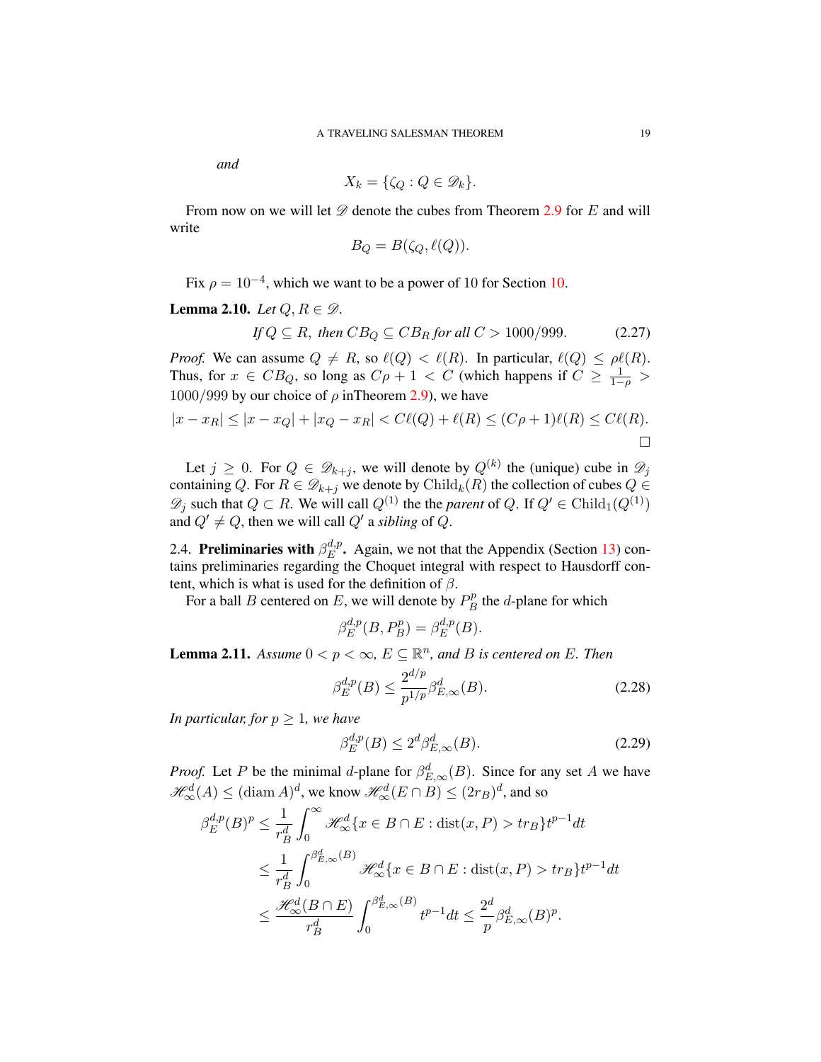*and*

$$X_k = \{\zeta_Q : Q \in \mathscr{D}_k\}.$$

From now on we will let $\mathscr{D}$ denote the cubes from Theorem 2.9 for $E$ and will write

$$B_Q = B(\zeta_Q, \ell(Q)).$$

Fix $\rho = 10^{-4}$, which we want to be a power of 10 for Section 10.

**Lemma 2.10.** *Let $Q, R \in \mathscr{D}$.*

$$\text{If } Q \subseteq R, \text{ then } CB_Q \subseteq CB_R \text{ for all } C > 1000/999. \tag{2.27}$$

*Proof.* We can assume $Q \neq R$, so $\ell(Q) < \ell(R)$. In particular, $\ell(Q) \leq \rho\ell(R)$. Thus, for $x \in CB_Q$, so long as $C\rho + 1 < C$ (which happens if $C \geq \frac{1}{1-\rho} > 1000/999$ by our choice of $\rho$ inTheorem 2.9), we have

$$|x - x_R| \leq |x - x_Q| + |x_Q - x_R| < C\ell(Q) + \ell(R) \leq (C\rho + 1)\ell(R) \leq C\ell(R).$$

□

Let $j \geq 0$. For $Q \in \mathscr{D}_{k+j}$, we will denote by $Q^{(k)}$ the (unique) cube in $\mathscr{D}_j$ containing $Q$. For $R \in \mathscr{D}_{k+j}$ we denote by $\text{Child}_k(R)$ the collection of cubes $Q \in \mathscr{D}_j$ such that $Q \subset R$. We will call $Q^{(1)}$ the the *parent* of $Q$. If $Q' \in \text{Child}_1(Q^{(1)})$ and $Q' \neq Q$, then we will call $Q'$ a *sibling* of $Q$.

2.4. **Preliminaries with $\beta_E^{d,p}$.** Again, we not that the Appendix (Section 13) contains preliminaries regarding the Choquet integral with respect to Hausdorff content, which is what is used for the definition of $\beta$.

For a ball $B$ centered on $E$, we will denote by $P_B^p$ the $d$-plane for which

$$\beta_E^{d,p}(B, P_B^p) = \beta_E^{d,p}(B).$$

**Lemma 2.11.** *Assume $0 < p < \infty$, $E \subseteq \mathbb{R}^n$, and $B$ is centered on $E$. Then*

$$\beta_E^{d,p}(B) \leq \frac{2^{d/p}}{p^{1/p}} \beta_{E,\infty}^d(B). \tag{2.28}$$

*In particular, for $p \geq 1$, we have*

$$\beta_E^{d,p}(B) \leq 2^d \beta_{E,\infty}^d(B). \tag{2.29}$$

*Proof.* Let $P$ be the minimal $d$-plane for $\beta_{E,\infty}^d(B)$. Since for any set $A$ we have $\mathscr{H}_\infty^d(A) \leq (\text{diam}\, A)^d$, we know $\mathscr{H}_\infty^d(E \cap B) \leq (2r_B)^d$, and so

$$\begin{aligned}
\beta_E^{d,p}(B)^p &\leq \frac{1}{r_B^d} \int_0^\infty \mathscr{H}_\infty^d\{x \in B \cap E : \text{dist}(x, P) > tr_B\} t^{p-1} dt \\
&\leq \frac{1}{r_B^d} \int_0^{\beta_{E,\infty}^d(B)} \mathscr{H}_\infty^d\{x \in B \cap E : \text{dist}(x, P) > tr_B\} t^{p-1} dt \\
&\leq \frac{\mathscr{H}_\infty^d(B \cap E)}{r_B^d} \int_0^{\beta_{E,\infty}^d(B)} t^{p-1} dt \leq \frac{2^d}{p} \beta_{E,\infty}^d(B)^p.
\end{aligned}$$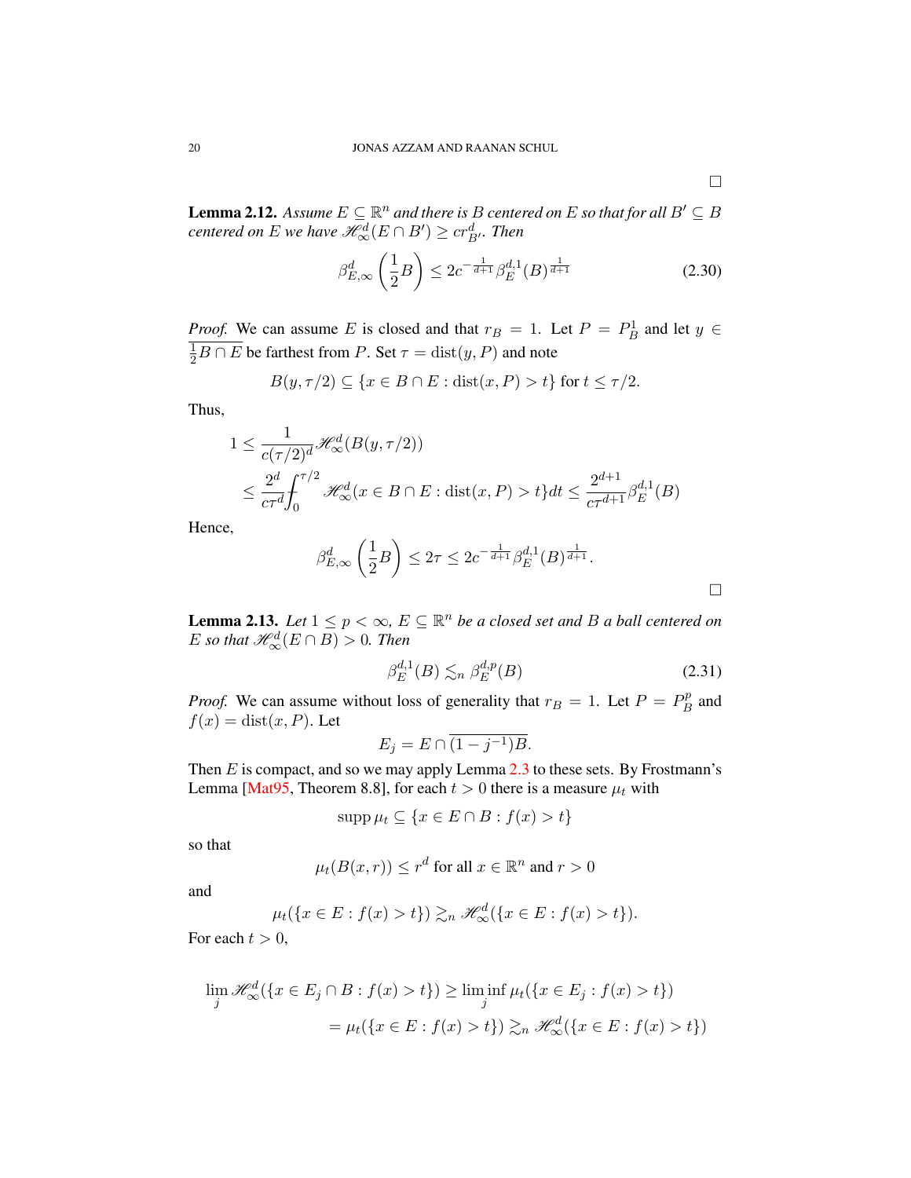□

**Lemma 2.12.** *Assume $E \subseteq \mathbb{R}^n$ and there is $B$ centered on $E$ so that for all $B' \subseteq B$ centered on $E$ we have $\mathscr{H}^d_\infty(E \cap B') \geq c r_{B'}^d$. Then*

$$\beta^d_{E,\infty}\left(\frac{1}{2}B\right) \leq 2c^{-\frac{1}{d+1}} \beta^{d,1}_E(B)^{\frac{1}{d+1}} \tag{2.30}$$

*Proof.* We can assume $E$ is closed and that $r_B = 1$. Let $P = P^1_B$ and let $y \in \frac{1}{2}B \cap E$ be farthest from $P$. Set $\tau = \operatorname{dist}(y, P)$ and note

$$B(y, \tau/2) \subseteq \{x \in B \cap E : \operatorname{dist}(x, P) > t\} \text{ for } t \leq \tau/2.$$

Thus,

$$\begin{aligned}
1 &\leq \frac{1}{c(\tau/2)^d} \mathscr{H}^d_\infty(B(y, \tau/2)) \\
&\leq \frac{2^d}{c\tau^d} \fint_0^{\tau/2} \mathscr{H}^d_\infty(x \in B \cap E : \operatorname{dist}(x, P) > t\} dt \leq \frac{2^{d+1}}{c\tau^{d+1}} \beta^{d,1}_E(B)
\end{aligned}$$

Hence,

$$\beta^d_{E,\infty}\left(\frac{1}{2}B\right) \leq 2\tau \leq 2c^{-\frac{1}{d+1}} \beta^{d,1}_E(B)^{\frac{1}{d+1}}.$$

□

**Lemma 2.13.** *Let $1 \leq p < \infty$, $E \subseteq \mathbb{R}^n$ be a closed set and $B$ a ball centered on $E$ so that $\mathscr{H}^d_\infty(E \cap B) > 0$. Then*

$$\beta^{d,1}_E(B) \lesssim_n \beta^{d,p}_E(B) \tag{2.31}$$

*Proof.* We can assume without loss of generality that $r_B = 1$. Let $P = P^p_B$ and $f(x) = \operatorname{dist}(x, P)$. Let

$$E_j = E \cap \overline{(1 - j^{-1})B}.$$

Then $E$ is compact, and so we may apply Lemma 2.3 to these sets. By Frostmann's Lemma [Mat95, Theorem 8.8], for each $t > 0$ there is a measure $\mu_t$ with

$$\operatorname{supp} \mu_t \subseteq \{x \in E \cap B : f(x) > t\}$$

so that

$$\mu_t(B(x, r)) \leq r^d \text{ for all } x \in \mathbb{R}^n \text{ and } r > 0$$

and

$$\mu_t(\{x \in E : f(x) > t\}) \gtrsim_n \mathscr{H}^d_\infty(\{x \in E : f(x) > t\}).$$

For each $t > 0$,

$$\begin{aligned}
\lim_j \mathscr{H}^d_\infty(\{x \in E_j \cap B : f(x) > t\}) &\geq \liminf_j \mu_t(\{x \in E_j : f(x) > t\}) \\
&= \mu_t(\{x \in E : f(x) > t\}) \gtrsim_n \mathscr{H}^d_\infty(\{x \in E : f(x) > t\})
\end{aligned}$$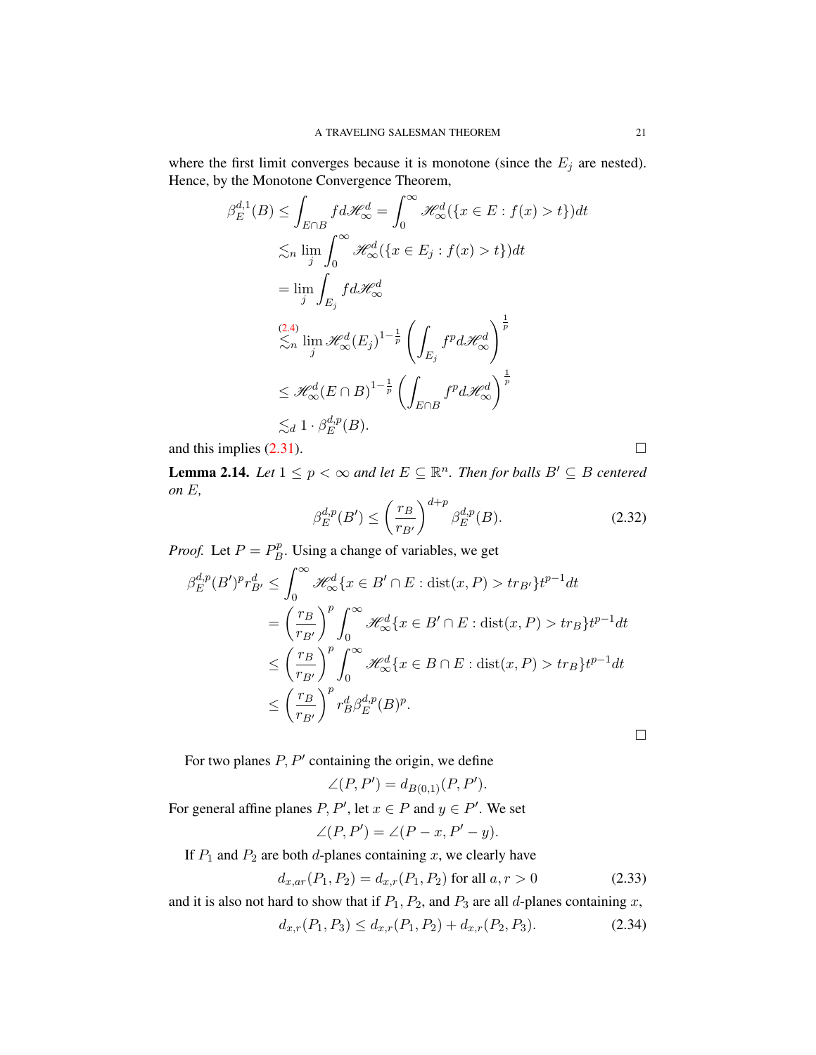where the first limit converges because it is monotone (since the $E_j$ are nested). Hence, by the Monotone Convergence Theorem,

$$
\begin{aligned}
\beta_E^{d,1}(B) &\leq \int_{E\cap B} f d\mathscr{H}^d_\infty = \int_0^\infty \mathscr{H}^d_\infty(\{x \in E : f(x) > t\})dt \\
&\lesssim_n \lim_j \int_0^\infty \mathscr{H}^d_\infty(\{x \in E_j : f(x) > t\})dt \\
&= \lim_j \int_{E_j} f d\mathscr{H}^d_\infty \\
&\overset{(2.4)}{\lesssim_n} \lim_j \mathscr{H}^d_\infty(E_j)^{1-\frac{1}{p}} \left( \int_{E_j} f^p d\mathscr{H}^d_\infty \right)^{\frac{1}{p}} \\
&\leq \mathscr{H}^d_\infty(E \cap B)^{1-\frac{1}{p}} \left( \int_{E\cap B} f^p d\mathscr{H}^d_\infty \right)^{\frac{1}{p}} \\
&\lesssim_d 1 \cdot \beta_E^{d,p}(B).
\end{aligned}
$$

and this implies (2.31). □

**Lemma 2.14.** *Let $1 \leq p < \infty$ and let $E \subseteq \mathbb{R}^n$. Then for balls $B' \subseteq B$ centered on $E$,*

$$
\beta_E^{d,p}(B') \leq \left( \frac{r_B}{r_{B'}} \right)^{d+p} \beta_E^{d,p}(B). \tag{2.32}
$$

*Proof.* Let $P = P_B^p$. Using a change of variables, we get

$$
\begin{aligned}
\beta_E^{d,p}(B')^p r_{B'}^d &\leq \int_0^\infty \mathscr{H}^d_\infty\{x \in B' \cap E : \operatorname{dist}(x, P) > t r_{B'}\} t^{p-1} dt \\
&= \left( \frac{r_B}{r_{B'}} \right)^p \int_0^\infty \mathscr{H}^d_\infty\{x \in B' \cap E : \operatorname{dist}(x, P) > t r_B\} t^{p-1} dt \\
&\leq \left( \frac{r_B}{r_{B'}} \right)^p \int_0^\infty \mathscr{H}^d_\infty\{x \in B \cap E : \operatorname{dist}(x, P) > t r_B\} t^{p-1} dt \\
&\leq \left( \frac{r_B}{r_{B'}} \right)^p r_B^d \beta_E^{d,p}(B)^p.
\end{aligned}
$$

□

For two planes $P, P'$ containing the origin, we define

$$
\angle(P, P') = d_{B(0,1)}(P, P').
$$

For general affine planes $P, P'$, let $x \in P$ and $y \in P'$. We set

$$
\angle(P, P') = \angle(P - x, P' - y).
$$

If $P_1$ and $P_2$ are both $d$-planes containing $x$, we clearly have

$$
d_{x,ar}(P_1, P_2) = d_{x,r}(P_1, P_2) \text{ for all } a, r > 0 \tag{2.33}
$$

and it is also not hard to show that if $P_1$, $P_2$, and $P_3$ are all $d$-planes containing $x$,

$$
d_{x,r}(P_1, P_3) \leq d_{x,r}(P_1, P_2) + d_{x,r}(P_2, P_3). \tag{2.34}
$$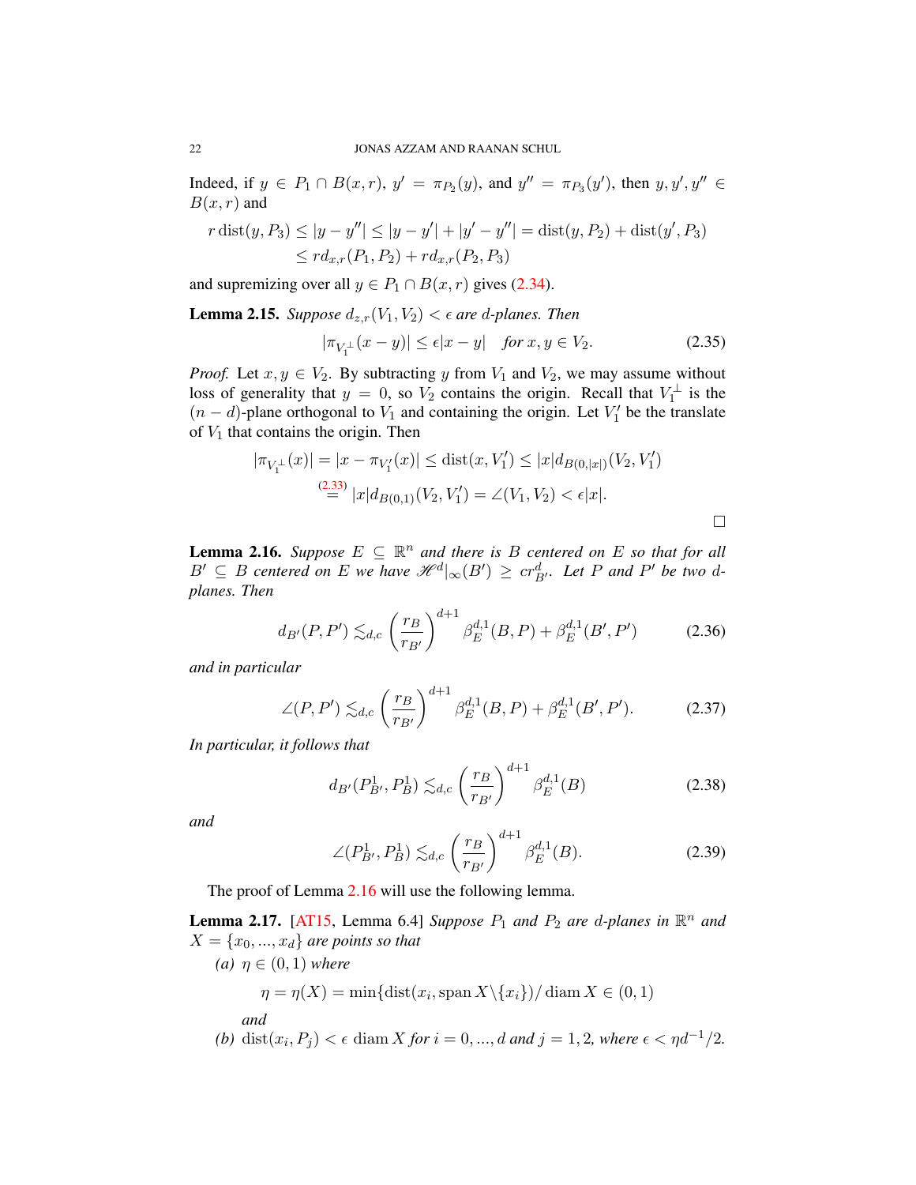Indeed, if $y \in P_1 \cap B(x,r)$, $y' = \pi_{P_2}(y)$, and $y'' = \pi_{P_3}(y')$, then $y, y', y'' \in B(x,r)$ and

$$
\begin{aligned}
r \operatorname{dist}(y, P_3) &\leq |y - y''| \leq |y - y'| + |y' - y''| = \operatorname{dist}(y, P_2) + \operatorname{dist}(y', P_3) \\
&\leq r d_{x,r}(P_1, P_2) + r d_{x,r}(P_2, P_3)
\end{aligned}
$$

and supremizing over all $y \in P_1 \cap B(x,r)$ gives (2.34).

**Lemma 2.15.** *Suppose $d_{z,r}(V_1, V_2) < \epsilon$ are $d$-planes. Then*

$$
|\pi_{V_1^\perp}(x - y)| \leq \epsilon |x - y| \quad \text{for } x, y \in V_2. \tag{2.35}
$$

*Proof.* Let $x, y \in V_2$. By subtracting $y$ from $V_1$ and $V_2$, we may assume without loss of generality that $y = 0$, so $V_2$ contains the origin. Recall that $V_1^\perp$ is the $(n-d)$-plane orthogonal to $V_1$ and containing the origin. Let $V_1'$ be the translate of $V_1$ that contains the origin. Then

$$
\begin{aligned}
|\pi_{V_1^\perp}(x)| &= |x - \pi_{V_1'}(x)| \leq \operatorname{dist}(x, V_1') \leq |x| d_{B(0,|x|)}(V_2, V_1') \\
&\overset{(2.33)}{=} |x| d_{B(0,1)}(V_2, V_1') = \angle(V_1, V_2) < \epsilon |x|.
\end{aligned}
$$

□

**Lemma 2.16.** *Suppose $E \subseteq \mathbb{R}^n$ and there is $B$ centered on $E$ so that for all $B' \subseteq B$ centered on $E$ we have $\mathscr{H}^d|_\infty(B') \geq c r_{B'}^d$. Let $P$ and $P'$ be two $d$-planes. Then*

$$
d_{B'}(P, P') \lesssim_{d,c} \left(\frac{r_B}{r_{B'}}\right)^{d+1} \beta_E^{d,1}(B, P) + \beta_E^{d,1}(B', P') \tag{2.36}
$$

*and in particular*

$$
\angle(P, P') \lesssim_{d,c} \left(\frac{r_B}{r_{B'}}\right)^{d+1} \beta_E^{d,1}(B, P) + \beta_E^{d,1}(B', P'). \tag{2.37}
$$

*In particular, it follows that*

$$
d_{B'}(P_{B'}^1, P_B^1) \lesssim_{d,c} \left(\frac{r_B}{r_{B'}}\right)^{d+1} \beta_E^{d,1}(B) \tag{2.38}
$$

*and*

$$
\angle(P_{B'}^1, P_B^1) \lesssim_{d,c} \left(\frac{r_B}{r_{B'}}\right)^{d+1} \beta_E^{d,1}(B). \tag{2.39}
$$

The proof of Lemma 2.16 will use the following lemma.

**Lemma 2.17.** [AT15, Lemma 6.4] *Suppose $P_1$ and $P_2$ are $d$-planes in $\mathbb{R}^n$ and $X = \{x_0, ..., x_d\}$ are points so that*

*(a) $\eta \in (0,1)$ where*

$$
\eta = \eta(X) = \min\{\operatorname{dist}(x_i, \operatorname{span} X \backslash \{x_i\}) / \operatorname{diam} X \in (0,1)
$$

*and*

*(b) $\operatorname{dist}(x_i, P_j) < \epsilon \operatorname{diam} X$ for $i = 0, ..., d$ and $j = 1, 2$, where $\epsilon < \eta d^{-1}/2$.*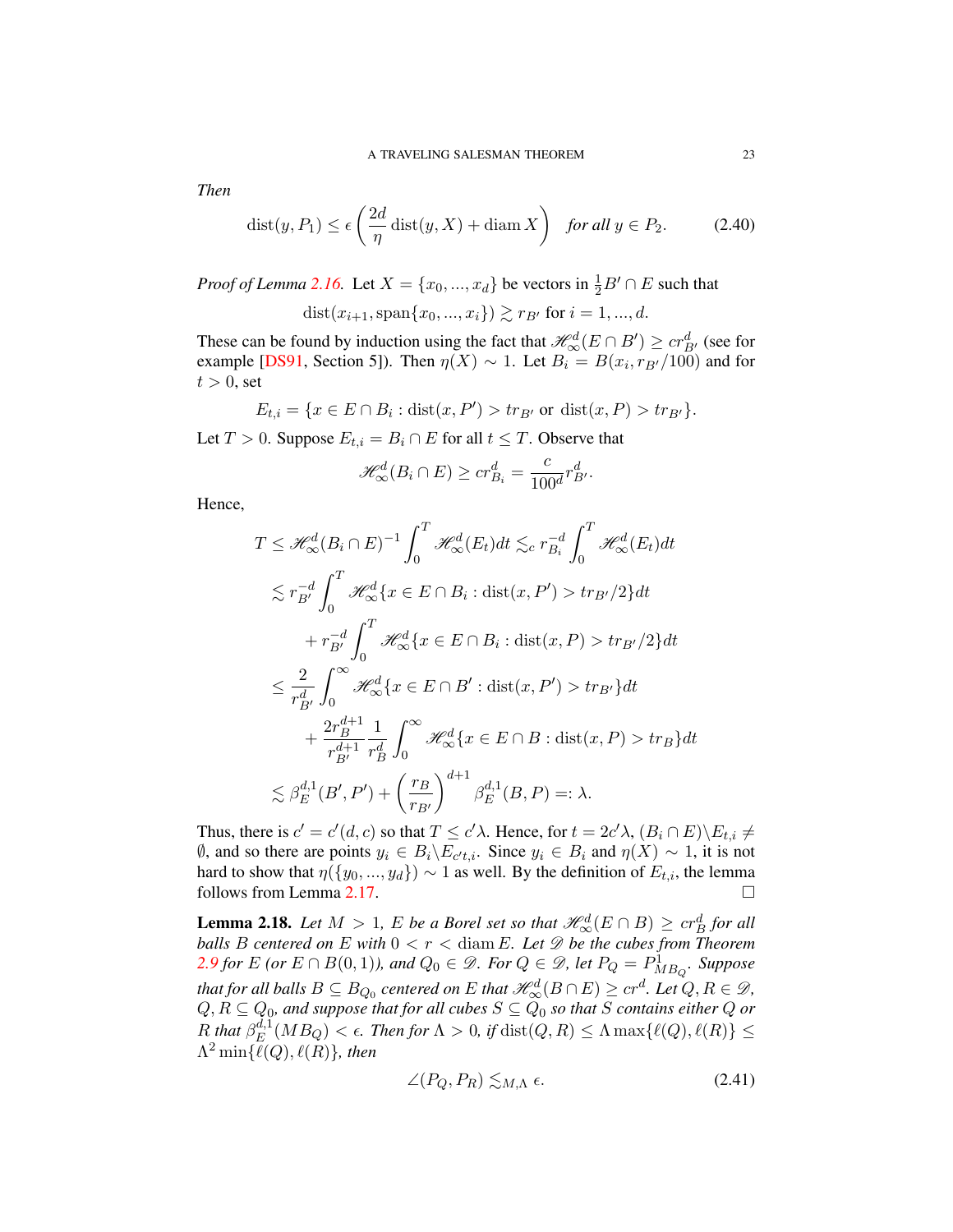*Then*

$$\operatorname{dist}(y, P_1) \leq \epsilon \left( \frac{2d}{\eta} \operatorname{dist}(y, X) + \operatorname{diam} X \right) \quad \text{for all } y \in P_2. \tag{2.40}$$

*Proof of Lemma 2.16.* Let $X = \{x_0, ..., x_d\}$ be vectors in $\frac{1}{2}B' \cap E$ such that

$$\operatorname{dist}(x_{i+1}, \operatorname{span}\{x_0, ..., x_i\}) \gtrsim r_{B'} \text{ for } i = 1, ..., d.$$

These can be found by induction using the fact that $\mathscr{H}^d_\infty(E \cap B') \geq c r^d_{B'}$ (see for example [DS91, Section 5]). Then $\eta(X) \sim 1$. Let $B_i = B(x_i, r_{B'}/100)$ and for $t > 0$, set

$$E_{t,i} = \{x \in E \cap B_i : \operatorname{dist}(x, P') > t r_{B'} \text{ or } \operatorname{dist}(x, P) > t r_{B'}\}.$$

Let $T > 0$. Suppose $E_{t,i} = B_i \cap E$ for all $t \leq T$. Observe that

$$\mathscr{H}^d_\infty(B_i \cap E) \geq c r^d_{B_i} = \frac{c}{100^d} r^d_{B'}.$$

Hence,

$$\begin{aligned}
T &\leq \mathscr{H}^d_\infty(B_i \cap E)^{-1} \int_0^T \mathscr{H}^d_\infty(E_t) dt \lesssim_c r^{-d}_{B_i} \int_0^T \mathscr{H}^d_\infty(E_t) dt \\
&\lesssim r^{-d}_{B'} \int_0^T \mathscr{H}^d_\infty\{x \in E \cap B_i : \operatorname{dist}(x, P') > t r_{B'}/2\} dt \\
&\quad + r^{-d}_{B'} \int_0^T \mathscr{H}^d_\infty\{x \in E \cap B_i : \operatorname{dist}(x, P) > t r_{B'}/2\} dt \\
&\leq \frac{2}{r^d_{B'}} \int_0^\infty \mathscr{H}^d_\infty\{x \in E \cap B' : \operatorname{dist}(x, P') > t r_{B'}\} dt \\
&\quad + \frac{2 r^{d+1}_B}{r^{d+1}_{B'}} \frac{1}{r^d_B} \int_0^\infty \mathscr{H}^d_\infty\{x \in E \cap B : \operatorname{dist}(x, P) > t r_B\} dt \\
&\lesssim \beta^{d,1}_E(B', P') + \left( \frac{r_B}{r_{B'}} \right)^{d+1} \beta^{d,1}_E(B, P) =: \lambda.
\end{aligned}$$

Thus, there is $c' = c'(d, c)$ so that $T \leq c' \lambda$. Hence, for $t = 2c'\lambda$, $(B_i \cap E) \backslash E_{t,i} \neq \emptyset$, and so there are points $y_i \in B_i \backslash E_{c't,i}$. Since $y_i \in B_i$ and $\eta(X) \sim 1$, it is not hard to show that $\eta(\{y_0, ..., y_d\}) \sim 1$ as well. By the definition of $E_{t,i}$, the lemma follows from Lemma 2.17. $\square$

**Lemma 2.18.** *Let $M > 1$, $E$ be a Borel set so that $\mathscr{H}^d_\infty(E \cap B) \geq c r^d_B$ for all balls $B$ centered on $E$ with $0 < r < \operatorname{diam} E$. Let $\mathscr{D}$ be the cubes from Theorem 2.9 for $E$ (or $E \cap B(0,1)$), and $Q_0 \in \mathscr{D}$. For $Q \in \mathscr{D}$, let $P_Q = P^1_{MB_Q}$. Suppose that for all balls $B \subseteq B_{Q_0}$ centered on $E$ that $\mathscr{H}^d_\infty(B \cap E) \geq c r^d$. Let $Q, R \in \mathscr{D}$, $Q, R \subseteq Q_0$, and suppose that for all cubes $S \subseteq Q_0$ so that $S$ contains either $Q$ or $R$ that $\beta^{d,1}_E(MB_Q) < \epsilon$. Then for $\Lambda > 0$, if $\operatorname{dist}(Q, R) \leq \Lambda \max\{\ell(Q), \ell(R)\} \leq \Lambda^2 \min\{\ell(Q), \ell(R)\}$, then*

$$\angle(P_Q, P_R) \lesssim_{M,\Lambda} \epsilon. \tag{2.41}$$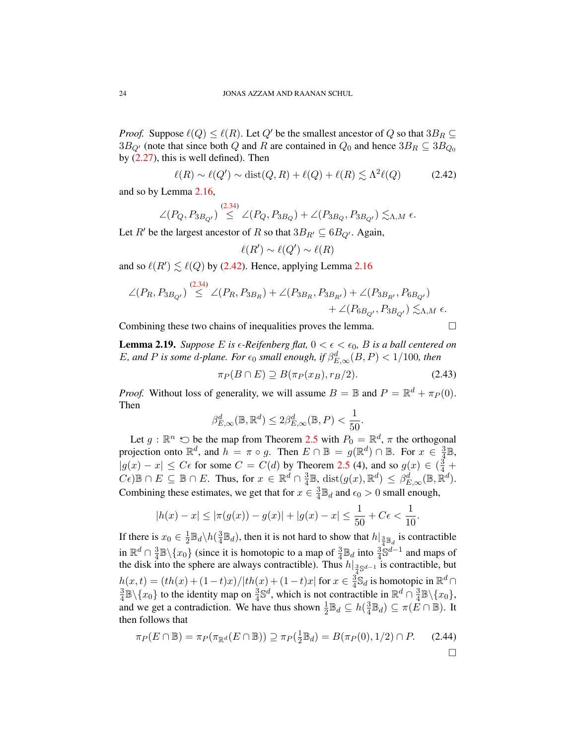*Proof.* Suppose $\ell(Q) \leq \ell(R)$. Let $Q'$ be the smallest ancestor of $Q$ so that $3B_R \subseteq 3B_{Q'}$ (note that since both $Q$ and $R$ are contained in $Q_0$ and hence $3B_R \subseteq 3B_{Q_0}$ by (2.27), this is well defined). Then

$$\ell(R) \sim \ell(Q') \sim \operatorname{dist}(Q, R) + \ell(Q) + \ell(R) \lesssim \Lambda^2 \ell(Q) \tag{2.42}$$

and so by Lemma 2.16,

$$\angle(P_Q, P_{3B_{Q'}}) \overset{(2.34)}{\leq} \angle(P_Q, P_{3B_Q}) + \angle(P_{3B_Q}, P_{3B_{Q'}}) \lesssim_{\Lambda,M} \epsilon.$$

Let $R'$ be the largest ancestor of $R$ so that $3B_{R'} \subseteq 6B_{Q'}$. Again,

$$\ell(R') \sim \ell(Q') \sim \ell(R)$$

and so $\ell(R') \lesssim \ell(Q)$ by (2.42). Hence, applying Lemma 2.16

$$\angle(P_R, P_{3B_{Q'}}) \overset{(2.34)}{\leq} \angle(P_R, P_{3B_R}) + \angle(P_{3B_R}, P_{3B_{R'}}) + \angle(P_{3B_{R'}}, P_{6B_{Q'}}) + \angle(P_{6B_{Q'}}, P_{3B_{Q'}}) \lesssim_{\Lambda,M} \epsilon.$$

Combining these two chains of inequalities proves the lemma. $\square$

**Lemma 2.19.** *Suppose $E$ is $\epsilon$-Reifenberg flat, $0 < \epsilon < \epsilon_0$, $B$ is a ball centered on $E$, and $P$ is some $d$-plane. For $\epsilon_0$ small enough, if $\beta^d_{E,\infty}(B, P) < 1/100$, then*

$$\pi_P(B \cap E) \supseteq B(\pi_P(x_B), r_B/2). \tag{2.43}$$

*Proof.* Without loss of generality, we will assume $B = \mathbb{B}$ and $P = \mathbb{R}^d + \pi_P(0)$. Then

$$\beta^d_{E,\infty}(\mathbb{B}, \mathbb{R}^d) \leq 2\beta^d_{E,\infty}(\mathbb{B}, P) < \frac{1}{50}.$$

Let $g : \mathbb{R}^n \circlearrowleft$ be the map from Theorem 2.5 with $P_0 = \mathbb{R}^d$, $\pi$ the orthogonal projection onto $\mathbb{R}^d$, and $h = \pi \circ g$. Then $E \cap \mathbb{B} = g(\mathbb{R}^d) \cap \mathbb{B}$. For $x \in \frac{3}{4}\mathbb{B}$, $|g(x) - x| \leq C\epsilon$ for some $C = C(d)$ by Theorem 2.5 (4), and so $g(x) \in (\frac{3}{4} + C\epsilon)\mathbb{B} \cap E \subseteq \mathbb{B} \cap E$. Thus, for $x \in \mathbb{R}^d \cap \frac{3}{4}\mathbb{B}$, $\operatorname{dist}(g(x), \mathbb{R}^d) \leq \beta^d_{E,\infty}(\mathbb{B}, \mathbb{R}^d)$. Combining these estimates, we get that for $x \in \frac{3}{4}\mathbb{B}_d$ and $\epsilon_0 > 0$ small enough,

$$|h(x) - x| \leq |\pi(g(x)) - g(x)| + |g(x) - x| \leq \frac{1}{50} + C\epsilon < \frac{1}{10}.$$

If there is $x_0 \in \frac{1}{2}\mathbb{B}_d \backslash h(\frac{3}{4}\mathbb{B}_d)$, then it is not hard to show that $h|_{\frac{3}{4}\mathbb{B}_d}$ is contractible in $\mathbb{R}^d \cap \frac{3}{4}\mathbb{B} \backslash \{x_0\}$ (since it is homotopic to a map of $\frac{3}{4}\mathbb{B}_d$ into $\frac{3}{4}\mathbb{S}^{d-1}$ and maps of the disk into the sphere are always contractible). Thus $h|_{\frac{3}{4}\mathbb{S}^{d-1}}$ is contractible, but $h(x,t) = (th(x) + (1-t)x)/|th(x) + (1-t)x|$ for $x \in \frac{3}{4}\mathbb{S}_d$ is homotopic in $\mathbb{R}^d \cap \frac{3}{4}\mathbb{B} \backslash \{x_0\}$ to the identity map on $\frac{3}{4}\mathbb{S}^d$, which is not contractible in $\mathbb{R}^d \cap \frac{3}{4}\mathbb{B} \backslash \{x_0\}$, and we get a contradiction. We have thus shown $\frac{1}{2}\mathbb{B}_d \subseteq h(\frac{3}{4}\mathbb{B}_d) \subseteq \pi(E \cap \mathbb{B})$. It then follows that

$$\pi_P(E \cap \mathbb{B}) = \pi_P(\pi_{\mathbb{R}^d}(E \cap \mathbb{B})) \supseteq \pi_P(\tfrac{1}{2}\mathbb{B}_d) = B(\pi_P(0), 1/2) \cap P. \tag{2.44}$$

$\square$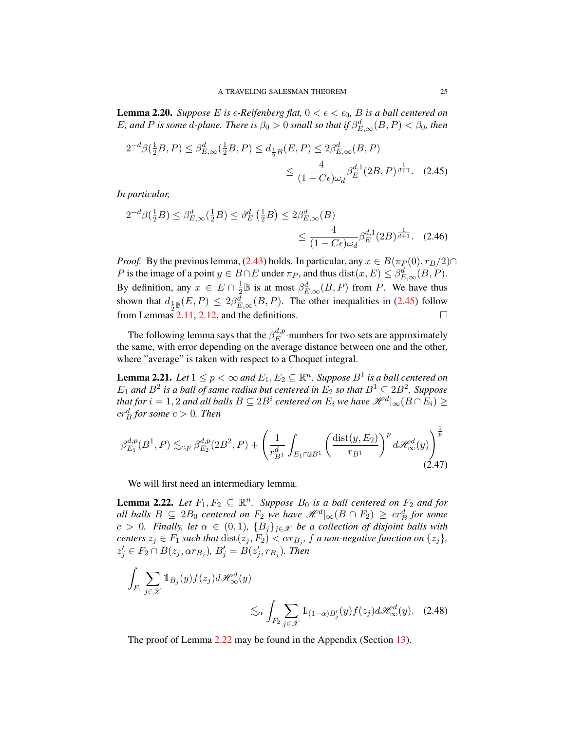**Lemma 2.20.** *Suppose $E$ is $\epsilon$-Reifenberg flat, $0<\epsilon<\epsilon_0$, $B$ is a ball centered on $E$, and $P$ is some $d$-plane. There is $\beta_0>0$ small so that if $\beta_{E,\infty}^d(B,P)<\beta_0$, then*

$$2^{-d}\beta(\tfrac{1}{2}B,P)\leq \beta_{E,\infty}^d(\tfrac{1}{2}B,P)\leq d_{\frac{1}{2}B}(E,P)\leq 2\beta_{E,\infty}^d(B,P) \leq \frac{4}{(1-C\epsilon)\omega_d}\beta_E^{d,1}(2B,P)^{\frac{1}{d+1}}. \tag{2.45}$$

*In particular,*

$$2^{-d}\beta(\tfrac{1}{2}B)\leq \beta_{E,\infty}^d(\tfrac{1}{2}B)\leq \vartheta_E^d\left(\tfrac{1}{2}B\right)\leq 2\beta_{E,\infty}^d(B) \leq \frac{4}{(1-C\epsilon)\omega_d}\beta_E^{d,1}(2B)^{\frac{1}{d+1}}. \tag{2.46}$$

*Proof.* By the previous lemma, (2.43) holds. In particular, any $x\in B(\pi_P(0),r_B/2)\cap P$ is the image of a point $y\in B\cap E$ under $\pi_P$, and thus $\operatorname{dist}(x,E)\leq \beta_{E,\infty}^d(B,P)$. By definition, any $x\in E\cap\frac{1}{2}\mathbb{B}$ is at most $\beta_{E,\infty}^d(B,P)$ from $P$. We have thus shown that $d_{\frac{1}{2}\mathbb{B}}(E,P)\leq 2\beta_{E,\infty}^d(B,P)$. The other inequalities in (2.45) follow from Lemmas 2.11, 2.12, and the definitions. $\square$

The following lemma says that the $\beta_E^{d,p}$-numbers for two sets are approximately the same, with error depending on the average distance between one and the other, where "average" is taken with respect to a Choquet integral.

**Lemma 2.21.** *Let $1\leq p<\infty$ and $E_1,E_2\subseteq\mathbb{R}^n$. Suppose $B^1$ is a ball centered on $E_1$ and $B^2$ is a ball of same radius but centered in $E_2$ so that $B^1\subseteq 2B^2$. Suppose that for $i=1,2$ and all balls $B\subseteq 2B^i$ centered on $E_i$ we have $\mathscr{H}^d|_\infty(B\cap E_i)\geq cr_B^d$ for some $c>0$. Then*

$$\beta_{E_1}^{d,p}(B^1,P)\lesssim_{c,p}\beta_{E_2}^{d,p}(2B^2,P)+\left(\frac{1}{r_{B^1}^d}\int_{E_1\cap 2B^1}\left(\frac{\operatorname{dist}(y,E_2)}{r_{B^1}}\right)^p d\mathscr{H}_\infty^d(y)\right)^{\frac{1}{p}} \tag{2.47}$$

We will first need an intermediary lemma.

**Lemma 2.22.** *Let $F_1,F_2\subseteq\mathbb{R}^n$. Suppose $B_0$ is a ball centered on $F_2$ and for all balls $B\subseteq 2B_0$ centered on $F_2$ we have $\mathscr{H}^d|_\infty(B\cap F_2)\geq cr_B^d$ for some $c>0$. Finally, let $\alpha\in(0,1)$, $\{B_j\}_{j\in\mathscr{X}}$ be a collection of disjoint balls with centers $z_j\in F_1$ such that $\operatorname{dist}(z_j,F_2)<\alpha r_{B_j}$, $f$ a non-negative function on $\{z_j\}$, $z_j'\in F_2\cap B(z_j,\alpha r_{B_j})$, $B_j'=B(z_j',r_{B_j})$. Then*

$$\int_{F_1}\sum_{j\in\mathscr{X}}\mathbb{1}_{B_j}(y)f(z_j)d\mathscr{H}_\infty^d(y) \lesssim_\alpha \int_{F_2}\sum_{j\in\mathscr{X}}\mathbb{1}_{(1-\alpha)B_j'}(y)f(z_j)d\mathscr{H}_\infty^d(y). \tag{2.48}$$

The proof of Lemma 2.22 may be found in the Appendix (Section 13).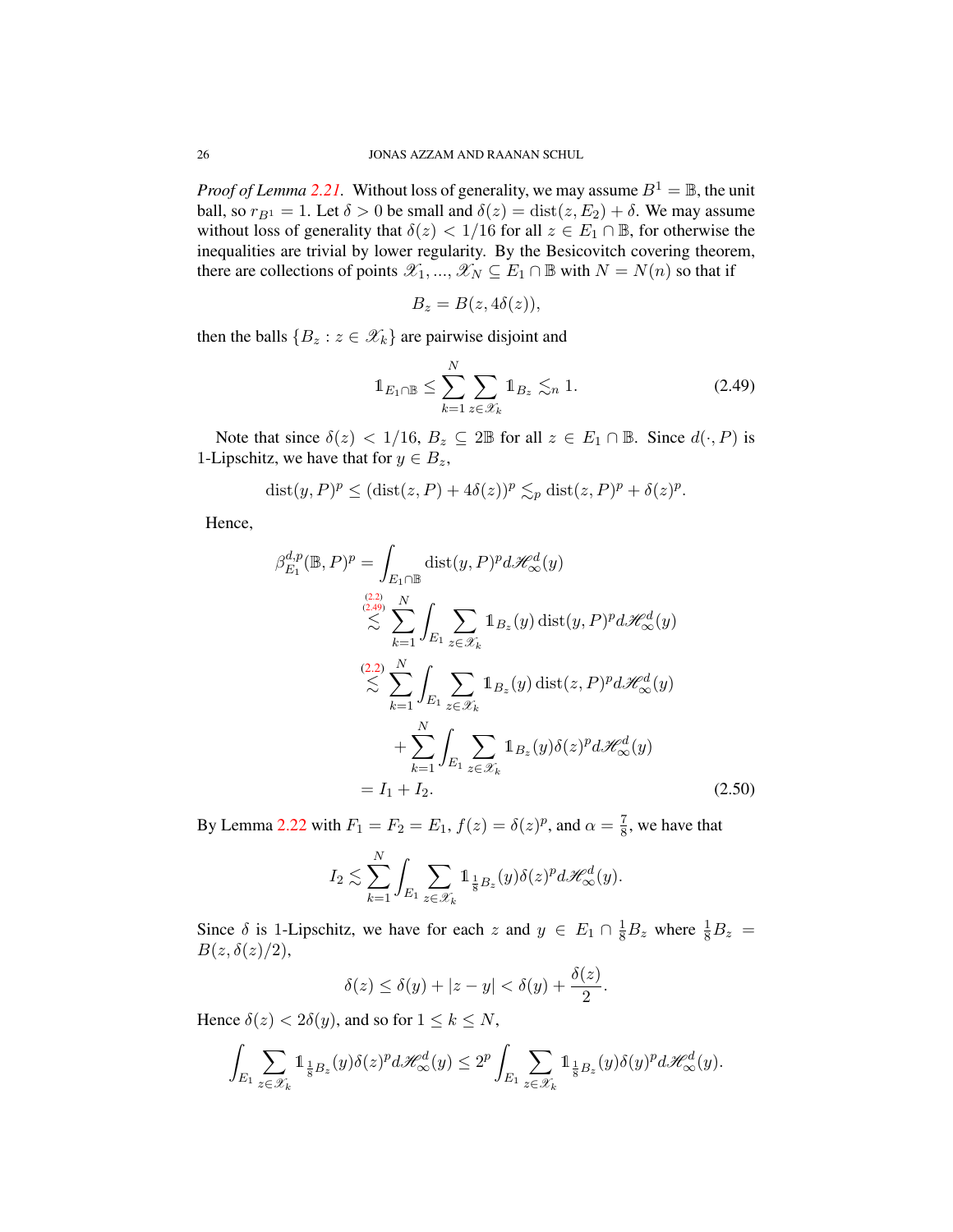*Proof of Lemma 2.21.* Without loss of generality, we may assume $B^1 = \mathbb{B}$, the unit ball, so $r_{B^1} = 1$. Let $\delta > 0$ be small and $\delta(z) = \operatorname{dist}(z, E_2) + \delta$. We may assume without loss of generality that $\delta(z) < 1/16$ for all $z \in E_1 \cap \mathbb{B}$, for otherwise the inequalities are trivial by lower regularity. By the Besicovitch covering theorem, there are collections of points $\mathscr{X}_1, ..., \mathscr{X}_N \subseteq E_1 \cap \mathbb{B}$ with $N = N(n)$ so that if

$$B_z = B(z, 4\delta(z)),$$

then the balls $\{B_z : z \in \mathscr{X}_k\}$ are pairwise disjoint and

$$\mathbb{1}_{E_1 \cap \mathbb{B}} \leq \sum_{k=1}^{N} \sum_{z \in \mathscr{X}_k} \mathbb{1}_{B_z} \lesssim_n 1. \tag{2.49}$$

Note that since $\delta(z) < 1/16$, $B_z \subseteq 2\mathbb{B}$ for all $z \in E_1 \cap \mathbb{B}$. Since $d(\cdot, P)$ is 1-Lipschitz, we have that for $y \in B_z$,

$$\operatorname{dist}(y, P)^p \leq (\operatorname{dist}(z, P) + 4\delta(z))^p \lesssim_p \operatorname{dist}(z, P)^p + \delta(z)^p.$$

Hence,

$$\begin{aligned}
\beta_{E_1}^{d,p}(\mathbb{B}, P)^p &= \int_{E_1 \cap \mathbb{B}} \operatorname{dist}(y, P)^p d\mathscr{H}_\infty^d(y) \\
&\overset{(2.2)}{\underset{(2.49)}{\lesssim}} \sum_{k=1}^{N} \int_{E_1} \sum_{z \in \mathscr{X}_k} \mathbb{1}_{B_z}(y) \operatorname{dist}(y, P)^p d\mathscr{H}_\infty^d(y) \\
&\overset{(2.2)}{\lesssim} \sum_{k=1}^{N} \int_{E_1} \sum_{z \in \mathscr{X}_k} \mathbb{1}_{B_z}(y) \operatorname{dist}(z, P)^p d\mathscr{H}_\infty^d(y) \\
&\qquad + \sum_{k=1}^{N} \int_{E_1} \sum_{z \in \mathscr{X}_k} \mathbb{1}_{B_z}(y) \delta(z)^p d\mathscr{H}_\infty^d(y) \\
&= I_1 + I_2.
\end{aligned} \tag{2.50}$$

By Lemma 2.22 with $F_1 = F_2 = E_1$, $f(z) = \delta(z)^p$, and $\alpha = \frac{7}{8}$, we have that

$$I_2 \lesssim \sum_{k=1}^{N} \int_{E_1} \sum_{z \in \mathscr{X}_k} \mathbb{1}_{\frac{1}{8}B_z}(y) \delta(z)^p d\mathscr{H}_\infty^d(y).$$

Since $\delta$ is 1-Lipschitz, we have for each $z$ and $y \in E_1 \cap \frac{1}{8}B_z$ where $\frac{1}{8}B_z = B(z, \delta(z)/2)$,

$$\delta(z) \leq \delta(y) + |z - y| < \delta(y) + \frac{\delta(z)}{2}.$$

Hence $\delta(z) < 2\delta(y)$, and so for $1 \leq k \leq N$,

$$\int_{E_1} \sum_{z \in \mathscr{X}_k} \mathbb{1}_{\frac{1}{8}B_z}(y) \delta(z)^p d\mathscr{H}_\infty^d(y) \leq 2^p \int_{E_1} \sum_{z \in \mathscr{X}_k} \mathbb{1}_{\frac{1}{8}B_z}(y) \delta(y)^p d\mathscr{H}_\infty^d(y).$$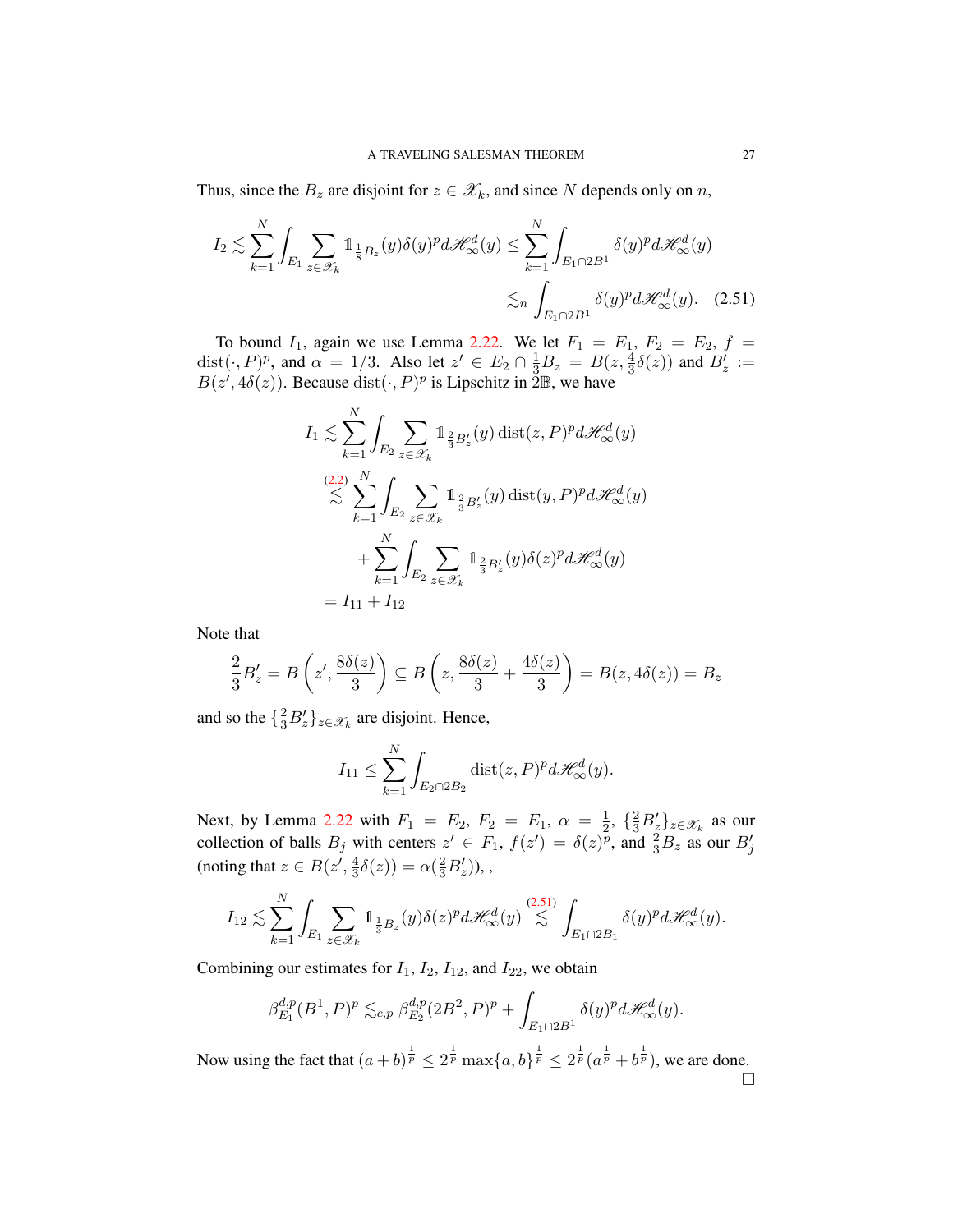Thus, since the $B_z$ are disjoint for $z \in \mathscr{X}_k$, and since $N$ depends only on $n$,

$$I_2 \lesssim \sum_{k=1}^{N} \int_{E_1} \sum_{z \in \mathscr{X}_k} \mathbb{1}_{\frac{1}{8}B_z}(y)\delta(y)^p d\mathscr{H}^d_\infty(y) \leq \sum_{k=1}^{N} \int_{E_1 \cap 2B^1} \delta(y)^p d\mathscr{H}^d_\infty(y)$$
$$\lesssim_n \int_{E_1 \cap 2B^1} \delta(y)^p d\mathscr{H}^d_\infty(y). \quad (2.51)$$

To bound $I_1$, again we use Lemma 2.22. We let $F_1 = E_1$, $F_2 = E_2$, $f = \operatorname{dist}(\cdot, P)^p$, and $\alpha = 1/3$. Also let $z' \in E_2 \cap \frac{1}{3}B_z = B(z, \frac{4}{3}\delta(z))$ and $B'_z := B(z', 4\delta(z))$. Because $\operatorname{dist}(\cdot, P)^p$ is Lipschitz in $2\mathbb{B}$, we have

$$\begin{aligned}
I_1 &\lesssim \sum_{k=1}^{N} \int_{E_2} \sum_{z \in \mathscr{X}_k} \mathbb{1}_{\frac{2}{3}B'_z}(y) \operatorname{dist}(z, P)^p d\mathscr{H}^d_\infty(y) \\
&\overset{(2.2)}{\lesssim} \sum_{k=1}^{N} \int_{E_2} \sum_{z \in \mathscr{X}_k} \mathbb{1}_{\frac{2}{3}B'_z}(y) \operatorname{dist}(y, P)^p d\mathscr{H}^d_\infty(y) \\
&\quad + \sum_{k=1}^{N} \int_{E_2} \sum_{z \in \mathscr{X}_k} \mathbb{1}_{\frac{2}{3}B'_z}(y) \delta(z)^p d\mathscr{H}^d_\infty(y) \\
&= I_{11} + I_{12}
\end{aligned}$$

Note that

$$\frac{2}{3}B'_z = B\left(z', \frac{8\delta(z)}{3}\right) \subseteq B\left(z, \frac{8\delta(z)}{3} + \frac{4\delta(z)}{3}\right) = B(z, 4\delta(z)) = B_z$$

and so the $\{\frac{2}{3}B'_z\}_{z \in \mathscr{X}_k}$ are disjoint. Hence,

$$I_{11} \leq \sum_{k=1}^{N} \int_{E_2 \cap 2B_2} \operatorname{dist}(z, P)^p d\mathscr{H}^d_\infty(y).$$

Next, by Lemma 2.22 with $F_1 = E_2$, $F_2 = E_1$, $\alpha = \frac{1}{2}$, $\{\frac{2}{3}B'_z\}_{z \in \mathscr{X}_k}$ as our collection of balls $B_j$ with centers $z' \in F_1$, $f(z') = \delta(z)^p$, and $\frac{2}{3}B_z$ as our $B'_j$ (noting that $z \in B(z', \frac{4}{3}\delta(z)) = \alpha(\frac{2}{3}B'_z)$), ,

$$I_{12} \lesssim \sum_{k=1}^{N} \int_{E_1} \sum_{z \in \mathscr{X}_k} \mathbb{1}_{\frac{1}{3}B_z}(y) \delta(z)^p d\mathscr{H}^d_\infty(y) \overset{(2.51)}{\lesssim} \int_{E_1 \cap 2B_1} \delta(y)^p d\mathscr{H}^d_\infty(y).$$

Combining our estimates for $I_1$, $I_2$, $I_{12}$, and $I_{22}$, we obtain

$$\beta^{d,p}_{E_1}(B^1, P)^p \lesssim_{c,p} \beta^{d,p}_{E_2}(2B^2, P)^p + \int_{E_1 \cap 2B^1} \delta(y)^p d\mathscr{H}^d_\infty(y).$$

Now using the fact that $(a+b)^{\frac{1}{p}} \leq 2^{\frac{1}{p}} \max\{a, b\}^{\frac{1}{p}} \leq 2^{\frac{1}{p}}(a^{\frac{1}{p}} + b^{\frac{1}{p}})$, we are done. $\square$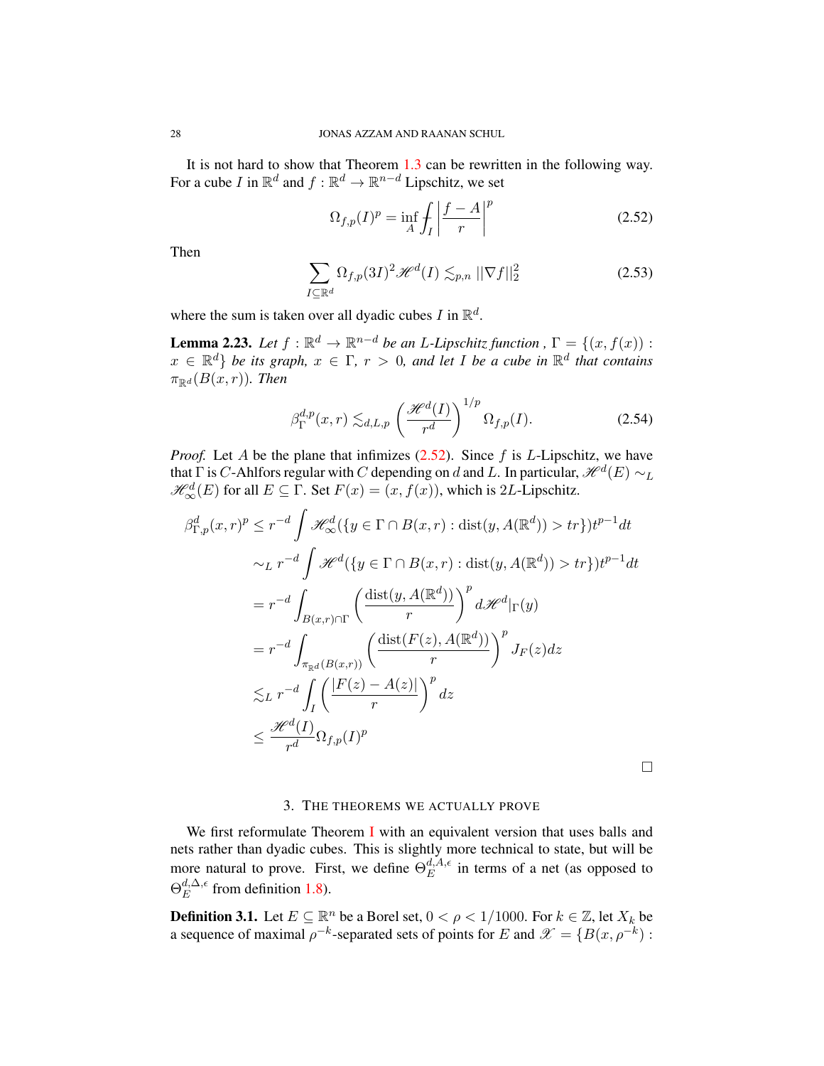It is not hard to show that Theorem 1.3 can be rewritten in the following way. For a cube $I$ in $\mathbb{R}^d$ and $f : \mathbb{R}^d \to \mathbb{R}^{n-d}$ Lipschitz, we set

$$\Omega_{f,p}(I)^p = \inf_A \fint_I \left| \frac{f - A}{r} \right|^p \tag{2.52}$$

Then

$$\sum_{I \subseteq \mathbb{R}^d} \Omega_{f,p}(3I)^2 \mathscr{H}^d(I) \lesssim_{p,n} ||\nabla f||_2^2 \tag{2.53}$$

where the sum is taken over all dyadic cubes $I$ in $\mathbb{R}^d$.

**Lemma 2.23.** *Let $f : \mathbb{R}^d \to \mathbb{R}^{n-d}$ be an $L$-Lipschitz function , $\Gamma = \{(x, f(x)) : x \in \mathbb{R}^d\}$ be its graph, $x \in \Gamma$, $r > 0$, and let $I$ be a cube in $\mathbb{R}^d$ that contains $\pi_{\mathbb{R}^d}(B(x, r))$. Then*

$$\beta_\Gamma^{d,p}(x, r) \lesssim_{d,L,p} \left( \frac{\mathscr{H}^d(I)}{r^d} \right)^{1/p} \Omega_{f,p}(I). \tag{2.54}$$

*Proof.* Let $A$ be the plane that infimizes (2.52). Since $f$ is $L$-Lipschitz, we have that $\Gamma$ is $C$-Ahlfors regular with $C$ depending on $d$ and $L$. In particular, $\mathscr{H}^d(E) \sim_L \mathscr{H}^d_\infty(E)$ for all $E \subseteq \Gamma$. Set $F(x) = (x, f(x))$, which is $2L$-Lipschitz.

$$\begin{aligned}
\beta^d_{\Gamma,p}(x, r)^p &\leq r^{-d} \int \mathscr{H}^d_\infty(\{y \in \Gamma \cap B(x, r) : \operatorname{dist}(y, A(\mathbb{R}^d)) > tr\}) t^{p-1} dt \\
&\sim_L r^{-d} \int \mathscr{H}^d(\{y \in \Gamma \cap B(x, r) : \operatorname{dist}(y, A(\mathbb{R}^d)) > tr\}) t^{p-1} dt \\
&= r^{-d} \int_{B(x,r) \cap \Gamma} \left( \frac{\operatorname{dist}(y, A(\mathbb{R}^d))}{r} \right)^p d\mathscr{H}^d|_\Gamma(y) \\
&= r^{-d} \int_{\pi_{\mathbb{R}^d}(B(x,r))} \left( \frac{\operatorname{dist}(F(z), A(\mathbb{R}^d))}{r} \right)^p J_F(z) dz \\
&\lesssim_L r^{-d} \int_I \left( \frac{|F(z) - A(z)|}{r} \right)^p dz \\
&\leq \frac{\mathscr{H}^d(I)}{r^d} \Omega_{f,p}(I)^p
\end{aligned}$$

$\square$

## 3. The theorems we actually prove

We first reformulate Theorem I with an equivalent version that uses balls and nets rather than dyadic cubes. This is slightly more technical to state, but will be more natural to prove. First, we define $\Theta_E^{d,A,\epsilon}$ in terms of a net (as opposed to $\Theta_E^{d,\Delta,\epsilon}$ from definition 1.8).

**Definition 3.1.** Let $E \subseteq \mathbb{R}^n$ be a Borel set, $0 < \rho < 1/1000$. For $k \in \mathbb{Z}$, let $X_k$ be a sequence of maximal $\rho^{-k}$-separated sets of points for $E$ and $\mathscr{X} = \{B(x, \rho^{-k}) :$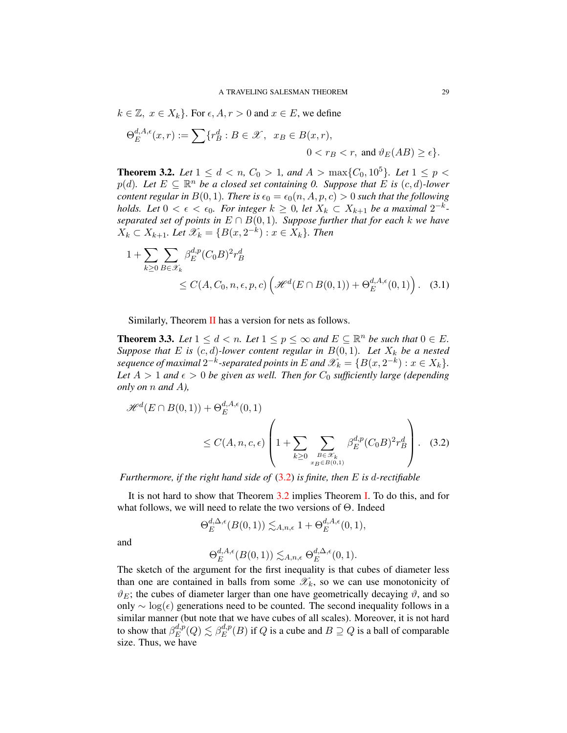$k \in \mathbb{Z},\ x \in X_k\}$. For $\epsilon, A, r > 0$ and $x \in E$, we define

$$\Theta_E^{d,A,\epsilon}(x,r) := \sum\{r_B^d : B \in \mathscr{X},\ \ x_B \in B(x,r),\ 0 < r_B < r, \text{ and } \vartheta_E(AB) \geq \epsilon\}.$$

**Theorem 3.2.** *Let $1 \leq d < n$, $C_0 > 1$, and $A > \max\{C_0, 10^5\}$. Let $1 \leq p < p(d)$. Let $E \subseteq \mathbb{R}^n$ be a closed set containing 0. Suppose that $E$ is $(c,d)$-lower content regular in $B(0,1)$. There is $\epsilon_0 = \epsilon_0(n, A, p, c) > 0$ such that the following holds. Let $0 < \epsilon < \epsilon_0$. For integer $k \geq 0$, let $X_k \subset X_{k+1}$ be a maximal $2^{-k}$-separated set of points in $E \cap B(0,1)$. Suppose further that for each $k$ we have $X_k \subset X_{k+1}$. Let $\mathscr{X}_k = \{B(x, 2^{-k}) : x \in X_k\}$. Then*

$$1 + \sum_{k \geq 0} \sum_{B \in \mathscr{X}_k} \beta_E^{d,p}(C_0 B)^2 r_B^d \leq C(A, C_0, n, \epsilon, p, c) \left( \mathscr{H}^d(E \cap B(0,1)) + \Theta_E^{d,A,\epsilon}(0,1) \right). \quad (3.1)$$

Similarly, Theorem II has a version for nets as follows.

**Theorem 3.3.** *Let $1 \leq d < n$. Let $1 \leq p \leq \infty$ and $E \subseteq \mathbb{R}^n$ be such that $0 \in E$. Suppose that $E$ is $(c,d)$-lower content regular in $B(0,1)$. Let $X_k$ be a nested sequence of maximal $2^{-k}$-separated points in $E$ and $\mathscr{X}_k = \{B(x, 2^{-k}) : x \in X_k\}$. Let $A > 1$ and $\epsilon > 0$ be given as well. Then for $C_0$ sufficiently large (depending only on $n$ and $A$),*

$$\mathscr{H}^d(E \cap B(0,1)) + \Theta_E^{d,A,\epsilon}(0,1) \leq C(A, n, c, \epsilon) \left( 1 + \sum_{k \geq 0} \sum_{\substack{B \in \mathscr{X}_k \\ x_B \in B(0,1)}} \beta_E^{d,p}(C_0 B)^2 r_B^d \right). \quad (3.2)$$

*Furthermore, if the right hand side of (3.2) is finite, then $E$ is $d$-rectifiable*

It is not hard to show that Theorem 3.2 implies Theorem I. To do this, and for what follows, we will need to relate the two versions of $\Theta$. Indeed

$$\Theta_E^{d,\Delta,\epsilon}(B(0,1)) \lesssim_{A,n,\epsilon} 1 + \Theta_E^{d,A,\epsilon}(0,1),$$

and

$$\Theta_E^{d,A,\epsilon}(B(0,1)) \lesssim_{A,n,\epsilon} \Theta_E^{d,\Delta,\epsilon}(0,1).$$

The sketch of the argument for the first inequality is that cubes of diameter less than one are contained in balls from some $\mathscr{X}_k$, so we can use monotonicity of $\vartheta_E$; the cubes of diameter larger than one have geometrically decaying $\vartheta$, and so only $\sim \log(\epsilon)$ generations need to be counted. The second inequality follows in a similar manner (but note that we have cubes of all scales). Moreover, it is not hard to show that $\beta_E^{d,p}(Q) \lesssim \beta_E^{d,p}(B)$ if $Q$ is a cube and $B \supseteq Q$ is a ball of comparable size. Thus, we have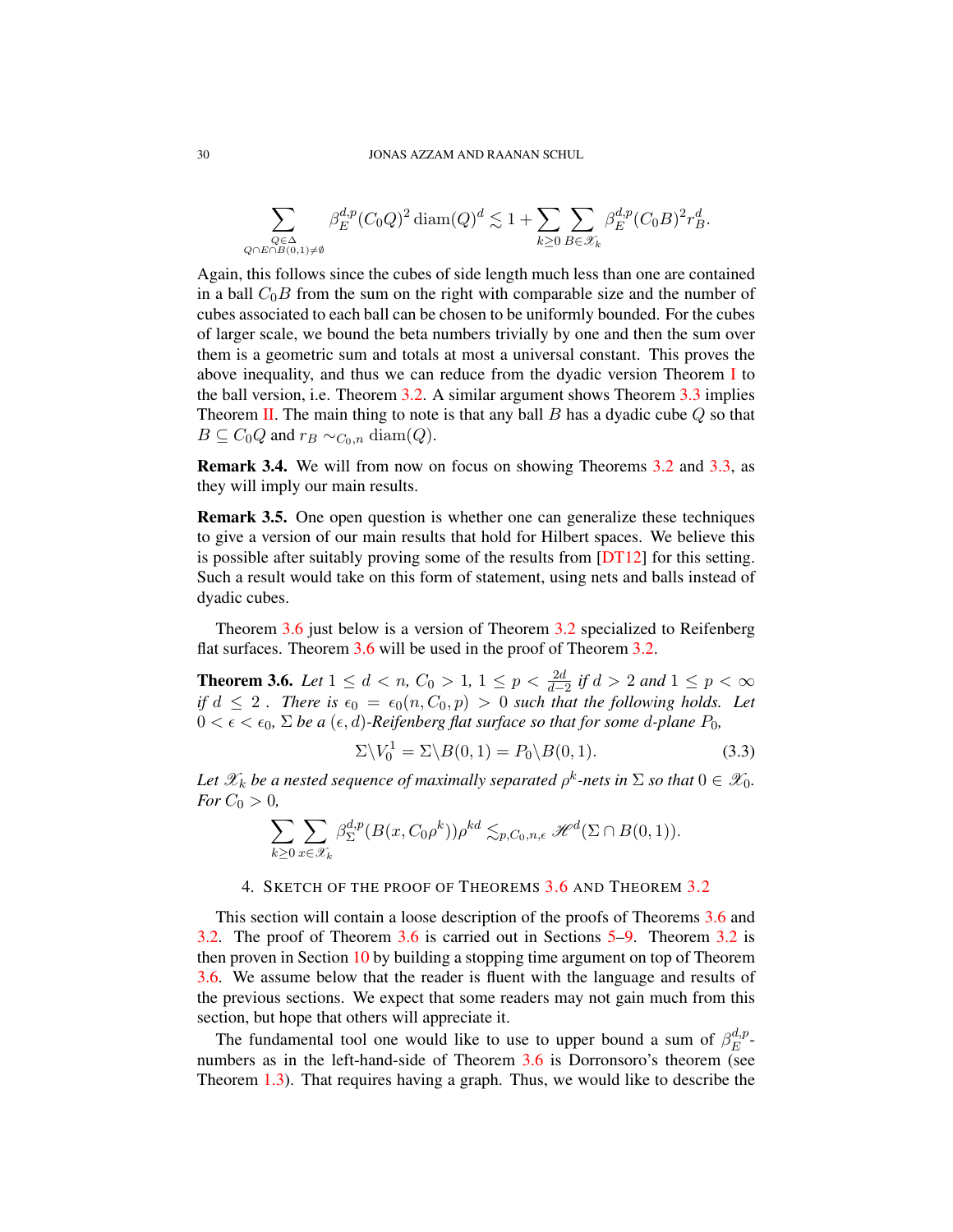$$\sum_{\substack{Q\in\Delta \\ Q\cap E\cap B(0,1)\neq\emptyset}} \beta_E^{d,p}(C_0Q)^2 \operatorname{diam}(Q)^d \lesssim 1 + \sum_{k\geq 0}\sum_{B\in\mathscr{X}_k} \beta_E^{d,p}(C_0B)^2 r_B^d.$$

Again, this follows since the cubes of side length much less than one are contained in a ball $C_0B$ from the sum on the right with comparable size and the number of cubes associated to each ball can be chosen to be uniformly bounded. For the cubes of larger scale, we bound the beta numbers trivially by one and then the sum over them is a geometric sum and totals at most a universal constant. This proves the above inequality, and thus we can reduce from the dyadic version Theorem I to the ball version, i.e. Theorem 3.2. A similar argument shows Theorem 3.3 implies Theorem II. The main thing to note is that any ball $B$ has a dyadic cube $Q$ so that $B\subseteq C_0Q$ and $r_B \sim_{C_0,n} \operatorname{diam}(Q)$.

**Remark 3.4.** We will from now on focus on showing Theorems 3.2 and 3.3, as they will imply our main results.

**Remark 3.5.** One open question is whether one can generalize these techniques to give a version of our main results that hold for Hilbert spaces. We believe this is possible after suitably proving some of the results from [DT12] for this setting. Such a result would take on this form of statement, using nets and balls instead of dyadic cubes.

Theorem 3.6 just below is a version of Theorem 3.2 specialized to Reifenberg flat surfaces. Theorem 3.6 will be used in the proof of Theorem 3.2.

**Theorem 3.6.** *Let $1\leq d<n$, $C_0>1$, $1\leq p<\frac{2d}{d-2}$ if $d>2$ and $1\leq p<\infty$ if $d\leq 2$ . There is $\epsilon_0=\epsilon_0(n,C_0,p)>0$ such that the following holds. Let $0<\epsilon<\epsilon_0$, $\Sigma$ be a $(\epsilon,d)$-Reifenberg flat surface so that for some $d$-plane $P_0$,*

$$\Sigma\backslash V_0^1 = \Sigma\backslash B(0,1) = P_0\backslash B(0,1). \tag{3.3}$$

*Let $\mathscr{X}_k$ be a nested sequence of maximally separated $\rho^k$-nets in $\Sigma$ so that $0\in\mathscr{X}_0$. For $C_0>0$,*

$$\sum_{k\geq 0}\sum_{x\in\mathscr{X}_k} \beta_\Sigma^{d,p}(B(x,C_0\rho^k))\rho^{kd} \lesssim_{p,C_0,n,\epsilon} \mathscr{H}^d(\Sigma\cap B(0,1)).$$

## 4. Sketch of the proof of Theorems 3.6 and Theorem 3.2

This section will contain a loose description of the proofs of Theorems 3.6 and 3.2. The proof of Theorem 3.6 is carried out in Sections 5–9. Theorem 3.2 is then proven in Section 10 by building a stopping time argument on top of Theorem 3.6. We assume below that the reader is fluent with the language and results of the previous sections. We expect that some readers may not gain much from this section, but hope that others will appreciate it.

The fundamental tool one would like to use to upper bound a sum of $\beta_E^{d,p}$-numbers as in the left-hand-side of Theorem 3.6 is Dorronsoro's theorem (see Theorem 1.3). That requires having a graph. Thus, we would like to describe the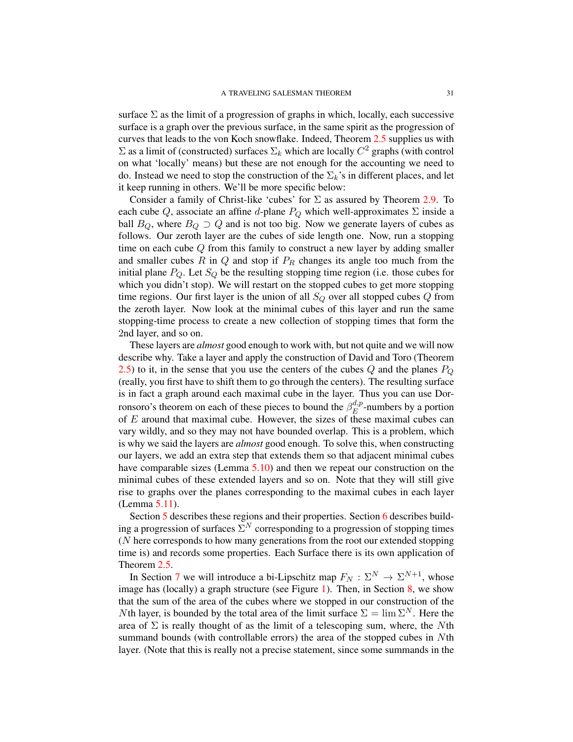surface $\Sigma$ as the limit of a progression of graphs in which, locally, each successive surface is a graph over the previous surface, in the same spirit as the progression of curves that leads to the von Koch snowflake. Indeed, Theorem 2.5 supplies us with $\Sigma$ as a limit of (constructed) surfaces $\Sigma_k$ which are locally $C^2$ graphs (with control on what 'locally' means) but these are not enough for the accounting we need to do. Instead we need to stop the construction of the $\Sigma_k$'s in different places, and let it keep running in others. We'll be more specific below:

Consider a family of Christ-like 'cubes' for $\Sigma$ as assured by Theorem 2.9. To each cube $Q$, associate an affine $d$-plane $P_Q$ which well-approximates $\Sigma$ inside a ball $B_Q$, where $B_Q \supset Q$ and is not too big. Now we generate layers of cubes as follows. Our zeroth layer are the cubes of side length one. Now, run a stopping time on each cube $Q$ from this family to construct a new layer by adding smaller and smaller cubes $R$ in $Q$ and stop if $P_R$ changes its angle too much from the initial plane $P_Q$. Let $S_Q$ be the resulting stopping time region (i.e. those cubes for which you didn't stop). We will restart on the stopped cubes to get more stopping time regions. Our first layer is the union of all $S_Q$ over all stopped cubes $Q$ from the zeroth layer. Now look at the minimal cubes of this layer and run the same stopping-time process to create a new collection of stopping times that form the 2nd layer, and so on.

These layers are *almost* good enough to work with, but not quite and we will now describe why. Take a layer and apply the construction of David and Toro (Theorem 2.5) to it, in the sense that you use the centers of the cubes $Q$ and the planes $P_Q$ (really, you first have to shift them to go through the centers). The resulting surface is in fact a graph around each maximal cube in the layer. Thus you can use Dorronsoro's theorem on each of these pieces to bound the $\beta_E^{d,p}$-numbers by a portion of $E$ around that maximal cube. However, the sizes of these maximal cubes can vary wildly, and so they may not have bounded overlap. This is a problem, which is why we said the layers are *almost* good enough. To solve this, when constructing our layers, we add an extra step that extends them so that adjacent minimal cubes have comparable sizes (Lemma 5.10) and then we repeat our construction on the minimal cubes of these extended layers and so on. Note that they will still give rise to graphs over the planes corresponding to the maximal cubes in each layer (Lemma 5.11).

Section 5 describes these regions and their properties. Section 6 describes building a progression of surfaces $\Sigma^N$ corresponding to a progression of stopping times ($N$ here corresponds to how many generations from the root our extended stopping time is) and records some properties. Each Surface there is its own application of Theorem 2.5.

In Section 7 we will introduce a bi-Lipschitz map $F_N : \Sigma^N \to \Sigma^{N+1}$, whose image has (locally) a graph structure (see Figure 1). Then, in Section 8, we show that the sum of the area of the cubes where we stopped in our construction of the $N$th layer, is bounded by the total area of the limit surface $\Sigma = \lim \Sigma^N$. Here the area of $\Sigma$ is really thought of as the limit of a telescoping sum, where, the $N$th summand bounds (with controllable errors) the area of the stopped cubes in $N$th layer. (Note that this is really not a precise statement, since some summands in the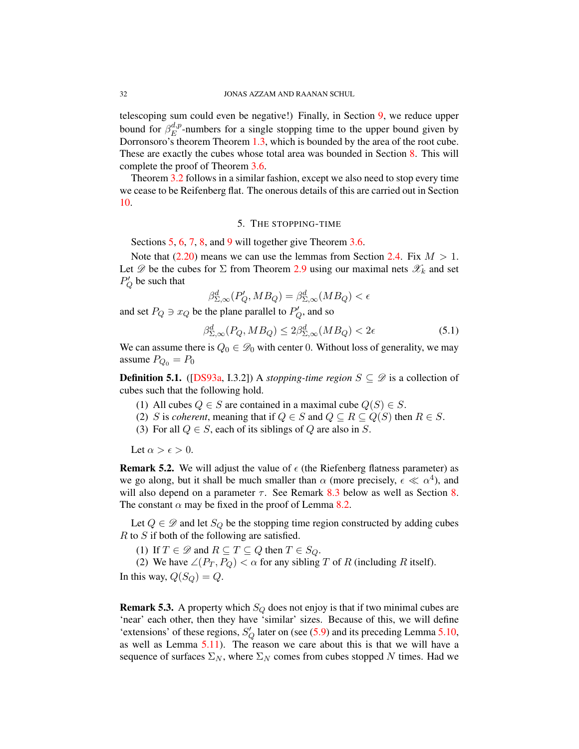telescoping sum could even be negative!) Finally, in Section 9, we reduce upper bound for $\beta_E^{d,p}$-numbers for a single stopping time to the upper bound given by Dorronsoro's theorem Theorem 1.3, which is bounded by the area of the root cube. These are exactly the cubes whose total area was bounded in Section 8. This will complete the proof of Theorem 3.6.

Theorem 3.2 follows in a similar fashion, except we also need to stop every time we cease to be Reifenberg flat. The onerous details of this are carried out in Section 10.

## 5. The stopping-time

Sections 5, 6, 7, 8, and 9 will together give Theorem 3.6.

Note that (2.20) means we can use the lemmas from Section 2.4. Fix $M > 1$. Let $\mathscr{D}$ be the cubes for $\Sigma$ from Theorem 2.9 using our maximal nets $\mathscr{X}_k$ and set $P_Q'$ be such that

$$\beta^d_{\Sigma,\infty}(P_Q', MB_Q) = \beta^d_{\Sigma,\infty}(MB_Q) < \epsilon$$

and set $P_Q \ni x_Q$ be the plane parallel to $P_Q'$, and so

$$\beta^d_{\Sigma,\infty}(P_Q, MB_Q) \leq 2\beta^d_{\Sigma,\infty}(MB_Q) < 2\epsilon \tag{5.1}$$

We can assume there is $Q_0 \in \mathscr{D}_0$ with center $0$. Without loss of generality, we may assume $P_{Q_0} = P_0$

**Definition 5.1.** ([DS93a, I.3.2]) A *stopping-time region* $S \subseteq \mathscr{D}$ is a collection of cubes such that the following hold.

1. All cubes $Q \in S$ are contained in a maximal cube $Q(S) \in S$.
2. $S$ is *coherent*, meaning that if $Q \in S$ and $Q \subseteq R \subseteq Q(S)$ then $R \in S$.
3. For all $Q \in S$, each of its siblings of $Q$ are also in $S$.

Let $\alpha > \epsilon > 0$.

**Remark 5.2.** We will adjust the value of $\epsilon$ (the Riefenberg flatness parameter) as we go along, but it shall be much smaller than $\alpha$ (more precisely, $\epsilon \ll \alpha^4$), and will also depend on a parameter $\tau$. See Remark 8.3 below as well as Section 8. The constant $\alpha$ may be fixed in the proof of Lemma 8.2.

Let $Q \in \mathscr{D}$ and let $S_Q$ be the stopping time region constructed by adding cubes $R$ to $S$ if both of the following are satisfied.

1. If $T \in \mathscr{D}$ and $R \subseteq T \subseteq Q$ then $T \in S_Q$.
2. We have $\angle(P_T, P_Q) < \alpha$ for any sibling $T$ of $R$ (including $R$ itself).

In this way, $Q(S_Q) = Q$.

**Remark 5.3.** A property which $S_Q$ does not enjoy is that if two minimal cubes are 'near' each other, then they have 'similar' sizes. Because of this, we will define 'extensions' of these regions, $S_Q'$ later on (see (5.9) and its preceding Lemma 5.10, as well as Lemma 5.11). The reason we care about this is that we will have a sequence of surfaces $\Sigma_N$, where $\Sigma_N$ comes from cubes stopped $N$ times. Had we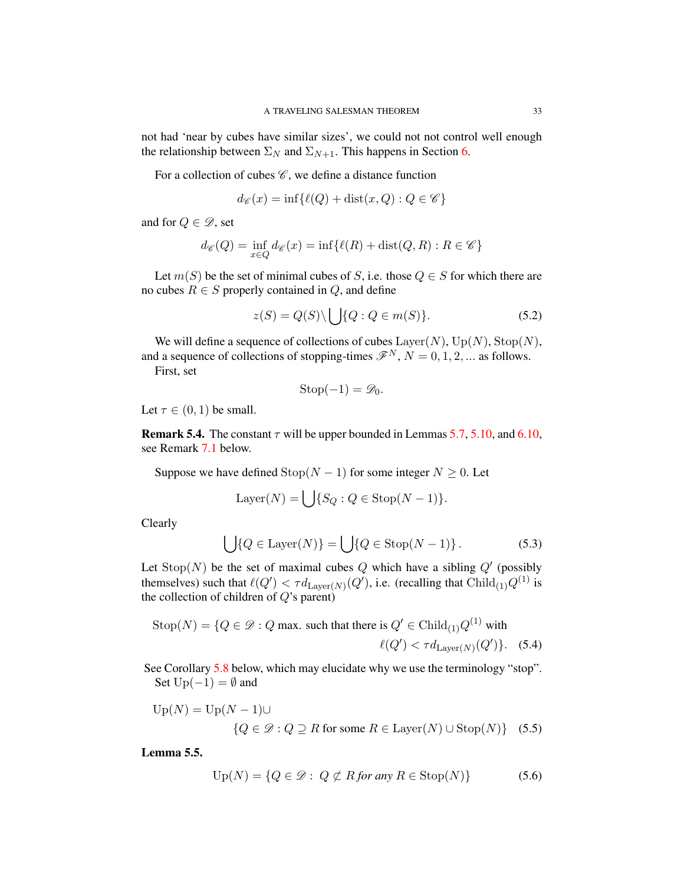not had 'near by cubes have similar sizes', we could not not control well enough the relationship between $\Sigma_N$ and $\Sigma_{N+1}$. This happens in Section 6.

For a collection of cubes $\mathscr{C}$, we define a distance function

$$d_{\mathscr{C}}(x) = \inf\{\ell(Q) + \operatorname{dist}(x, Q) : Q \in \mathscr{C}\}$$

and for $Q \in \mathscr{D}$, set

$$d_{\mathscr{C}}(Q) = \inf_{x \in Q} d_{\mathscr{C}}(x) = \inf\{\ell(R) + \operatorname{dist}(Q, R) : R \in \mathscr{C}\}$$

Let $m(S)$ be the set of minimal cubes of $S$, i.e. those $Q \in S$ for which there are no cubes $R \in S$ properly contained in $Q$, and define

$$z(S) = Q(S) \backslash \bigcup \{Q : Q \in m(S)\}. \tag{5.2}$$

We will define a sequence of collections of cubes $\operatorname{Layer}(N)$, $\operatorname{Up}(N)$, $\operatorname{Stop}(N)$, and a sequence of collections of stopping-times $\mathscr{F}^N$, $N = 0, 1, 2, \ldots$ as follows.

First, set

$$\operatorname{Stop}(-1) = \mathscr{D}_0.$$

Let $\tau \in (0, 1)$ be small.

**Remark 5.4.** The constant $\tau$ will be upper bounded in Lemmas 5.7, 5.10, and 6.10, see Remark 7.1 below.

Suppose we have defined $\operatorname{Stop}(N-1)$ for some integer $N \geq 0$. Let

$$\operatorname{Layer}(N) = \bigcup \{S_Q : Q \in \operatorname{Stop}(N-1)\}.$$

Clearly

$$\bigcup \{Q \in \operatorname{Layer}(N)\} = \bigcup \{Q \in \operatorname{Stop}(N-1)\}. \tag{5.3}$$

Let $\operatorname{Stop}(N)$ be the set of maximal cubes $Q$ which have a sibling $Q'$ (possibly themselves) such that $\ell(Q') < \tau d_{\operatorname{Layer}(N)}(Q')$, i.e. (recalling that $\operatorname{Child}_{(1)} Q^{(1)}$ is the collection of children of $Q$'s parent)

$$\operatorname{Stop}(N) = \{Q \in \mathscr{D} : Q \text{ max. such that there is } Q' \in \operatorname{Child}_{(1)} Q^{(1)} \text{ with } \ell(Q') < \tau d_{\operatorname{Layer}(N)}(Q')\}. \tag{5.4}$$

See Corollary 5.8 below, which may elucidate why we use the terminology "stop".

Set $\operatorname{Up}(-1) = \emptyset$ and

$$\operatorname{Up}(N) = \operatorname{Up}(N-1) \cup \{Q \in \mathscr{D} : Q \supseteq R \text{ for some } R \in \operatorname{Layer}(N) \cup \operatorname{Stop}(N)\} \tag{5.5}$$

**Lemma 5.5.**

$$\operatorname{Up}(N) = \{Q \in \mathscr{D} : \; Q \not\subset R \textit{ for any } R \in \operatorname{Stop}(N)\} \tag{5.6}$$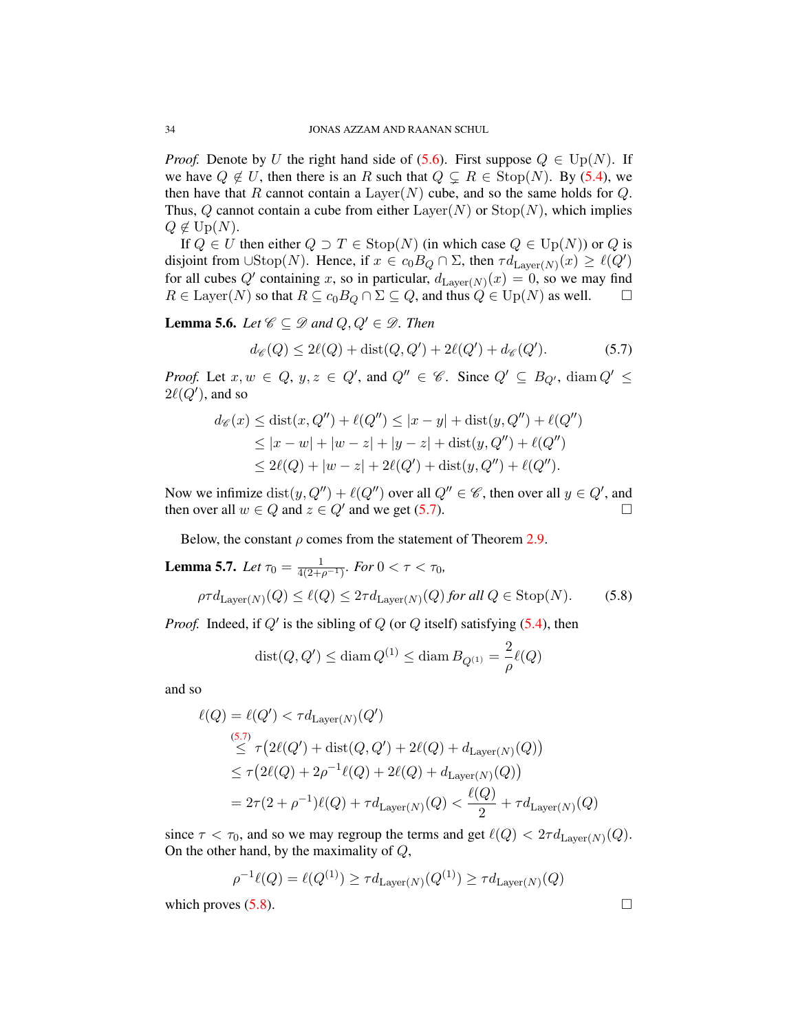*Proof.* Denote by $U$ the right hand side of (5.6). First suppose $Q \in \mathrm{Up}(N)$. If we have $Q \notin U$, then there is an $R$ such that $Q \subsetneq R \in \mathrm{Stop}(N)$. By (5.4), we then have that $R$ cannot contain a $\mathrm{Layer}(N)$ cube, and so the same holds for $Q$. Thus, $Q$ cannot contain a cube from either $\mathrm{Layer}(N)$ or $\mathrm{Stop}(N)$, which implies $Q \notin \mathrm{Up}(N)$.

If $Q \in U$ then either $Q \supset T \in \mathrm{Stop}(N)$ (in which case $Q \in \mathrm{Up}(N)$) or $Q$ is disjoint from $\cup \mathrm{Stop}(N)$. Hence, if $x \in c_0 B_Q \cap \Sigma$, then $\tau d_{\mathrm{Layer}(N)}(x) \geq \ell(Q')$ for all cubes $Q'$ containing $x$, so in particular, $d_{\mathrm{Layer}(N)}(x) = 0$, so we may find $R \in \mathrm{Layer}(N)$ so that $R \subseteq c_0 B_Q \cap \Sigma \subseteq Q$, and thus $Q \in \mathrm{Up}(N)$ as well. $\square$

**Lemma 5.6.** *Let $\mathscr{C} \subseteq \mathscr{D}$ and $Q, Q' \in \mathscr{D}$. Then*

$$d_{\mathscr{C}}(Q) \leq 2\ell(Q) + \mathrm{dist}(Q, Q') + 2\ell(Q') + d_{\mathscr{C}}(Q'). \tag{5.7}$$

*Proof.* Let $x, w \in Q$, $y, z \in Q'$, and $Q'' \in \mathscr{C}$. Since $Q' \subseteq B_{Q'}$, $\mathrm{diam}\, Q' \leq 2\ell(Q')$, and so

$$\begin{aligned} d_{\mathscr{C}}(x) &\leq \mathrm{dist}(x, Q'') + \ell(Q'') \leq |x - y| + \mathrm{dist}(y, Q'') + \ell(Q'') \\ &\leq |x - w| + |w - z| + |y - z| + \mathrm{dist}(y, Q'') + \ell(Q'') \\ &\leq 2\ell(Q) + |w - z| + 2\ell(Q') + \mathrm{dist}(y, Q'') + \ell(Q''). \end{aligned}$$

Now we infimize $\mathrm{dist}(y, Q'') + \ell(Q'')$ over all $Q'' \in \mathscr{C}$, then over all $y \in Q'$, and then over all $w \in Q$ and $z \in Q'$ and we get (5.7). $\square$

Below, the constant $\rho$ comes from the statement of Theorem 2.9.

**Lemma 5.7.** *Let $\tau_0 = \frac{1}{4(2+\rho^{-1})}$. For $0 < \tau < \tau_0$,*

$$\rho \tau d_{\mathrm{Layer}(N)}(Q) \leq \ell(Q) \leq 2\tau d_{\mathrm{Layer}(N)}(Q) \text{ for all } Q \in \mathrm{Stop}(N). \tag{5.8}$$

*Proof.* Indeed, if $Q'$ is the sibling of $Q$ (or $Q$ itself) satisfying (5.4), then

$$\mathrm{dist}(Q, Q') \leq \mathrm{diam}\, Q^{(1)} \leq \mathrm{diam}\, B_{Q^{(1)}} = \frac{2}{\rho}\ell(Q)$$

and so

$$\begin{aligned} \ell(Q) &= \ell(Q') < \tau d_{\mathrm{Layer}(N)}(Q') \\ &\overset{(5.7)}{\leq} \tau\big(2\ell(Q') + \mathrm{dist}(Q, Q') + 2\ell(Q) + d_{\mathrm{Layer}(N)}(Q)\big) \\ &\leq \tau\big(2\ell(Q) + 2\rho^{-1}\ell(Q) + 2\ell(Q) + d_{\mathrm{Layer}(N)}(Q)\big) \\ &= 2\tau(2 + \rho^{-1})\ell(Q) + \tau d_{\mathrm{Layer}(N)}(Q) < \frac{\ell(Q)}{2} + \tau d_{\mathrm{Layer}(N)}(Q) \end{aligned}$$

since $\tau < \tau_0$, and so we may regroup the terms and get $\ell(Q) < 2\tau d_{\mathrm{Layer}(N)}(Q)$. On the other hand, by the maximality of $Q$,

$$\rho^{-1}\ell(Q) = \ell(Q^{(1)}) \geq \tau d_{\mathrm{Layer}(N)}(Q^{(1)}) \geq \tau d_{\mathrm{Layer}(N)}(Q)$$

which proves (5.8). $\square$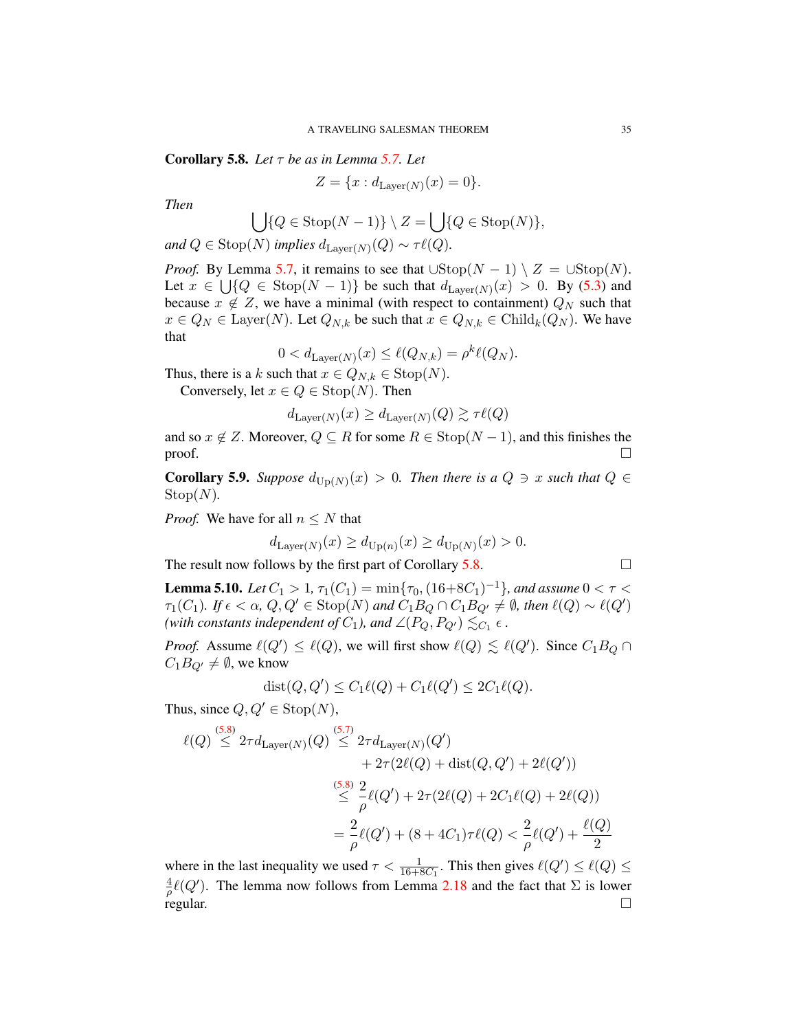**Corollary 5.8.** *Let $\tau$ be as in Lemma 5.7. Let*

$$Z = \{x : d_{\mathrm{Layer}(N)}(x) = 0\}.$$

*Then*

$$\bigcup\{Q \in \mathrm{Stop}(N-1)\} \setminus Z = \bigcup\{Q \in \mathrm{Stop}(N)\},$$

*and $Q \in \mathrm{Stop}(N)$ implies $d_{\mathrm{Layer}(N)}(Q) \sim \tau\ell(Q)$.*

*Proof.* By Lemma 5.7, it remains to see that $\cup\mathrm{Stop}(N-1) \setminus Z = \cup\mathrm{Stop}(N)$. Let $x \in \bigcup\{Q \in \mathrm{Stop}(N-1)\}$ be such that $d_{\mathrm{Layer}(N)}(x) > 0$. By (5.3) and because $x \notin Z$, we have a minimal (with respect to containment) $Q_N$ such that $x \in Q_N \in \mathrm{Layer}(N)$. Let $Q_{N,k}$ be such that $x \in Q_{N,k} \in \mathrm{Child}_k(Q_N)$. We have that

$$0 < d_{\mathrm{Layer}(N)}(x) \leq \ell(Q_{N,k}) = \rho^k \ell(Q_N).$$

Thus, there is a $k$ such that $x \in Q_{N,k} \in \mathrm{Stop}(N)$.

Conversely, let $x \in Q \in \mathrm{Stop}(N)$. Then

$$d_{\mathrm{Layer}(N)}(x) \geq d_{\mathrm{Layer}(N)}(Q) \gtrsim \tau\ell(Q)$$

and so $x \notin Z$. Moreover, $Q \subseteq R$ for some $R \in \mathrm{Stop}(N-1)$, and this finishes the proof. □

**Corollary 5.9.** *Suppose $d_{\mathrm{Up}(N)}(x) > 0$. Then there is a $Q \ni x$ such that $Q \in \mathrm{Stop}(N)$.*

*Proof.* We have for all $n \leq N$ that

$$d_{\mathrm{Layer}(N)}(x) \geq d_{\mathrm{Up}(n)}(x) \geq d_{\mathrm{Up}(N)}(x) > 0.$$

The result now follows by the first part of Corollary 5.8. □

**Lemma 5.10.** *Let $C_1 > 1$, $\tau_1(C_1) = \min\{\tau_0, (16+8C_1)^{-1}\}$, and assume $0 < \tau < \tau_1(C_1)$. If $\epsilon < \alpha$, $Q, Q' \in \mathrm{Stop}(N)$ and $C_1B_Q \cap C_1B_{Q'} \neq \emptyset$, then $\ell(Q) \sim \ell(Q')$ (with constants independent of $C_1$), and $\angle(P_Q, P_{Q'}) \lesssim_{C_1} \epsilon$.*

*Proof.* Assume $\ell(Q') \leq \ell(Q)$, we will first show $\ell(Q) \lesssim \ell(Q')$. Since $C_1B_Q \cap C_1B_{Q'} \neq \emptyset$, we know

$$\mathrm{dist}(Q, Q') \leq C_1\ell(Q) + C_1\ell(Q') \leq 2C_1\ell(Q).$$

Thus, since $Q, Q' \in \mathrm{Stop}(N)$,

$$\begin{aligned}
\ell(Q) \overset{(5.8)}{\leq} 2\tau d_{\mathrm{Layer}(N)}(Q) &\overset{(5.7)}{\leq} 2\tau d_{\mathrm{Layer}(N)}(Q') \\
&\quad + 2\tau(2\ell(Q) + \mathrm{dist}(Q, Q') + 2\ell(Q')) \\
&\overset{(5.8)}{\leq} \frac{2}{\rho}\ell(Q') + 2\tau(2\ell(Q) + 2C_1\ell(Q) + 2\ell(Q)) \\
&= \frac{2}{\rho}\ell(Q') + (8 + 4C_1)\tau\ell(Q) < \frac{2}{\rho}\ell(Q') + \frac{\ell(Q)}{2}
\end{aligned}$$

where in the last inequality we used $\tau < \frac{1}{16+8C_1}$. This then gives $\ell(Q') \leq \ell(Q) \leq \frac{4}{\rho}\ell(Q')$. The lemma now follows from Lemma 2.18 and the fact that $\Sigma$ is lower regular. □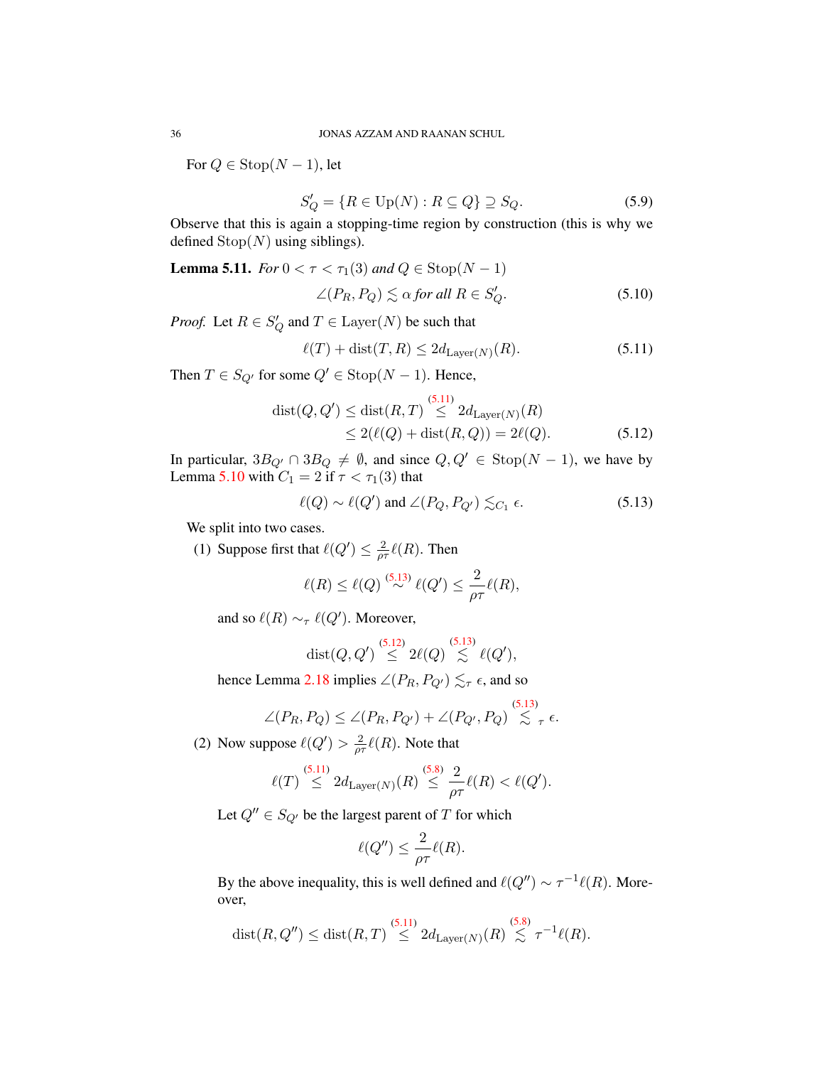For $Q \in \text{Stop}(N-1)$, let

$$S'_Q = \{R \in \text{Up}(N) : R \subseteq Q\} \supseteq S_Q. \tag{5.9}$$

Observe that this is again a stopping-time region by construction (this is why we defined $\text{Stop}(N)$ using siblings).

**Lemma 5.11.** *For $0 < \tau < \tau_1(3)$ and $Q \in \text{Stop}(N-1)$*

$$\angle(P_R, P_Q) \lesssim \alpha \text{ for all } R \in S'_Q. \tag{5.10}$$

*Proof.* Let $R \in S'_Q$ and $T \in \text{Layer}(N)$ be such that

$$\ell(T) + \text{dist}(T, R) \leq 2d_{\text{Layer}(N)}(R). \tag{5.11}$$

Then $T \in S_{Q'}$ for some $Q' \in \text{Stop}(N-1)$. Hence,

$$\begin{aligned}\text{dist}(Q, Q') \leq \text{dist}(R, T) &\overset{(5.11)}{\leq} 2d_{\text{Layer}(N)}(R) \\ &\leq 2(\ell(Q) + \text{dist}(R, Q)) = 2\ell(Q).\end{aligned} \tag{5.12}$$

In particular, $3B_{Q'} \cap 3B_Q \neq \emptyset$, and since $Q, Q' \in \text{Stop}(N-1)$, we have by Lemma 5.10 with $C_1 = 2$ if $\tau < \tau_1(3)$ that

$$\ell(Q) \sim \ell(Q') \text{ and } \angle(P_Q, P_{Q'}) \lesssim_{C_1} \epsilon. \tag{5.13}$$

We split into two cases.

(1) Suppose first that $\ell(Q') \leq \frac{2}{\rho\tau}\ell(R)$. Then

$$\ell(R) \leq \ell(Q) \overset{(5.13)}{\sim} \ell(Q') \leq \frac{2}{\rho\tau}\ell(R),$$

and so $\ell(R) \sim_\tau \ell(Q')$. Moreover,

$$\text{dist}(Q, Q') \overset{(5.12)}{\leq} 2\ell(Q) \overset{(5.13)}{\lesssim} \ell(Q'),$$

hence Lemma 2.18 implies $\angle(P_R, P_{Q'}) \lesssim_\tau \epsilon$, and so

$$\angle(P_R, P_Q) \leq \angle(P_R, P_{Q'}) + \angle(P_{Q'}, P_Q) \overset{(5.13)}{\lesssim}_\tau \epsilon.$$

(2) Now suppose $\ell(Q') > \frac{2}{\rho\tau}\ell(R)$. Note that

$$\ell(T) \overset{(5.11)}{\leq} 2d_{\text{Layer}(N)}(R) \overset{(5.8)}{\leq} \frac{2}{\rho\tau}\ell(R) < \ell(Q').$$

Let $Q'' \in S_{Q'}$ be the largest parent of $T$ for which

$$\ell(Q'') \leq \frac{2}{\rho\tau}\ell(R).$$

By the above inequality, this is well defined and $\ell(Q'') \sim \tau^{-1}\ell(R)$. Moreover,

$$\text{dist}(R, Q'') \leq \text{dist}(R, T) \overset{(5.11)}{\leq} 2d_{\text{Layer}(N)}(R) \overset{(5.8)}{\lesssim} \tau^{-1}\ell(R).$$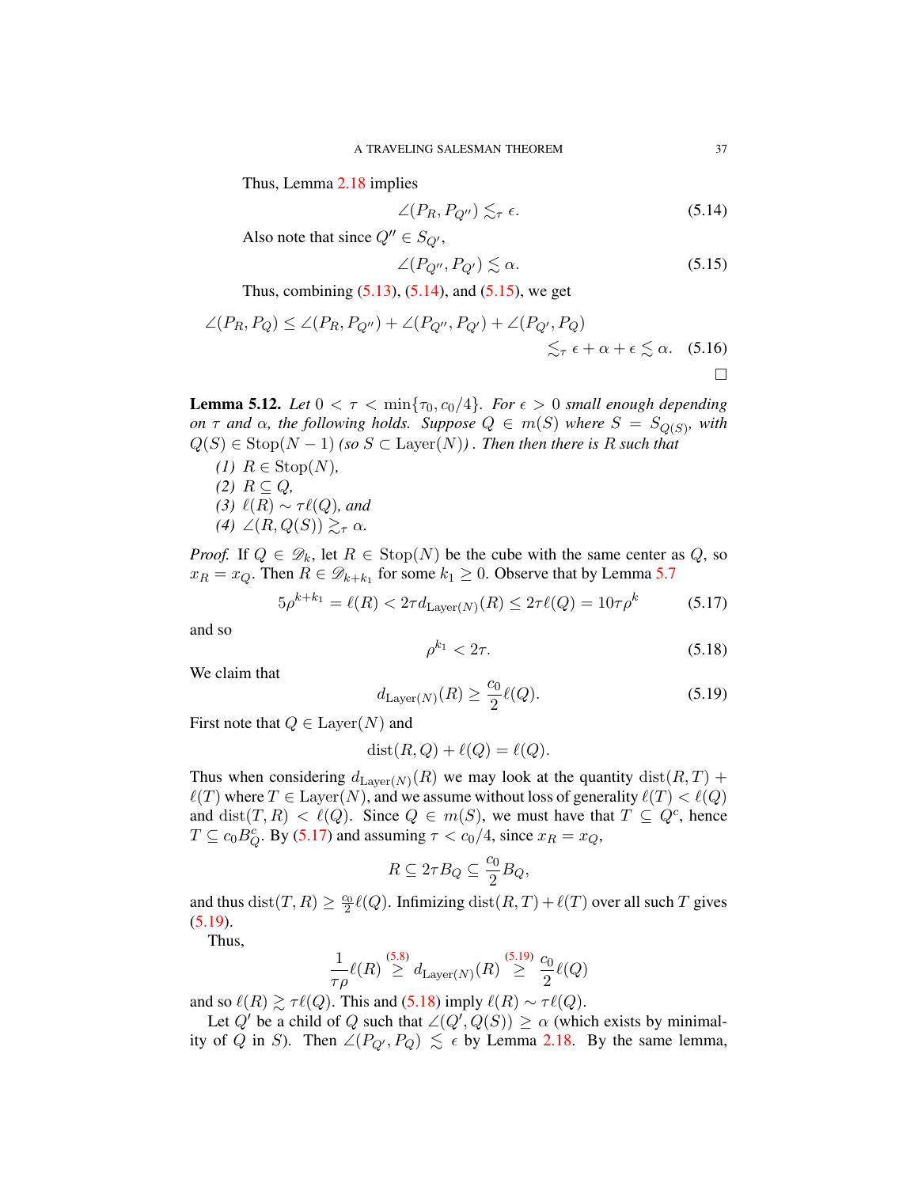Thus, Lemma 2.18 implies

$$\angle(P_R, P_{Q''}) \lesssim_\tau \epsilon. \tag{5.14}$$

Also note that since $Q'' \in S_{Q'}$,

$$\angle(P_{Q''}, P_{Q'}) \lesssim \alpha. \tag{5.15}$$

Thus, combining (5.13), (5.14), and (5.15), we get

$$\begin{aligned}\angle(P_R, P_Q) &\leq \angle(P_R, P_{Q''}) + \angle(P_{Q''}, P_{Q'}) + \angle(P_{Q'}, P_Q) \\ &\lesssim_\tau \epsilon + \alpha + \epsilon \lesssim \alpha. \end{aligned} \tag{5.16}$$

□

**Lemma 5.12.** *Let $0 < \tau < \min\{\tau_0, c_0/4\}$. For $\epsilon > 0$ small enough depending on $\tau$ and $\alpha$, the following holds. Suppose $Q \in m(S)$ where $S = S_{Q(S)}$, with $Q(S) \in \text{Stop}(N-1)$ (so $S \subset \text{Layer}(N)$) . Then then there is $R$ such that*

*(1) $R \in \text{Stop}(N)$,*
*(2) $R \subseteq Q$,*
*(3) $\ell(R) \sim \tau\ell(Q)$, and*
*(4) $\angle(R, Q(S)) \gtrsim_\tau \alpha$.*

*Proof.* If $Q \in \mathscr{D}_k$, let $R \in \text{Stop}(N)$ be the cube with the same center as $Q$, so $x_R = x_Q$. Then $R \in \mathscr{D}_{k+k_1}$ for some $k_1 \geq 0$. Observe that by Lemma 5.7

$$5\rho^{k+k_1} = \ell(R) < 2\tau d_{\text{Layer}(N)}(R) \leq 2\tau\ell(Q) = 10\tau\rho^k \tag{5.17}$$

and so

$$\rho^{k_1} < 2\tau. \tag{5.18}$$

We claim that

$$d_{\text{Layer}(N)}(R) \geq \frac{c_0}{2}\ell(Q). \tag{5.19}$$

First note that $Q \in \text{Layer}(N)$ and

$$\text{dist}(R, Q) + \ell(Q) = \ell(Q).$$

Thus when considering $d_{\text{Layer}(N)}(R)$ we may look at the quantity $\text{dist}(R, T) + \ell(T)$ where $T \in \text{Layer}(N)$, and we assume without loss of generality $\ell(T) < \ell(Q)$ and $\text{dist}(T, R) < \ell(Q)$. Since $Q \in m(S)$, we must have that $T \subseteq Q^c$, hence $T \subseteq c_0 B_Q^c$. By (5.17) and assuming $\tau < c_0/4$, since $x_R = x_Q$,

$$R \subseteq 2\tau B_Q \subseteq \frac{c_0}{2} B_Q,$$

and thus $\text{dist}(T, R) \geq \frac{c_0}{2}\ell(Q)$. Infimizing $\text{dist}(R, T) + \ell(T)$ over all such $T$ gives (5.19).

Thus,

$$\frac{1}{\tau\rho}\ell(R) \overset{(5.8)}{\geq} d_{\text{Layer}(N)}(R) \overset{(5.19)}{\geq} \frac{c_0}{2}\ell(Q)$$

and so $\ell(R) \gtrsim \tau\ell(Q)$. This and (5.18) imply $\ell(R) \sim \tau\ell(Q)$.

Let $Q'$ be a child of $Q$ such that $\angle(Q', Q(S)) \geq \alpha$ (which exists by minimality of $Q$ in $S$). Then $\angle(P_{Q'}, P_Q) \lesssim \epsilon$ by Lemma 2.18. By the same lemma,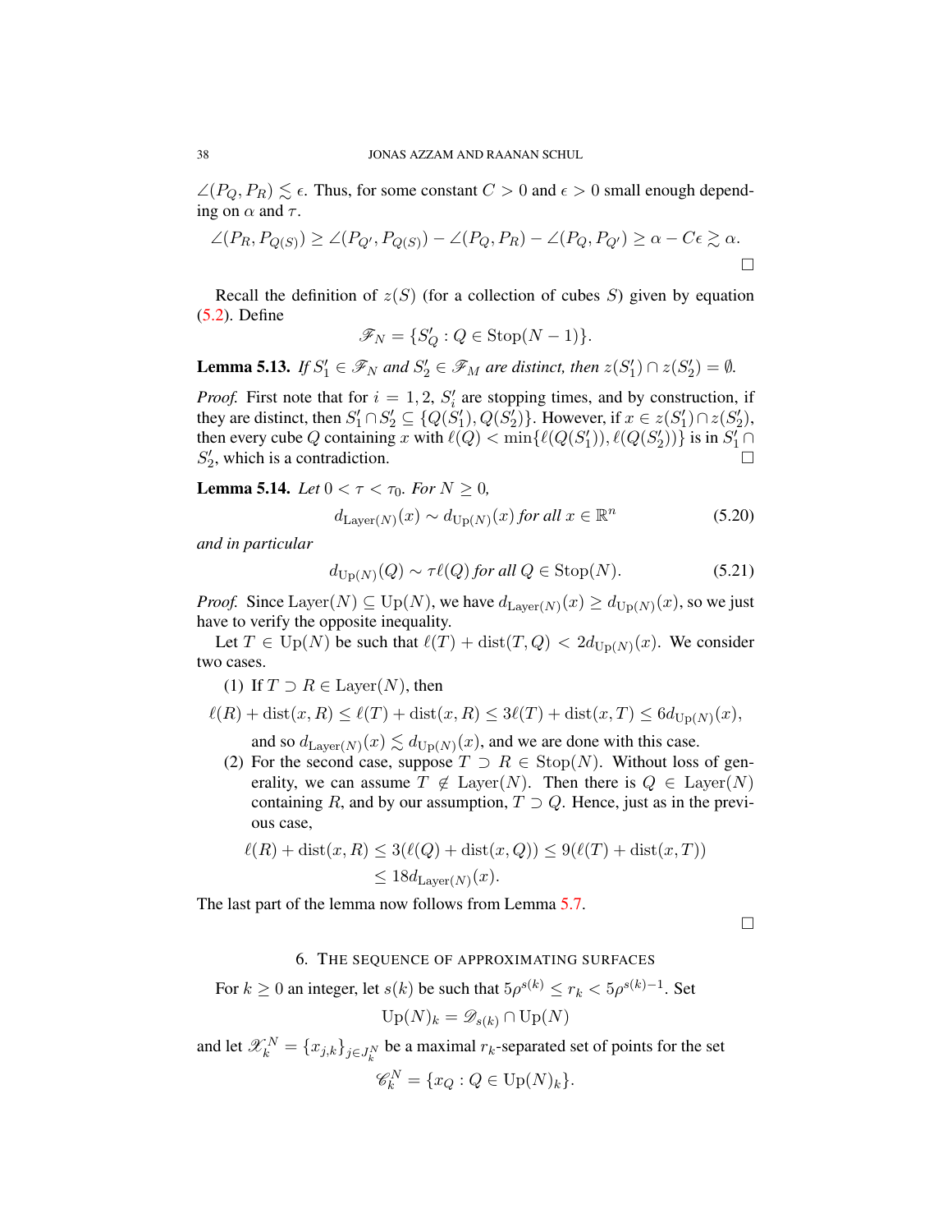$\angle(P_Q, P_R) \lesssim \epsilon$. Thus, for some constant $C > 0$ and $\epsilon > 0$ small enough depending on $\alpha$ and $\tau$.

$$\angle(P_R, P_{Q(S)}) \geq \angle(P_{Q'}, P_{Q(S)}) - \angle(P_Q, P_R) - \angle(P_Q, P_{Q'}) \geq \alpha - C\epsilon \gtrsim \alpha.$$

$\square$

Recall the definition of $z(S)$ (for a collection of cubes $S$) given by equation (5.2). Define

$$\mathscr{F}_N = \{S'_Q : Q \in \text{Stop}(N-1)\}.$$

**Lemma 5.13.** *If $S'_1 \in \mathscr{F}_N$ and $S'_2 \in \mathscr{F}_M$ are distinct, then $z(S'_1) \cap z(S'_2) = \emptyset$.*

*Proof.* First note that for $i = 1, 2$, $S'_i$ are stopping times, and by construction, if they are distinct, then $S'_1 \cap S'_2 \subseteq \{Q(S'_1), Q(S'_2)\}$. However, if $x \in z(S'_1) \cap z(S'_2)$, then every cube $Q$ containing $x$ with $\ell(Q) < \min\{\ell(Q(S'_1)), \ell(Q(S'_2))\}$ is in $S'_1 \cap S'_2$, which is a contradiction. $\square$

**Lemma 5.14.** *Let $0 < \tau < \tau_0$. For $N \geq 0$,*

$$d_{\text{Layer}(N)}(x) \sim d_{\text{Up}(N)}(x) \text{ for all } x \in \mathbb{R}^n \tag{5.20}$$

*and in particular*

$$d_{\text{Up}(N)}(Q) \sim \tau\ell(Q) \text{ for all } Q \in \text{Stop}(N). \tag{5.21}$$

*Proof.* Since $\text{Layer}(N) \subseteq \text{Up}(N)$, we have $d_{\text{Layer}(N)}(x) \geq d_{\text{Up}(N)}(x)$, so we just have to verify the opposite inequality.

Let $T \in \text{Up}(N)$ be such that $\ell(T) + \text{dist}(T, Q) < 2d_{\text{Up}(N)}(x)$. We consider two cases.

1. If $T \supset R \in \text{Layer}(N)$, then
$$\ell(R) + \text{dist}(x, R) \leq \ell(T) + \text{dist}(x, R) \leq 3\ell(T) + \text{dist}(x, T) \leq 6d_{\text{Up}(N)}(x),$$
and so $d_{\text{Layer}(N)}(x) \lesssim d_{\text{Up}(N)}(x)$, and we are done with this case.
2. For the second case, suppose $T \supset R \in \text{Stop}(N)$. Without loss of generality, we can assume $T \notin \text{Layer}(N)$. Then there is $Q \in \text{Layer}(N)$ containing $R$, and by our assumption, $T \supset Q$. Hence, just as in the previous case,
$$\begin{aligned}\ell(R) + \text{dist}(x, R) &\leq 3(\ell(Q) + \text{dist}(x, Q)) \leq 9(\ell(T) + \text{dist}(x, T)) \\ &\leq 18 d_{\text{Layer}(N)}(x).\end{aligned}$$

The last part of the lemma now follows from Lemma 5.7.

$\square$

## 6. The sequence of approximating surfaces

For $k \geq 0$ an integer, let $s(k)$ be such that $5\rho^{s(k)} \leq r_k < 5\rho^{s(k)-1}$. Set

$$\text{Up}(N)_k = \mathscr{D}_{s(k)} \cap \text{Up}(N)$$

and let $\mathscr{X}_k^N = \{x_{j,k}\}_{j \in J_k^N}$ be a maximal $r_k$-separated set of points for the set

$$\mathscr{C}_k^N = \{x_Q : Q \in \text{Up}(N)_k\}.$$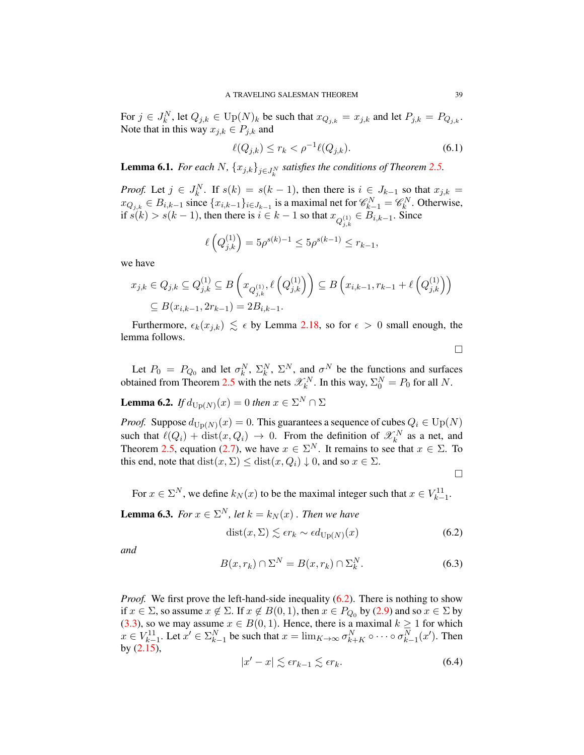For $j \in J_k^N$, let $Q_{j,k} \in \mathrm{Up}(N)_k$ be such that $x_{Q_{j,k}} = x_{j,k}$ and let $P_{j,k} = P_{Q_{j,k}}$. Note that in this way $x_{j,k} \in P_{j,k}$ and

$$\ell(Q_{j,k}) \leq r_k < \rho^{-1}\ell(Q_{j,k}). \tag{6.1}$$

**Lemma 6.1.** *For each $N$, $\{x_{j,k}\}_{j \in J_k^N}$ satisfies the conditions of Theorem 2.5.*

*Proof.* Let $j \in J_k^N$. If $s(k) = s(k-1)$, then there is $i \in J_{k-1}$ so that $x_{j,k} = x_{Q_{j,k}} \in B_{i,k-1}$ since $\{x_{i,k-1}\}_{i \in J_{k-1}}$ is a maximal net for $\mathscr{C}_{k-1}^N = \mathscr{C}_k^N$. Otherwise, if $s(k) > s(k-1)$, then there is $i \in k-1$ so that $x_{Q_{j,k}^{(1)}} \in B_{i,k-1}$. Since

$$\ell\left(Q_{j,k}^{(1)}\right) = 5\rho^{s(k)-1} \leq 5\rho^{s(k-1)} \leq r_{k-1},$$

we have

$$\begin{aligned} x_{j,k} \in Q_{j,k} \subseteq Q_{j,k}^{(1)} &\subseteq B\left(x_{Q_{j,k}^{(1)}}, \ell\left(Q_{j,k}^{(1)}\right)\right) \subseteq B\left(x_{i,k-1}, r_{k-1} + \ell\left(Q_{j,k}^{(1)}\right)\right) \\ &\subseteq B(x_{i,k-1}, 2r_{k-1}) = 2B_{i,k-1}. \end{aligned}$$

Furthermore, $\epsilon_k(x_{j,k}) \lesssim \epsilon$ by Lemma 2.18, so for $\epsilon > 0$ small enough, the lemma follows.

□

Let $P_0 = P_{Q_0}$ and let $\sigma_k^N$, $\Sigma_k^N$, $\Sigma^N$, and $\sigma^N$ be the functions and surfaces obtained from Theorem 2.5 with the nets $\mathscr{X}_k^N$. In this way, $\Sigma_0^N = P_0$ for all $N$.

**Lemma 6.2.** *If $d_{\mathrm{Up}(N)}(x) = 0$ then $x \in \Sigma^N \cap \Sigma$*

*Proof.* Suppose $d_{\mathrm{Up}(N)}(x) = 0$. This guarantees a sequence of cubes $Q_i \in \mathrm{Up}(N)$ such that $\ell(Q_i) + \mathrm{dist}(x, Q_i) \to 0$. From the definition of $\mathscr{X}_k^N$ as a net, and Theorem 2.5, equation (2.7), we have $x \in \Sigma^N$. It remains to see that $x \in \Sigma$. To this end, note that $\mathrm{dist}(x, \Sigma) \leq \mathrm{dist}(x, Q_i) \downarrow 0$, and so $x \in \Sigma$.

□

For $x \in \Sigma^N$, we define $k_N(x)$ to be the maximal integer such that $x \in V_{k-1}^{11}$.

**Lemma 6.3.** *For $x \in \Sigma^N$, let $k = k_N(x)$ . Then we have*

$$\mathrm{dist}(x, \Sigma) \lesssim \epsilon r_k \sim \epsilon d_{\mathrm{Up}(N)}(x) \tag{6.2}$$

*and*

$$B(x, r_k) \cap \Sigma^N = B(x, r_k) \cap \Sigma_k^N. \tag{6.3}$$

*Proof.* We first prove the left-hand-side inequality (6.2). There is nothing to show if $x \in \Sigma$, so assume $x \notin \Sigma$. If $x \notin B(0,1)$, then $x \in P_{Q_0}$ by (2.9) and so $x \in \Sigma$ by (3.3), so we may assume $x \in B(0,1)$. Hence, there is a maximal $k \geq 1$ for which $x \in V_{k-1}^{11}$. Let $x' \in \Sigma_{k-1}^N$ be such that $x = \lim_{K \to \infty} \sigma_{k+K}^N \circ \cdots \circ \sigma_{k-1}^N(x')$. Then by (2.15),

$$|x' - x| \lesssim \epsilon r_{k-1} \lesssim \epsilon r_k. \tag{6.4}$$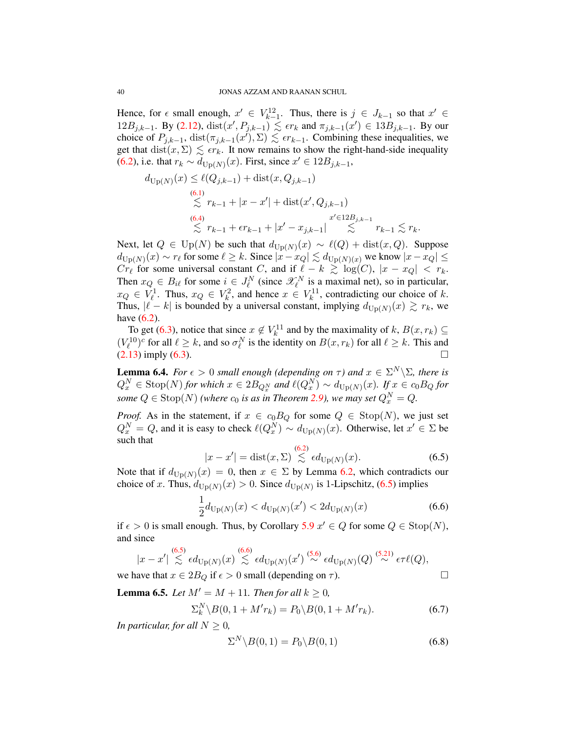Hence, for $\epsilon$ small enough, $x' \in V_{k-1}^{12}$. Thus, there is $j \in J_{k-1}$ so that $x' \in 12B_{j,k-1}$. By (2.12), $\text{dist}(x', P_{j,k-1}) \lesssim \epsilon r_k$ and $\pi_{j,k-1}(x') \in 13B_{j,k-1}$. By our choice of $P_{j,k-1}$, $\text{dist}(\pi_{j,k-1}(x'), \Sigma) \lesssim \epsilon r_{k-1}$. Combining these inequalities, we get that $\text{dist}(x, \Sigma) \lesssim \epsilon r_k$. It now remains to show the right-hand-side inequality (6.2), i.e. that $r_k \sim d_{\text{Up}(N)}(x)$. First, since $x' \in 12B_{j,k-1}$,

$$
\begin{aligned}
d_{\text{Up}(N)}(x) &\leq \ell(Q_{j,k-1}) + \text{dist}(x, Q_{j,k-1}) \\
&\overset{(6.1)}{\lesssim} r_{k-1} + |x - x'| + \text{dist}(x', Q_{j,k-1}) \\
&\overset{(6.4)}{\lesssim} r_{k-1} + \epsilon r_{k-1} + |x' - x_{j,k-1}| \overset{x' \in 12B_{j,k-1}}{\lesssim} r_{k-1} \lesssim r_k.
\end{aligned}
$$

Next, let $Q \in \text{Up}(N)$ be such that $d_{\text{Up}(N)}(x) \sim \ell(Q) + \text{dist}(x, Q)$. Suppose $d_{\text{Up}(N)}(x) \sim r_\ell$ for some $\ell \geq k$. Since $|x - x_Q| \lesssim d_{\text{Up}(N)(x)}$ we know $|x - x_Q| \leq Cr_\ell$ for some universal constant $C$, and if $\ell - k \gtrsim \log(C)$, $|x - x_Q| < r_k$. Then $x_Q \in B_{i\ell}$ for some $i \in J_\ell^N$ (since $\mathscr{X}_\ell^N$ is a maximal net), so in particular, $x_Q \in V_\ell^1$. Thus, $x_Q \in V_k^2$, and hence $x \in V_k^{11}$, contradicting our choice of $k$. Thus, $|\ell - k|$ is bounded by a universal constant, implying $d_{\text{Up}(N)}(x) \gtrsim r_k$, we have (6.2).

To get (6.3), notice that since $x \notin V_k^{11}$ and by the maximality of $k$, $B(x, r_k) \subseteq (V_\ell^{10})^c$ for all $\ell \geq k$, and so $\sigma_\ell^N$ is the identity on $B(x, r_k)$ for all $\ell \geq k$. This and (2.13) imply (6.3). □

**Lemma 6.4.** *For $\epsilon > 0$ small enough (depending on $\tau$) and $x \in \Sigma^N \backslash \Sigma$, there is $Q_x^N \in \text{Stop}(N)$ for which $x \in 2B_{Q_x^N}$ and $\ell(Q_x^N) \sim d_{\text{Up}(N)}(x)$. If $x \in c_0 B_Q$ for some $Q \in \text{Stop}(N)$ (where $c_0$ is as in Theorem 2.9), we may set $Q_x^N = Q$.*

*Proof.* As in the statement, if $x \in c_0 B_Q$ for some $Q \in \text{Stop}(N)$, we just set $Q_x^N = Q$, and it is easy to check $\ell(Q_x^N) \sim d_{\text{Up}(N)}(x)$. Otherwise, let $x' \in \Sigma$ be such that

$$
|x - x'| = \text{dist}(x, \Sigma) \overset{(6.2)}{\lesssim} \epsilon d_{\text{Up}(N)}(x). \tag{6.5}
$$

Note that if $d_{\text{Up}(N)}(x) = 0$, then $x \in \Sigma$ by Lemma 6.2, which contradicts our choice of $x$. Thus, $d_{\text{Up}(N)}(x) > 0$. Since $d_{\text{Up}(N)}$ is 1-Lipschitz, (6.5) implies

$$
\frac{1}{2} d_{\text{Up}(N)}(x) < d_{\text{Up}(N)}(x') < 2d_{\text{Up}(N)}(x) \tag{6.6}
$$

if $\epsilon > 0$ is small enough. Thus, by Corollary 5.9 $x' \in Q$ for some $Q \in \text{Stop}(N)$, and since

$$
|x - x'| \overset{(6.5)}{\lesssim} \epsilon d_{\text{Up}(N)}(x) \overset{(6.6)}{\lesssim} \epsilon d_{\text{Up}(N)}(x') \overset{(5.6)}{\sim} \epsilon d_{\text{Up}(N)}(Q) \overset{(5.21)}{\sim} \epsilon \tau \ell(Q),
$$

we have that $x \in 2B_Q$ if $\epsilon > 0$ small (depending on $\tau$). □

**Lemma 6.5.** *Let $M' = M + 11$. Then for all $k \geq 0$,*

$$
\Sigma_k^N \backslash B(0, 1 + M' r_k) = P_0 \backslash B(0, 1 + M' r_k). \tag{6.7}
$$

*In particular, for all $N \geq 0$,*

$$
\Sigma^N \backslash B(0, 1) = P_0 \backslash B(0, 1) \tag{6.8}
$$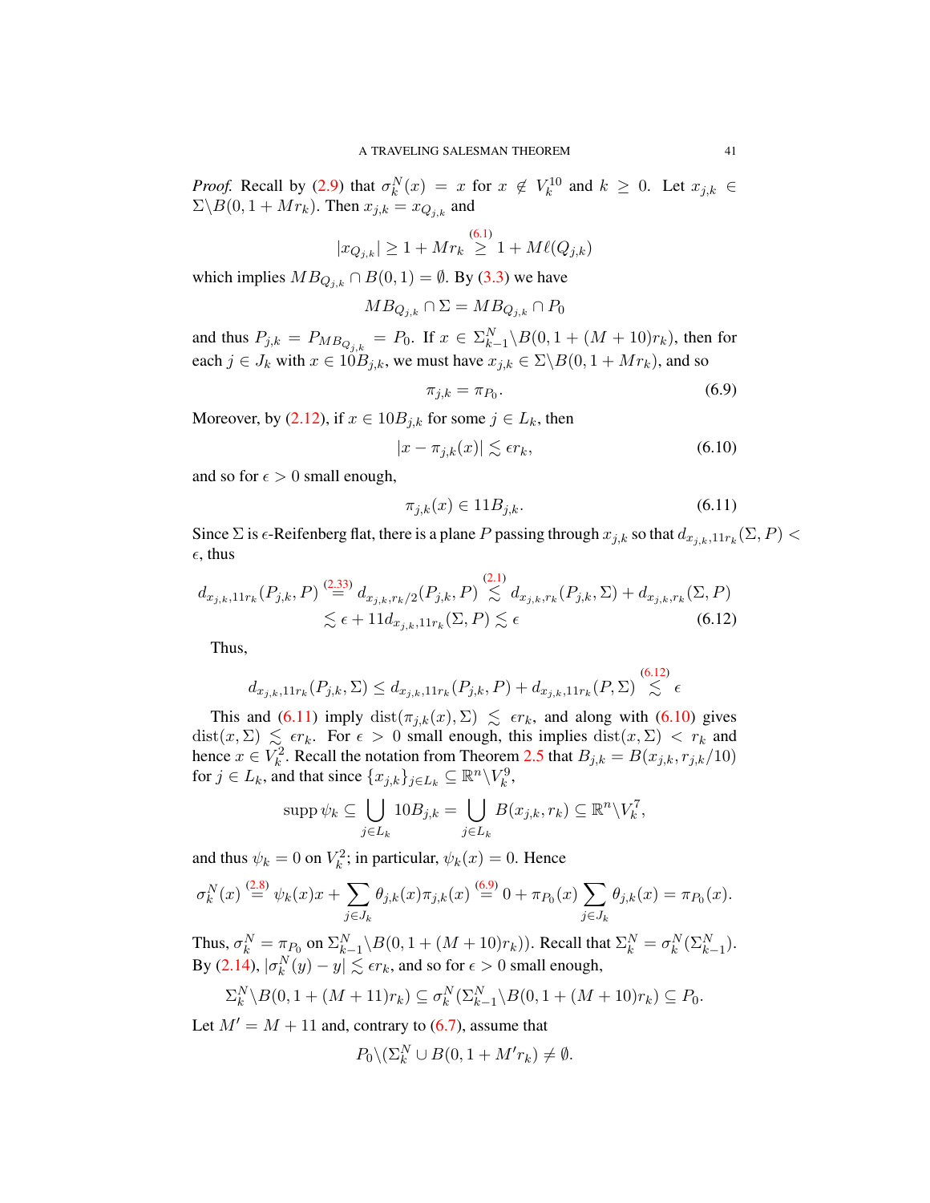*Proof.* Recall by (2.9) that $\sigma_k^N(x) = x$ for $x \notin V_k^{10}$ and $k \geq 0$. Let $x_{j,k} \in \Sigma \backslash B(0, 1 + Mr_k)$. Then $x_{j,k} = x_{Q_{j,k}}$ and

$$|x_{Q_{j,k}}| \geq 1 + Mr_k \overset{(6.1)}{\geq} 1 + M\ell(Q_{j,k})$$

which implies $MB_{Q_{j,k}} \cap B(0,1) = \emptyset$. By (3.3) we have

$$MB_{Q_{j,k}} \cap \Sigma = MB_{Q_{j,k}} \cap P_0$$

and thus $P_{j,k} = P_{MB_{Q_{j,k}}} = P_0$. If $x \in \Sigma_{k-1}^N \backslash B(0, 1 + (M+10)r_k)$, then for each $j \in J_k$ with $x \in 10B_{j,k}$, we must have $x_{j,k} \in \Sigma \backslash B(0, 1 + Mr_k)$, and so

$$\pi_{j,k} = \pi_{P_0}. \tag{6.9}$$

Moreover, by (2.12), if $x \in 10B_{j,k}$ for some $j \in L_k$, then

$$|x - \pi_{j,k}(x)| \lesssim \epsilon r_k, \tag{6.10}$$

and so for $\epsilon > 0$ small enough,

$$\pi_{j,k}(x) \in 11B_{j,k}. \tag{6.11}$$

Since $\Sigma$ is $\epsilon$-Reifenberg flat, there is a plane $P$ passing through $x_{j,k}$ so that $d_{x_{j,k},11r_k}(\Sigma, P) < \epsilon$, thus

$$\begin{aligned} d_{x_{j,k},11r_k}(P_{j,k}, P) &\overset{(2.33)}{=} d_{x_{j,k},r_k/2}(P_{j,k}, P) \overset{(2.1)}{\lesssim} d_{x_{j,k},r_k}(P_{j,k}, \Sigma) + d_{x_{j,k},r_k}(\Sigma, P) \\ &\lesssim \epsilon + 11 d_{x_{j,k},11r_k}(\Sigma, P) \lesssim \epsilon \end{aligned} \tag{6.12}$$

Thus,

$$d_{x_{j,k},11r_k}(P_{j,k}, \Sigma) \leq d_{x_{j,k},11r_k}(P_{j,k}, P) + d_{x_{j,k},11r_k}(P, \Sigma) \overset{(6.12)}{\lesssim} \epsilon$$

This and (6.11) imply $\text{dist}(\pi_{j,k}(x), \Sigma) \lesssim \epsilon r_k$, and along with (6.10) gives $\text{dist}(x, \Sigma) \lesssim \epsilon r_k$. For $\epsilon > 0$ small enough, this implies $\text{dist}(x, \Sigma) < r_k$ and hence $x \in V_k^2$. Recall the notation from Theorem 2.5 that $B_{j,k} = B(x_{j,k}, r_{j,k}/10)$ for $j \in L_k$, and that since $\{x_{j,k}\}_{j \in L_k} \subseteq \mathbb{R}^n \backslash V_k^9$,

$$\text{supp}\, \psi_k \subseteq \bigcup_{j \in L_k} 10B_{j,k} = \bigcup_{j \in L_k} B(x_{j,k}, r_k) \subseteq \mathbb{R}^n \backslash V_k^7,$$

and thus $\psi_k = 0$ on $V_k^2$; in particular, $\psi_k(x) = 0$. Hence

$$\sigma_k^N(x) \overset{(2.8)}{=} \psi_k(x)x + \sum_{j \in J_k} \theta_{j,k}(x)\pi_{j,k}(x) \overset{(6.9)}{=} 0 + \pi_{P_0}(x) \sum_{j \in J_k} \theta_{j,k}(x) = \pi_{P_0}(x).$$

Thus, $\sigma_k^N = \pi_{P_0}$ on $\Sigma_{k-1}^N \backslash B(0, 1 + (M+10)r_k))$. Recall that $\Sigma_k^N = \sigma_k^N(\Sigma_{k-1}^N)$. By (2.14), $|\sigma_k^N(y) - y| \lesssim \epsilon r_k$, and so for $\epsilon > 0$ small enough,

$$\Sigma_k^N \backslash B(0, 1 + (M+11)r_k) \subseteq \sigma_k^N(\Sigma_{k-1}^N \backslash B(0, 1 + (M+10)r_k) \subseteq P_0.$$

Let $M' = M + 11$ and, contrary to (6.7), assume that

$$P_0 \backslash (\Sigma_k^N \cup B(0, 1 + M'r_k) \neq \emptyset.$$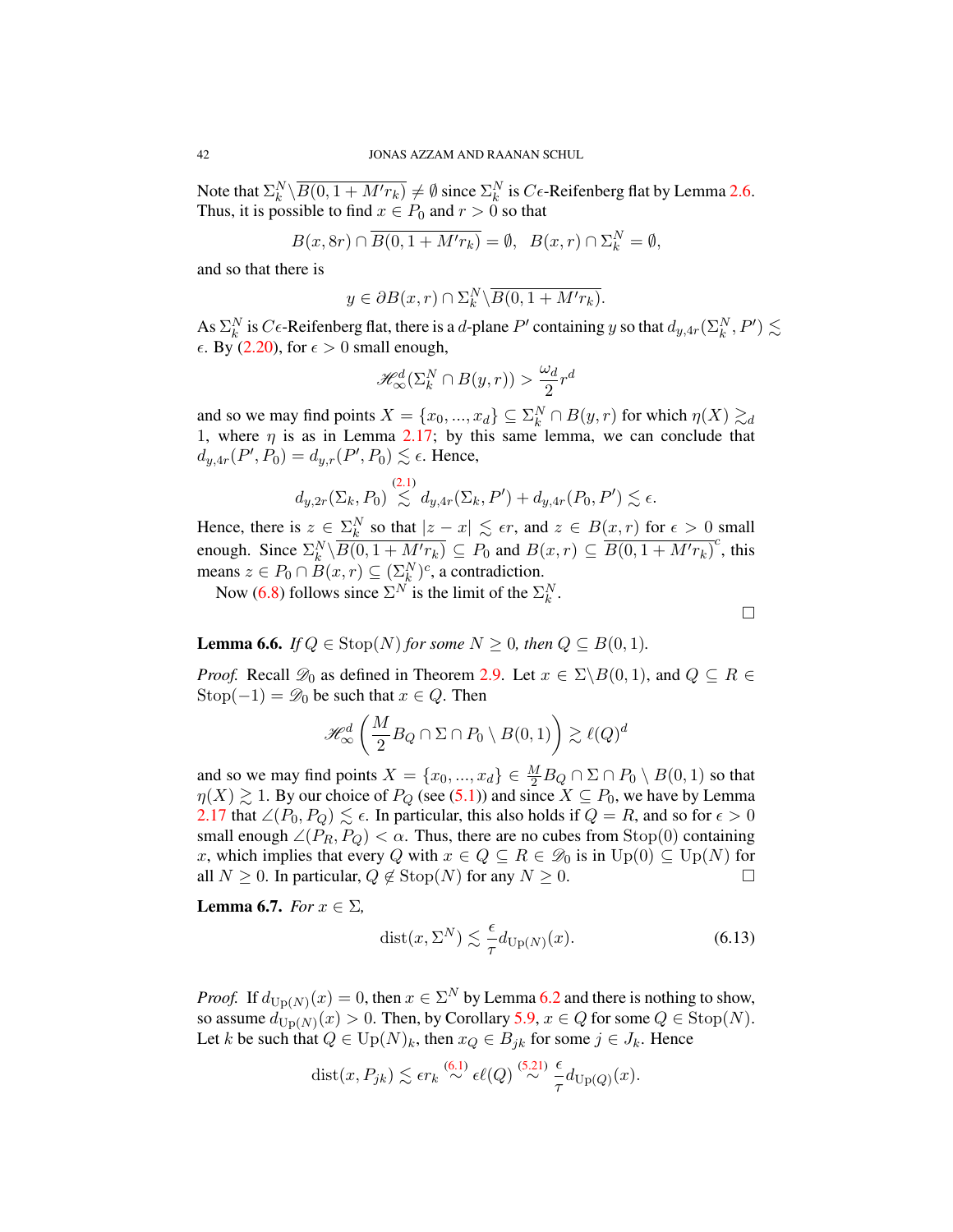Note that $\Sigma_k^N \backslash \overline{B(0,1+M'r_k)} \neq \emptyset$ since $\Sigma_k^N$ is $C\epsilon$-Reifenberg flat by Lemma 2.6. Thus, it is possible to find $x \in P_0$ and $r>0$ so that

$$B(x,8r) \cap \overline{B(0,1+M'r_k)} = \emptyset, \quad B(x,r) \cap \Sigma_k^N = \emptyset,$$

and so that there is

$$y \in \partial B(x,r) \cap \Sigma_k^N \backslash \overline{B(0,1+M'r_k)}.$$

As $\Sigma_k^N$ is $C\epsilon$-Reifenberg flat, there is a $d$-plane $P'$ containing $y$ so that $d_{y,4r}(\Sigma_k^N, P') \lesssim \epsilon$. By (2.20), for $\epsilon>0$ small enough,

$$\mathscr{H}^d_\infty(\Sigma_k^N \cap B(y,r)) > \frac{\omega_d}{2} r^d$$

and so we may find points $X = \{x_0, ..., x_d\} \subseteq \Sigma_k^N \cap B(y,r)$ for which $\eta(X) \gtrsim_d 1$, where $\eta$ is as in Lemma 2.17; by this same lemma, we can conclude that $d_{y,4r}(P', P_0) = d_{y,r}(P', P_0) \lesssim \epsilon$. Hence,

$$d_{y,2r}(\Sigma_k, P_0) \overset{(2.1)}{\lesssim} d_{y,4r}(\Sigma_k, P') + d_{y,4r}(P_0, P') \lesssim \epsilon.$$

Hence, there is $z \in \Sigma_k^N$ so that $|z-x| \lesssim \epsilon r$, and $z \in B(x,r)$ for $\epsilon>0$ small enough. Since $\Sigma_k^N \backslash \overline{B(0,1+M'r_k)} \subseteq P_0$ and $B(x,r) \subseteq \overline{B(0,1+M'r_k)}^c$, this means $z \in P_0 \cap B(x,r) \subseteq (\Sigma_k^N)^c$, a contradiction.

Now (6.8) follows since $\Sigma^N$ is the limit of the $\Sigma_k^N$. $\square$

**Lemma 6.6.** *If $Q \in \mathrm{Stop}(N)$ for some $N \geq 0$, then $Q \subseteq B(0,1)$.*

*Proof.* Recall $\mathscr{D}_0$ as defined in Theorem 2.9. Let $x \in \Sigma \backslash B(0,1)$, and $Q \subseteq R \in \mathrm{Stop}(-1) = \mathscr{D}_0$ be such that $x \in Q$. Then

$$\mathscr{H}^d_\infty\left(\frac{M}{2} B_Q \cap \Sigma \cap P_0 \setminus B(0,1)\right) \gtrsim \ell(Q)^d$$

and so we may find points $X = \{x_0, ..., x_d\} \in \frac{M}{2} B_Q \cap \Sigma \cap P_0 \setminus B(0,1)$ so that $\eta(X) \gtrsim 1$. By our choice of $P_Q$ (see (5.1)) and since $X \subseteq P_0$, we have by Lemma 2.17 that $\angle(P_0, P_Q) \lesssim \epsilon$. In particular, this also holds if $Q=R$, and so for $\epsilon>0$ small enough $\angle(P_R, P_Q) < \alpha$. Thus, there are no cubes from $\mathrm{Stop}(0)$ containing $x$, which implies that every $Q$ with $x \in Q \subseteq R \in \mathscr{D}_0$ is in $\mathrm{Up}(0) \subseteq \mathrm{Up}(N)$ for all $N \geq 0$. In particular, $Q \notin \mathrm{Stop}(N)$ for any $N \geq 0$. $\square$

**Lemma 6.7.** *For $x \in \Sigma$,*

$$\mathrm{dist}(x, \Sigma^N) \lesssim \frac{\epsilon}{\tau} d_{\mathrm{Up}(N)}(x). \tag{6.13}$$

*Proof.* If $d_{\mathrm{Up}(N)}(x) = 0$, then $x \in \Sigma^N$ by Lemma 6.2 and there is nothing to show, so assume $d_{\mathrm{Up}(N)}(x) > 0$. Then, by Corollary 5.9, $x \in Q$ for some $Q \in \mathrm{Stop}(N)$. Let $k$ be such that $Q \in \mathrm{Up}(N)_k$, then $x_Q \in B_{jk}$ for some $j \in J_k$. Hence

$$\mathrm{dist}(x, P_{jk}) \lesssim \epsilon r_k \overset{(6.1)}{\sim} \epsilon \ell(Q) \overset{(5.21)}{\sim} \frac{\epsilon}{\tau} d_{\mathrm{Up}(Q)}(x).$$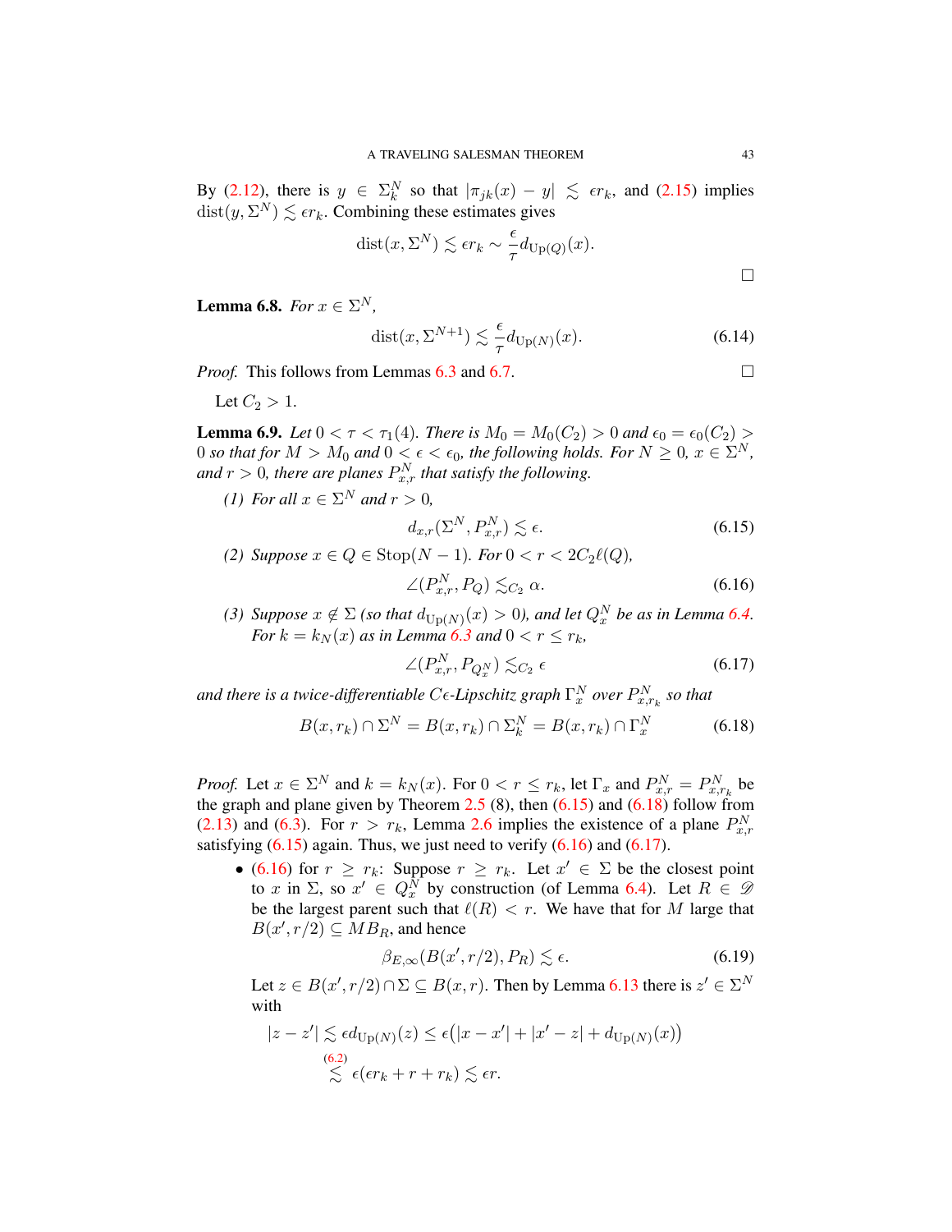By (2.12), there is $y \in \Sigma_k^N$ so that $|\pi_{jk}(x) - y| \lesssim \epsilon r_k$, and (2.15) implies $\operatorname{dist}(y, \Sigma^N) \lesssim \epsilon r_k$. Combining these estimates gives

$$\operatorname{dist}(x, \Sigma^N) \lesssim \epsilon r_k \sim \frac{\epsilon}{\tau} d_{\operatorname{Up}(Q)}(x).$$

□

**Lemma 6.8.** *For $x \in \Sigma^N$,*

$$\operatorname{dist}(x, \Sigma^{N+1}) \lesssim \frac{\epsilon}{\tau} d_{\operatorname{Up}(N)}(x). \tag{6.14}$$

*Proof.* This follows from Lemmas 6.3 and 6.7. □

Let $C_2 > 1$.

**Lemma 6.9.** *Let $0 < \tau < \tau_1(4)$. There is $M_0 = M_0(C_2) > 0$ and $\epsilon_0 = \epsilon_0(C_2) > 0$ so that for $M > M_0$ and $0 < \epsilon < \epsilon_0$, the following holds. For $N \geq 0$, $x \in \Sigma^N$, and $r > 0$, there are planes $P_{x,r}^N$ that satisfy the following.*

*(1) For all $x \in \Sigma^N$ and $r > 0$,*

$$d_{x,r}(\Sigma^N, P_{x,r}^N) \lesssim \epsilon. \tag{6.15}$$

*(2) Suppose $x \in Q \in \operatorname{Stop}(N-1)$. For $0 < r < 2C_2\ell(Q)$,*

$$\angle(P_{x,r}^N, P_Q) \lesssim_{C_2} \alpha. \tag{6.16}$$

*(3) Suppose $x \notin \Sigma$ (so that $d_{\operatorname{Up}(N)}(x) > 0$), and let $Q_x^N$ be as in Lemma 6.4. For $k = k_N(x)$ as in Lemma 6.3 and $0 < r \leq r_k$,*

$$\angle(P_{x,r}^N, P_{Q_x^N}) \lesssim_{C_2} \epsilon \tag{6.17}$$

*and there is a twice-differentiable $C\epsilon$-Lipschitz graph $\Gamma_x^N$ over $P_{x,r_k}^N$ so that*

$$B(x, r_k) \cap \Sigma^N = B(x, r_k) \cap \Sigma_k^N = B(x, r_k) \cap \Gamma_x^N \tag{6.18}$$

*Proof.* Let $x \in \Sigma^N$ and $k = k_N(x)$. For $0 < r \leq r_k$, let $\Gamma_x$ and $P_{x,r}^N = P_{x,r_k}^N$ be the graph and plane given by Theorem 2.5 (8), then (6.15) and (6.18) follow from (2.13) and (6.3). For $r > r_k$, Lemma 2.6 implies the existence of a plane $P_{x,r}^N$ satisfying (6.15) again. Thus, we just need to verify (6.16) and (6.17).

- (6.16) for $r \geq r_k$: Suppose $r \geq r_k$. Let $x' \in \Sigma$ be the closest point to $x$ in $\Sigma$, so $x' \in Q_x^N$ by construction (of Lemma 6.4). Let $R \in \mathscr{D}$ be the largest parent such that $\ell(R) < r$. We have that for $M$ large that $B(x', r/2) \subseteq MB_R$, and hence

$$\beta_{E,\infty}(B(x', r/2), P_R) \lesssim \epsilon. \tag{6.19}$$

Let $z \in B(x', r/2) \cap \Sigma \subseteq B(x, r)$. Then by Lemma 6.13 there is $z' \in \Sigma^N$ with

$$|z - z'| \lesssim \epsilon d_{\operatorname{Up}(N)}(z) \leq \epsilon\big(|x - x'| + |x' - z| + d_{\operatorname{Up}(N)}(x)\big)$$
$$\overset{(6.2)}{\lesssim} \epsilon(\epsilon r_k + r + r_k) \lesssim \epsilon r.$$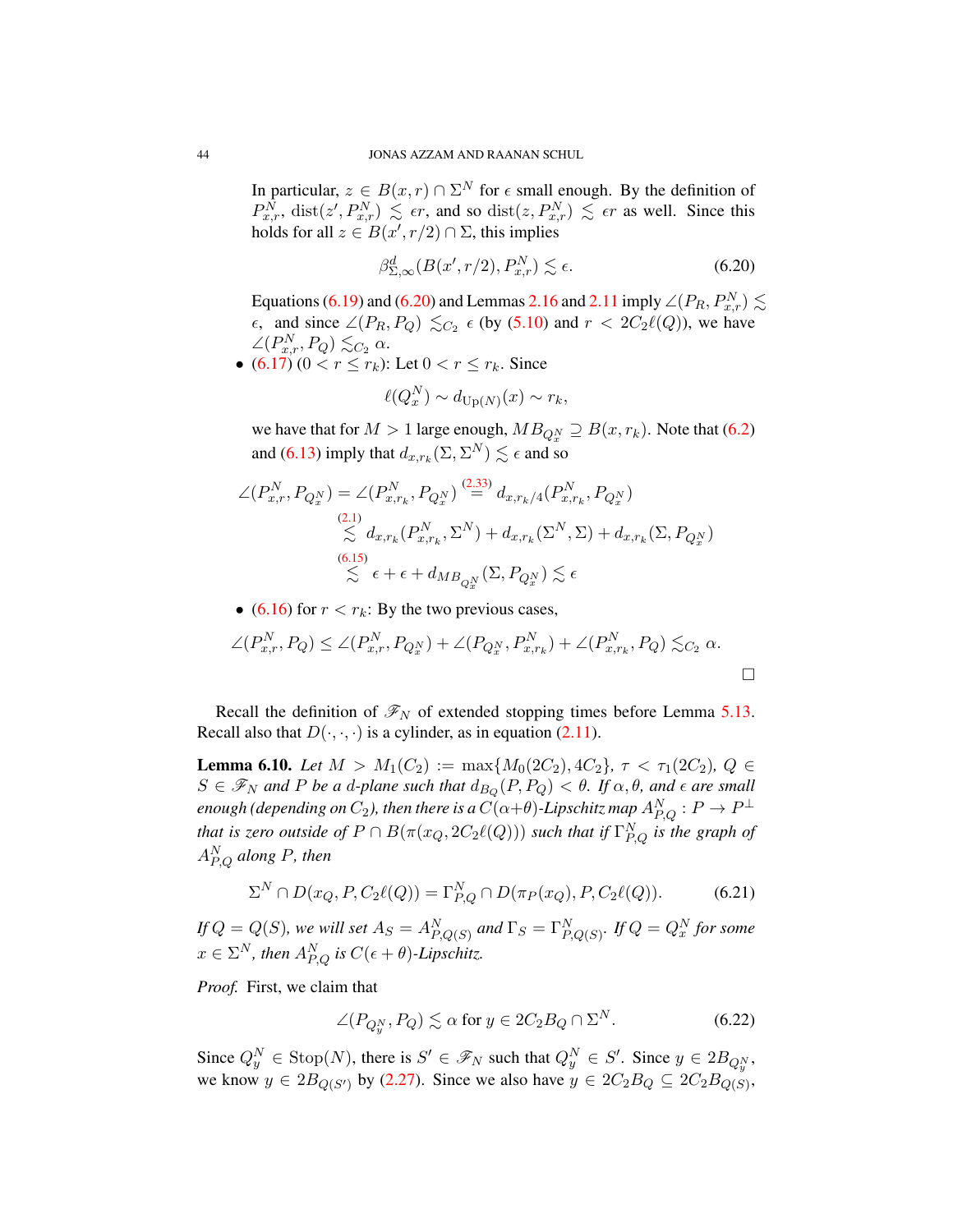In particular, $z \in B(x,r) \cap \Sigma^N$ for $\epsilon$ small enough. By the definition of $P^N_{x,r}$, $\text{dist}(z', P^N_{x,r}) \lesssim \epsilon r$, and so $\text{dist}(z, P^N_{x,r}) \lesssim \epsilon r$ as well. Since this holds for all $z \in B(x', r/2) \cap \Sigma$, this implies

$$\beta^d_{\Sigma,\infty}(B(x', r/2), P^N_{x,r}) \lesssim \epsilon. \tag{6.20}$$

Equations (6.19) and (6.20) and Lemmas 2.16 and 2.11 imply $\angle(P_R, P^N_{x,r}) \lesssim \epsilon$, and since $\angle(P_R, P_Q) \lesssim_{C_2} \epsilon$ (by (5.10) and $r < 2C_2\ell(Q)$), we have $\angle(P^N_{x,r}, P_Q) \lesssim_{C_2} \alpha$.

- (6.17) ($0 < r \leq r_k$): Let $0 < r \leq r_k$. Since

$$\ell(Q^N_x) \sim d_{\text{Up}(N)}(x) \sim r_k,$$

we have that for $M > 1$ large enough, $MB_{Q^N_x} \supseteq B(x, r_k)$. Note that (6.2) and (6.13) imply that $d_{x,r_k}(\Sigma, \Sigma^N) \lesssim \epsilon$ and so

$$\begin{aligned}
\angle(P^N_{x,r}, P_{Q^N_x}) = \angle(P^N_{x,r_k}, P_{Q^N_x}) &\overset{(2.33)}{=} d_{x,r_k/4}(P^N_{x,r_k}, P_{Q^N_x}) \\
&\overset{(2.1)}{\lesssim} d_{x,r_k}(P^N_{x,r_k}, \Sigma^N) + d_{x,r_k}(\Sigma^N, \Sigma) + d_{x,r_k}(\Sigma, P_{Q^N_x}) \\
&\overset{(6.15)}{\lesssim} \epsilon + \epsilon + d_{MB_{Q^N_x}}(\Sigma, P_{Q^N_x}) \lesssim \epsilon
\end{aligned}$$

- (6.16) for $r < r_k$: By the two previous cases,

$$\angle(P^N_{x,r}, P_Q) \leq \angle(P^N_{x,r}, P_{Q^N_x}) + \angle(P_{Q^N_x}, P^N_{x,r_k}) + \angle(P^N_{x,r_k}, P_Q) \lesssim_{C_2} \alpha.$$

□

Recall the definition of $\mathscr{F}_N$ of extended stopping times before Lemma 5.13. Recall also that $D(\cdot,\cdot,\cdot)$ is a cylinder, as in equation (2.11).

**Lemma 6.10.** *Let $M > M_1(C_2) := \max\{M_0(2C_2), 4C_2\}$, $\tau < \tau_1(2C_2)$, $Q \in S \in \mathscr{F}_N$ and $P$ be a $d$-plane such that $d_{B_Q}(P, P_Q) < \theta$. If $\alpha, \theta$, and $\epsilon$ are small enough (depending on $C_2$), then there is a $C(\alpha+\theta)$-Lipschitz map $A^N_{P,Q} : P \to P^\perp$ that is zero outside of $P \cap B(\pi(x_Q, 2C_2\ell(Q)))$ such that if $\Gamma^N_{P,Q}$ is the graph of $A^N_{P,Q}$ along $P$, then*

$$\Sigma^N \cap D(x_Q, P, C_2\ell(Q)) = \Gamma^N_{P,Q} \cap D(\pi_P(x_Q), P, C_2\ell(Q)). \tag{6.21}$$

*If $Q = Q(S)$, we will set $A_S = A^N_{P,Q(S)}$ and $\Gamma_S = \Gamma^N_{P,Q(S)}$. If $Q = Q^N_x$ for some $x \in \Sigma^N$, then $A^N_{P,Q}$ is $C(\epsilon + \theta)$-Lipschitz.*

*Proof.* First, we claim that

$$\angle(P_{Q^N_y}, P_Q) \lesssim \alpha \text{ for } y \in 2C_2B_Q \cap \Sigma^N. \tag{6.22}$$

Since $Q^N_y \in \text{Stop}(N)$, there is $S' \in \mathscr{F}_N$ such that $Q^N_y \in S'$. Since $y \in 2B_{Q^N_y}$, we know $y \in 2B_{Q(S')}$ by (2.27). Since we also have $y \in 2C_2B_Q \subseteq 2C_2B_{Q(S)}$,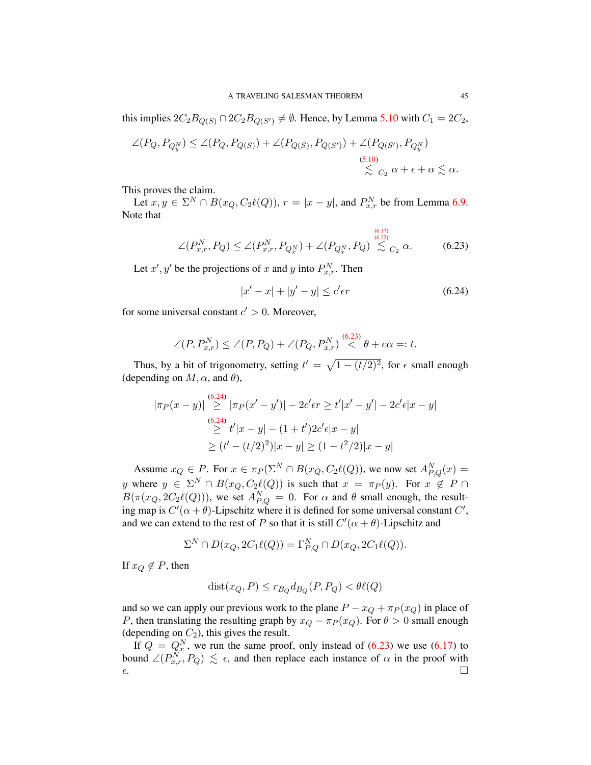this implies $2C_2 B_{Q(S)} \cap 2C_2 B_{Q(S')} \neq \emptyset$. Hence, by Lemma 5.10 with $C_1 = 2C_2$,

$$\angle(P_Q, P_{Q_y^N}) \leq \angle(P_Q, P_{Q(S)}) + \angle(P_{Q(S)}, P_{Q(S')}) + \angle(P_{Q(S')}, P_{Q_y^N})$$
$$\overset{(5.10)}{\lesssim}_{C_2} \alpha + \epsilon + \alpha \lesssim \alpha.$$

This proves the claim.

Let $x, y \in \Sigma^N \cap B(x_Q, C_2\ell(Q))$, $r = |x - y|$, and $P_{x,r}^N$ be from Lemma 6.9. Note that

$$\angle(P_{x,r}^N, P_Q) \leq \angle(P_{x,r}^N, P_{Q_x^N}) + \angle(P_{Q_x^N}, P_Q) \overset{(6.17)}{\underset{(6.22)}{\lesssim}}_{C_2} \alpha. \tag{6.23}$$

Let $x', y'$ be the projections of $x$ and $y$ into $P_{x,r}^N$. Then

$$|x' - x| + |y' - y| \leq c'\epsilon r \tag{6.24}$$

for some universal constant $c' > 0$. Moreover,

$$\angle(P, P_{x,r}^N) \leq \angle(P, P_Q) + \angle(P_Q, P_{x,r}^N) \overset{(6.23)}{<} \theta + c\alpha =: t.$$

Thus, by a bit of trigonometry, setting $t' = \sqrt{1 - (t/2)^2}$, for $\epsilon$ small enough (depending on $M, \alpha$, and $\theta$),

$$|\pi_P(x - y)| \overset{(6.24)}{\geq} |\pi_P(x' - y')| - 2c'\epsilon r \geq t'|x' - y'| - 2c'\epsilon|x - y|$$
$$\overset{(6.24)}{\geq} t'|x - y| - (1 + t')2c'\epsilon|x - y|$$
$$\geq (t' - (t/2)^2)|x - y| \geq (1 - t^2/2)|x - y|$$

Assume $x_Q \in P$. For $x \in \pi_P(\Sigma^N \cap B(x_Q, C_2\ell(Q))$, we now set $A_{P,Q}^N(x) = y$ where $y \in \Sigma^N \cap B(x_Q, C_2\ell(Q))$ is such that $x = \pi_P(y)$. For $x \notin P \cap B(\pi(x_Q, 2C_2\ell(Q)))$, we set $A_{P,Q}^N = 0$. For $\alpha$ and $\theta$ small enough, the resulting map is $C'(\alpha + \theta)$-Lipschitz where it is defined for some universal constant $C'$, and we can extend to the rest of $P$ so that it is still $C'(\alpha + \theta)$-Lipschitz and

$$\Sigma^N \cap D(x_Q, 2C_1\ell(Q)) = \Gamma_{P,Q}^N \cap D(x_Q, 2C_1\ell(Q)).$$

If $x_Q \notin P$, then

$$\operatorname{dist}(x_Q, P) \leq r_{B_Q} d_{B_Q}(P, P_Q) < \theta\ell(Q)$$

and so we can apply our previous work to the plane $P - x_Q + \pi_P(x_Q)$ in place of $P$, then translating the resulting graph by $x_Q - \pi_P(x_Q)$. For $\theta > 0$ small enough (depending on $C_2$), this gives the result.

If $Q = Q_x^N$, we run the same proof, only instead of (6.23) we use (6.17) to bound $\angle(P_{x,r}^N, P_Q) \lesssim \epsilon$, and then replace each instance of $\alpha$ in the proof with $\epsilon$. $\square$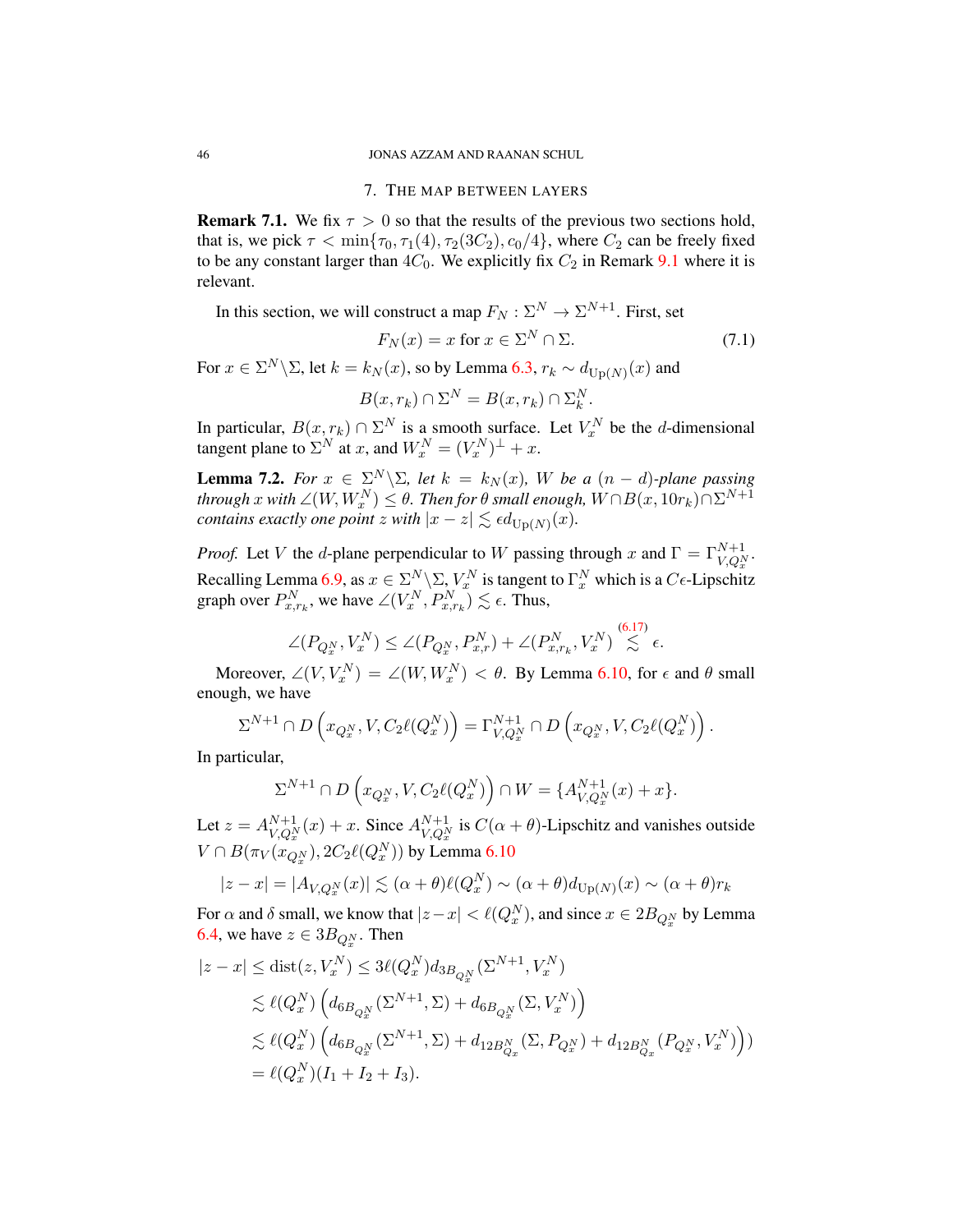## 7. The map between layers

**Remark 7.1.** We fix $\tau > 0$ so that the results of the previous two sections hold, that is, we pick $\tau < \min\{\tau_0, \tau_1(4), \tau_2(3C_2), c_0/4\}$, where $C_2$ can be freely fixed to be any constant larger than $4C_0$. We explicitly fix $C_2$ in Remark 9.1 where it is relevant.

In this section, we will construct a map $F_N : \Sigma^N \to \Sigma^{N+1}$. First, set

$$F_N(x) = x \text{ for } x \in \Sigma^N \cap \Sigma. \tag{7.1}$$

For $x \in \Sigma^N \backslash \Sigma$, let $k = k_N(x)$, so by Lemma 6.3, $r_k \sim d_{\mathrm{Up}(N)}(x)$ and

$$B(x, r_k) \cap \Sigma^N = B(x, r_k) \cap \Sigma_k^N.$$

In particular, $B(x, r_k) \cap \Sigma^N$ is a smooth surface. Let $V_x^N$ be the $d$-dimensional tangent plane to $\Sigma^N$ at $x$, and $W_x^N = (V_x^N)^\perp + x$.

**Lemma 7.2.** *For $x \in \Sigma^N \backslash \Sigma$, let $k = k_N(x)$, $W$ be a $(n-d)$-plane passing through $x$ with $\angle(W, W_x^N) \leq \theta$. Then for $\theta$ small enough, $W \cap B(x, 10r_k) \cap \Sigma^{N+1}$ contains exactly one point $z$ with $|x - z| \lesssim \epsilon d_{\mathrm{Up}(N)}(x)$.*

*Proof.* Let $V$ the $d$-plane perpendicular to $W$ passing through $x$ and $\Gamma = \Gamma^{N+1}_{V, Q_x^N}$. Recalling Lemma 6.9, as $x \in \Sigma^N \backslash \Sigma$, $V_x^N$ is tangent to $\Gamma_x^N$ which is a $C\epsilon$-Lipschitz graph over $P^N_{x, r_k}$, we have $\angle(V_x^N, P^N_{x, r_k}) \lesssim \epsilon$. Thus,

$$\angle(P_{Q_x^N}, V_x^N) \leq \angle(P_{Q_x^N}, P^N_{x,r}) + \angle(P^N_{x,r_k}, V_x^N) \overset{(6.17)}{\lesssim} \epsilon.$$

Moreover, $\angle(V, V_x^N) = \angle(W, W_x^N) < \theta$. By Lemma 6.10, for $\epsilon$ and $\theta$ small enough, we have

$$\Sigma^{N+1} \cap D\left(x_{Q_x^N}, V, C_2\ell(Q_x^N)\right) = \Gamma^{N+1}_{V, Q_x^N} \cap D\left(x_{Q_x^N}, V, C_2\ell(Q_x^N)\right).$$

In particular,

$$\Sigma^{N+1} \cap D\left(x_{Q_x^N}, V, C_2\ell(Q_x^N)\right) \cap W = \{A^{N+1}_{V, Q_x^N}(x) + x\}.$$

Let $z = A^{N+1}_{V, Q_x^N}(x) + x$. Since $A^{N+1}_{V, Q_x^N}$ is $C(\alpha + \theta)$-Lipschitz and vanishes outside $V \cap B(\pi_V(x_{Q_x^N}), 2C_2\ell(Q_x^N))$ by Lemma 6.10

$$|z - x| = |A_{V, Q_x^N}(x)| \lesssim (\alpha + \theta)\ell(Q_x^N) \sim (\alpha + \theta) d_{\mathrm{Up}(N)}(x) \sim (\alpha + \theta) r_k$$

For $\alpha$ and $\delta$ small, we know that $|z - x| < \ell(Q_x^N)$, and since $x \in 2B_{Q_x^N}$ by Lemma 6.4, we have $z \in 3B_{Q_x^N}$. Then

$$\begin{aligned}
|z - x| &\leq \mathrm{dist}(z, V_x^N) \leq 3\ell(Q_x^N) d_{3B_{Q_x^N}}(\Sigma^{N+1}, V_x^N) \\
&\lesssim \ell(Q_x^N)\left(d_{6B_{Q_x^N}}(\Sigma^{N+1}, \Sigma) + d_{6B_{Q_x^N}}(\Sigma, V_x^N)\right) \\
&\lesssim \ell(Q_x^N)\left(d_{6B_{Q_x^N}}(\Sigma^{N+1}, \Sigma) + d_{12B^N_{Q_x}}(\Sigma, P_{Q_x^N}) + d_{12B^N_{Q_x}}(P_{Q_x^N}, V_x^N)\right)\Big) \\
&= \ell(Q_x^N)(I_1 + I_2 + I_3).
\end{aligned}$$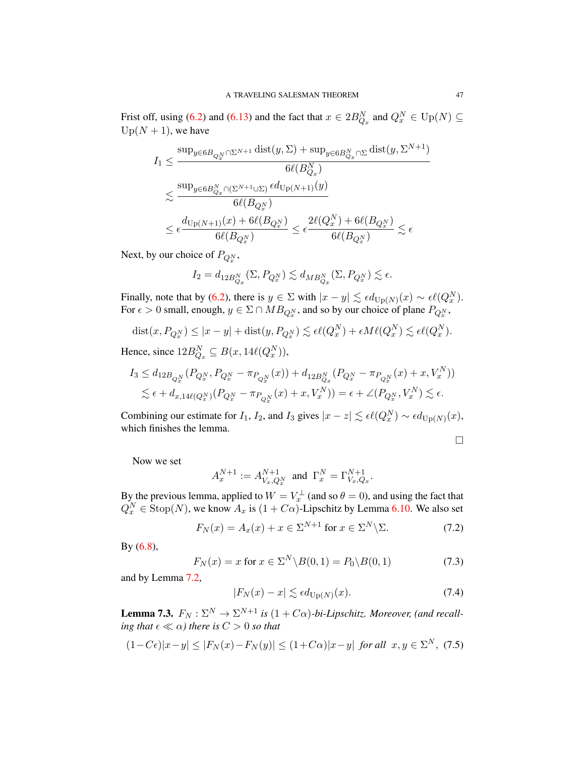Frist off, using (6.2) and (6.13) and the fact that $x \in 2B^N_{Q_x}$ and $Q^N_x \in \mathrm{Up}(N) \subseteq \mathrm{Up}(N+1)$, we have

$$
\begin{aligned}
I_1 &\leq \frac{\sup_{y \in 6B_{Q^N_x} \cap \Sigma^{N+1}} \mathrm{dist}(y, \Sigma) + \sup_{y \in 6B^N_{Q_x} \cap \Sigma} \mathrm{dist}(y, \Sigma^{N+1})}{6\ell(B^N_{Q_x})} \\
&\lesssim \frac{\sup_{y \in 6B^N_{Q_x} \cap (\Sigma^{N+1} \cup \Sigma)} \epsilon d_{\mathrm{Up}(N+1)}(y)}{6\ell(B_{Q^N_x})} \\
&\leq \epsilon \frac{d_{\mathrm{Up}(N+1)}(x) + 6\ell(B_{Q^N_x})}{6\ell(B_{Q^N_x})} \leq \epsilon \frac{2\ell(Q^N_x) + 6\ell(B_{Q^N_x})}{6\ell(B_{Q^N_x})} \lesssim \epsilon
\end{aligned}
$$

Next, by our choice of $P_{Q^N_x}$,

$$
I_2 = d_{12B^N_{Q_x}}(\Sigma, P_{Q^N_x}) \lesssim d_{MB^N_{Q_x}}(\Sigma, P_{Q^N_x}) \lesssim \epsilon.
$$

Finally, note that by (6.2), there is $y \in \Sigma$ with $|x - y| \lesssim \epsilon d_{\mathrm{Up}(N)}(x) \sim \epsilon \ell(Q^N_x)$. For $\epsilon > 0$ small, enough, $y \in \Sigma \cap MB_{Q^N_x}$, and so by our choice of plane $P_{Q^N_x}$,

$$
\mathrm{dist}(x, P_{Q^N_x}) \leq |x - y| + \mathrm{dist}(y, P_{Q^N_x}) \lesssim \epsilon \ell(Q^N_x) + \epsilon M \ell(Q^N_x) \lesssim \epsilon \ell(Q^N_x).
$$

Hence, since $12B^N_{Q_x} \subseteq B(x, 14\ell(Q^N_x))$,

$$
\begin{aligned}
I_3 &\leq d_{12B_{Q^N_x}}(P_{Q^N_x}, P_{Q^N_x} - \pi_{P_{Q^N_x}}(x)) + d_{12B^N_{Q_x}}(P_{Q^N_x} - \pi_{P_{Q^N_x}}(x) + x, V^N_x)) \\
&\lesssim \epsilon + d_{x,14\ell(Q^N_x)}(P_{Q^N_x} - \pi_{P_{Q^N_x}}(x) + x, V^N_x)) = \epsilon + \angle(P_{Q^N_x}, V^N_x) \lesssim \epsilon.
\end{aligned}
$$

Combining our estimate for $I_1$, $I_2$, and $I_3$ gives $|x - z| \lesssim \epsilon \ell(Q^N_x) \sim \epsilon d_{\mathrm{Up}(N)}(x)$, which finishes the lemma.

□

Now we set

$$
A^{N+1}_x := A^{N+1}_{V_x, Q^N_x} \text{ and } \Gamma^N_x = \Gamma^{N+1}_{V_x, Q_x}.
$$

By the previous lemma, applied to $W = V_x^\perp$ (and so $\theta = 0$), and using the fact that $Q^N_x \in \mathrm{Stop}(N)$, we know $A_x$ is $(1 + C\alpha)$-Lipschitz by Lemma 6.10. We also set

$$
F_N(x) = A_x(x) + x \in \Sigma^{N+1} \text{ for } x \in \Sigma^N \backslash \Sigma. \tag{7.2}
$$

By (6.8),

$$
F_N(x) = x \text{ for } x \in \Sigma^N \backslash B(0,1) = P_0 \backslash B(0,1) \tag{7.3}
$$

and by Lemma 7.2,

$$
|F_N(x) - x| \lesssim \epsilon d_{\mathrm{Up}(N)}(x). \tag{7.4}
$$

**Lemma 7.3.** *$F_N : \Sigma^N \to \Sigma^{N+1}$ is $(1 + C\alpha)$-bi-Lipschitz. Moreover, (and recalling that $\epsilon \ll \alpha$) there is $C > 0$ so that*

$$
(1 - C\epsilon)|x - y| \leq |F_N(x) - F_N(y)| \leq (1 + C\alpha)|x - y| \text{ for all } x, y \in \Sigma^N, \tag{7.5}
$$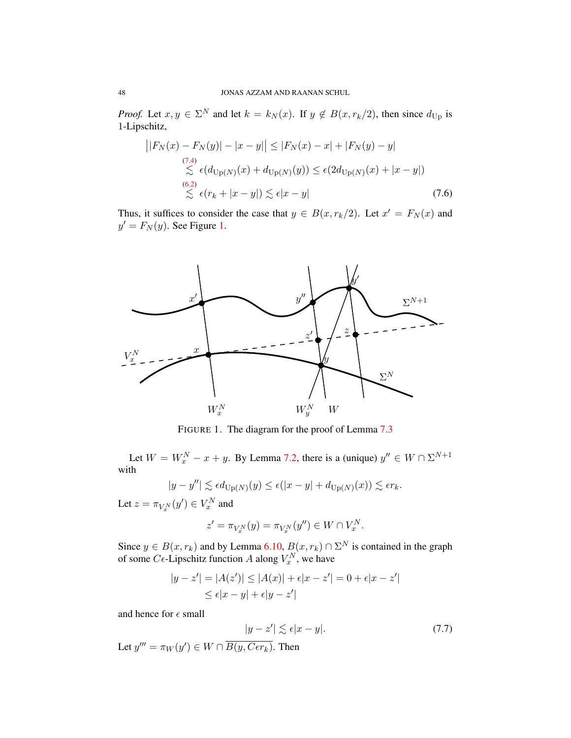*Proof.* Let $x, y \in \Sigma^N$ and let $k = k_N(x)$. If $y \notin B(x, r_k/2)$, then since $d_{\text{Up}}$ is 1-Lipschitz,

$$
\begin{aligned}
\big||F_N(x) - F_N(y)| - |x-y|\big| &\le |F_N(x) - x| + |F_N(y) - y| \\
&\overset{(7.4)}{\lesssim} \epsilon(d_{\text{Up}(N)}(x) + d_{\text{Up}(N)}(y)) \le \epsilon(2d_{\text{Up}(N)}(x) + |x-y|) \\
&\overset{(6.2)}{\lesssim} \epsilon(r_k + |x-y|) \lesssim \epsilon|x-y| \qquad (7.6)
\end{aligned}
$$

Thus, it suffices to consider the case that $y \in B(x, r_k/2)$. Let $x' = F_N(x)$ and $y' = F_N(y)$. See Figure 1.

FIGURE 1. The diagram for the proof of Lemma 7.3

Let $W = W_x^N - x + y$. By Lemma 7.2, there is a (unique) $y'' \in W \cap \Sigma^{N+1}$ with

$$
|y - y''| \lesssim \epsilon d_{\text{Up}(N)}(y) \le \epsilon(|x-y| + d_{\text{Up}(N)}(x)) \lesssim \epsilon r_k.
$$

Let $z = \pi_{V_x^N}(y') \in V_x^N$ and

$$
z' = \pi_{V_x^N}(y) = \pi_{V_x^N}(y'') \in W \cap V_x^N.
$$

Since $y \in B(x, r_k)$ and by Lemma 6.10, $B(x, r_k) \cap \Sigma^N$ is contained in the graph of some $C\epsilon$-Lipschitz function $A$ along $V_x^N$, we have

$$
\begin{aligned}
|y - z'| = |A(z')| &\le |A(x)| + \epsilon|x - z'| = 0 + \epsilon|x - z'| \\
&\le \epsilon|x-y| + \epsilon|y - z'|
\end{aligned}
$$

and hence for $\epsilon$ small

$$
|y - z'| \lesssim \epsilon|x - y|. \qquad (7.7)
$$

Let $y''' = \pi_W(y') \in W \cap \overline{B(y, C\epsilon r_k)}$. Then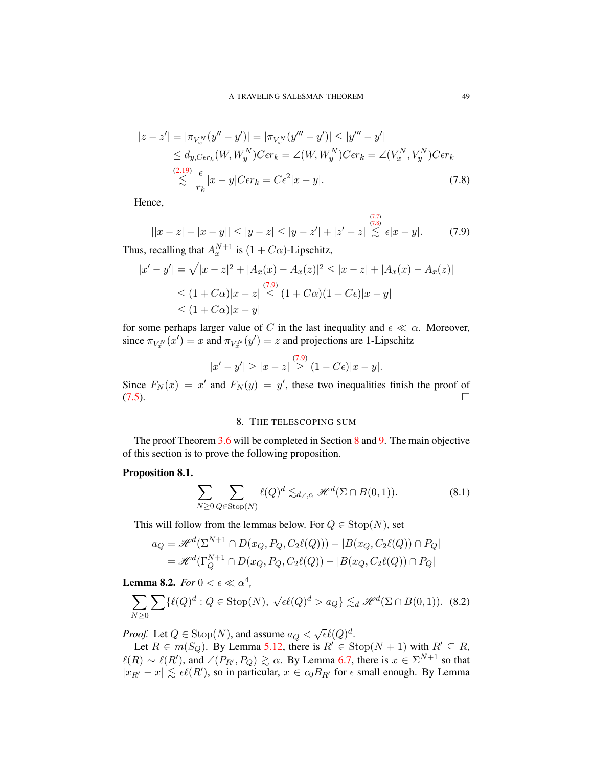$$
\begin{aligned}
|z-z'| &= |\pi_{V_x^N}(y''-y')| = |\pi_{V_x^N}(y'''-y')| \leq |y'''-y'| \\
&\leq d_{y,C\epsilon r_k}(W,W_y^N)C\epsilon r_k = \angle(W,W_y^N)C\epsilon r_k = \angle(V_x^N,V_y^N)C\epsilon r_k \\
&\overset{(2.19)}{\lesssim} \frac{\epsilon}{r_k}|x-y|C\epsilon r_k = C\epsilon^2|x-y|. \qquad (7.8)
\end{aligned}
$$

Hence,

$$
||x-z|-|x-y|| \leq |y-z| \leq |y-z'|+|z'-z| \overset{(7.7)}{\underset{(7.8)}{\lesssim}} \epsilon|x-y|. \qquad (7.9)
$$

Thus, recalling that $A_x^{N+1}$ is $(1+C\alpha)$-Lipschitz,

$$
\begin{aligned}
|x'-y'| &= \sqrt{|x-z|^2+|A_x(x)-A_x(z)|^2} \leq |x-z|+|A_x(x)-A_x(z)| \\
&\leq (1+C\alpha)|x-z| \overset{(7.9)}{\leq} (1+C\alpha)(1+C\epsilon)|x-y| \\
&\leq (1+C\alpha)|x-y|
\end{aligned}
$$

for some perhaps larger value of $C$ in the last inequality and $\epsilon \ll \alpha$. Moreover, since $\pi_{V_x^N}(x') = x$ and $\pi_{V_x^N}(y') = z$ and projections are 1-Lipschitz

$$
|x'-y'| \geq |x-z| \overset{(7.9)}{\geq} (1-C\epsilon)|x-y|.
$$

Since $F_N(x) = x'$ and $F_N(y) = y'$, these two inequalities finish the proof of (7.5). □

## 8. The telescoping sum

The proof Theorem 3.6 will be completed in Section 8 and 9. The main objective of this section is to prove the following proposition.

**Proposition 8.1.**

$$
\sum_{N\geq 0}\sum_{Q\in \mathrm{Stop}(N)} \ell(Q)^d \lesssim_{d,\epsilon,\alpha} \mathscr{H}^d(\Sigma\cap B(0,1)). \qquad (8.1)
$$

This will follow from the lemmas below. For $Q \in \mathrm{Stop}(N)$, set

$$
\begin{aligned}
a_Q &= \mathscr{H}^d(\Sigma^{N+1}\cap D(x_Q,P_Q,C_2\ell(Q))) - |B(x_Q,C_2\ell(Q))\cap P_Q| \\
&= \mathscr{H}^d(\Gamma_Q^{N+1}\cap D(x_Q,P_Q,C_2\ell(Q)) - |B(x_Q,C_2\ell(Q))\cap P_Q|
\end{aligned}
$$

**Lemma 8.2.** *For $0<\epsilon \ll \alpha^4$,*

$$
\sum_{N\geq 0}\sum\{\ell(Q)^d : Q\in \mathrm{Stop}(N),\ \sqrt{\epsilon}\ell(Q)^d > a_Q\} \lesssim_d \mathscr{H}^d(\Sigma\cap B(0,1)). \quad (8.2)
$$

*Proof.* Let $Q \in \mathrm{Stop}(N)$, and assume $a_Q < \sqrt{\epsilon}\ell(Q)^d$.

Let $R \in m(S_Q)$. By Lemma 5.12, there is $R' \in \mathrm{Stop}(N+1)$ with $R' \subseteq R$, $\ell(R) \sim \ell(R')$, and $\angle(P_{R'},P_Q) \gtrsim \alpha$. By Lemma 6.7, there is $x \in \Sigma^{N+1}$ so that $|x_{R'}-x| \lesssim \epsilon\ell(R')$, so in particular, $x \in c_0B_{R'}$ for $\epsilon$ small enough. By Lemma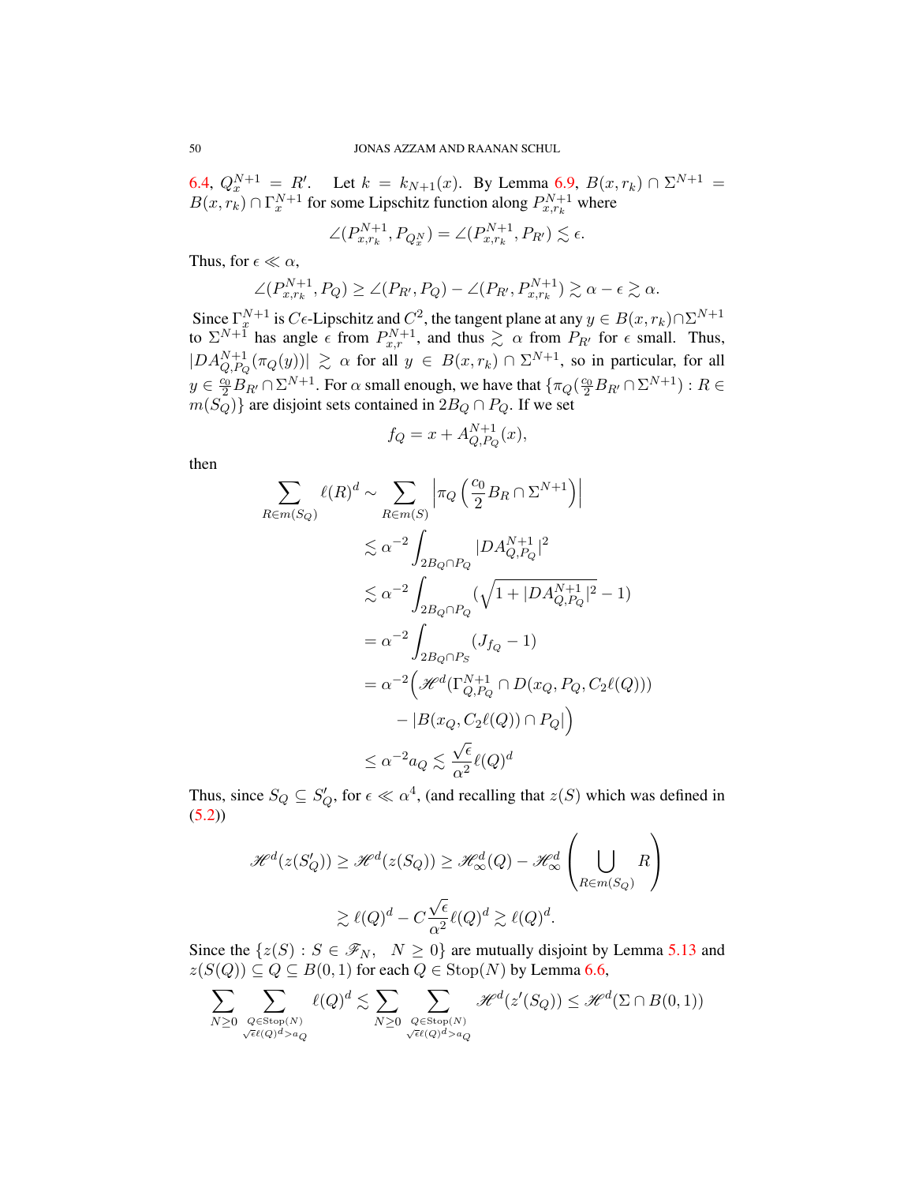6.4, $Q_x^{N+1} = R'$. Let $k = k_{N+1}(x)$. By Lemma 6.9, $B(x,r_k) \cap \Sigma^{N+1} = B(x,r_k) \cap \Gamma_x^{N+1}$ for some Lipschitz function along $P_{x,r_k}^{N+1}$ where

$$\angle(P_{x,r_k}^{N+1}, P_{Q_x^N}) = \angle(P_{x,r_k}^{N+1}, P_{R'}) \lesssim \epsilon.$$

Thus, for $\epsilon \ll \alpha$,

$$\angle(P_{x,r_k}^{N+1}, P_Q) \geq \angle(P_{R'}, P_Q) - \angle(P_{R'}, P_{x,r_k}^{N+1}) \gtrsim \alpha - \epsilon \gtrsim \alpha.$$

Since $\Gamma_x^{N+1}$ is $C\epsilon$-Lipschitz and $C^2$, the tangent plane at any $y \in B(x,r_k) \cap \Sigma^{N+1}$ to $\Sigma^{N+1}$ has angle $\epsilon$ from $P_{x,r}^{N+1}$, and thus $\gtrsim \alpha$ from $P_{R'}$ for $\epsilon$ small. Thus, $|DA_{Q,P_Q}^{N+1}(\pi_Q(y))| \gtrsim \alpha$ for all $y \in B(x,r_k) \cap \Sigma^{N+1}$, so in particular, for all $y \in \frac{c_0}{2} B_{R'} \cap \Sigma^{N+1}$. For $\alpha$ small enough, we have that $\{\pi_Q(\frac{c_0}{2} B_{R'} \cap \Sigma^{N+1}) : R \in m(S_Q)\}$ are disjoint sets contained in $2B_Q \cap P_Q$. If we set

$$f_Q = x + A_{Q,P_Q}^{N+1}(x),$$

then

$$\begin{aligned}
\sum_{R \in m(S_Q)} \ell(R)^d &\sim \sum_{R \in m(S)} \left| \pi_Q \left( \frac{c_0}{2} B_R \cap \Sigma^{N+1} \right) \right| \\
&\lesssim \alpha^{-2} \int_{2B_Q \cap P_Q} |DA_{Q,P_Q}^{N+1}|^2 \\
&\lesssim \alpha^{-2} \int_{2B_Q \cap P_Q} (\sqrt{1 + |DA_{Q,P_Q}^{N+1}|^2} - 1) \\
&= \alpha^{-2} \int_{2B_Q \cap P_S} (J_{f_Q} - 1) \\
&= \alpha^{-2} \Big( \mathscr{H}^d(\Gamma_{Q,P_Q}^{N+1} \cap D(x_Q, P_Q, C_2 \ell(Q))) \\
&\qquad - |B(x_Q, C_2 \ell(Q)) \cap P_Q| \Big) \\
&\leq \alpha^{-2} a_Q \lesssim \frac{\sqrt{\epsilon}}{\alpha^2} \ell(Q)^d
\end{aligned}$$

Thus, since $S_Q \subseteq S'_Q$, for $\epsilon \ll \alpha^4$, (and recalling that $z(S)$ which was defined in (5.2))

$$\begin{aligned}
\mathscr{H}^d(z(S'_Q)) \geq \mathscr{H}^d(z(S_Q)) &\geq \mathscr{H}_\infty^d(Q) - \mathscr{H}_\infty^d \left( \bigcup_{R \in m(S_Q)} R \right) \\
&\gtrsim \ell(Q)^d - C \frac{\sqrt{\epsilon}}{\alpha^2} \ell(Q)^d \gtrsim \ell(Q)^d.
\end{aligned}$$

Since the $\{z(S) : S \in \mathscr{F}_N, \ \ N \geq 0\}$ are mutually disjoint by Lemma 5.13 and $z(S(Q)) \subseteq Q \subseteq B(0,1)$ for each $Q \in \mathrm{Stop}(N)$ by Lemma 6.6,

$$\sum_{N \geq 0} \sum_{\substack{Q \in \mathrm{Stop}(N) \\ \sqrt{\epsilon} \ell(Q)^d > a_Q}} \ell(Q)^d \lesssim \sum_{N \geq 0} \sum_{\substack{Q \in \mathrm{Stop}(N) \\ \sqrt{\epsilon} \ell(Q)^d > a_Q}} \mathscr{H}^d(z'(S_Q)) \leq \mathscr{H}^d(\Sigma \cap B(0,1))$$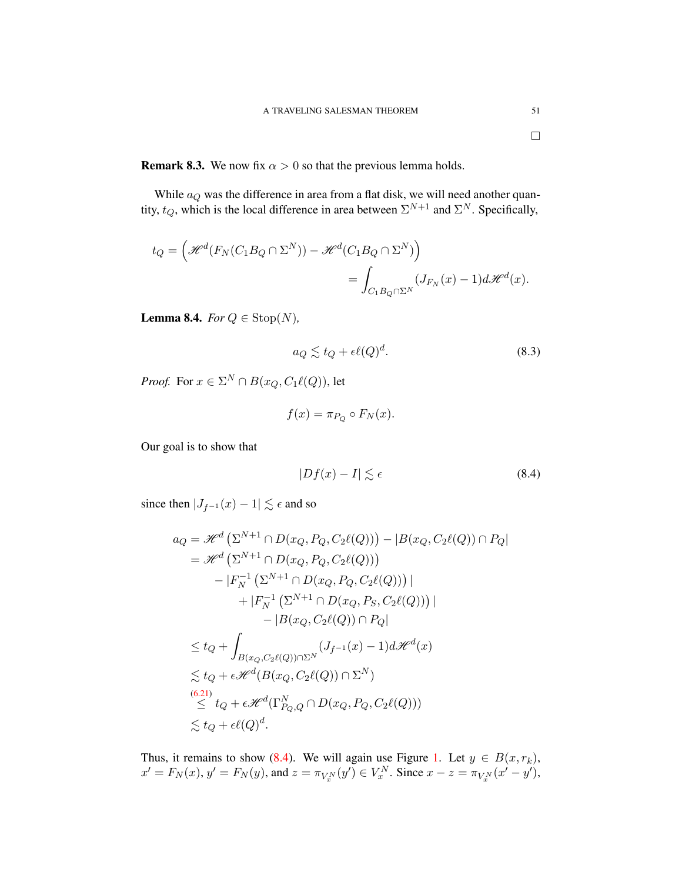□

**Remark 8.3.** We now fix $\alpha > 0$ so that the previous lemma holds.

While $a_Q$ was the difference in area from a flat disk, we will need another quantity, $t_Q$, which is the local difference in area between $\Sigma^{N+1}$ and $\Sigma^N$. Specifically,

$$t_Q = \left(\mathscr{H}^d(F_N(C_1B_Q \cap \Sigma^N)) - \mathscr{H}^d(C_1B_Q \cap \Sigma^N)\right)$$
$$= \int_{C_1B_Q\cap\Sigma^N} (J_{F_N}(x) - 1)d\mathscr{H}^d(x).$$

**Lemma 8.4.** *For $Q \in \mathrm{Stop}(N)$,*

$$a_Q \lesssim t_Q + \epsilon\ell(Q)^d. \tag{8.3}$$

*Proof.* For $x \in \Sigma^N \cap B(x_Q, C_1\ell(Q))$, let

$$f(x) = \pi_{P_Q} \circ F_N(x).$$

Our goal is to show that

$$|Df(x) - I| \lesssim \epsilon \tag{8.4}$$

since then $|J_{f^{-1}}(x) - 1| \lesssim \epsilon$ and so

$$\begin{aligned}
a_Q &= \mathscr{H}^d\left(\Sigma^{N+1} \cap D(x_Q, P_Q, C_2\ell(Q))\right) - |B(x_Q, C_2\ell(Q)) \cap P_Q| \\
&= \mathscr{H}^d\left(\Sigma^{N+1} \cap D(x_Q, P_Q, C_2\ell(Q))\right) \\
&\qquad - |F_N^{-1}\left(\Sigma^{N+1} \cap D(x_Q, P_Q, C_2\ell(Q))\right)| \\
&\qquad\qquad + |F_N^{-1}\left(\Sigma^{N+1} \cap D(x_Q, P_S, C_2\ell(Q))\right)| \\
&\qquad\qquad\qquad - |B(x_Q, C_2\ell(Q)) \cap P_Q| \\
&\leq t_Q + \int_{B(x_Q,C_2\ell(Q))\cap\Sigma^N} (J_{f^{-1}}(x) - 1)d\mathscr{H}^d(x) \\
&\lesssim t_Q + \epsilon\mathscr{H}^d(B(x_Q, C_2\ell(Q)) \cap \Sigma^N) \\
&\overset{(6.21)}{\leq} t_Q + \epsilon\mathscr{H}^d(\Gamma^N_{P_Q,Q} \cap D(x_Q, P_Q, C_2\ell(Q))) \\
&\lesssim t_Q + \epsilon\ell(Q)^d.
\end{aligned}$$

Thus, it remains to show (8.4). We will again use Figure 1. Let $y \in B(x, r_k)$, $x' = F_N(x)$, $y' = F_N(y)$, and $z = \pi_{V_x^N}(y') \in V_x^N$. Since $x - z = \pi_{V_x^N}(x' - y')$,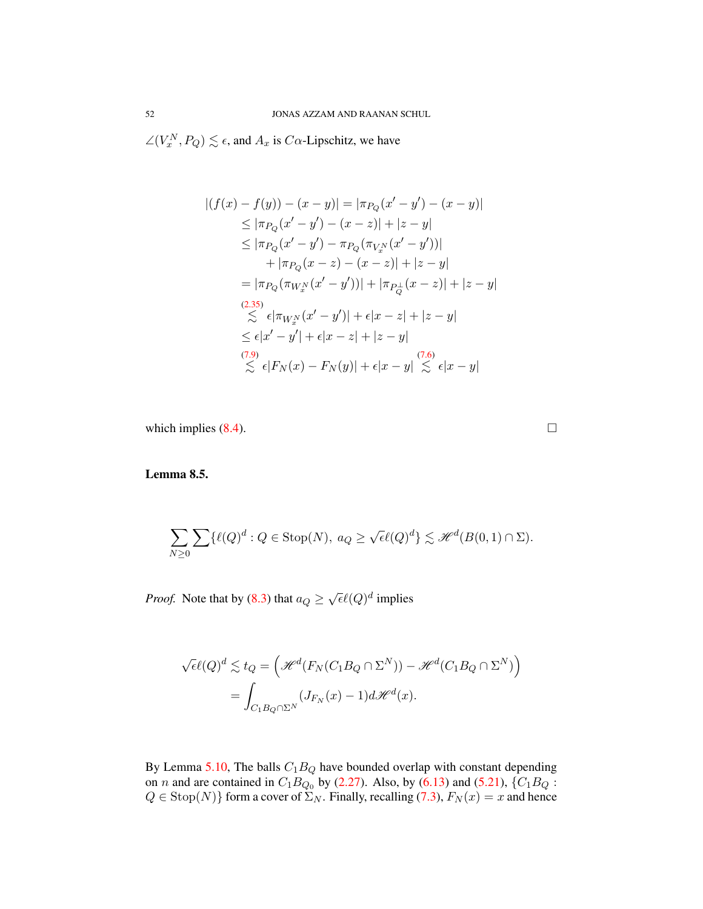$\angle(V_x^N, P_Q) \lesssim \epsilon$, and $A_x$ is $C\alpha$-Lipschitz, we have

$$
\begin{aligned}
|(f(x) - f(y)) - (x-y)| &= |\pi_{P_Q}(x'-y') - (x-y)| \\
&\leq |\pi_{P_Q}(x'-y') - (x-z)| + |z-y| \\
&\leq |\pi_{P_Q}(x'-y') - \pi_{P_Q}(\pi_{V_x^N}(x'-y'))| \\
&\quad + |\pi_{P_Q}(x-z) - (x-z)| + |z-y| \\
&= |\pi_{P_Q}(\pi_{W_x^N}(x'-y'))| + |\pi_{P_Q^\perp}(x-z)| + |z-y| \\
&\overset{(2.35)}{\lesssim} \epsilon |\pi_{W_x^N}(x'-y')| + \epsilon|x-z| + |z-y| \\
&\leq \epsilon|x'-y'| + \epsilon|x-z| + |z-y| \\
&\overset{(7.9)}{\lesssim} \epsilon|F_N(x) - F_N(y)| + \epsilon|x-y| \overset{(7.6)}{\lesssim} \epsilon|x-y|
\end{aligned}
$$

which implies (8.4). $\square$

**Lemma 8.5.**

$$
\sum_{N\geq 0} \sum \{\ell(Q)^d : Q \in \mathrm{Stop}(N),\ a_Q \geq \sqrt{\epsilon}\ell(Q)^d\} \lesssim \mathscr{H}^d(B(0,1)\cap\Sigma).
$$

*Proof.* Note that by (8.3) that $a_Q \geq \sqrt{\epsilon}\ell(Q)^d$ implies

$$
\begin{aligned}
\sqrt{\epsilon}\ell(Q)^d \lesssim t_Q &= \left(\mathscr{H}^d(F_N(C_1B_Q\cap\Sigma^N)) - \mathscr{H}^d(C_1B_Q\cap\Sigma^N)\right) \\
&= \int_{C_1B_Q\cap\Sigma^N} (J_{F_N}(x) - 1)d\mathscr{H}^d(x).
\end{aligned}
$$

By Lemma 5.10, The balls $C_1B_Q$ have bounded overlap with constant depending on $n$ and are contained in $C_1B_{Q_0}$ by (2.27). Also, by (6.13) and (5.21), $\{C_1B_Q : Q \in \mathrm{Stop}(N)\}$ form a cover of $\Sigma_N$. Finally, recalling (7.3), $F_N(x) = x$ and hence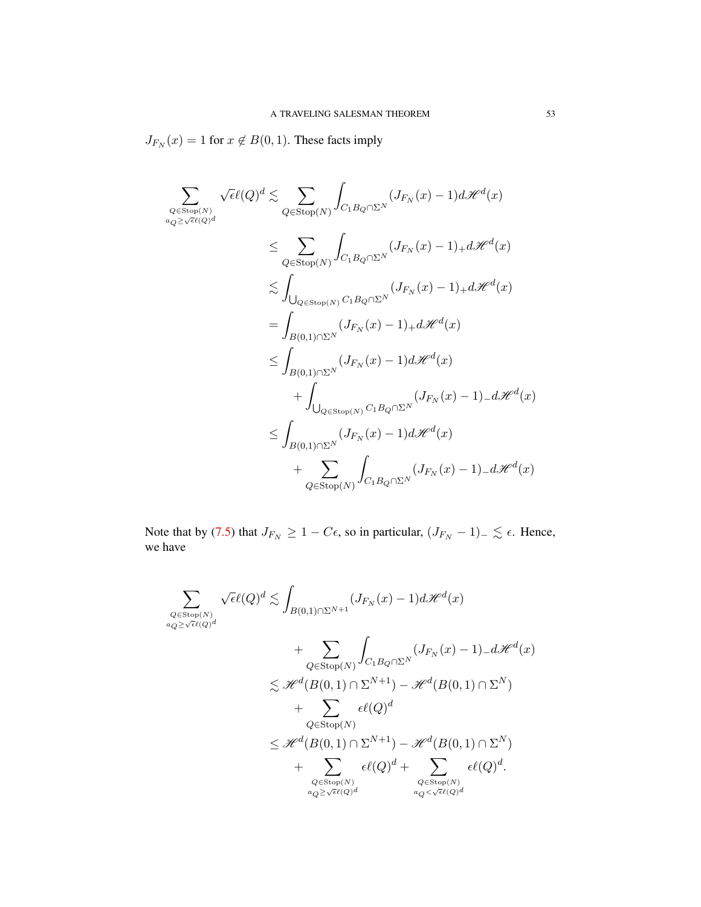$J_{F_N}(x) = 1$ for $x \notin B(0,1)$. These facts imply

$$
\begin{aligned}
\sum_{\substack{Q \in \mathrm{Stop}(N) \\ a_Q \geq \sqrt{\epsilon}\ell(Q)^d}} \sqrt{\epsilon}\ell(Q)^d &\lesssim \sum_{Q \in \mathrm{Stop}(N)} \int_{C_1 B_Q \cap \Sigma^N} (J_{F_N}(x) - 1) d\mathscr{H}^d(x) \\
&\leq \sum_{Q \in \mathrm{Stop}(N)} \int_{C_1 B_Q \cap \Sigma^N} (J_{F_N}(x) - 1)_+ d\mathscr{H}^d(x) \\
&\lesssim \int_{\bigcup_{Q \in \mathrm{Stop}(N)} C_1 B_Q \cap \Sigma^N} (J_{F_N}(x) - 1)_+ d\mathscr{H}^d(x) \\
&= \int_{B(0,1) \cap \Sigma^N} (J_{F_N}(x) - 1)_+ d\mathscr{H}^d(x) \\
&\leq \int_{B(0,1) \cap \Sigma^N} (J_{F_N}(x) - 1) d\mathscr{H}^d(x) \\
&\qquad + \int_{\bigcup_{Q \in \mathrm{Stop}(N)} C_1 B_Q \cap \Sigma^N} (J_{F_N}(x) - 1)_- d\mathscr{H}^d(x) \\
&\leq \int_{B(0,1) \cap \Sigma^N} (J_{F_N}(x) - 1) d\mathscr{H}^d(x) \\
&\qquad + \sum_{Q \in \mathrm{Stop}(N)} \int_{C_1 B_Q \cap \Sigma^N} (J_{F_N}(x) - 1)_- d\mathscr{H}^d(x)
\end{aligned}
$$

Note that by (7.5) that $J_{F_N} \geq 1 - C\epsilon$, so in particular, $(J_{F_N} - 1)_- \lesssim \epsilon$. Hence, we have

$$
\begin{aligned}
\sum_{\substack{Q \in \mathrm{Stop}(N) \\ a_Q \geq \sqrt{\epsilon}\ell(Q)^d}} \sqrt{\epsilon}\ell(Q)^d &\lesssim \int_{B(0,1) \cap \Sigma^{N+1}} (J_{F_N}(x) - 1) d\mathscr{H}^d(x) \\
&\qquad + \sum_{Q \in \mathrm{Stop}(N)} \int_{C_1 B_Q \cap \Sigma^N} (J_{F_N}(x) - 1)_- d\mathscr{H}^d(x) \\
&\lesssim \mathscr{H}^d(B(0,1) \cap \Sigma^{N+1}) - \mathscr{H}^d(B(0,1) \cap \Sigma^N) \\
&\qquad + \sum_{Q \in \mathrm{Stop}(N)} \epsilon\ell(Q)^d \\
&\leq \mathscr{H}^d(B(0,1) \cap \Sigma^{N+1}) - \mathscr{H}^d(B(0,1) \cap \Sigma^N) \\
&\qquad + \sum_{\substack{Q \in \mathrm{Stop}(N) \\ a_Q \geq \sqrt{\epsilon}\ell(Q)^d}} \epsilon\ell(Q)^d + \sum_{\substack{Q \in \mathrm{Stop}(N) \\ a_Q < \sqrt{\epsilon}\ell(Q)^d}} \epsilon\ell(Q)^d.
\end{aligned}
$$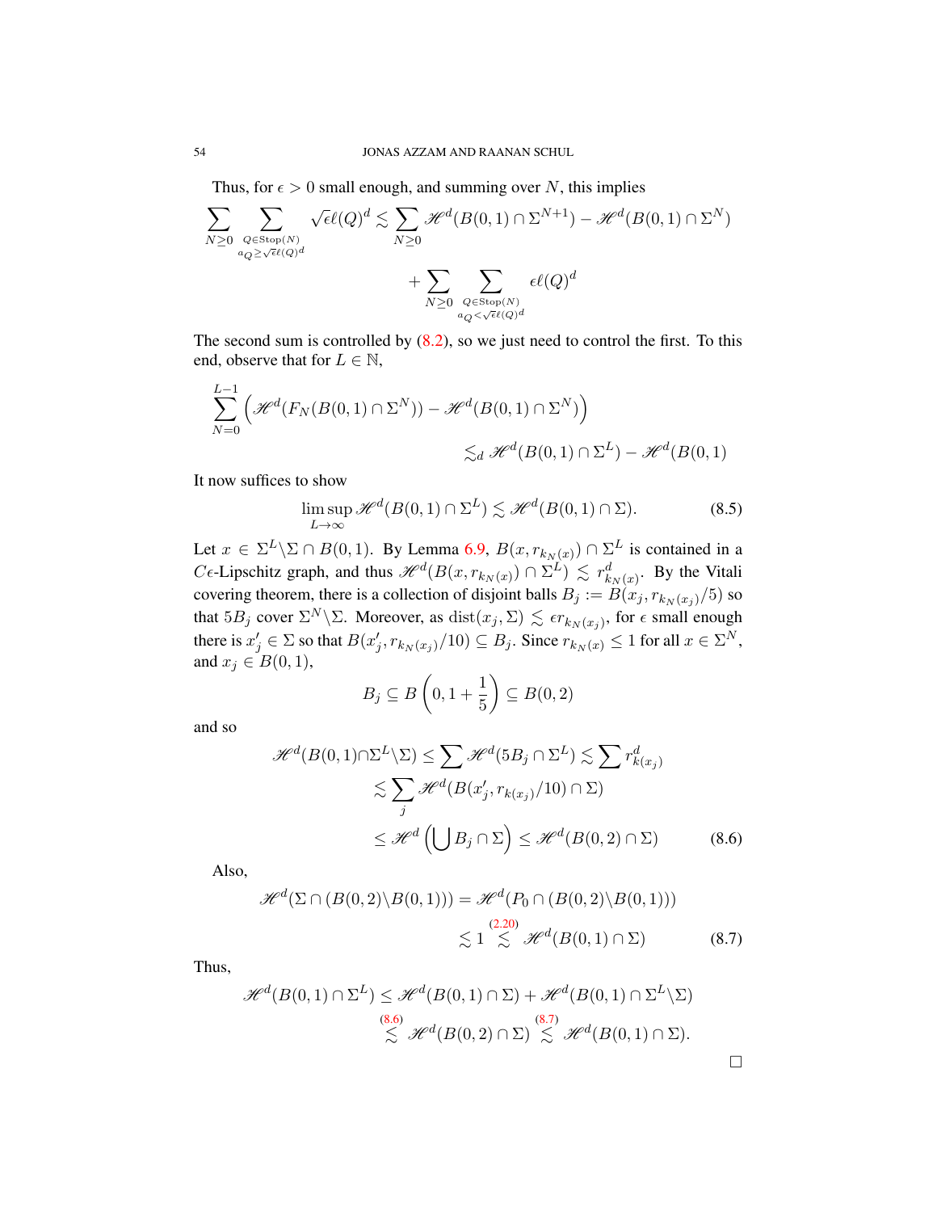Thus, for $\epsilon > 0$ small enough, and summing over $N$, this implies

$$\sum_{N\geq 0} \sum_{\substack{Q\in \mathrm{Stop}(N) \\ a_Q \geq \sqrt{\epsilon}\ell(Q)^d}} \sqrt{\epsilon}\ell(Q)^d \lesssim \sum_{N\geq 0} \mathscr{H}^d(B(0,1)\cap \Sigma^{N+1}) - \mathscr{H}^d(B(0,1)\cap \Sigma^N)$$

$$+ \sum_{N\geq 0} \sum_{\substack{Q\in \mathrm{Stop}(N) \\ a_Q < \sqrt{\epsilon}\ell(Q)^d}} \epsilon \ell(Q)^d$$

The second sum is controlled by (8.2), so we just need to control the first. To this end, observe that for $L \in \mathbb{N}$,

$$\sum_{N=0}^{L-1} \Big( \mathscr{H}^d(F_N(B(0,1)\cap \Sigma^N)) - \mathscr{H}^d(B(0,1)\cap \Sigma^N) \Big)$$

$$\lesssim_d \mathscr{H}^d(B(0,1)\cap \Sigma^L) - \mathscr{H}^d(B(0,1)$$

It now suffices to show

$$\limsup_{L\to\infty} \mathscr{H}^d(B(0,1)\cap \Sigma^L) \lesssim \mathscr{H}^d(B(0,1)\cap \Sigma). \tag{8.5}$$

Let $x \in \Sigma^L \backslash \Sigma \cap B(0,1)$. By Lemma 6.9, $B(x, r_{k_N(x)}) \cap \Sigma^L$ is contained in a $C\epsilon$-Lipschitz graph, and thus $\mathscr{H}^d(B(x, r_{k_N(x)}) \cap \Sigma^L) \lesssim r_{k_N(x)}^d$. By the Vitali covering theorem, there is a collection of disjoint balls $B_j := B(x_j, r_{k_N(x_j)}/5)$ so that $5B_j$ cover $\Sigma^N \backslash \Sigma$. Moreover, as $\mathrm{dist}(x_j, \Sigma) \lesssim \epsilon r_{k_N(x_j)}$, for $\epsilon$ small enough there is $x_j' \in \Sigma$ so that $B(x_j', r_{k_N(x_j)}/10) \subseteq B_j$. Since $r_{k_N(x)} \leq 1$ for all $x \in \Sigma^N$, and $x_j \in B(0,1)$,

$$B_j \subseteq B\left(0, 1 + \frac{1}{5}\right) \subseteq B(0,2)$$

and so

$$\begin{aligned}
\mathscr{H}^d(B(0,1)\cap \Sigma^L \backslash \Sigma) &\leq \sum \mathscr{H}^d(5B_j \cap \Sigma^L) \lesssim \sum r_{k(x_j)}^d \\
&\lesssim \sum_j \mathscr{H}^d(B(x_j', r_{k(x_j)}/10)\cap \Sigma) \\
&\leq \mathscr{H}^d\left(\bigcup B_j \cap \Sigma\right) \leq \mathscr{H}^d(B(0,2)\cap \Sigma)
\end{aligned} \tag{8.6}$$

Also,

$$\begin{aligned}
\mathscr{H}^d(\Sigma \cap (B(0,2)\backslash B(0,1))) &= \mathscr{H}^d(P_0 \cap (B(0,2)\backslash B(0,1))) \\
&\lesssim 1 \overset{(2.20)}{\lesssim} \mathscr{H}^d(B(0,1)\cap \Sigma)
\end{aligned} \tag{8.7}$$

Thus,

$$\begin{aligned}
\mathscr{H}^d(B(0,1)\cap \Sigma^L) &\leq \mathscr{H}^d(B(0,1)\cap \Sigma) + \mathscr{H}^d(B(0,1)\cap \Sigma^L \backslash \Sigma) \\
&\overset{(8.6)}{\lesssim} \mathscr{H}^d(B(0,2)\cap \Sigma) \overset{(8.7)}{\lesssim} \mathscr{H}^d(B(0,1)\cap \Sigma).
\end{aligned}$$

$\square$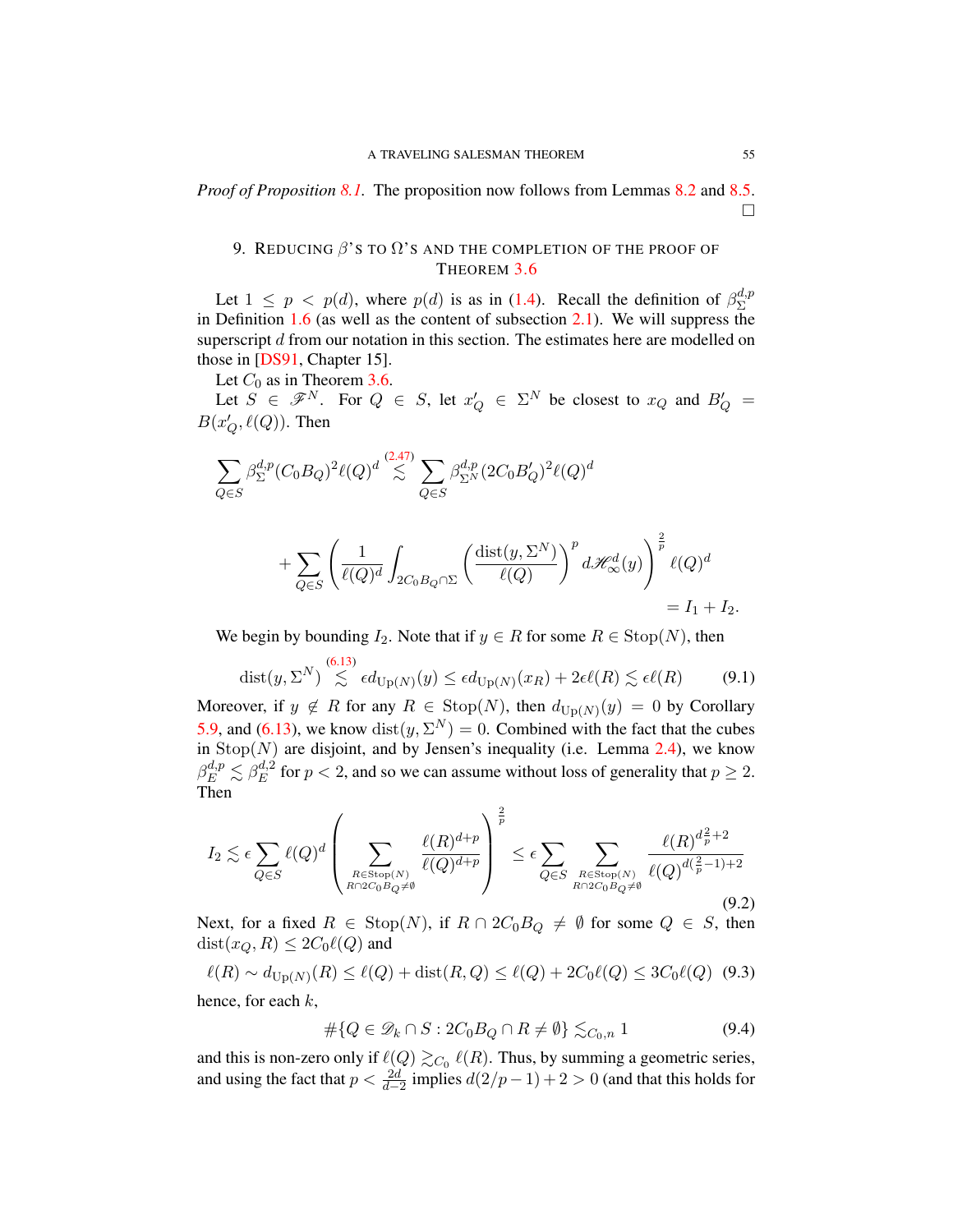*Proof of Proposition 8.1.* The proposition now follows from Lemmas 8.2 and 8.5. $\square$

## 9. Reducing $\beta$'s to $\Omega$'s and the completion of the proof of Theorem 3.6

Let $1 \leq p < p(d)$, where $p(d)$ is as in (1.4). Recall the definition of $\beta_{\Sigma}^{d,p}$ in Definition 1.6 (as well as the content of subsection 2.1). We will suppress the superscript $d$ from our notation in this section. The estimates here are modelled on those in [DS91, Chapter 15].

Let $C_0$ as in Theorem 3.6.

Let $S \in \mathscr{F}^N$. For $Q \in S$, let $x_Q' \in \Sigma^N$ be closest to $x_Q$ and $B_Q' = B(x_Q', \ell(Q))$. Then

$$\sum_{Q \in S} \beta_{\Sigma}^{d,p}(C_0 B_Q)^2 \ell(Q)^d \overset{(2.47)}{\lesssim} \sum_{Q \in S} \beta_{\Sigma^N}^{d,p}(2C_0 B_Q')^2 \ell(Q)^d$$

$$+ \sum_{Q \in S} \left( \frac{1}{\ell(Q)^d} \int_{2C_0 B_Q \cap \Sigma} \left( \frac{\operatorname{dist}(y, \Sigma^N)}{\ell(Q)} \right)^p d\mathscr{H}^d_\infty(y) \right)^{\frac{2}{p}} \ell(Q)^d$$

$$= I_1 + I_2.$$

We begin by bounding $I_2$. Note that if $y \in R$ for some $R \in \operatorname{Stop}(N)$, then

$$\operatorname{dist}(y, \Sigma^N) \overset{(6.13)}{\lesssim} \epsilon d_{\operatorname{Up}(N)}(y) \leq \epsilon d_{\operatorname{Up}(N)}(x_R) + 2\epsilon \ell(R) \lesssim \epsilon \ell(R) \tag{9.1}$$

Moreover, if $y \notin R$ for any $R \in \operatorname{Stop}(N)$, then $d_{\operatorname{Up}(N)}(y) = 0$ by Corollary 5.9, and (6.13), we know $\operatorname{dist}(y, \Sigma^N) = 0$. Combined with the fact that the cubes in $\operatorname{Stop}(N)$ are disjoint, and by Jensen's inequality (i.e. Lemma 2.4), we know $\beta_E^{d,p} \lesssim \beta_E^{d,2}$ for $p < 2$, and so we can assume without loss of generality that $p \geq 2$. Then

$$I_2 \lesssim \epsilon \sum_{Q \in S} \ell(Q)^d \left( \sum_{\substack{R \in \operatorname{Stop}(N) \\ R \cap 2C_0 B_Q \neq \emptyset}} \frac{\ell(R)^{d+p}}{\ell(Q)^{d+p}} \right)^{\frac{2}{p}} \leq \epsilon \sum_{Q \in S} \sum_{\substack{R \in \operatorname{Stop}(N) \\ R \cap 2C_0 B_Q \neq \emptyset}} \frac{\ell(R)^{d\frac{2}{p}+2}}{\ell(Q)^{d(\frac{2}{p}-1)+2}} \tag{9.2}$$

Next, for a fixed $R \in \operatorname{Stop}(N)$, if $R \cap 2C_0 B_Q \neq \emptyset$ for some $Q \in S$, then $\operatorname{dist}(x_Q, R) \leq 2C_0 \ell(Q)$ and

$$\ell(R) \sim d_{\operatorname{Up}(N)}(R) \leq \ell(Q) + \operatorname{dist}(R, Q) \leq \ell(Q) + 2C_0 \ell(Q) \leq 3C_0 \ell(Q) \tag{9.3}$$

hence, for each $k$,

$$\#\{Q \in \mathscr{D}_k \cap S : 2C_0 B_Q \cap R \neq \emptyset\} \lesssim_{C_0, n} 1 \tag{9.4}$$

and this is non-zero only if $\ell(Q) \gtrsim_{C_0} \ell(R)$. Thus, by summing a geometric series, and using the fact that $p < \frac{2d}{d-2}$ implies $d(2/p - 1) + 2 > 0$ (and that this holds for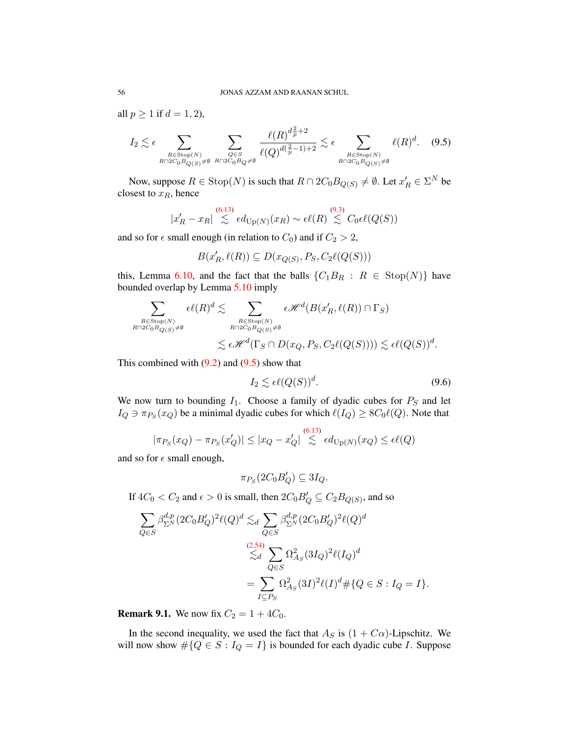all $p \geq 1$ if $d = 1, 2$),

$$I_2 \lesssim \epsilon \sum_{\substack{R \in \text{Stop}(N) \\ R \cap 2C_0 B_{Q(S)} \neq \emptyset}} \sum_{\substack{Q \in S \\ R \cap 2C_0 B_Q \neq \emptyset}} \frac{\ell(R)^{d\frac{2}{p}+2}}{\ell(Q)^{d(\frac{2}{p}-1)+2}} \lesssim \epsilon \sum_{\substack{R \in \text{Stop}(N) \\ R \cap 2C_0 B_{Q(S)} \neq \emptyset}} \ell(R)^d. \quad (9.5)$$

Now, suppose $R \in \text{Stop}(N)$ is such that $R \cap 2C_0 B_{Q(S)} \neq \emptyset$. Let $x'_R \in \Sigma^N$ be closest to $x_R$, hence

$$|x'_R - x_R| \overset{(6.13)}{\lesssim} \epsilon d_{\text{Up}(N)}(x_R) \sim \epsilon \ell(R) \overset{(9.3)}{\lesssim} C_0 \epsilon \ell(Q(S))$$

and so for $\epsilon$ small enough (in relation to $C_0$) and if $C_2 > 2$,

$$B(x'_R, \ell(R)) \subseteq D(x_{Q(S)}, P_S, C_2 \ell(Q(S)))$$

this, Lemma 6.10, and the fact that the balls $\{C_1 B_R : R \in \text{Stop}(N)\}$ have bounded overlap by Lemma 5.10 imply

$$\begin{aligned}
\sum_{\substack{R \in \text{Stop}(N) \\ R \cap 2C_0 B_{Q(S)} \neq \emptyset}} \epsilon \ell(R)^d &\lesssim \sum_{\substack{R \in \text{Stop}(N) \\ R \cap 2C_0 B_{Q(S)} \neq \emptyset}} \epsilon \mathscr{H}^d(B(x'_R, \ell(R)) \cap \Gamma_S) \\
&\lesssim \epsilon \mathscr{H}^d(\Gamma_S \cap D(x_Q, P_S, C_2 \ell(Q(S)))) \lesssim \epsilon \ell(Q(S))^d.
\end{aligned}$$

This combined with (9.2) and (9.5) show that

$$I_2 \lesssim \epsilon \ell(Q(S))^d. \quad (9.6)$$

We now turn to bounding $I_1$. Choose a family of dyadic cubes for $P_S$ and let $I_Q \ni \pi_{P_S}(x_Q)$ be a minimal dyadic cubes for which $\ell(I_Q) \geq 8C_0 \ell(Q)$. Note that

$$|\pi_{P_S}(x_Q) - \pi_{P_S}(x'_Q)| \leq |x_Q - x'_Q| \overset{(6.13)}{\lesssim} \epsilon d_{\text{Up}(N)}(x_Q) \leq \epsilon \ell(Q)$$

and so for $\epsilon$ small enough,

$$\pi_{P_S}(2C_0 B'_Q) \subseteq 3I_Q.$$

If $4C_0 < C_2$ and $\epsilon > 0$ is small, then $2C_0 B'_Q \subseteq C_2 B_{Q(S)}$, and so

$$\begin{aligned}
\sum_{Q \in S} \beta^{d,p}_{\Sigma^N}(2C_0 B'_Q)^2 \ell(Q)^d &\lesssim_d \sum_{Q \in S} \beta^{d,p}_{\Sigma^N}(2C_0 B'_Q)^2 \ell(Q)^d \\
&\overset{(2.54)}{\lesssim_d} \sum_{Q \in S} \Omega^2_{A_S}(3I_Q)^2 \ell(I_Q)^d \\
&= \sum_{I \subseteq P_S} \Omega^2_{A_S}(3I)^2 \ell(I)^d \#\{Q \in S : I_Q = I\}.
\end{aligned}$$

**Remark 9.1.** We now fix $C_2 = 1 + 4C_0$.

In the second inequality, we used the fact that $A_S$ is $(1 + C\alpha)$-Lipschitz. We will now show $\#\{Q \in S : I_Q = I\}$ is bounded for each dyadic cube $I$. Suppose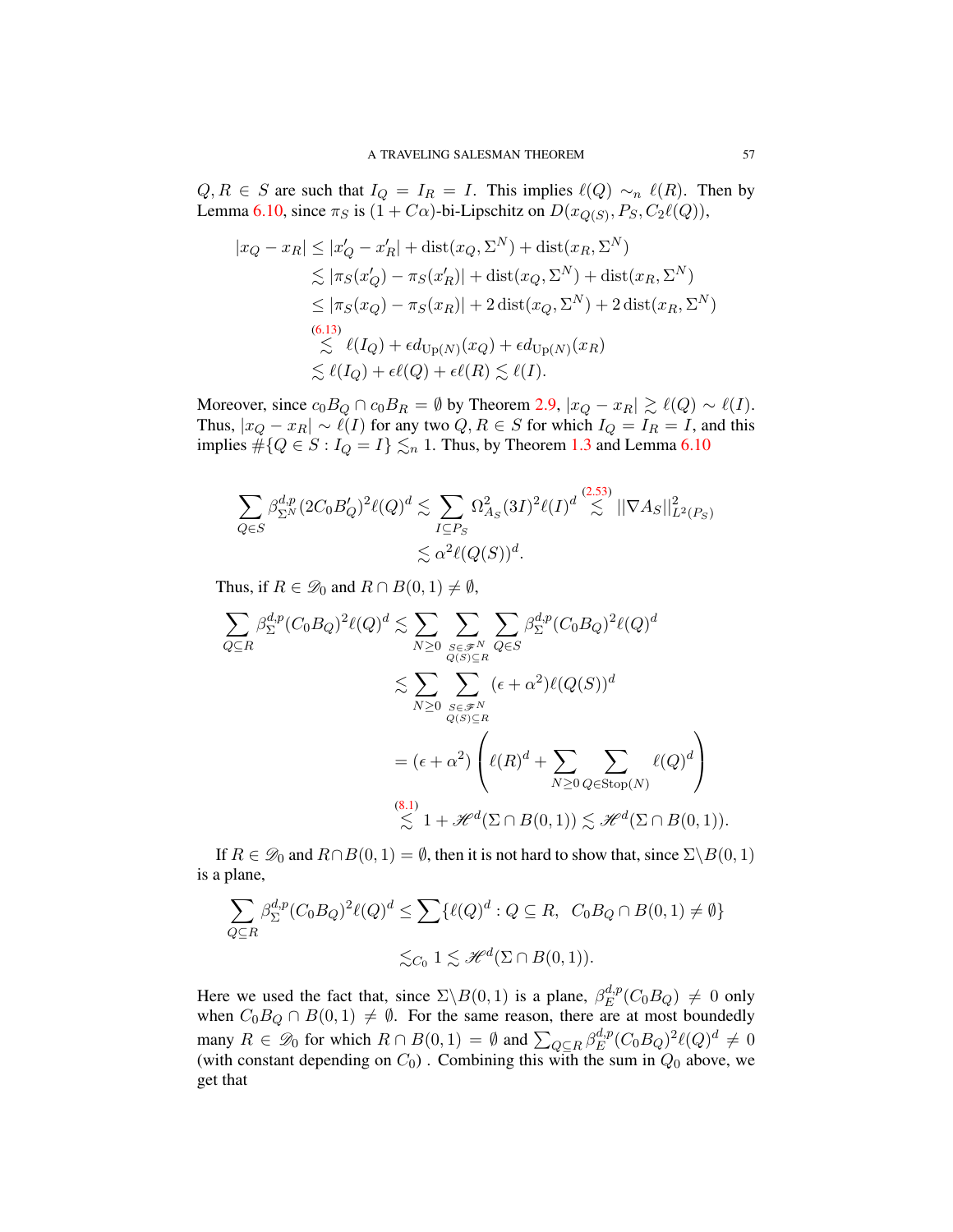$Q, R \in S$ are such that $I_Q = I_R = I$. This implies $\ell(Q) \sim_n \ell(R)$. Then by Lemma 6.10, since $\pi_S$ is $(1+C\alpha)$-bi-Lipschitz on $D(x_{Q(S)}, P_S, C_2\ell(Q))$,

$$
\begin{aligned}
|x_Q - x_R| &\leq |x_Q' - x_R'| + \operatorname{dist}(x_Q, \Sigma^N) + \operatorname{dist}(x_R, \Sigma^N) \\
&\lesssim |\pi_S(x_Q') - \pi_S(x_R')| + \operatorname{dist}(x_Q, \Sigma^N) + \operatorname{dist}(x_R, \Sigma^N) \\
&\leq |\pi_S(x_Q) - \pi_S(x_R)| + 2\operatorname{dist}(x_Q, \Sigma^N) + 2\operatorname{dist}(x_R, \Sigma^N) \\
&\overset{(6.13)}{\lesssim} \ell(I_Q) + \epsilon d_{\mathrm{Up}(N)}(x_Q) + \epsilon d_{\mathrm{Up}(N)}(x_R) \\
&\lesssim \ell(I_Q) + \epsilon\ell(Q) + \epsilon\ell(R) \lesssim \ell(I).
\end{aligned}
$$

Moreover, since $c_0 B_Q \cap c_0 B_R = \emptyset$ by Theorem 2.9, $|x_Q - x_R| \gtrsim \ell(Q) \sim \ell(I)$. Thus, $|x_Q - x_R| \sim \ell(I)$ for any two $Q, R \in S$ for which $I_Q = I_R = I$, and this implies $\#\{Q \in S : I_Q = I\} \lesssim_n 1$. Thus, by Theorem 1.3 and Lemma 6.10

$$
\begin{aligned}
\sum_{Q \in S} \beta_{\Sigma^N}^{d,p}(2C_0 B_Q')^2 \ell(Q)^d &\lesssim \sum_{I \subseteq P_S} \Omega_{A_S}^2(3I)^2 \ell(I)^d \overset{(2.53)}{\lesssim} ||\nabla A_S||_{L^2(P_S)}^2 \\
&\lesssim \alpha^2 \ell(Q(S))^d.
\end{aligned}
$$

Thus, if $R \in \mathscr{D}_0$ and $R \cap B(0,1) \neq \emptyset$,

$$
\begin{aligned}
\sum_{Q \subseteq R} \beta_\Sigma^{d,p}(C_0 B_Q)^2 \ell(Q)^d &\lesssim \sum_{N \geq 0} \sum_{\substack{S \in \mathscr{F}^N \\ Q(S) \subseteq R}} \sum_{Q \in S} \beta_\Sigma^{d,p}(C_0 B_Q)^2 \ell(Q)^d \\
&\lesssim \sum_{N \geq 0} \sum_{\substack{S \in \mathscr{F}^N \\ Q(S) \subseteq R}} (\epsilon + \alpha^2)\ell(Q(S))^d \\
&= (\epsilon + \alpha^2)\left( \ell(R)^d + \sum_{N \geq 0} \sum_{Q \in \mathrm{Stop}(N)} \ell(Q)^d \right) \\
&\overset{(8.1)}{\lesssim} 1 + \mathscr{H}^d(\Sigma \cap B(0,1)) \lesssim \mathscr{H}^d(\Sigma \cap B(0,1)).
\end{aligned}
$$

If $R \in \mathscr{D}_0$ and $R \cap B(0,1) = \emptyset$, then it is not hard to show that, since $\Sigma \backslash B(0,1)$ is a plane,

$$
\begin{aligned}
\sum_{Q \subseteq R} \beta_\Sigma^{d,p}(C_0 B_Q)^2 \ell(Q)^d &\leq \sum \{\ell(Q)^d : Q \subseteq R, \ \ C_0 B_Q \cap B(0,1) \neq \emptyset\} \\
&\lesssim_{C_0} 1 \lesssim \mathscr{H}^d(\Sigma \cap B(0,1)).
\end{aligned}
$$

Here we used the fact that, since $\Sigma \backslash B(0,1)$ is a plane, $\beta_E^{d,p}(C_0 B_Q) \neq 0$ only when $C_0 B_Q \cap B(0,1) \neq \emptyset$. For the same reason, there are at most boundedly many $R \in \mathscr{D}_0$ for which $R \cap B(0,1) = \emptyset$ and $\sum_{Q \subseteq R} \beta_E^{d,p}(C_0 B_Q)^2 \ell(Q)^d \neq 0$ (with constant depending on $C_0$) . Combining this with the sum in $Q_0$ above, we get that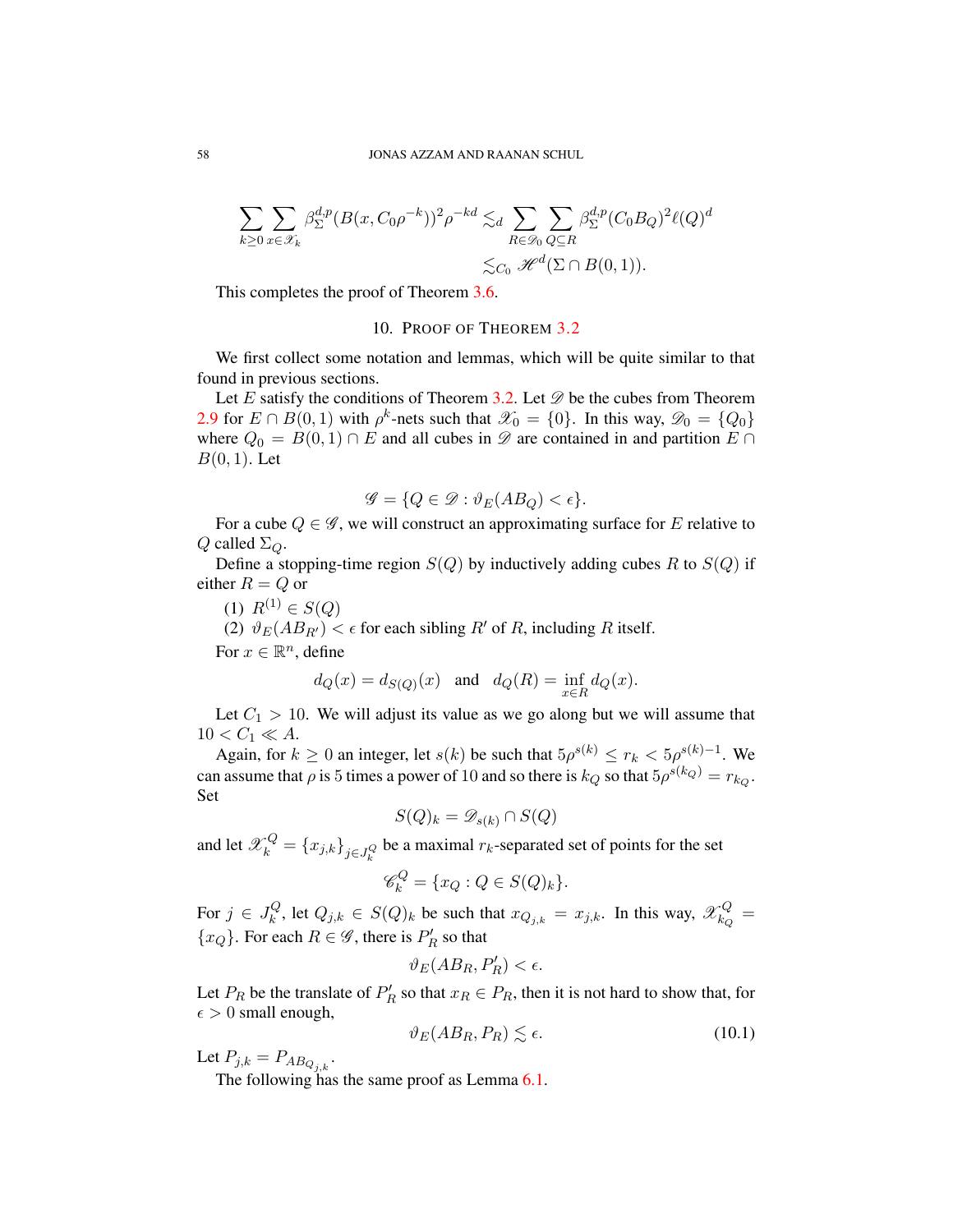$$
\begin{aligned}
\sum_{k\geq 0}\sum_{x\in\mathscr{X}_k}\beta_\Sigma^{d,p}(B(x,C_0\rho^{-k}))^2\rho^{-kd} &\lesssim_d \sum_{R\in\mathscr{D}_0}\sum_{Q\subseteq R}\beta_\Sigma^{d,p}(C_0B_Q)^2\ell(Q)^d\\
&\lesssim_{C_0} \mathscr{H}^d(\Sigma\cap B(0,1)).
\end{aligned}
$$

This completes the proof of Theorem 3.6.

## 10. Proof of Theorem 3.2

We first collect some notation and lemmas, which will be quite similar to that found in previous sections.

Let $E$ satisfy the conditions of Theorem 3.2. Let $\mathscr{D}$ be the cubes from Theorem 2.9 for $E\cap B(0,1)$ with $\rho^k$-nets such that $\mathscr{X}_0=\{0\}$. In this way, $\mathscr{D}_0=\{Q_0\}$ where $Q_0=B(0,1)\cap E$ and all cubes in $\mathscr{D}$ are contained in and partition $E\cap B(0,1)$. Let

$$
\mathscr{G}=\{Q\in\mathscr{D}:\vartheta_E(AB_Q)<\epsilon\}.
$$

For a cube $Q\in\mathscr{G}$, we will construct an approximating surface for $E$ relative to $Q$ called $\Sigma_Q$.

Define a stopping-time region $S(Q)$ by inductively adding cubes $R$ to $S(Q)$ if either $R=Q$ or

(1) $R^{(1)}\in S(Q)$
(2) $\vartheta_E(AB_{R'})<\epsilon$ for each sibling $R'$ of $R$, including $R$ itself.

For $x\in\mathbb{R}^n$, define

$$
d_Q(x)=d_{S(Q)}(x)\quad\text{and}\quad d_Q(R)=\inf_{x\in R}d_Q(x).
$$

Let $C_1>10$. We will adjust its value as we go along but we will assume that $10<C_1\ll A$.

Again, for $k\geq 0$ an integer, let $s(k)$ be such that $5\rho^{s(k)}\leq r_k<5\rho^{s(k)-1}$. We can assume that $\rho$ is 5 times a power of 10 and so there is $k_Q$ so that $5\rho^{s(k_Q)}=r_{k_Q}$. Set

$$
S(Q)_k=\mathscr{D}_{s(k)}\cap S(Q)
$$

and let $\mathscr{X}_k^Q=\{x_{j,k}\}_{j\in J_k^Q}$ be a maximal $r_k$-separated set of points for the set

$$
\mathscr{C}_k^Q=\{x_Q:Q\in S(Q)_k\}.
$$

For $j\in J_k^Q$, let $Q_{j,k}\in S(Q)_k$ be such that $x_{Q_{j,k}}=x_{j,k}$. In this way, $\mathscr{X}_{k_Q}^Q=\{x_Q\}$. For each $R\in\mathscr{G}$, there is $P_R'$ so that

$$
\vartheta_E(AB_R,P_R')<\epsilon.
$$

Let $P_R$ be the translate of $P_R'$ so that $x_R\in P_R$, then it is not hard to show that, for $\epsilon>0$ small enough,

$$
\vartheta_E(AB_R,P_R)\lesssim\epsilon. \tag{10.1}
$$

Let $P_{j,k}=P_{AB_{Q_{j,k}}}$.

The following has the same proof as Lemma 6.1.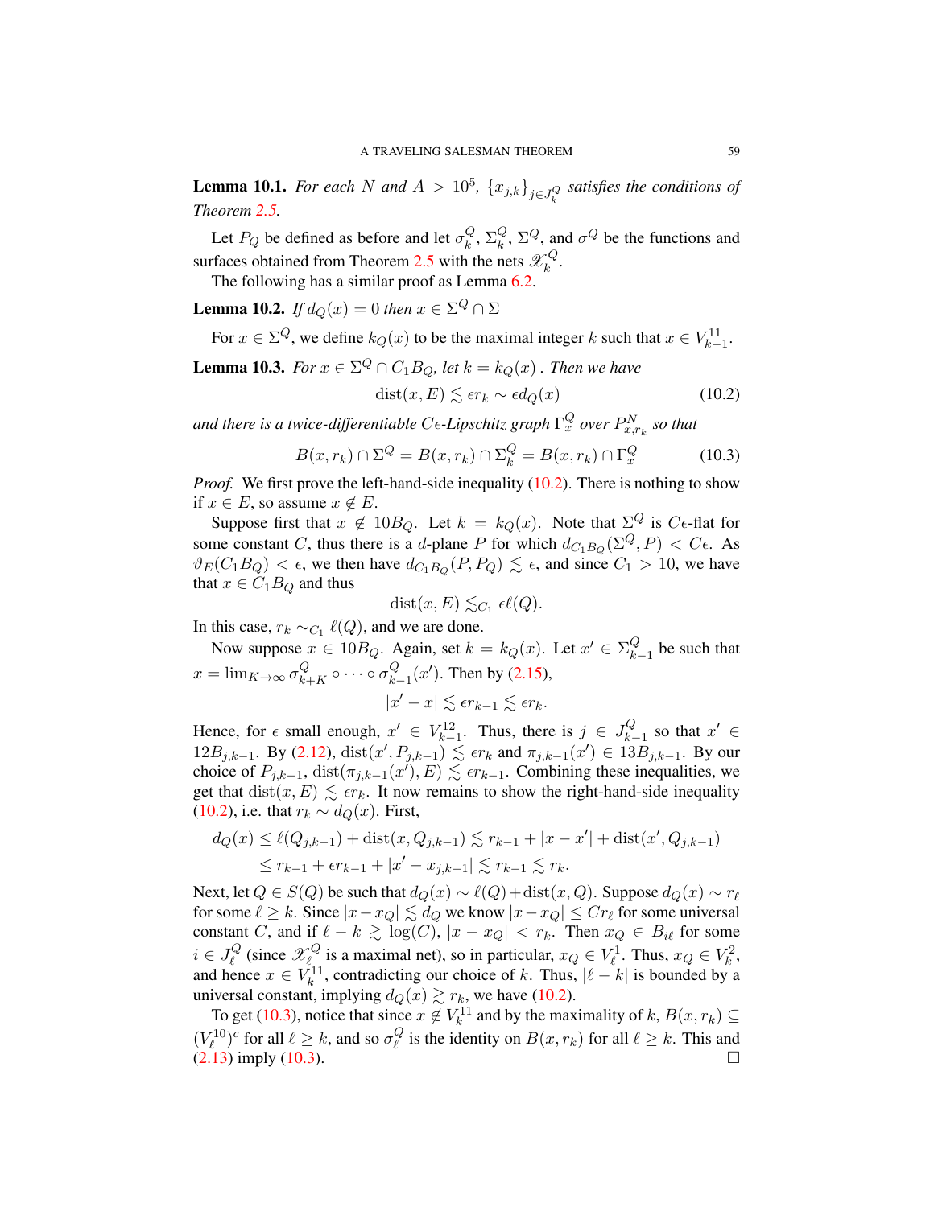**Lemma 10.1.** *For each $N$ and $A > 10^5$, $\{x_{j,k}\}_{j \in J_k^Q}$ satisfies the conditions of Theorem 2.5.*

Let $P_Q$ be defined as before and let $\sigma_k^Q$, $\Sigma_k^Q$, $\Sigma^Q$, and $\sigma^Q$ be the functions and surfaces obtained from Theorem 2.5 with the nets $\mathscr{X}_k^Q$.

The following has a similar proof as Lemma 6.2.

**Lemma 10.2.** *If $d_Q(x) = 0$ then $x \in \Sigma^Q \cap \Sigma$*

For $x \in \Sigma^Q$, we define $k_Q(x)$ to be the maximal integer $k$ such that $x \in V_{k-1}^{11}$.

**Lemma 10.3.** *For $x \in \Sigma^Q \cap C_1 B_Q$, let $k = k_Q(x)$ . Then we have*

$$\operatorname{dist}(x, E) \lesssim \epsilon r_k \sim \epsilon d_Q(x) \tag{10.2}$$

*and there is a twice-differentiable $C\epsilon$-Lipschitz graph $\Gamma_x^Q$ over $P_{x,r_k}^N$ so that*

$$B(x, r_k) \cap \Sigma^Q = B(x, r_k) \cap \Sigma_k^Q = B(x, r_k) \cap \Gamma_x^Q \tag{10.3}$$

*Proof.* We first prove the left-hand-side inequality (10.2). There is nothing to show if $x \in E$, so assume $x \notin E$.

Suppose first that $x \notin 10B_Q$. Let $k = k_Q(x)$. Note that $\Sigma^Q$ is $C\epsilon$-flat for some constant $C$, thus there is a $d$-plane $P$ for which $d_{C_1 B_Q}(\Sigma^Q, P) < C\epsilon$. As $\vartheta_E(C_1 B_Q) < \epsilon$, we then have $d_{C_1 B_Q}(P, P_Q) \lesssim \epsilon$, and since $C_1 > 10$, we have that $x \in C_1 B_Q$ and thus

$$\operatorname{dist}(x, E) \lesssim_{C_1} \epsilon \ell(Q).$$

In this case, $r_k \sim_{C_1} \ell(Q)$, and we are done.

Now suppose $x \in 10B_Q$. Again, set $k = k_Q(x)$. Let $x' \in \Sigma_{k-1}^Q$ be such that $x = \lim_{K \to \infty} \sigma_{k+K}^Q \circ \cdots \circ \sigma_{k-1}^Q(x')$. Then by (2.15),

$$|x' - x| \lesssim \epsilon r_{k-1} \lesssim \epsilon r_k.$$

Hence, for $\epsilon$ small enough, $x' \in V_{k-1}^{12}$. Thus, there is $j \in J_{k-1}^Q$ so that $x' \in 12B_{j,k-1}$. By (2.12), $\operatorname{dist}(x', P_{j,k-1}) \lesssim \epsilon r_k$ and $\pi_{j,k-1}(x') \in 13B_{j,k-1}$. By our choice of $P_{j,k-1}$, $\operatorname{dist}(\pi_{j,k-1}(x'), E) \lesssim \epsilon r_{k-1}$. Combining these inequalities, we get that $\operatorname{dist}(x, E) \lesssim \epsilon r_k$. It now remains to show the right-hand-side inequality (10.2), i.e. that $r_k \sim d_Q(x)$. First,

$$\begin{aligned} d_Q(x) &\leq \ell(Q_{j,k-1}) + \operatorname{dist}(x, Q_{j,k-1}) \lesssim r_{k-1} + |x - x'| + \operatorname{dist}(x', Q_{j,k-1}) \\ &\leq r_{k-1} + \epsilon r_{k-1} + |x' - x_{j,k-1}| \lesssim r_{k-1} \lesssim r_k. \end{aligned}$$

Next, let $Q \in S(Q)$ be such that $d_Q(x) \sim \ell(Q) + \operatorname{dist}(x, Q)$. Suppose $d_Q(x) \sim r_\ell$ for some $\ell \geq k$. Since $|x - x_Q| \lesssim d_Q$ we know $|x - x_Q| \leq C r_\ell$ for some universal constant $C$, and if $\ell - k \gtrsim \log(C)$, $|x - x_Q| < r_k$. Then $x_Q \in B_{i\ell}$ for some $i \in J_\ell^Q$ (since $\mathscr{X}_\ell^Q$ is a maximal net), so in particular, $x_Q \in V_\ell^1$. Thus, $x_Q \in V_k^2$, and hence $x \in V_k^{11}$, contradicting our choice of $k$. Thus, $|\ell - k|$ is bounded by a universal constant, implying $d_Q(x) \gtrsim r_k$, we have (10.2).

To get (10.3), notice that since $x \notin V_k^{11}$ and by the maximality of $k$, $B(x, r_k) \subseteq (V_\ell^{10})^c$ for all $\ell \geq k$, and so $\sigma_\ell^Q$ is the identity on $B(x, r_k)$ for all $\ell \geq k$. This and (2.13) imply (10.3). $\square$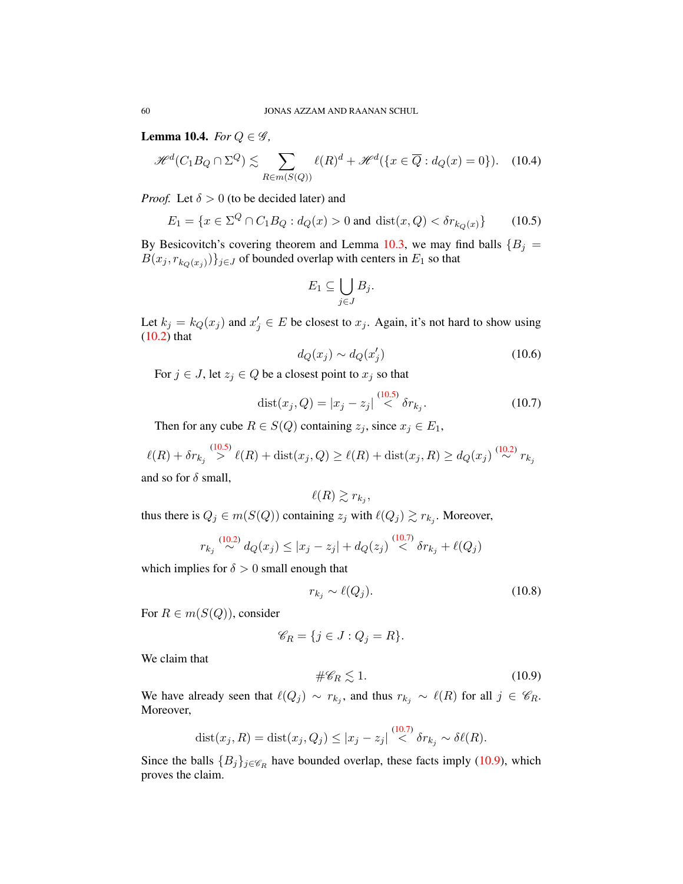**Lemma 10.4.** *For $Q \in \mathscr{G}$,*

$$\mathscr{H}^d(C_1 B_Q \cap \Sigma^Q) \lesssim \sum_{R \in m(S(Q))} \ell(R)^d + \mathscr{H}^d(\{x \in \overline{Q} : d_Q(x) = 0\}). \quad (10.4)$$

*Proof.* Let $\delta > 0$ (to be decided later) and

$$E_1 = \{x \in \Sigma^Q \cap C_1 B_Q : d_Q(x) > 0 \text{ and } \operatorname{dist}(x, Q) < \delta r_{k_Q(x)}\} \quad (10.5)$$

By Besicovitch's covering theorem and Lemma 10.3, we may find balls $\{B_j = B(x_j, r_{k_Q(x_j)})\}_{j \in J}$ of bounded overlap with centers in $E_1$ so that

$$E_1 \subseteq \bigcup_{j \in J} B_j.$$

Let $k_j = k_Q(x_j)$ and $x_j' \in E$ be closest to $x_j$. Again, it's not hard to show using (10.2) that

$$d_Q(x_j) \sim d_Q(x_j') \quad (10.6)$$

For $j \in J$, let $z_j \in Q$ be a closest point to $x_j$ so that

$$\operatorname{dist}(x_j, Q) = |x_j - z_j| \overset{(10.5)}{<} \delta r_{k_j}. \quad (10.7)$$

Then for any cube $R \in S(Q)$ containing $z_j$, since $x_j \in E_1$,

$$\ell(R) + \delta r_{k_j} \overset{(10.5)}{>} \ell(R) + \operatorname{dist}(x_j, Q) \geq \ell(R) + \operatorname{dist}(x_j, R) \geq d_Q(x_j) \overset{(10.2)}{\sim} r_{k_j}$$

and so for $\delta$ small,

$$\ell(R) \gtrsim r_{k_j},$$

thus there is $Q_j \in m(S(Q))$ containing $z_j$ with $\ell(Q_j) \gtrsim r_{k_j}$. Moreover,

$$r_{k_j} \overset{(10.2)}{\sim} d_Q(x_j) \leq |x_j - z_j| + d_Q(z_j) \overset{(10.7)}{<} \delta r_{k_j} + \ell(Q_j)$$

which implies for $\delta > 0$ small enough that

$$r_{k_j} \sim \ell(Q_j). \quad (10.8)$$

For $R \in m(S(Q))$, consider

$$\mathscr{C}_R = \{j \in J : Q_j = R\}.$$

We claim that

$$\#\mathscr{C}_R \lesssim 1. \quad (10.9)$$

We have already seen that $\ell(Q_j) \sim r_{k_j}$, and thus $r_{k_j} \sim \ell(R)$ for all $j \in \mathscr{C}_R$. Moreover,

$$\operatorname{dist}(x_j, R) = \operatorname{dist}(x_j, Q_j) \leq |x_j - z_j| \overset{(10.7)}{<} \delta r_{k_j} \sim \delta \ell(R).$$

Since the balls $\{B_j\}_{j \in \mathscr{C}_R}$ have bounded overlap, these facts imply (10.9), which proves the claim.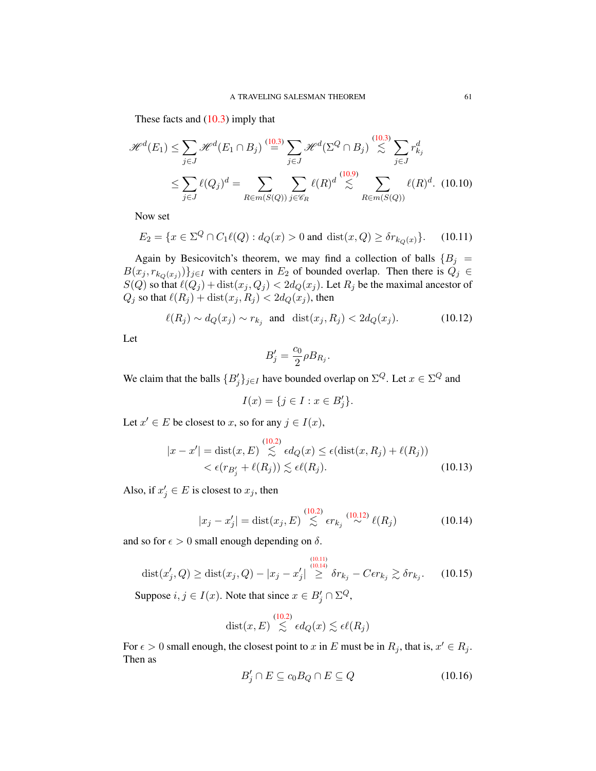These facts and (10.3) imply that

$$
\begin{aligned}
\mathscr{H}^d(E_1) &\leq \sum_{j\in J} \mathscr{H}^d(E_1 \cap B_j) \stackrel{(10.3)}{=} \sum_{j\in J} \mathscr{H}^d(\Sigma^Q \cap B_j) \stackrel{(10.3)}{\lesssim} \sum_{j \in J} r_{k_j}^d \\
&\leq \sum_{j\in J} \ell(Q_j)^d = \sum_{R\in m(S(Q))} \sum_{j \in \mathscr{C}_R} \ell(R)^d \stackrel{(10.9)}{\lesssim} \sum_{R\in m(S(Q))} \ell(R)^d. \quad (10.10)
\end{aligned}
$$

Now set

$$
E_2 = \{x \in \Sigma^Q \cap C_1\ell(Q) : d_Q(x) > 0 \text{ and } \operatorname{dist}(x, Q) \geq \delta r_{k_Q(x)}\}. \quad (10.11)
$$

Again by Besicovitch's theorem, we may find a collection of balls $\{B_j = B(x_j, r_{k_Q(x_j)})\}_{j\in I}$ with centers in $E_2$ of bounded overlap. Then there is $Q_j \in S(Q)$ so that $\ell(Q_j) + \operatorname{dist}(x_j, Q_j) < 2d_Q(x_j)$. Let $R_j$ be the maximal ancestor of $Q_j$ so that $\ell(R_j) + \operatorname{dist}(x_j, R_j) < 2d_Q(x_j)$, then

$$
\ell(R_j) \sim d_Q(x_j) \sim r_{k_j} \ \text{ and } \ \operatorname{dist}(x_j, R_j) < 2d_Q(x_j). \quad (10.12)
$$

Let

$$
B_j' = \frac{c_0}{2}\rho B_{R_j}.
$$

We claim that the balls $\{B_j'\}_{j\in I}$ have bounded overlap on $\Sigma^Q$. Let $x \in \Sigma^Q$ and

$$
I(x) = \{j \in I : x \in B_j'\}.
$$

Let $x' \in E$ be closest to $x$, so for any $j \in I(x)$,

$$
\begin{aligned}
|x - x'| = \operatorname{dist}(x, E) &\stackrel{(10.2)}{\lesssim} \epsilon d_Q(x) \leq \epsilon(\operatorname{dist}(x, R_j) + \ell(R_j)) \\
&< \epsilon(r_{B_j'} + \ell(R_j)) \lesssim \epsilon \ell(R_j). \quad (10.13)
\end{aligned}
$$

Also, if $x_j' \in E$ is closest to $x_j$, then

$$
|x_j - x_j'| = \operatorname{dist}(x_j, E) \stackrel{(10.2)}{\lesssim} \epsilon r_{k_j} \stackrel{(10.12)}{\sim} \ell(R_j) \quad (10.14)
$$

and so for $\epsilon > 0$ small enough depending on $\delta$.

$$
\operatorname{dist}(x_j', Q) \geq \operatorname{dist}(x_j, Q) - |x_j - x_j'| \stackrel{(10.11),(10.14)}{\geq} \delta r_{k_j} - C\epsilon r_{k_j} \gtrsim \delta r_{k_j}. \quad (10.15)
$$

Suppose $i, j \in I(x)$. Note that since $x \in B_j' \cap \Sigma^Q$,

$$
\operatorname{dist}(x, E) \stackrel{(10.2)}{\lesssim} \epsilon d_Q(x) \lesssim \epsilon \ell(R_j)
$$

For $\epsilon > 0$ small enough, the closest point to $x$ in $E$ must be in $R_j$, that is, $x' \in R_j$. Then as

$$
B_j' \cap E \subseteq c_0 B_Q \cap E \subseteq Q \quad (10.16)
$$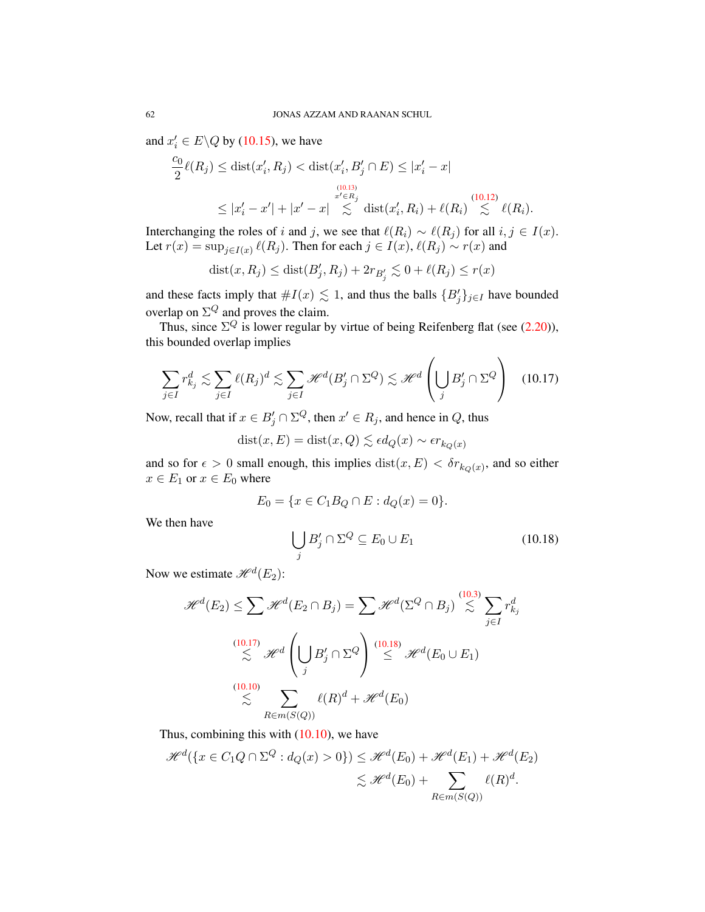and $x_i' \in E\backslash Q$ by (10.15), we have

$$\frac{c_0}{2}\ell(R_j) \leq \text{dist}(x_i', R_j) < \text{dist}(x_i', B_j' \cap E) \leq |x_i' - x|$$

$$\leq |x_i' - x'| + |x' - x| \overset{\substack{(10.13)\\ x' \in R_j}}{\lesssim} \text{dist}(x_i', R_i) + \ell(R_i) \overset{(10.12)}{\lesssim} \ell(R_i).$$

Interchanging the roles of $i$ and $j$, we see that $\ell(R_i) \sim \ell(R_j)$ for all $i, j \in I(x)$. Let $r(x) = \sup_{j \in I(x)} \ell(R_j)$. Then for each $j \in I(x)$, $\ell(R_j) \sim r(x)$ and

$$\text{dist}(x, R_j) \leq \text{dist}(B_j', R_j) + 2r_{B_j'} \lesssim 0 + \ell(R_j) \leq r(x)$$

and these facts imply that $\# I(x) \lesssim 1$, and thus the balls $\{B_j'\}_{j \in I}$ have bounded overlap on $\Sigma^Q$ and proves the claim.

Thus, since $\Sigma^Q$ is lower regular by virtue of being Reifenberg flat (see (2.20)), this bounded overlap implies

$$\sum_{j \in I} r_{k_j}^d \lesssim \sum_{j \in I} \ell(R_j)^d \lesssim \sum_{j \in I} \mathscr{H}^d(B_j' \cap \Sigma^Q) \lesssim \mathscr{H}^d\left(\bigcup_j B_j' \cap \Sigma^Q\right) \tag{10.17}$$

Now, recall that if $x \in B_j' \cap \Sigma^Q$, then $x' \in R_j$, and hence in $Q$, thus

$$\text{dist}(x, E) = \text{dist}(x, Q) \lesssim \epsilon d_Q(x) \sim \epsilon r_{k_Q(x)}$$

and so for $\epsilon > 0$ small enough, this implies $\text{dist}(x, E) < \delta r_{k_Q(x)}$, and so either $x \in E_1$ or $x \in E_0$ where

$$E_0 = \{x \in C_1 B_Q \cap E : d_Q(x) = 0\}.$$

We then have

$$\bigcup_j B_j' \cap \Sigma^Q \subseteq E_0 \cup E_1 \tag{10.18}$$

Now we estimate $\mathscr{H}^d(E_2)$:

$$\mathscr{H}^d(E_2) \leq \sum \mathscr{H}^d(E_2 \cap B_j) = \sum \mathscr{H}^d(\Sigma^Q \cap B_j) \overset{(10.3)}{\lesssim} \sum_{j \in I} r_{k_j}^d$$

$$\overset{(10.17)}{\lesssim} \mathscr{H}^d\left(\bigcup_j B_j' \cap \Sigma^Q\right) \overset{(10.18)}{\leq} \mathscr{H}^d(E_0 \cup E_1)$$

$$\overset{(10.10)}{\lesssim} \sum_{R \in m(S(Q))} \ell(R)^d + \mathscr{H}^d(E_0)$$

Thus, combining this with (10.10), we have

$$\mathscr{H}^d(\{x \in C_1 Q \cap \Sigma^Q : d_Q(x) > 0\}) \leq \mathscr{H}^d(E_0) + \mathscr{H}^d(E_1) + \mathscr{H}^d(E_2)$$

$$\lesssim \mathscr{H}^d(E_0) + \sum_{R \in m(S(Q))} \ell(R)^d.$$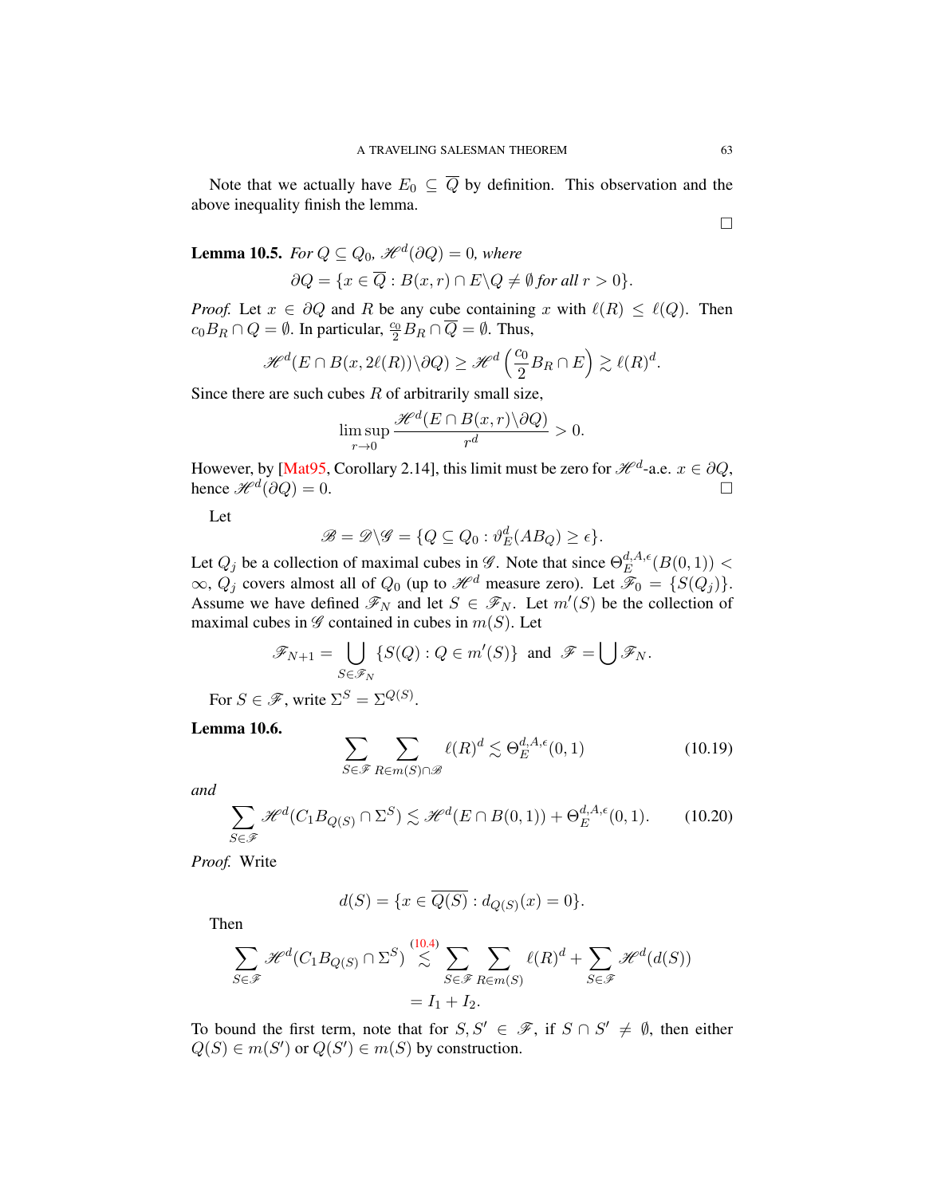Note that we actually have $E_0 \subseteq \overline{Q}$ by definition. This observation and the above inequality finish the lemma.

$\square$

**Lemma 10.5.** *For $Q \subseteq Q_0$, $\mathscr{H}^d(\partial Q) = 0$, where*

$$\partial Q = \{x \in \overline{Q} : B(x,r) \cap E \backslash Q \neq \emptyset \text{ for all } r > 0\}.$$

*Proof.* Let $x \in \partial Q$ and $R$ be any cube containing $x$ with $\ell(R) \leq \ell(Q)$. Then $c_0 B_R \cap Q = \emptyset$. In particular, $\frac{c_0}{2} B_R \cap \overline{Q} = \emptyset$. Thus,

$$\mathscr{H}^d(E \cap B(x, 2\ell(R)) \backslash \partial Q) \geq \mathscr{H}^d\left(\frac{c_0}{2} B_R \cap E\right) \gtrsim \ell(R)^d.$$

Since there are such cubes $R$ of arbitrarily small size,

$$\limsup_{r \to 0} \frac{\mathscr{H}^d(E \cap B(x,r) \backslash \partial Q)}{r^d} > 0.$$

However, by [Mat95, Corollary 2.14], this limit must be zero for $\mathscr{H}^d$-a.e. $x \in \partial Q$, hence $\mathscr{H}^d(\partial Q) = 0$. $\square$

Let

$$\mathscr{B} = \mathscr{D} \backslash \mathscr{G} = \{Q \subseteq Q_0 : \vartheta_E^d(AB_Q) \geq \epsilon\}.$$

Let $Q_j$ be a collection of maximal cubes in $\mathscr{G}$. Note that since $\Theta_E^{d,A,\epsilon}(B(0,1)) < \infty$, $Q_j$ covers almost all of $Q_0$ (up to $\mathscr{H}^d$ measure zero). Let $\mathscr{F}_0 = \{S(Q_j)\}$. Assume we have defined $\mathscr{F}_N$ and let $S \in \mathscr{F}_N$. Let $m'(S)$ be the collection of maximal cubes in $\mathscr{G}$ contained in cubes in $m(S)$. Let

$$\mathscr{F}_{N+1} = \bigcup_{S \in \mathscr{F}_N} \{S(Q) : Q \in m'(S)\} \text{ and } \mathscr{F} = \bigcup \mathscr{F}_N.$$

For $S \in \mathscr{F}$, write $\Sigma^S = \Sigma^{Q(S)}$.

**Lemma 10.6.**

$$\sum_{S \in \mathscr{F}} \sum_{R \in m(S) \cap \mathscr{B}} \ell(R)^d \lesssim \Theta_E^{d,A,\epsilon}(0,1) \tag{10.19}$$

*and*

$$\sum_{S \in \mathscr{F}} \mathscr{H}^d(C_1 B_{Q(S)} \cap \Sigma^S) \lesssim \mathscr{H}^d(E \cap B(0,1)) + \Theta_E^{d,A,\epsilon}(0,1). \tag{10.20}$$

*Proof.* Write

$$d(S) = \{x \in \overline{Q(S)} : d_{Q(S)}(x) = 0\}.$$

Then

$$\begin{aligned}\sum_{S \in \mathscr{F}} \mathscr{H}^d(C_1 B_{Q(S)} \cap \Sigma^S) &\overset{(10.4)}{\lesssim} \sum_{S \in \mathscr{F}} \sum_{R \in m(S)} \ell(R)^d + \sum_{S \in \mathscr{F}} \mathscr{H}^d(d(S)) \\ &= I_1 + I_2.\end{aligned}$$

To bound the first term, note that for $S, S' \in \mathscr{F}$, if $S \cap S' \neq \emptyset$, then either $Q(S) \in m(S')$ or $Q(S') \in m(S)$ by construction.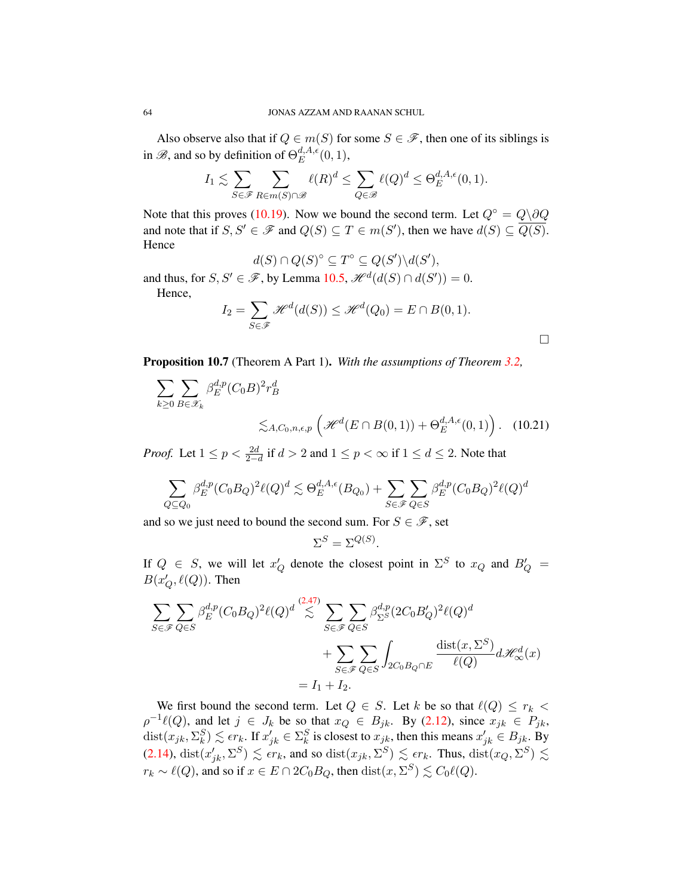Also observe also that if $Q \in m(S)$ for some $S \in \mathscr{F}$, then one of its siblings is in $\mathscr{B}$, and so by definition of $\Theta_E^{d,A,\epsilon}(0,1)$,

$$I_1 \lesssim \sum_{S\in\mathscr{F}} \sum_{R\in m(S)\cap\mathscr{B}} \ell(R)^d \leq \sum_{Q\in\mathscr{B}} \ell(Q)^d \leq \Theta_E^{d,A,\epsilon}(0,1).$$

Note that this proves (10.19). Now we bound the second term. Let $Q^\circ = Q\backslash\partial Q$ and note that if $S, S' \in \mathscr{F}$ and $Q(S) \subseteq T \in m(S')$, then we have $d(S) \subseteq \overline{Q(S)}$. Hence

$$d(S) \cap Q(S)^\circ \subseteq T^\circ \subseteq Q(S')\backslash d(S'),$$

and thus, for $S, S' \in \mathscr{F}$, by Lemma 10.5, $\mathscr{H}^d(d(S) \cap d(S')) = 0$.

Hence,

$$I_2 = \sum_{S\in\mathscr{F}} \mathscr{H}^d(d(S)) \leq \mathscr{H}^d(Q_0) = E \cap B(0,1).$$

□

**Proposition 10.7** (Theorem A Part 1)**.** *With the assumptions of Theorem 3.2,*

$$\sum_{k\geq 0} \sum_{B\in\mathscr{X}_k} \beta_E^{d,p}(C_0B)^2 r_B^d \lesssim_{A,C_0,n,\epsilon,p} \left(\mathscr{H}^d(E\cap B(0,1)) + \Theta_E^{d,A,\epsilon}(0,1)\right). \quad (10.21)$$

*Proof.* Let $1 \leq p < \frac{2d}{2-d}$ if $d > 2$ and $1 \leq p < \infty$ if $1 \leq d \leq 2$. Note that

$$\sum_{Q\subseteq Q_0} \beta_E^{d,p}(C_0B_Q)^2 \ell(Q)^d \lesssim \Theta_E^{d,A,\epsilon}(B_{Q_0}) + \sum_{S\in\mathscr{F}} \sum_{Q\in S} \beta_E^{d,p}(C_0B_Q)^2 \ell(Q)^d$$

and so we just need to bound the second sum. For $S \in \mathscr{F}$, set

$$\Sigma^S = \Sigma^{Q(S)}.$$

If $Q \in S$, we will let $x_Q'$ denote the closest point in $\Sigma^S$ to $x_Q$ and $B_Q' = B(x_Q', \ell(Q))$. Then

$$\begin{aligned}\sum_{S\in\mathscr{F}} \sum_{Q\in S} \beta_E^{d,p}(C_0B_Q)^2 \ell(Q)^d &\overset{(2.47)}{\lesssim} \sum_{S\in\mathscr{F}} \sum_{Q\in S} \beta_{\Sigma^S}^{d,p}(2C_0B_Q')^2 \ell(Q)^d \\ &\quad + \sum_{S\in\mathscr{F}} \sum_{Q\in S} \int_{2C_0B_Q\cap E} \frac{\operatorname{dist}(x,\Sigma^S)}{\ell(Q)} d\mathscr{H}_\infty^d(x) \\ &= I_1 + I_2.\end{aligned}$$

We first bound the second term. Let $Q \in S$. Let $k$ be so that $\ell(Q) \leq r_k < \rho^{-1}\ell(Q)$, and let $j \in J_k$ be so that $x_Q \in B_{jk}$. By (2.12), since $x_{jk} \in P_{jk}$, $\operatorname{dist}(x_{jk}, \Sigma_k^S) \lesssim \epsilon r_k$. If $x_{jk}' \in \Sigma_k^S$ is closest to $x_{jk}$, then this means $x_{jk}' \in B_{jk}$. By (2.14), $\operatorname{dist}(x_{jk}', \Sigma^S) \lesssim \epsilon r_k$, and so $\operatorname{dist}(x_{jk}, \Sigma^S) \lesssim \epsilon r_k$. Thus, $\operatorname{dist}(x_Q, \Sigma^S) \lesssim r_k \sim \ell(Q)$, and so if $x \in E \cap 2C_0B_Q$, then $\operatorname{dist}(x, \Sigma^S) \lesssim C_0\ell(Q)$.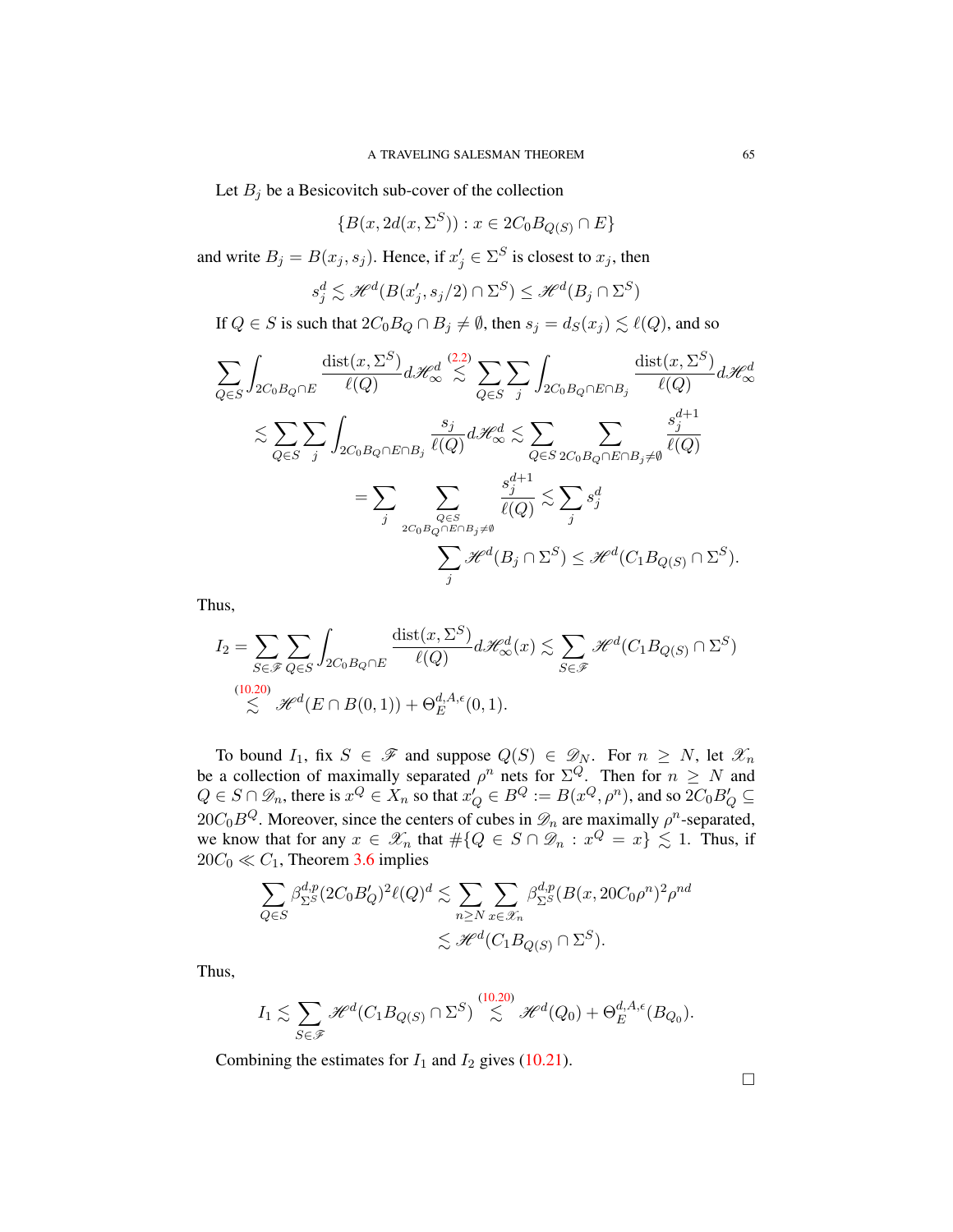Let $B_j$ be a Besicovitch sub-cover of the collection

$$\{B(x, 2d(x, \Sigma^S)) : x \in 2C_0 B_{Q(S)} \cap E\}$$

and write $B_j = B(x_j, s_j)$. Hence, if $x_j' \in \Sigma^S$ is closest to $x_j$, then

$$s_j^d \lesssim \mathscr{H}^d(B(x_j', s_j/2) \cap \Sigma^S) \leq \mathscr{H}^d(B_j \cap \Sigma^S)$$

If $Q \in S$ is such that $2C_0 B_Q \cap B_j \neq \emptyset$, then $s_j = d_S(x_j) \lesssim \ell(Q)$, and so

$$\sum_{Q \in S} \int_{2C_0 B_Q \cap E} \frac{\operatorname{dist}(x, \Sigma^S)}{\ell(Q)} d\mathscr{H}^d_\infty \overset{(2.2)}{\lesssim} \sum_{Q \in S} \sum_j \int_{2C_0 B_Q \cap E \cap B_j} \frac{\operatorname{dist}(x, \Sigma^S)}{\ell(Q)} d\mathscr{H}^d_\infty$$

$$\lesssim \sum_{Q \in S} \sum_j \int_{2C_0 B_Q \cap E \cap B_j} \frac{s_j}{\ell(Q)} d\mathscr{H}^d_\infty \lesssim \sum_{Q \in S} \sum_{2C_0 B_Q \cap E \cap B_j \neq \emptyset} \frac{s_j^{d+1}}{\ell(Q)}$$

$$= \sum_j \sum_{\substack{Q \in S \\ 2C_0 B_Q \cap E \cap B_j \neq \emptyset}} \frac{s_j^{d+1}}{\ell(Q)} \lesssim \sum_j s_j^d$$

$$\sum_j \mathscr{H}^d(B_j \cap \Sigma^S) \leq \mathscr{H}^d(C_1 B_{Q(S)} \cap \Sigma^S).$$

Thus,

$$I_2 = \sum_{S \in \mathscr{F}} \sum_{Q \in S} \int_{2C_0 B_Q \cap E} \frac{\operatorname{dist}(x, \Sigma^S)}{\ell(Q)} d\mathscr{H}^d_\infty(x) \lesssim \sum_{S \in \mathscr{F}} \mathscr{H}^d(C_1 B_{Q(S)} \cap \Sigma^S)$$

$$\overset{(10.20)}{\lesssim} \mathscr{H}^d(E \cap B(0,1)) + \Theta_E^{d,A,\epsilon}(0,1).$$

To bound $I_1$, fix $S \in \mathscr{F}$ and suppose $Q(S) \in \mathscr{D}_N$. For $n \geq N$, let $\mathscr{X}_n$ be a collection of maximally separated $\rho^n$ nets for $\Sigma^Q$. Then for $n \geq N$ and $Q \in S \cap \mathscr{D}_n$, there is $x^Q \in X_n$ so that $x_Q' \in B^Q := B(x^Q, \rho^n)$, and so $2C_0 B_Q' \subseteq 20C_0 B^Q$. Moreover, since the centers of cubes in $\mathscr{D}_n$ are maximally $\rho^n$-separated, we know that for any $x \in \mathscr{X}_n$ that $\#\{Q \in S \cap \mathscr{D}_n : x^Q = x\} \lesssim 1$. Thus, if $20C_0 \ll C_1$, Theorem 3.6 implies

$$\sum_{Q \in S} \beta_{\Sigma^S}^{d,p}(2C_0 B_Q')^2 \ell(Q)^d \lesssim \sum_{n \geq N} \sum_{x \in \mathscr{X}_n} \beta_{\Sigma^S}^{d,p}(B(x, 20C_0\rho^n)^2 \rho^{nd}$$

$$\lesssim \mathscr{H}^d(C_1 B_{Q(S)} \cap \Sigma^S).$$

Thus,

$$I_1 \lesssim \sum_{S \in \mathscr{F}} \mathscr{H}^d(C_1 B_{Q(S)} \cap \Sigma^S) \overset{(10.20)}{\lesssim} \mathscr{H}^d(Q_0) + \Theta_E^{d,A,\epsilon}(B_{Q_0}).$$

Combining the estimates for $I_1$ and $I_2$ gives (10.21).

□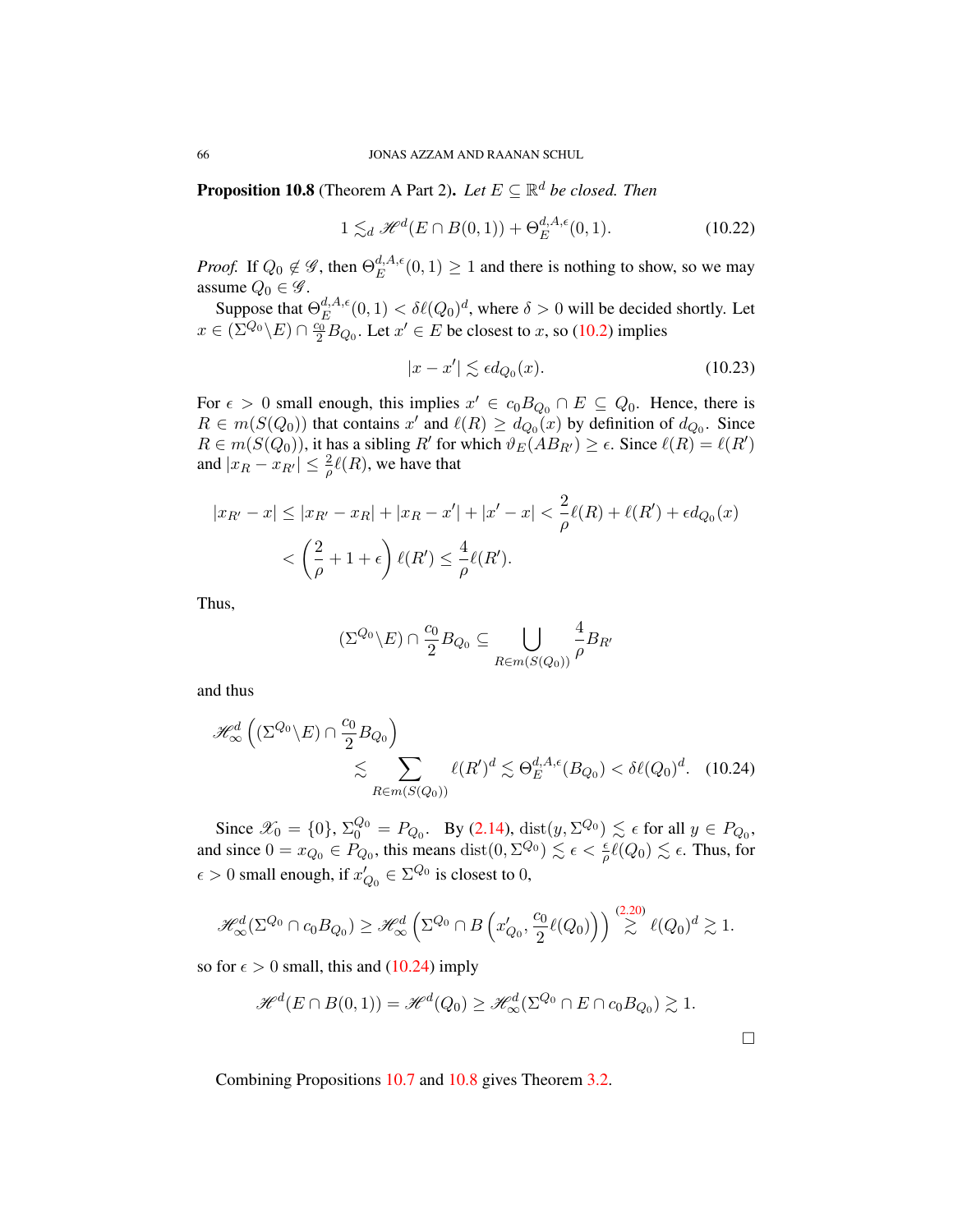**Proposition 10.8** (Theorem A Part 2)**.** *Let $E \subseteq \mathbb{R}^d$ be closed. Then*

$$1 \lesssim_d \mathscr{H}^d(E \cap B(0,1)) + \Theta_E^{d,A,\epsilon}(0,1). \tag{10.22}$$

*Proof.* If $Q_0 \notin \mathscr{G}$, then $\Theta_E^{d,A,\epsilon}(0,1) \geq 1$ and there is nothing to show, so we may assume $Q_0 \in \mathscr{G}$.

Suppose that $\Theta_E^{d,A,\epsilon}(0,1) < \delta \ell(Q_0)^d$, where $\delta > 0$ will be decided shortly. Let $x \in (\Sigma^{Q_0} \backslash E) \cap \frac{c_0}{2} B_{Q_0}$. Let $x' \in E$ be closest to $x$, so (10.2) implies

$$|x - x'| \lesssim \epsilon d_{Q_0}(x). \tag{10.23}$$

For $\epsilon > 0$ small enough, this implies $x' \in c_0 B_{Q_0} \cap E \subseteq Q_0$. Hence, there is $R \in m(S(Q_0))$ that contains $x'$ and $\ell(R) \geq d_{Q_0}(x)$ by definition of $d_{Q_0}$. Since $R \in m(S(Q_0))$, it has a sibling $R'$ for which $\vartheta_E(AB_{R'}) \geq \epsilon$. Since $\ell(R) = \ell(R')$ and $|x_R - x_{R'}| \leq \frac{2}{\rho}\ell(R)$, we have that

$$\begin{aligned}
|x_{R'} - x| &\leq |x_{R'} - x_R| + |x_R - x'| + |x' - x| < \frac{2}{\rho}\ell(R) + \ell(R') + \epsilon d_{Q_0}(x) \\
&< \left(\frac{2}{\rho} + 1 + \epsilon\right)\ell(R') \leq \frac{4}{\rho}\ell(R').
\end{aligned}$$

Thus,

$$(\Sigma^{Q_0} \backslash E) \cap \frac{c_0}{2} B_{Q_0} \subseteq \bigcup_{R \in m(S(Q_0))} \frac{4}{\rho} B_{R'}$$

and thus

$$\begin{aligned}
\mathscr{H}^d_\infty &\left( (\Sigma^{Q_0} \backslash E) \cap \frac{c_0}{2} B_{Q_0} \right) \\
&\lesssim \sum_{R \in m(S(Q_0))} \ell(R')^d \lesssim \Theta_E^{d,A,\epsilon}(B_{Q_0}) < \delta \ell(Q_0)^d.
\end{aligned} \tag{10.24}$$

Since $\mathscr{X}_0 = \{0\}$, $\Sigma_0^{Q_0} = P_{Q_0}$. By (2.14), $\operatorname{dist}(y, \Sigma^{Q_0}) \lesssim \epsilon$ for all $y \in P_{Q_0}$, and since $0 = x_{Q_0} \in P_{Q_0}$, this means $\operatorname{dist}(0, \Sigma^{Q_0}) \lesssim \epsilon < \frac{\epsilon}{\rho}\ell(Q_0) \lesssim \epsilon$. Thus, for $\epsilon > 0$ small enough, if $x'_{Q_0} \in \Sigma^{Q_0}$ is closest to $0$,

$$\mathscr{H}^d_\infty(\Sigma^{Q_0} \cap c_0 B_{Q_0}) \geq \mathscr{H}^d_\infty\left(\Sigma^{Q_0} \cap B\left(x'_{Q_0}, \frac{c_0}{2}\ell(Q_0)\right)\right) \stackrel{(2.20)}{\gtrsim} \ell(Q_0)^d \gtrsim 1.$$

so for $\epsilon > 0$ small, this and (10.24) imply

$$\mathscr{H}^d(E \cap B(0,1)) = \mathscr{H}^d(Q_0) \geq \mathscr{H}^d_\infty(\Sigma^{Q_0} \cap E \cap c_0 B_{Q_0}) \gtrsim 1.$$

□

Combining Propositions 10.7 and 10.8 gives Theorem 3.2.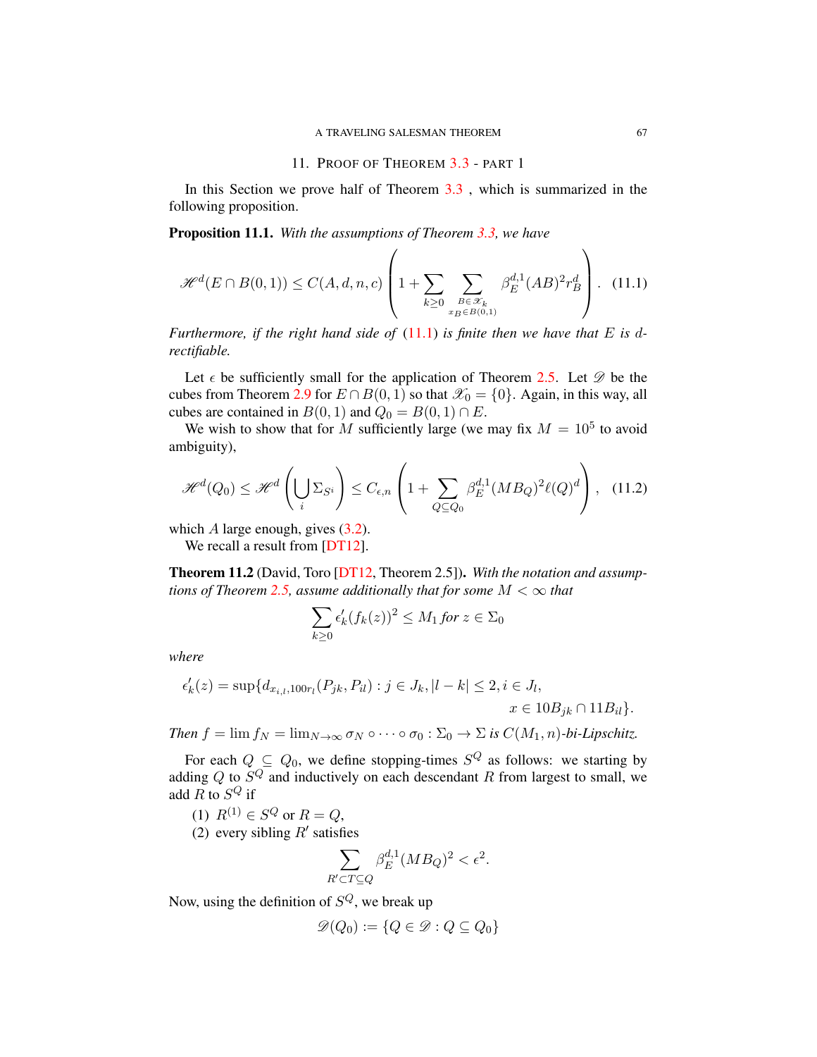## 11. Proof of Theorem 3.3 - part 1

In this Section we prove half of Theorem 3.3 , which is summarized in the following proposition.

**Proposition 11.1.** *With the assumptions of Theorem 3.3, we have*

$$\mathscr{H}^d(E \cap B(0,1)) \leq C(A,d,n,c)\left(1 + \sum_{k\geq 0} \sum_{\substack{B\in\mathscr{X}_k \\ x_B \in B(0,1)}} \beta_E^{d,1}(AB)^2 r_B^d\right). \quad (11.1)$$

*Furthermore, if the right hand side of (11.1) is finite then we have that $E$ is $d$-rectifiable.*

Let $\epsilon$ be sufficiently small for the application of Theorem 2.5. Let $\mathscr{D}$ be the cubes from Theorem 2.9 for $E \cap B(0,1)$ so that $\mathscr{X}_0 = \{0\}$. Again, in this way, all cubes are contained in $B(0,1)$ and $Q_0 = B(0,1) \cap E$.

We wish to show that for $M$ sufficiently large (we may fix $M = 10^5$ to avoid ambiguity),

$$\mathscr{H}^d(Q_0) \leq \mathscr{H}^d\left(\bigcup_i \Sigma_{S^i}\right) \leq C_{\epsilon,n}\left(1 + \sum_{Q\subseteq Q_0} \beta_E^{d,1}(MB_Q)^2 \ell(Q)^d\right), \quad (11.2)$$

which $A$ large enough, gives (3.2).

We recall a result from [DT12].

**Theorem 11.2** (David, Toro [DT12, Theorem 2.5]). *With the notation and assumptions of Theorem 2.5, assume additionally that for some $M < \infty$ that*

$$\sum_{k\geq 0} \epsilon'_k(f_k(z))^2 \leq M_1 \text{ for } z \in \Sigma_0$$

*where*

$$\epsilon'_k(z) = \sup\{d_{x_{i,l},100r_l}(P_{jk}, P_{il}) : j \in J_k, |l-k| \leq 2, i \in J_l, \\ x \in 10B_{jk} \cap 11B_{il}\}.$$

*Then $f = \lim f_N = \lim_{N\to\infty} \sigma_N \circ \cdots \circ \sigma_0 : \Sigma_0 \to \Sigma$ is $C(M_1, n)$-bi-Lipschitz.*

For each $Q \subseteq Q_0$, we define stopping-times $S^Q$ as follows: we starting by adding $Q$ to $S^Q$ and inductively on each descendant $R$ from largest to small, we add $R$ to $S^Q$ if

1. $R^{(1)} \in S^Q$ or $R = Q$,
2. every sibling $R'$ satisfies

$$\sum_{R'\subset T\subseteq Q} \beta_E^{d,1}(MB_Q)^2 < \epsilon^2.$$

Now, using the definition of $S^Q$, we break up

$$\mathscr{D}(Q_0) := \{Q \in \mathscr{D} : Q \subseteq Q_0\}$$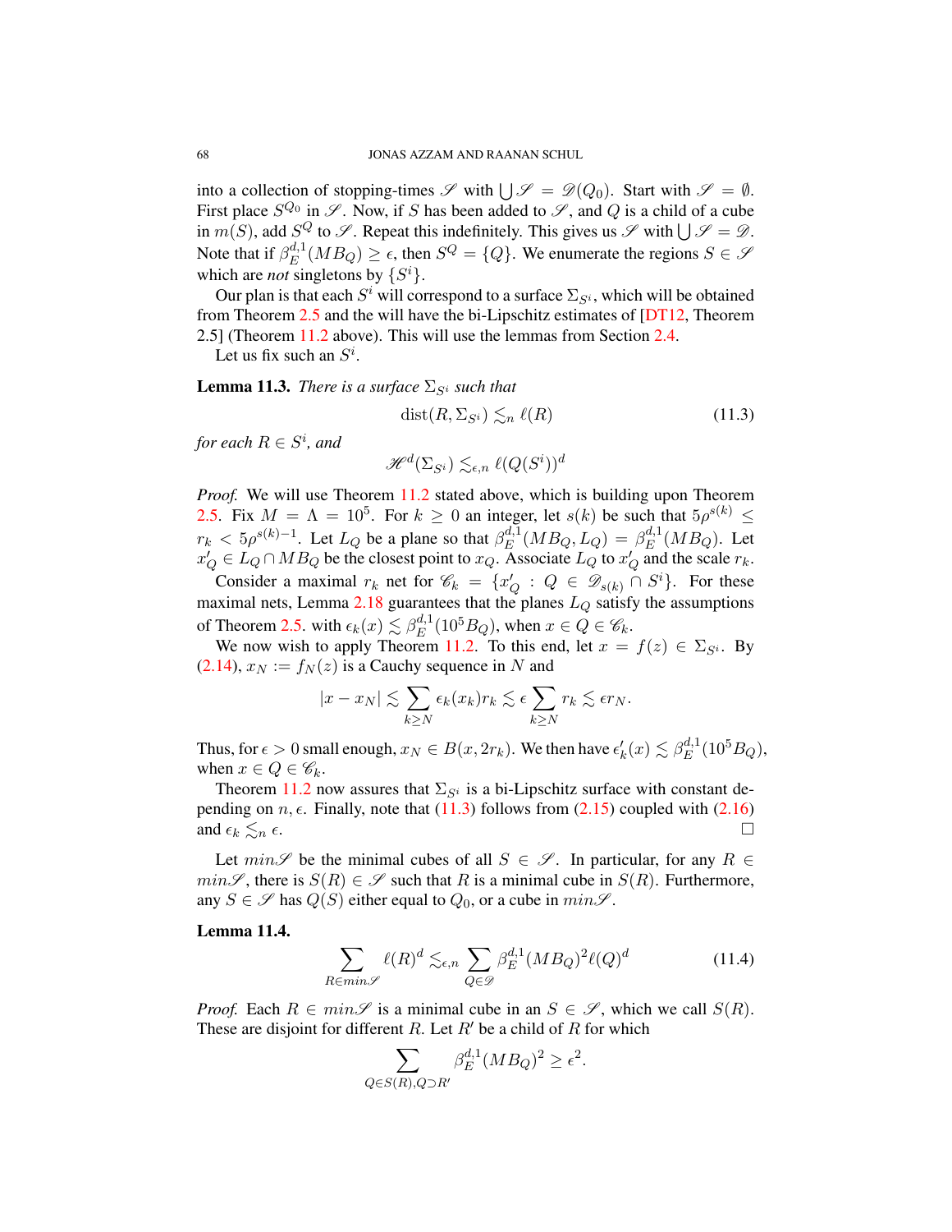into a collection of stopping-times $\mathscr{S}$ with $\bigcup \mathscr{S} = \mathscr{D}(Q_0)$. Start with $\mathscr{S} = \emptyset$. First place $S^{Q_0}$ in $\mathscr{S}$. Now, if $S$ has been added to $\mathscr{S}$, and $Q$ is a child of a cube in $m(S)$, add $S^Q$ to $\mathscr{S}$. Repeat this indefinitely. This gives us $\mathscr{S}$ with $\bigcup \mathscr{S} = \mathscr{D}$. Note that if $\beta_E^{d,1}(MB_Q) \geq \epsilon$, then $S^Q = \{Q\}$. We enumerate the regions $S \in \mathscr{S}$ which are *not* singletons by $\{S^i\}$.

Our plan is that each $S^i$ will correspond to a surface $\Sigma_{S^i}$, which will be obtained from Theorem 2.5 and the will have the bi-Lipschitz estimates of [DT12, Theorem 2.5] (Theorem 11.2 above). This will use the lemmas from Section 2.4.

Let us fix such an $S^i$.

**Lemma 11.3.** *There is a surface $\Sigma_{S^i}$ such that*

$$\operatorname{dist}(R, \Sigma_{S^i}) \lesssim_n \ell(R) \tag{11.3}$$

*for each $R \in S^i$, and*

$$\mathscr{H}^d(\Sigma_{S^i}) \lesssim_{\epsilon,n} \ell(Q(S^i))^d$$

*Proof.* We will use Theorem 11.2 stated above, which is building upon Theorem 2.5. Fix $M = \Lambda = 10^5$. For $k \geq 0$ an integer, let $s(k)$ be such that $5\rho^{s(k)} \leq r_k < 5\rho^{s(k)-1}$. Let $L_Q$ be a plane so that $\beta_E^{d,1}(MB_Q, L_Q) = \beta_E^{d,1}(MB_Q)$. Let $x_Q' \in L_Q \cap MB_Q$ be the closest point to $x_Q$. Associate $L_Q$ to $x_Q'$ and the scale $r_k$.

Consider a maximal $r_k$ net for $\mathscr{C}_k = \{x_Q' : Q \in \mathscr{D}_{s(k)} \cap S^i\}$. For these maximal nets, Lemma 2.18 guarantees that the planes $L_Q$ satisfy the assumptions of Theorem 2.5. with $\epsilon_k(x) \lesssim \beta_E^{d,1}(10^5 B_Q)$, when $x \in Q \in \mathscr{C}_k$.

We now wish to apply Theorem 11.2. To this end, let $x = f(z) \in \Sigma_{S^i}$. By (2.14), $x_N := f_N(z)$ is a Cauchy sequence in $N$ and

$$|x - x_N| \lesssim \sum_{k \geq N} \epsilon_k(x_k) r_k \lesssim \epsilon \sum_{k \geq N} r_k \lesssim \epsilon r_N.$$

Thus, for $\epsilon > 0$ small enough, $x_N \in B(x, 2r_k)$. We then have $\epsilon_k'(x) \lesssim \beta_E^{d,1}(10^5 B_Q)$, when $x \in Q \in \mathscr{C}_k$.

Theorem 11.2 now assures that $\Sigma_{S^i}$ is a bi-Lipschitz surface with constant depending on $n, \epsilon$. Finally, note that (11.3) follows from (2.15) coupled with (2.16) and $\epsilon_k \lesssim_n \epsilon$. $\square$

Let $min\mathscr{S}$ be the minimal cubes of all $S \in \mathscr{S}$. In particular, for any $R \in min\mathscr{S}$, there is $S(R) \in \mathscr{S}$ such that $R$ is a minimal cube in $S(R)$. Furthermore, any $S \in \mathscr{S}$ has $Q(S)$ either equal to $Q_0$, or a cube in $min\mathscr{S}$.

**Lemma 11.4.**

$$\sum_{R \in min\mathscr{S}} \ell(R)^d \lesssim_{\epsilon,n} \sum_{Q \in \mathscr{D}} \beta_E^{d,1}(MB_Q)^2 \ell(Q)^d \tag{11.4}$$

*Proof.* Each $R \in min\mathscr{S}$ is a minimal cube in an $S \in \mathscr{S}$, which we call $S(R)$. These are disjoint for different $R$. Let $R'$ be a child of $R$ for which

$$\sum_{Q \in S(R), Q \supset R'} \beta_E^{d,1}(MB_Q)^2 \geq \epsilon^2.$$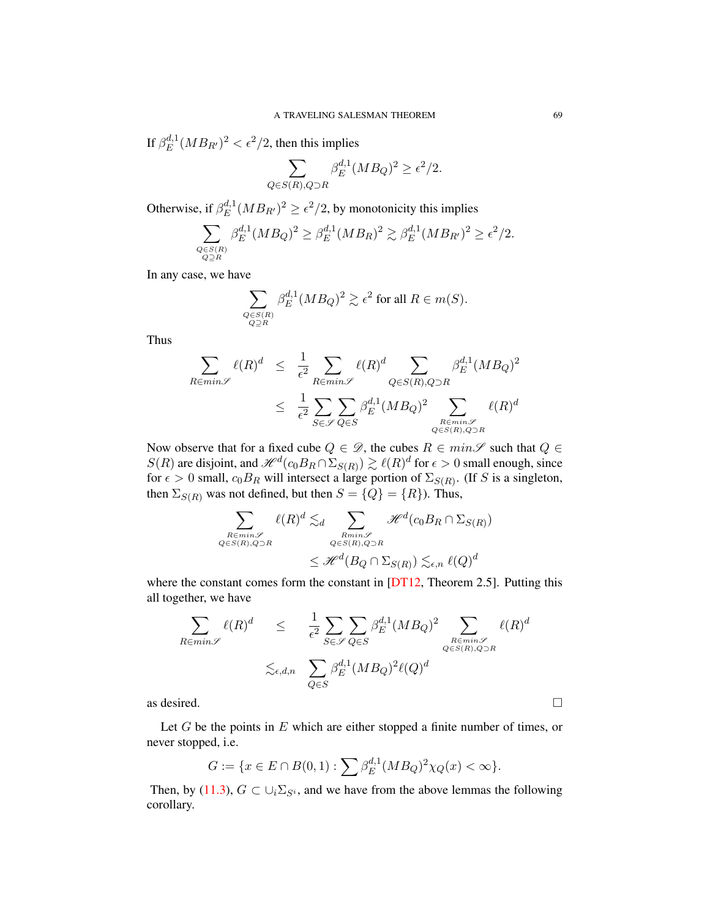If $\beta_E^{d,1}(MB_{R'})^2 < \epsilon^2/2$, then this implies

$$\sum_{Q\in S(R), Q\supset R} \beta_E^{d,1}(MB_Q)^2 \geq \epsilon^2/2.$$

Otherwise, if $\beta_E^{d,1}(MB_{R'})^2 \geq \epsilon^2/2$, by monotonicity this implies

$$\sum_{\substack{Q\in S(R)\\ Q\supseteq R}} \beta_E^{d,1}(MB_Q)^2 \geq \beta_E^{d,1}(MB_R)^2 \gtrsim \beta_E^{d,1}(MB_{R'})^2 \geq \epsilon^2/2.$$

In any case, we have

$$\sum_{\substack{Q\in S(R)\\ Q\supseteq R}} \beta_E^{d,1}(MB_Q)^2 \gtrsim \epsilon^2 \text{ for all } R\in m(S).$$

Thus

$$\begin{aligned}
\sum_{R\in min\mathscr{S}} \ell(R)^d &\leq \frac{1}{\epsilon^2}\sum_{R\in min\mathscr{S}} \ell(R)^d \sum_{Q\in S(R), Q\supset R} \beta_E^{d,1}(MB_Q)^2\\
&\leq \frac{1}{\epsilon^2}\sum_{S\in\mathscr{S}}\sum_{Q\in S}\beta_E^{d,1}(MB_Q)^2 \sum_{\substack{R\in min\mathscr{S}\\ Q\in S(R), Q\supset R}} \ell(R)^d
\end{aligned}$$

Now observe that for a fixed cube $Q\in\mathscr{D}$, the cubes $R\in min\mathscr{S}$ such that $Q\in S(R)$ are disjoint, and $\mathscr{H}^d(c_0B_R\cap\Sigma_{S(R)}) \gtrsim \ell(R)^d$ for $\epsilon>0$ small enough, since for $\epsilon>0$ small, $c_0B_R$ will intersect a large portion of $\Sigma_{S(R)}$. (If $S$ is a singleton, then $\Sigma_{S(R)}$ was not defined, but then $S=\{Q\}=\{R\}$). Thus,

$$\begin{aligned}
\sum_{\substack{R\in min\mathscr{S}\\ Q\in S(R), Q\supset R}} \ell(R)^d &\lesssim_d \sum_{\substack{R min\mathscr{S}\\ Q\in S(R), Q\supset R}} \mathscr{H}^d(c_0B_R\cap\Sigma_{S(R)})\\
&\leq \mathscr{H}^d(B_Q\cap\Sigma_{S(R)}) \lesssim_{\epsilon,n} \ell(Q)^d
\end{aligned}$$

where the constant comes form the constant in [DT12, Theorem 2.5]. Putting this all together, we have

$$\begin{aligned}
\sum_{R\in min\mathscr{S}} \ell(R)^d &\leq \frac{1}{\epsilon^2}\sum_{S\in\mathscr{S}}\sum_{Q\in S}\beta_E^{d,1}(MB_Q)^2 \sum_{\substack{R\in min\mathscr{S}\\ Q\in S(R), Q\supset R}} \ell(R)^d\\
&\lesssim_{\epsilon,d,n} \sum_{Q\in S}\beta_E^{d,1}(MB_Q)^2\ell(Q)^d
\end{aligned}$$

as desired. $\square$

Let $G$ be the points in $E$ which are either stopped a finite number of times, or never stopped, i.e.

$$G := \{x\in E\cap B(0,1) : \sum \beta_E^{d,1}(MB_Q)^2\chi_Q(x) < \infty\}.$$

Then, by (11.3), $G\subset\cup_i\Sigma_{S^i}$, and we have from the above lemmas the following corollary.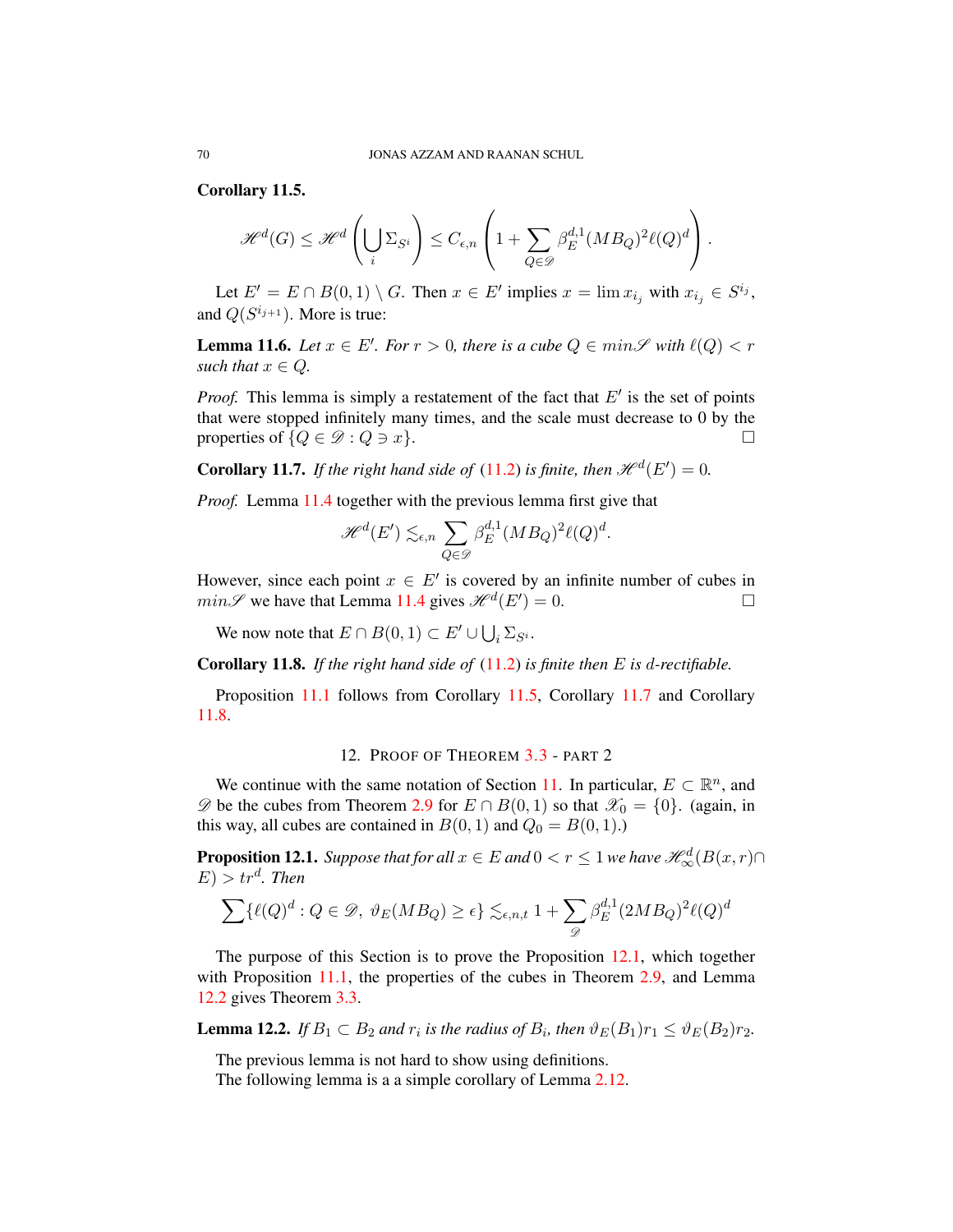**Corollary 11.5.**

$$\mathscr{H}^d(G) \le \mathscr{H}^d\left(\bigcup_i \Sigma_{S^i}\right) \le C_{\epsilon,n}\left(1 + \sum_{Q\in\mathscr{D}} \beta_E^{d,1}(MB_Q)^2 \ell(Q)^d\right).$$

Let $E' = E \cap B(0,1) \setminus G$. Then $x \in E'$ implies $x = \lim x_{i_j}$ with $x_{i_j} \in S^{i_j}$, and $Q(S^{i_{j+1}})$. More is true:

**Lemma 11.6.** *Let $x \in E'$. For $r > 0$, there is a cube $Q \in min\mathscr{S}$ with $\ell(Q) < r$ such that $x \in Q$.*

*Proof.* This lemma is simply a restatement of the fact that $E'$ is the set of points that were stopped infinitely many times, and the scale must decrease to 0 by the properties of $\{Q \in \mathscr{D} : Q \ni x\}$. □

**Corollary 11.7.** *If the right hand side of (11.2) is finite, then $\mathscr{H}^d(E') = 0$.*

*Proof.* Lemma 11.4 together with the previous lemma first give that

$$\mathscr{H}^d(E') \lesssim_{\epsilon,n} \sum_{Q\in\mathscr{D}} \beta_E^{d,1}(MB_Q)^2 \ell(Q)^d.$$

However, since each point $x \in E'$ is covered by an infinite number of cubes in $min\mathscr{S}$ we have that Lemma 11.4 gives $\mathscr{H}^d(E') = 0$. □

We now note that $E \cap B(0,1) \subset E' \cup \bigcup_i \Sigma_{S^i}$.

**Corollary 11.8.** *If the right hand side of (11.2) is finite then $E$ is $d$-rectifiable.*

Proposition 11.1 follows from Corollary 11.5, Corollary 11.7 and Corollary 11.8.

## 12. Proof of Theorem 3.3 - part 2

We continue with the same notation of Section 11. In particular, $E \subset \mathbb{R}^n$, and $\mathscr{D}$ be the cubes from Theorem 2.9 for $E \cap B(0,1)$ so that $\mathscr{X}_0 = \{0\}$. (again, in this way, all cubes are contained in $B(0,1)$ and $Q_0 = B(0,1)$.)

**Proposition 12.1.** *Suppose that for all $x \in E$ and $0 < r \le 1$ we have $\mathscr{H}^d_\infty(B(x,r)\cap E) > tr^d$. Then*

$$\sum\{\ell(Q)^d : Q \in \mathscr{D},\ \vartheta_E(MB_Q) \ge \epsilon\} \lesssim_{\epsilon,n,t} 1 + \sum_{\mathscr{D}} \beta_E^{d,1}(2MB_Q)^2 \ell(Q)^d$$

The purpose of this Section is to prove the Proposition 12.1, which together with Proposition 11.1, the properties of the cubes in Theorem 2.9, and Lemma 12.2 gives Theorem 3.3.

**Lemma 12.2.** *If $B_1 \subset B_2$ and $r_i$ is the radius of $B_i$, then $\vartheta_E(B_1)r_1 \le \vartheta_E(B_2)r_2$.*

The previous lemma is not hard to show using definitions.

The following lemma is a a simple corollary of Lemma 2.12.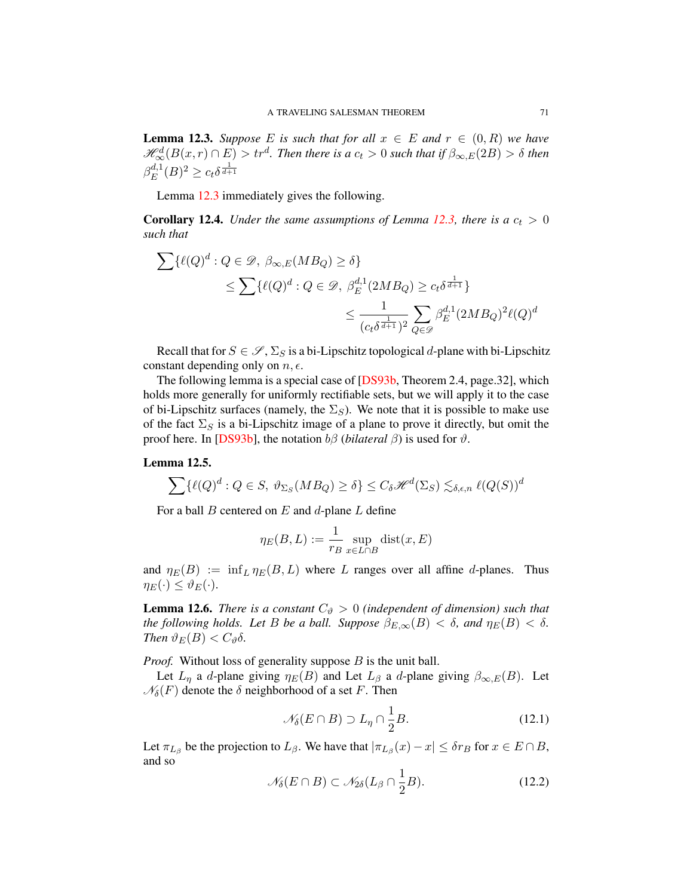**Lemma 12.3.** *Suppose $E$ is such that for all $x \in E$ and $r \in (0, R)$ we have $\mathscr{H}^d_\infty(B(x,r) \cap E) > tr^d$. Then there is a $c_t > 0$ such that if $\beta_{\infty,E}(2B) > \delta$ then $\beta^{d,1}_E(B)^2 \geq c_t \delta^{\frac{1}{d+1}}$*

Lemma 12.3 immediately gives the following.

**Corollary 12.4.** *Under the same assumptions of Lemma 12.3, there is a $c_t > 0$ such that*

$$\begin{aligned}\sum\{\ell(Q)^d : Q \in \mathscr{D},\ \beta_{\infty,E}(MB_Q) \geq \delta\} \\ \leq \sum\{\ell(Q)^d : Q \in \mathscr{D},\ \beta^{d,1}_E(2MB_Q) \geq c_t \delta^{\frac{1}{d+1}}\} \\ \leq \frac{1}{(c_t \delta^{\frac{1}{d+1}})^2} \sum_{Q \in \mathscr{D}} \beta^{d,1}_E(2MB_Q)^2 \ell(Q)^d\end{aligned}$$

Recall that for $S \in \mathscr{S}$, $\Sigma_S$ is a bi-Lipschitz topological $d$-plane with bi-Lipschitz constant depending only on $n, \epsilon$.

The following lemma is a special case of [DS93b, Theorem 2.4, page.32], which holds more generally for uniformly rectifiable sets, but we will apply it to the case of bi-Lipschitz surfaces (namely, the $\Sigma_S$). We note that it is possible to make use of the fact $\Sigma_S$ is a bi-Lipschitz image of a plane to prove it directly, but omit the proof here. In [DS93b], the notation $b\beta$ (*bilateral* $\beta$) is used for $\vartheta$.

**Lemma 12.5.**

$$\sum\{\ell(Q)^d : Q \in S,\ \vartheta_{\Sigma_S}(MB_Q) \geq \delta\} \leq C_\delta \mathscr{H}^d(\Sigma_S) \lesssim_{\delta,\epsilon,n} \ell(Q(S))^d$$

For a ball $B$ centered on $E$ and $d$-plane $L$ define

$$\eta_E(B, L) := \frac{1}{r_B} \sup_{x \in L \cap B} \operatorname{dist}(x, E)$$

and $\eta_E(B) := \inf_L \eta_E(B, L)$ where $L$ ranges over all affine $d$-planes. Thus $\eta_E(\cdot) \leq \vartheta_E(\cdot)$.

**Lemma 12.6.** *There is a constant $C_\vartheta > 0$ (independent of dimension) such that the following holds. Let $B$ be a ball. Suppose $\beta_{E,\infty}(B) < \delta$, and $\eta_E(B) < \delta$. Then $\vartheta_E(B) < C_\vartheta \delta$.*

*Proof.* Without loss of generality suppose $B$ is the unit ball.

Let $L_\eta$ a $d$-plane giving $\eta_E(B)$ and Let $L_\beta$ a $d$-plane giving $\beta_{\infty,E}(B)$. Let $\mathscr{N}_\delta(F)$ denote the $\delta$ neighborhood of a set $F$. Then

$$\mathscr{N}_\delta(E \cap B) \supset L_\eta \cap \frac{1}{2}B. \tag{12.1}$$

Let $\pi_{L_\beta}$ be the projection to $L_\beta$. We have that $|\pi_{L_\beta}(x) - x| \leq \delta r_B$ for $x \in E \cap B$, and so

$$\mathscr{N}_\delta(E \cap B) \subset \mathscr{N}_{2\delta}(L_\beta \cap \frac{1}{2}B). \tag{12.2}$$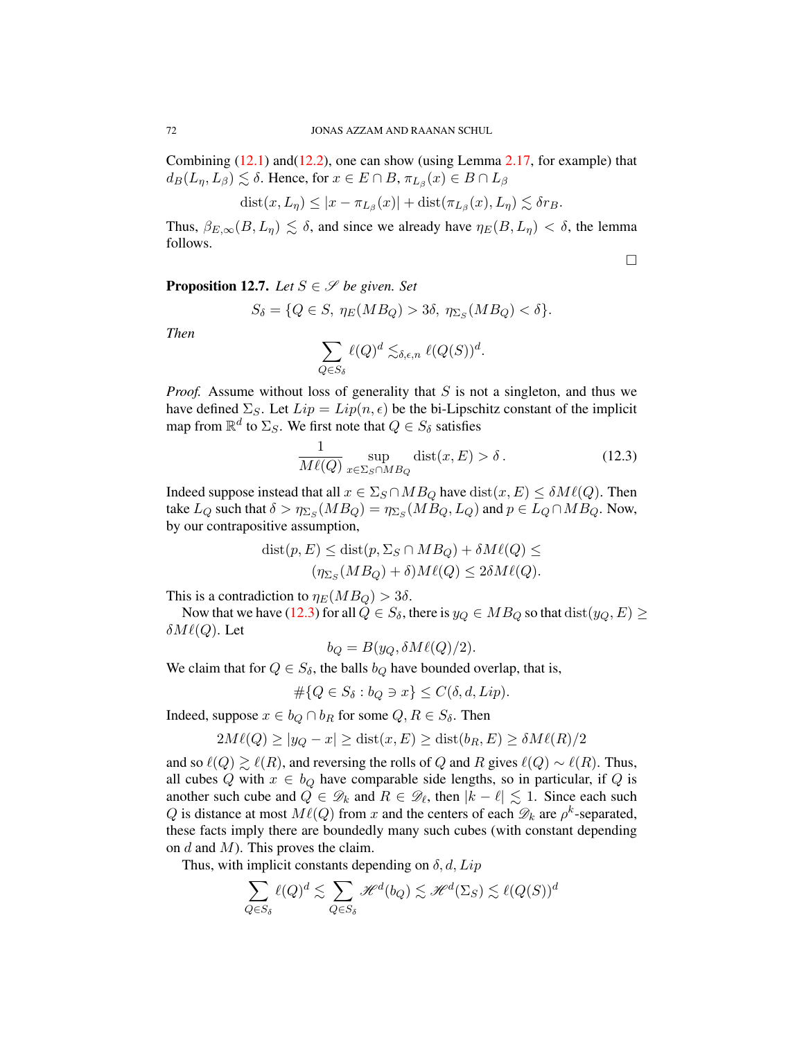Combining (12.1) and(12.2), one can show (using Lemma 2.17, for example) that $d_B(L_\eta, L_\beta) \lesssim \delta$. Hence, for $x \in E \cap B$, $\pi_{L_\beta}(x) \in B \cap L_\beta$

$$\operatorname{dist}(x, L_\eta) \leq |x - \pi_{L_\beta}(x)| + \operatorname{dist}(\pi_{L_\beta}(x), L_\eta) \lesssim \delta r_B.$$

Thus, $\beta_{E,\infty}(B, L_\eta) \lesssim \delta$, and since we already have $\eta_E(B, L_\eta) < \delta$, the lemma follows.

□

**Proposition 12.7.** *Let $S \in \mathscr{S}$ be given. Set*

$$S_\delta = \{Q \in S,\ \eta_E(MB_Q) > 3\delta,\ \eta_{\Sigma_S}(MB_Q) < \delta\}.$$

*Then*

$$\sum_{Q \in S_\delta} \ell(Q)^d \lesssim_{\delta,\epsilon,n} \ell(Q(S))^d.$$

*Proof.* Assume without loss of generality that $S$ is not a singleton, and thus we have defined $\Sigma_S$. Let $Lip = Lip(n, \epsilon)$ be the bi-Lipschitz constant of the implicit map from $\mathbb{R}^d$ to $\Sigma_S$. We first note that $Q \in S_\delta$ satisfies

$$\frac{1}{M\ell(Q)} \sup_{x \in \Sigma_S \cap MB_Q} \operatorname{dist}(x, E) > \delta\,. \tag{12.3}$$

Indeed suppose instead that all $x \in \Sigma_S \cap MB_Q$ have $\operatorname{dist}(x, E) \leq \delta M\ell(Q)$. Then take $L_Q$ such that $\delta > \eta_{\Sigma_S}(MB_Q) = \eta_{\Sigma_S}(MB_Q, L_Q)$ and $p \in L_Q \cap MB_Q$. Now, by our contrapositive assumption,

$$\begin{aligned}\operatorname{dist}(p, E) &\leq \operatorname{dist}(p, \Sigma_S \cap MB_Q) + \delta M\ell(Q) \leq \\ &\quad (\eta_{\Sigma_S}(MB_Q) + \delta)M\ell(Q) \leq 2\delta M\ell(Q).\end{aligned}$$

This is a contradiction to $\eta_E(MB_Q) > 3\delta$.

Now that we have (12.3) for all $Q \in S_\delta$, there is $y_Q \in MB_Q$ so that $\operatorname{dist}(y_Q, E) \geq \delta M\ell(Q)$. Let

$$b_Q = B(y_Q, \delta M\ell(Q)/2).$$

We claim that for $Q \in S_\delta$, the balls $b_Q$ have bounded overlap, that is,

$$\#\{Q \in S_\delta : b_Q \ni x\} \leq C(\delta, d, Lip).$$

Indeed, suppose $x \in b_Q \cap b_R$ for some $Q, R \in S_\delta$. Then

$$2M\ell(Q) \geq |y_Q - x| \geq \operatorname{dist}(x, E) \geq \operatorname{dist}(b_R, E) \geq \delta M\ell(R)/2$$

and so $\ell(Q) \gtrsim \ell(R)$, and reversing the rolls of $Q$ and $R$ gives $\ell(Q) \sim \ell(R)$. Thus, all cubes $Q$ with $x \in b_Q$ have comparable side lengths, so in particular, if $Q$ is another such cube and $Q \in \mathscr{D}_k$ and $R \in \mathscr{D}_\ell$, then $|k - \ell| \lesssim 1$. Since each such $Q$ is distance at most $M\ell(Q)$ from $x$ and the centers of each $\mathscr{D}_k$ are $\rho^k$-separated, these facts imply there are boundedly many such cubes (with constant depending on $d$ and $M$). This proves the claim.

Thus, with implicit constants depending on $\delta, d, Lip$

$$\sum_{Q \in S_\delta} \ell(Q)^d \lesssim \sum_{Q \in S_\delta} \mathscr{H}^d(b_Q) \lesssim \mathscr{H}^d(\Sigma_S) \lesssim \ell(Q(S))^d$$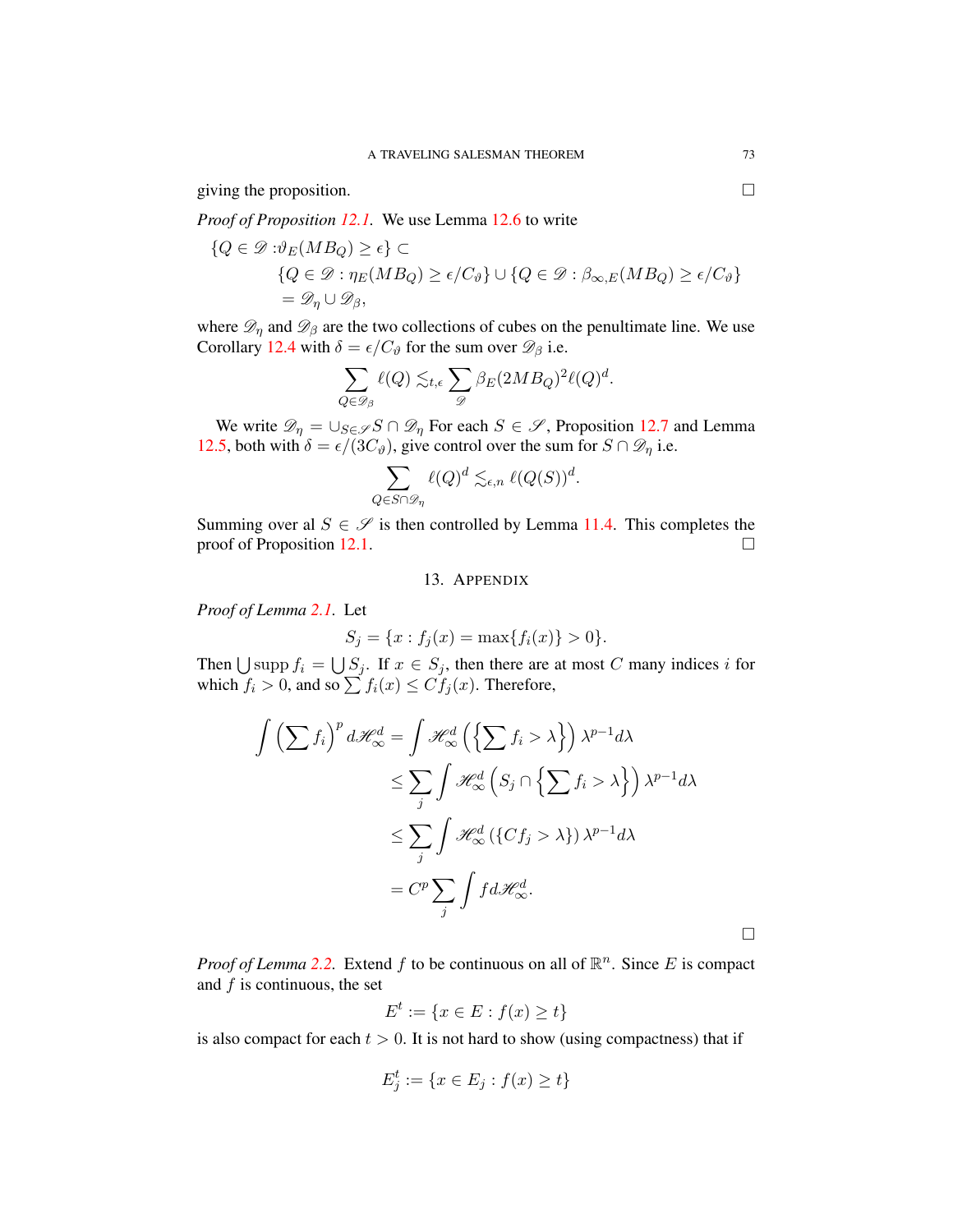giving the proposition. □

*Proof of Proposition 12.1.* We use Lemma 12.6 to write

$$
\begin{aligned}
\{Q \in \mathscr{D} : & \vartheta_E(MB_Q) \geq \epsilon\} \subset \\
& \{Q \in \mathscr{D} : \eta_E(MB_Q) \geq \epsilon/C_\vartheta\} \cup \{Q \in \mathscr{D} : \beta_{\infty,E}(MB_Q) \geq \epsilon/C_\vartheta\} \\
& = \mathscr{D}_\eta \cup \mathscr{D}_\beta,
\end{aligned}
$$

where $\mathscr{D}_\eta$ and $\mathscr{D}_\beta$ are the two collections of cubes on the penultimate line. We use Corollary 12.4 with $\delta = \epsilon/C_\vartheta$ for the sum over $\mathscr{D}_\beta$ i.e.

$$
\sum_{Q \in \mathscr{D}_\beta} \ell(Q) \lesssim_{t,\epsilon} \sum_{\mathscr{D}} \beta_E(2MB_Q)^2 \ell(Q)^d.
$$

We write $\mathscr{D}_\eta = \cup_{S \in \mathscr{S}} S \cap \mathscr{D}_\eta$ For each $S \in \mathscr{S}$, Proposition 12.7 and Lemma 12.5, both with $\delta = \epsilon/(3C_\vartheta)$, give control over the sum for $S \cap \mathscr{D}_\eta$ i.e.

$$
\sum_{Q \in S \cap \mathscr{D}_\eta} \ell(Q)^d \lesssim_{\epsilon,n} \ell(Q(S))^d.
$$

Summing over al $S \in \mathscr{S}$ is then controlled by Lemma 11.4. This completes the proof of Proposition 12.1. □

## 13. Appendix

*Proof of Lemma 2.1.* Let

$$
S_j = \{x : f_j(x) = \max\{f_i(x)\} > 0\}.
$$

Then $\bigcup \operatorname{supp} f_i = \bigcup S_j$. If $x \in S_j$, then there are at most $C$ many indices $i$ for which $f_i > 0$, and so $\sum f_i(x) \leq C f_j(x)$. Therefore,

$$
\begin{aligned}
\int \left(\sum f_i\right)^p d\mathscr{H}^d_\infty &= \int \mathscr{H}^d_\infty\left(\left\{\sum f_i > \lambda\right\}\right) \lambda^{p-1} d\lambda \\
&\leq \sum_j \int \mathscr{H}^d_\infty\left(S_j \cap \left\{\sum f_i > \lambda\right\}\right) \lambda^{p-1} d\lambda \\
&\leq \sum_j \int \mathscr{H}^d_\infty\left(\{C f_j > \lambda\}\right) \lambda^{p-1} d\lambda \\
&= C^p \sum_j \int f d\mathscr{H}^d_\infty.
\end{aligned}
$$

□

*Proof of Lemma 2.2.* Extend $f$ to be continuous on all of $\mathbb{R}^n$. Since $E$ is compact and $f$ is continuous, the set

$$
E^t := \{x \in E : f(x) \geq t\}
$$

is also compact for each $t > 0$. It is not hard to show (using compactness) that if

$$
E^t_j := \{x \in E_j : f(x) \geq t\}
$$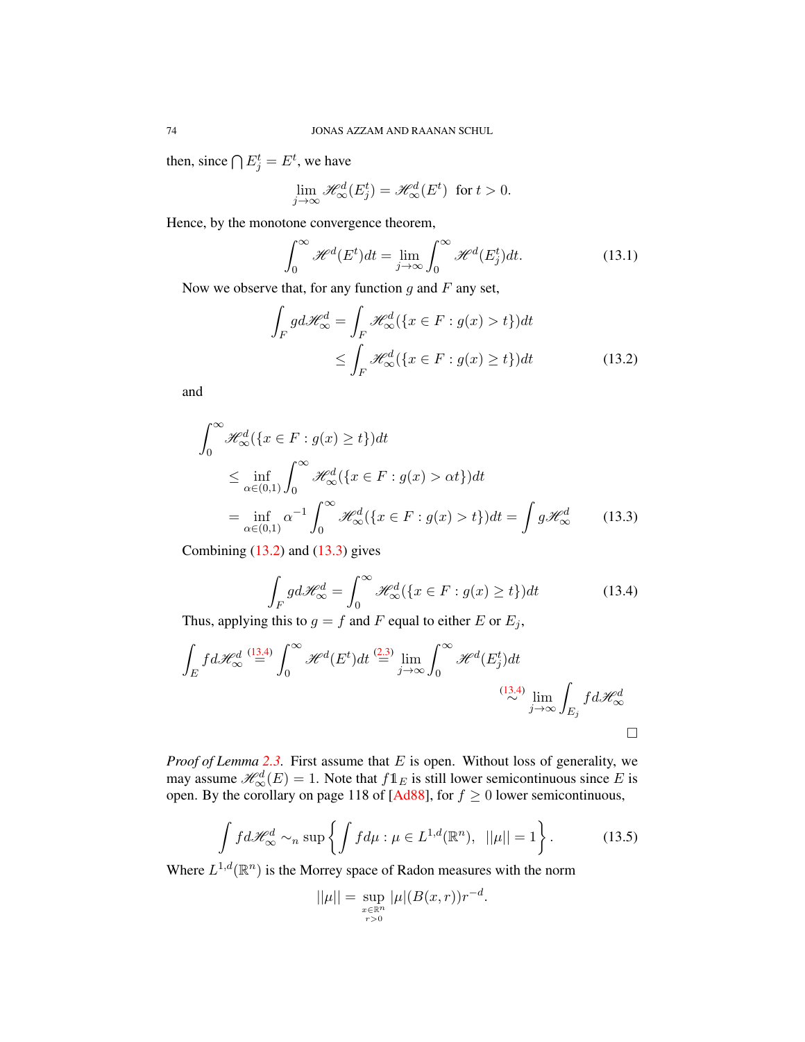then, since $\bigcap E_j^t = E^t$, we have

$$\lim_{j\to\infty} \mathscr{H}^d_\infty(E_j^t) = \mathscr{H}^d_\infty(E^t) \text{ for } t>0.$$

Hence, by the monotone convergence theorem,

$$\int_0^\infty \mathscr{H}^d(E^t)dt = \lim_{j\to\infty}\int_0^\infty \mathscr{H}^d(E_j^t)dt. \tag{13.1}$$

Now we observe that, for any function $g$ and $F$ any set,

$$\begin{aligned}\int_F g d\mathscr{H}^d_\infty &= \int_F \mathscr{H}^d_\infty(\{x\in F : g(x)>t\})dt \\ &\leq \int_F \mathscr{H}^d_\infty(\{x\in F : g(x)\geq t\})dt \end{aligned}\tag{13.2}$$

and

$$\begin{aligned}\int_0^\infty &\mathscr{H}^d_\infty(\{x\in F : g(x)\geq t\})dt \\ &\leq \inf_{\alpha\in(0,1)}\int_0^\infty \mathscr{H}^d_\infty(\{x\in F : g(x)>\alpha t\})dt \\ &= \inf_{\alpha\in(0,1)}\alpha^{-1}\int_0^\infty \mathscr{H}^d_\infty(\{x\in F : g(x)> t\})dt = \int g\mathscr{H}^d_\infty \end{aligned}\tag{13.3}$$

Combining (13.2) and (13.3) gives

$$\int_F g d\mathscr{H}^d_\infty = \int_0^\infty \mathscr{H}^d_\infty(\{x\in F : g(x)\geq t\})dt \tag{13.4}$$

Thus, applying this to $g=f$ and $F$ equal to either $E$ or $E_j$,

$$\int_E f d\mathscr{H}^d_\infty \overset{(13.4)}{=} \int_0^\infty \mathscr{H}^d(E^t)dt \overset{(2.3)}{=} \lim_{j\to\infty}\int_0^\infty \mathscr{H}^d(E_j^t)dt \overset{(13.4)}{\sim} \lim_{j\to\infty}\int_{E_j} f d\mathscr{H}^d_\infty$$

□

*Proof of Lemma 2.3.* First assume that $E$ is open. Without loss of generality, we may assume $\mathscr{H}^d_\infty(E)=1$. Note that $f\mathbb{1}_E$ is still lower semicontinuous since $E$ is open. By the corollary on page 118 of [Ad88], for $f\geq 0$ lower semicontinuous,

$$\int f d\mathscr{H}^d_\infty \sim_n \sup\left\{\int f d\mu : \mu\in L^{1,d}(\mathbb{R}^n),\ \ ||\mu||=1\right\}. \tag{13.5}$$

Where $L^{1,d}(\mathbb{R}^n)$ is the Morrey space of Radon measures with the norm

$$||\mu|| = \sup_{\substack{x\in\mathbb{R}^n \\ r>0}} |\mu|(B(x,r))r^{-d}.$$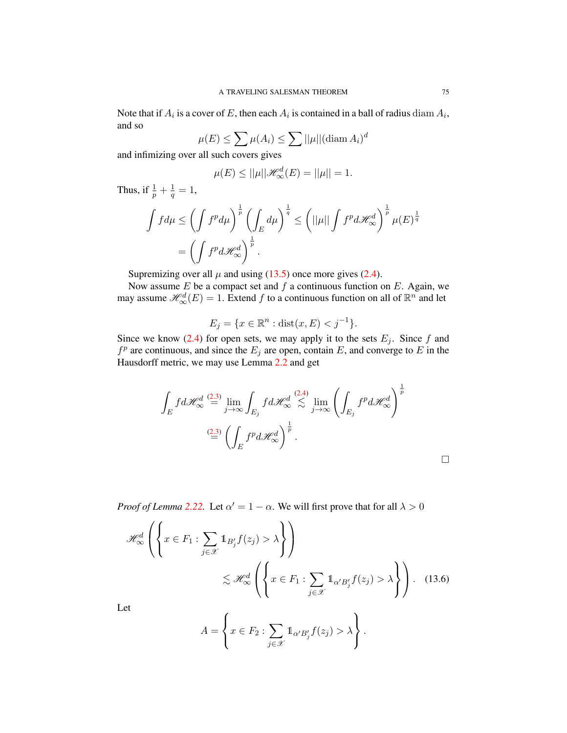Note that if $A_i$ is a cover of $E$, then each $A_i$ is contained in a ball of radius $\operatorname{diam} A_i$, and so

$$\mu(E) \leq \sum \mu(A_i) \leq \sum ||\mu|| (\operatorname{diam} A_i)^d$$

and infimizing over all such covers gives

$$\mu(E) \leq ||\mu|| \mathscr{H}^d_\infty(E) = ||\mu|| = 1.$$

Thus, if $\frac{1}{p} + \frac{1}{q} = 1$,

$$\int f d\mu \leq \left( \int f^p d\mu \right)^{\frac{1}{p}} \left( \int_E d\mu \right)^{\frac{1}{q}} \leq \left( ||\mu|| \int f^p d\mathscr{H}^d_\infty \right)^{\frac{1}{p}} \mu(E)^{\frac{1}{q}}$$
$$= \left( \int f^p d\mathscr{H}^d_\infty \right)^{\frac{1}{p}}.$$

Supremizing over all $\mu$ and using (13.5) once more gives (2.4).

Now assume $E$ be a compact set and $f$ a continuous function on $E$. Again, we may assume $\mathscr{H}^d_\infty(E) = 1$. Extend $f$ to a continuous function on all of $\mathbb{R}^n$ and let

$$E_j = \{x \in \mathbb{R}^n : \operatorname{dist}(x, E) < j^{-1}\}.$$

Since we know (2.4) for open sets, we may apply it to the sets $E_j$. Since $f$ and $f^p$ are continuous, and since the $E_j$ are open, contain $E$, and converge to $E$ in the Hausdorff metric, we may use Lemma 2.2 and get

$$\int_E f d\mathscr{H}^d_\infty \overset{(2.3)}{=} \lim_{j \to \infty} \int_{E_j} f d\mathscr{H}^d_\infty \overset{(2.4)}{\lesssim} \lim_{j \to \infty} \left( \int_{E_j} f^p d\mathscr{H}^d_\infty \right)^{\frac{1}{p}}$$
$$\overset{(2.3)}{=} \left( \int_E f^p d\mathscr{H}^d_\infty \right)^{\frac{1}{p}}.$$

□

*Proof of Lemma 2.22.* Let $\alpha' = 1 - \alpha$. We will first prove that for all $\lambda > 0$

$$\mathscr{H}^d_\infty\left(\left\{ x \in F_1 : \sum_{j \in \mathscr{X}} \mathbb{1}_{B_j'} f(z_j) > \lambda \right\}\right)$$
$$\lesssim \mathscr{H}^d_\infty\left(\left\{ x \in F_1 : \sum_{j \in \mathscr{X}} \mathbb{1}_{\alpha' B_j'} f(z_j) > \lambda \right\}\right). \tag{13.6}$$

Let

$$A = \left\{ x \in F_2 : \sum_{j \in \mathscr{X}} \mathbb{1}_{\alpha' B_j'} f(z_j) > \lambda \right\}.$$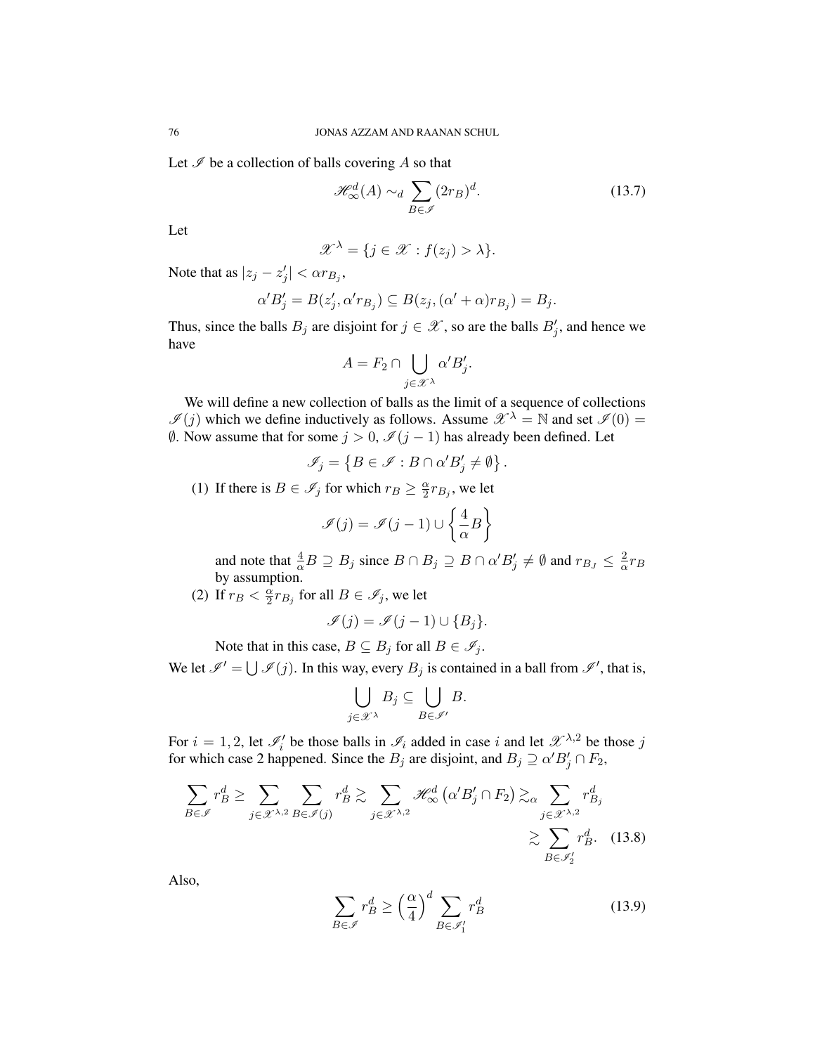Let $\mathscr{I}$ be a collection of balls covering $A$ so that

$$\mathscr{H}^d_\infty(A) \sim_d \sum_{B \in \mathscr{I}} (2r_B)^d. \tag{13.7}$$

Let

$$\mathscr{X}^\lambda = \{j \in \mathscr{X} : f(z_j) > \lambda\}.$$

Note that as $|z_j - z_j'| < \alpha r_{B_j}$,

$$\alpha' B_j' = B(z_j', \alpha' r_{B_j}) \subseteq B(z_j, (\alpha' + \alpha) r_{B_j}) = B_j.$$

Thus, since the balls $B_j$ are disjoint for $j \in \mathscr{X}$, so are the balls $B_j'$, and hence we have

$$A = F_2 \cap \bigcup_{j \in \mathscr{X}^\lambda} \alpha' B_j'.$$

We will define a new collection of balls as the limit of a sequence of collections $\mathscr{I}(j)$ which we define inductively as follows. Assume $\mathscr{X}^\lambda = \mathbb{N}$ and set $\mathscr{I}(0) = \emptyset$. Now assume that for some $j > 0$, $\mathscr{I}(j-1)$ has already been defined. Let

$$\mathscr{I}_j = \left\{B \in \mathscr{I} : B \cap \alpha' B_j' \neq \emptyset\right\}.$$

(1) If there is $B \in \mathscr{I}_j$ for which $r_B \geq \frac{\alpha}{2} r_{B_j}$, we let

$$\mathscr{I}(j) = \mathscr{I}(j-1) \cup \left\{\frac{4}{\alpha} B\right\}$$

and note that $\frac{4}{\alpha} B \supseteq B_j$ since $B \cap B_j \supseteq B \cap \alpha' B_j' \neq \emptyset$ and $r_{B_J} \leq \frac{2}{\alpha} r_B$ by assumption.

(2) If $r_B < \frac{\alpha}{2} r_{B_j}$ for all $B \in \mathscr{I}_j$, we let

$$\mathscr{I}(j) = \mathscr{I}(j-1) \cup \{B_j\}.$$

Note that in this case, $B \subseteq B_j$ for all $B \in \mathscr{I}_j$.

We let $\mathscr{I}' = \bigcup \mathscr{I}(j)$. In this way, every $B_j$ is contained in a ball from $\mathscr{I}'$, that is,

$$\bigcup_{j \in \mathscr{X}^\lambda} B_j \subseteq \bigcup_{B \in \mathscr{I}'} B.$$

For $i = 1, 2$, let $\mathscr{I}_i'$ be those balls in $\mathscr{I}_i$ added in case $i$ and let $\mathscr{X}^{\lambda,2}$ be those $j$ for which case 2 happened. Since the $B_j$ are disjoint, and $B_j \supseteq \alpha' B_j' \cap F_2$,

$$\sum_{B \in \mathscr{I}} r_B^d \geq \sum_{j \in \mathscr{X}^{\lambda,2}} \sum_{B \in \mathscr{I}(j)} r_B^d \gtrsim \sum_{j \in \mathscr{X}^{\lambda,2}} \mathscr{H}^d_\infty\left(\alpha' B_j' \cap F_2\right) \gtrsim_\alpha \sum_{j \in \mathscr{X}^{\lambda,2}} r_{B_j}^d \gtrsim \sum_{B \in \mathscr{I}_2'} r_B^d. \tag{13.8}$$

Also,

$$\sum_{B \in \mathscr{I}} r_B^d \geq \left(\frac{\alpha}{4}\right)^d \sum_{B \in \mathscr{I}_1'} r_B^d \tag{13.9}$$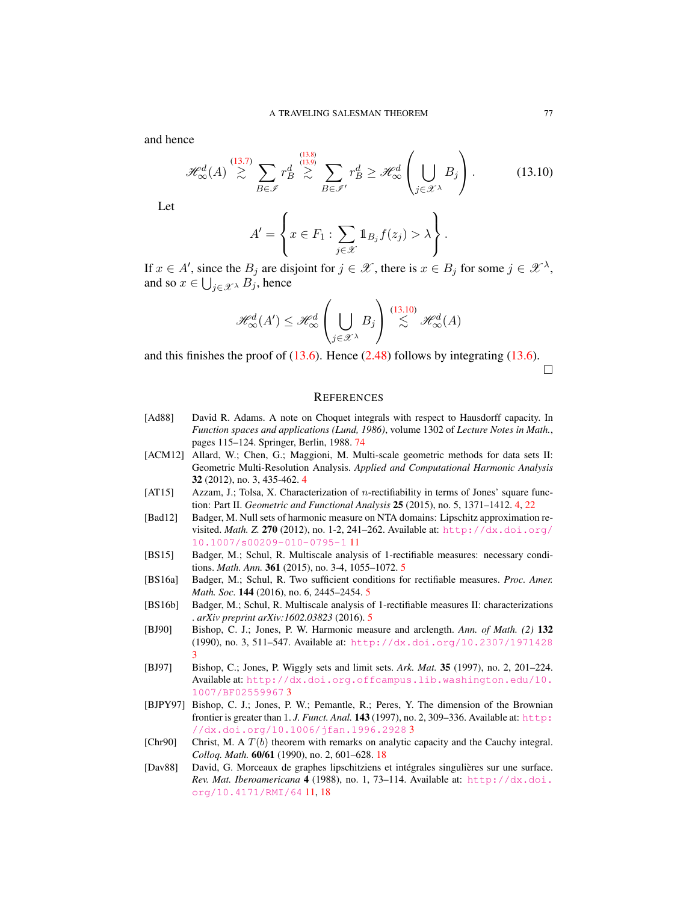and hence

$$\mathscr{H}^d_\infty(A) \overset{(13.7)}{\gtrsim} \sum_{B\in\mathscr{I}} r_B^d \overset{(13.8)}{\underset{(13.9)}{\gtrsim}} \sum_{B\in\mathscr{I}'} r_B^d \geq \mathscr{H}^d_\infty\left(\bigcup_{j\in\mathscr{X}^\lambda} B_j\right). \tag{13.10}$$

Let

$$A' = \left\{ x \in F_1 : \sum_{j\in\mathscr{X}} \mathbb{1}_{B_j} f(z_j) > \lambda \right\}.$$

If $x \in A'$, since the $B_j$ are disjoint for $j \in \mathscr{X}$, there is $x \in B_j$ for some $j \in \mathscr{X}^\lambda$, and so $x \in \bigcup_{j\in\mathscr{X}^\lambda} B_j$, hence

$$\mathscr{H}^d_\infty(A') \leq \mathscr{H}^d_\infty\left(\bigcup_{j\in\mathscr{X}^\lambda} B_j\right) \overset{(13.10)}{\lesssim} \mathscr{H}^d_\infty(A)$$

and this finishes the proof of (13.6). Hence (2.48) follows by integrating (13.6). □

## REFERENCES

[Ad88] David R. Adams. A note on Choquet integrals with respect to Hausdorff capacity. In *Function spaces and applications (Lund, 1986)*, volume 1302 of *Lecture Notes in Math.*, pages 115–124. Springer, Berlin, 1988. 74

[ACM12] Allard, W.; Chen, G.; Maggioni, M. Multi-scale geometric methods for data sets II: Geometric Multi-Resolution Analysis. *Applied and Computational Harmonic Analysis* **32** (2012), no. 3, 435-462. 4

[AT15] Azzam, J.; Tolsa, X. Characterization of $n$-rectifiability in terms of Jones' square function: Part II. *Geometric and Functional Analysis* **25** (2015), no. 5, 1371–1412. 4, 22

[Bad12] Badger, M. Null sets of harmonic measure on NTA domains: Lipschitz approximation revisited. *Math. Z.* **270** (2012), no. 1-2, 241–262. Available at: http://dx.doi.org/10.1007/s00209-010-0795-1 11

[BS15] Badger, M.; Schul, R. Multiscale analysis of 1-rectifiable measures: necessary conditions. *Math. Ann.* **361** (2015), no. 3-4, 1055–1072. 5

[BS16a] Badger, M.; Schul, R. Two sufficient conditions for rectifiable measures. *Proc. Amer. Math. Soc.* **144** (2016), no. 6, 2445–2454. 5

[BS16b] Badger, M.; Schul, R. Multiscale analysis of 1-rectifiable measures II: characterizations . *arXiv preprint arXiv:1602.03823* (2016). 5

[BJ90] Bishop, C. J.; Jones, P. W. Harmonic measure and arclength. *Ann. of Math. (2)* **132** (1990), no. 3, 511–547. Available at: http://dx.doi.org/10.2307/1971428 3

[BJ97] Bishop, C.; Jones, P. Wiggly sets and limit sets. *Ark. Mat.* **35** (1997), no. 2, 201–224. Available at: http://dx.doi.org.offcampus.lib.washington.edu/10.1007/BF02559967 3

[BJPY97] Bishop, C. J.; Jones, P. W.; Pemantle, R.; Peres, Y. The dimension of the Brownian frontier is greater than 1. *J. Funct. Anal.* **143** (1997), no. 2, 309–336. Available at: http://dx.doi.org/10.1006/jfan.1996.2928 3

[Chr90] Christ, M. A $T(b)$ theorem with remarks on analytic capacity and the Cauchy integral. *Colloq. Math.* **60/61** (1990), no. 2, 601–628. 18

[Dav88] David, G. Morceaux de graphes lipschitziens et intégrales singulières sur une surface. *Rev. Mat. Iberoamericana* **4** (1988), no. 1, 73–114. Available at: http://dx.doi.org/10.4171/RMI/64 11, 18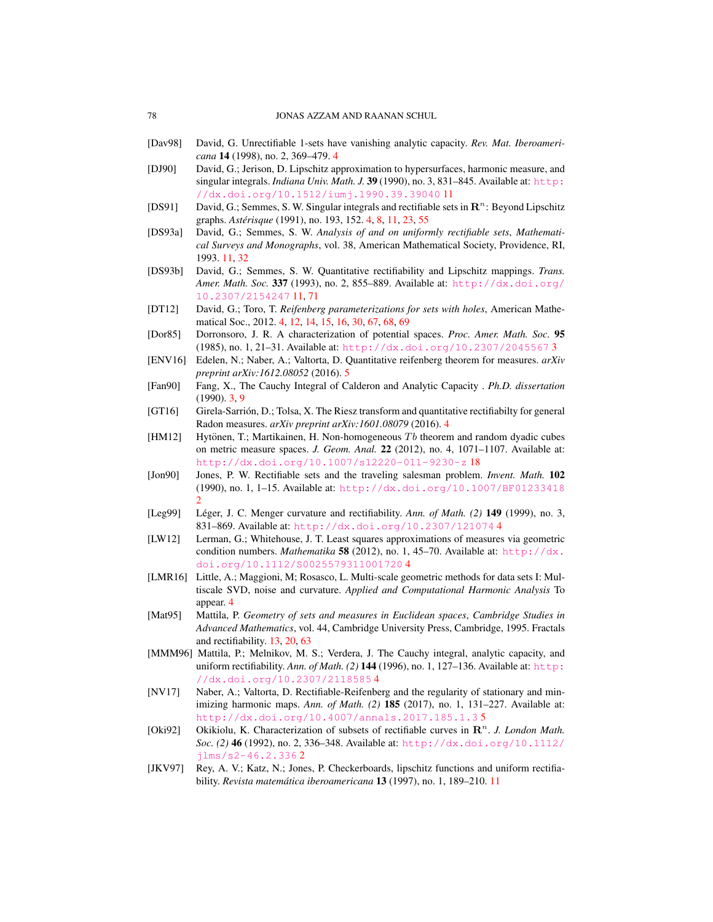- [Dav98] David, G. Unrectifiable 1-sets have vanishing analytic capacity. *Rev. Mat. Iberoamericana* **14** (1998), no. 2, 369–479. 4
- [DJ90] David, G.; Jerison, D. Lipschitz approximation to hypersurfaces, harmonic measure, and singular integrals. *Indiana Univ. Math. J.* **39** (1990), no. 3, 831–845. Available at: http://dx.doi.org/10.1512/iumj.1990.39.39040 11
- [DS91] David, G.; Semmes, S. W. Singular integrals and rectifiable sets in $\mathbf{R}^n$: Beyond Lipschitz graphs. *Astérisque* (1991), no. 193, 152. 4, 8, 11, 23, 55
- [DS93a] David, G.; Semmes, S. W. *Analysis of and on uniformly rectifiable sets*, *Mathematical Surveys and Monographs*, vol. 38, American Mathematical Society, Providence, RI, 1993. 11, 32
- [DS93b] David, G.; Semmes, S. W. Quantitative rectifiability and Lipschitz mappings. *Trans. Amer. Math. Soc.* **337** (1993), no. 2, 855–889. Available at: http://dx.doi.org/10.2307/2154247 11, 71
- [DT12] David, G.; Toro, T. *Reifenberg parameterizations for sets with holes*, American Mathematical Soc., 2012. 4, 12, 14, 15, 16, 30, 67, 68, 69
- [Dor85] Dorronsoro, J. R. A characterization of potential spaces. *Proc. Amer. Math. Soc.* **95** (1985), no. 1, 21–31. Available at: http://dx.doi.org/10.2307/2045567 3
- [ENV16] Edelen, N.; Naber, A.; Valtorta, D. Quantitative reifenberg theorem for measures. *arXiv preprint arXiv:1612.08052* (2016). 5
- [Fan90] Fang, X., The Cauchy Integral of Calderon and Analytic Capacity . *Ph.D. dissertation* (1990). 3, 9
- [GT16] Girela-Sarrión, D.; Tolsa, X. The Riesz transform and quantitative rectifiabilty for general Radon measures. *arXiv preprint arXiv:1601.08079* (2016). 4
- [HM12] Hytönen, T.; Martikainen, H. Non-homogeneous $Tb$ theorem and random dyadic cubes on metric measure spaces. *J. Geom. Anal.* **22** (2012), no. 4, 1071–1107. Available at: http://dx.doi.org/10.1007/s12220-011-9230-z 18
- [Jon90] Jones, P. W. Rectifiable sets and the traveling salesman problem. *Invent. Math.* **102** (1990), no. 1, 1–15. Available at: http://dx.doi.org/10.1007/BF01233418 2
- [Leg99] Léger, J. C. Menger curvature and rectifiability. *Ann. of Math. (2)* **149** (1999), no. 3, 831–869. Available at: http://dx.doi.org/10.2307/121074 4
- [LW12] Lerman, G.; Whitehouse, J. T. Least squares approximations of measures via geometric condition numbers. *Mathematika* **58** (2012), no. 1, 45–70. Available at: http://dx.doi.org/10.1112/S0025579311001720 4
- [LMR16] Little, A.; Maggioni, M; Rosasco, L. Multi-scale geometric methods for data sets I: Multiscale SVD, noise and curvature. *Applied and Computational Harmonic Analysis* To appear. 4
- [Mat95] Mattila, P. *Geometry of sets and measures in Euclidean spaces*, *Cambridge Studies in Advanced Mathematics*, vol. 44, Cambridge University Press, Cambridge, 1995. Fractals and rectifiability. 13, 20, 63
- [MMM96] Mattila, P.; Melnikov, M. S.; Verdera, J. The Cauchy integral, analytic capacity, and uniform rectifiability. *Ann. of Math. (2)* **144** (1996), no. 1, 127–136. Available at: http://dx.doi.org/10.2307/2118585 4
- [NV17] Naber, A.; Valtorta, D. Rectifiable-Reifenberg and the regularity of stationary and minimizing harmonic maps. *Ann. of Math. (2)* **185** (2017), no. 1, 131–227. Available at: http://dx.doi.org/10.4007/annals.2017.185.1.3 5
- [Oki92] Okikiolu, K. Characterization of subsets of rectifiable curves in $\mathbf{R}^n$. *J. London Math. Soc. (2)* **46** (1992), no. 2, 336–348. Available at: http://dx.doi.org/10.1112/jlms/s2-46.2.336 2
- [JKV97] Rey, A. V.; Katz, N.; Jones, P. Checkerboards, lipschitz functions and uniform rectifiability. *Revista matemática iberoamericana* **13** (1997), no. 1, 189–210. 11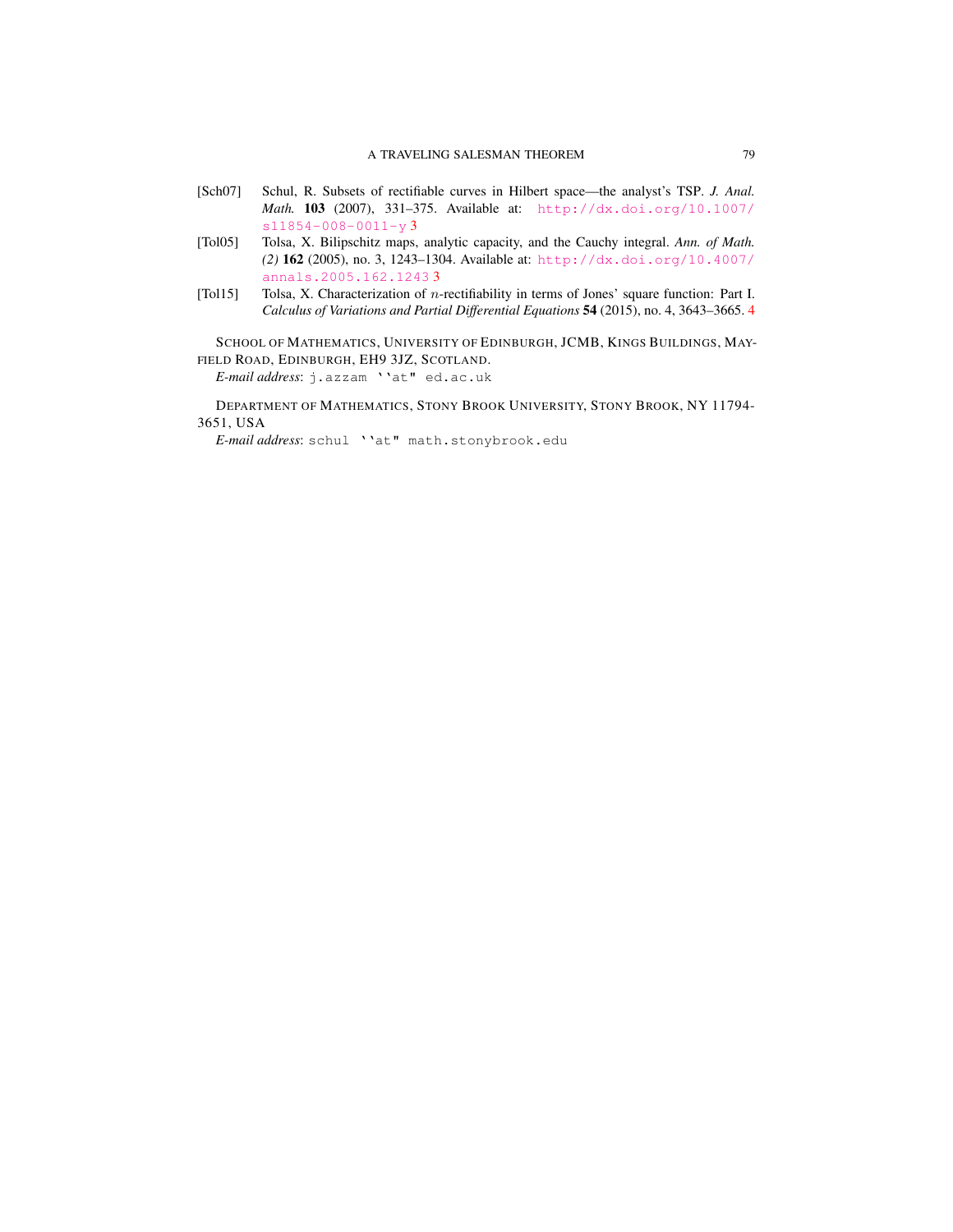[Sch07] Schul, R. Subsets of rectifiable curves in Hilbert space—the analyst's TSP. *J. Anal. Math.* **103** (2007), 331–375. Available at: http://dx.doi.org/10.1007/s11854-008-0011-y 3

[Tol05] Tolsa, X. Bilipschitz maps, analytic capacity, and the Cauchy integral. *Ann. of Math. (2)* **162** (2005), no. 3, 1243–1304. Available at: http://dx.doi.org/10.4007/annals.2005.162.1243 3

[Tol15] Tolsa, X. Characterization of $n$-rectifiability in terms of Jones' square function: Part I. *Calculus of Variations and Partial Differential Equations* **54** (2015), no. 4, 3643–3665. 4

SCHOOL OF MATHEMATICS, UNIVERSITY OF EDINBURGH, JCMB, KINGS BUILDINGS, MAYFIELD ROAD, EDINBURGH, EH9 3JZ, SCOTLAND.
*E-mail address*: j.azzam ''at" ed.ac.uk

DEPARTMENT OF MATHEMATICS, STONY BROOK UNIVERSITY, STONY BROOK, NY 11794-3651, USA
*E-mail address*: schul ''at" math.stonybrook.edu